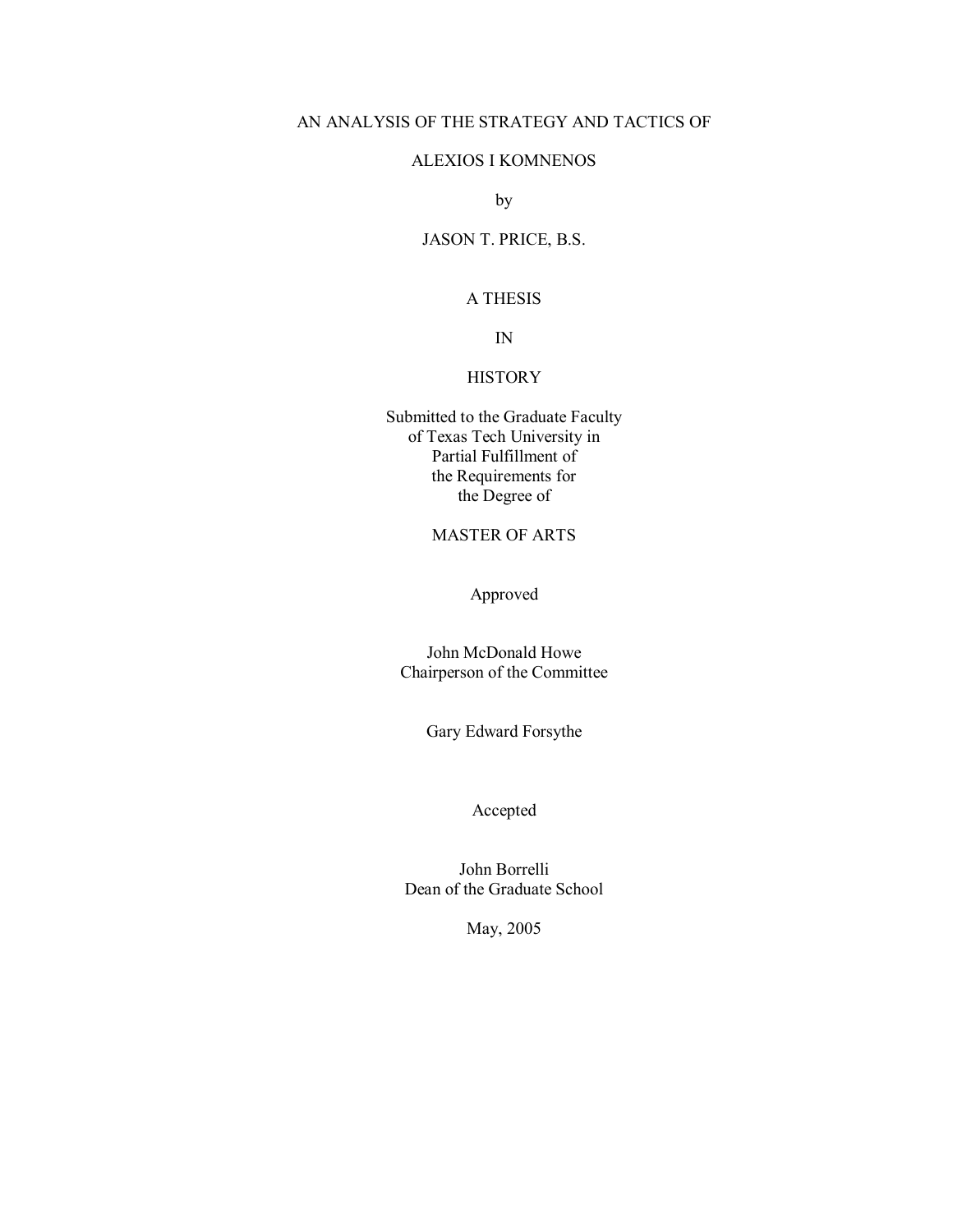# AN ANALYSIS OF THE STRATEGY AND TACTICS OF ALEXIOS I KOMNENOS

by

JASON T. PRICE, B.S.

A THESIS

IN

HISTORY

Submitted to the Graduate Faculty
of Texas Tech University in
Partial Fulfillment of
the Requirements for
the Degree of

MASTER OF ARTS

Approved

John McDonald Howe
Chairperson of the Committee

Gary Edward Forsythe

Accepted

John Borrelli
Dean of the Graduate School

May, 2005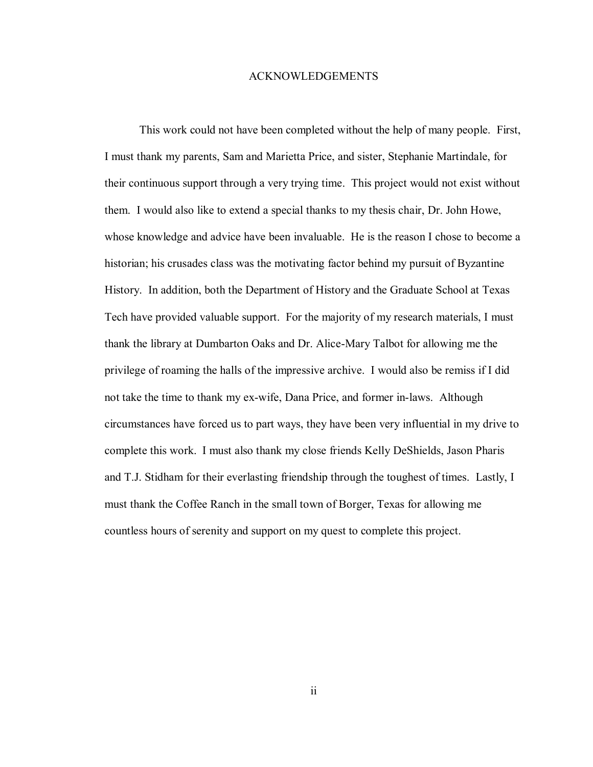# ACKNOWLEDGEMENTS

This work could not have been completed without the help of many people. First, I must thank my parents, Sam and Marietta Price, and sister, Stephanie Martindale, for their continuous support through a very trying time. This project would not exist without them. I would also like to extend a special thanks to my thesis chair, Dr. John Howe, whose knowledge and advice have been invaluable. He is the reason I chose to become a historian; his crusades class was the motivating factor behind my pursuit of Byzantine History. In addition, both the Department of History and the Graduate School at Texas Tech have provided valuable support. For the majority of my research materials, I must thank the library at Dumbarton Oaks and Dr. Alice-Mary Talbot for allowing me the privilege of roaming the halls of the impressive archive. I would also be remiss if I did not take the time to thank my ex-wife, Dana Price, and former in-laws. Although circumstances have forced us to part ways, they have been very influential in my drive to complete this work. I must also thank my close friends Kelly DeShields, Jason Pharis and T.J. Stidham for their everlasting friendship through the toughest of times. Lastly, I must thank the Coffee Ranch in the small town of Borger, Texas for allowing me countless hours of serenity and support on my quest to complete this project.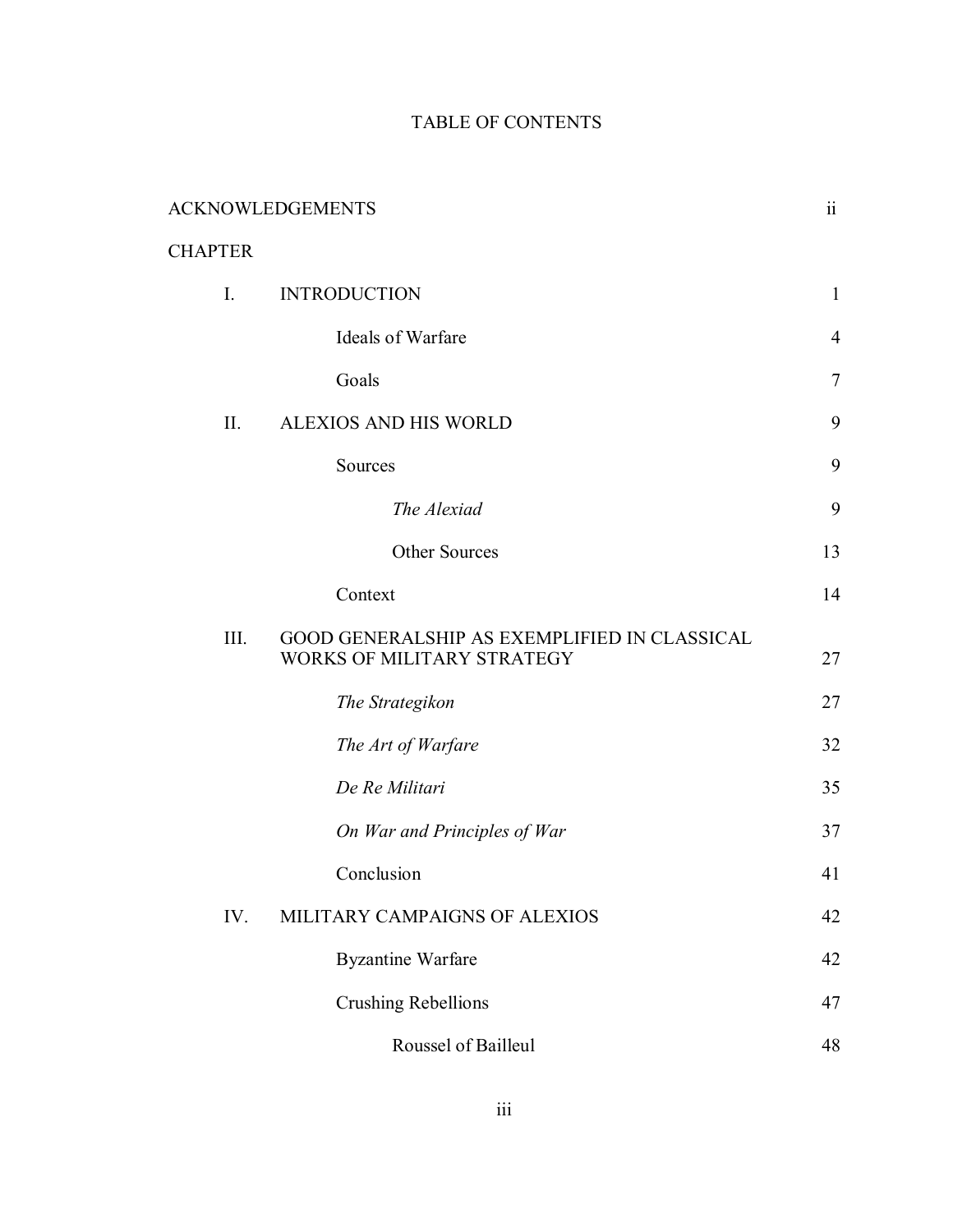# TABLE OF CONTENTS

| | | |
|---|---|---|
| ACKNOWLEDGEMENTS | | ii |
| CHAPTER | | |
| I. | INTRODUCTION | 1 |
| | Ideals of Warfare | 4 |
| | Goals | 7 |
| II. | ALEXIOS AND HIS WORLD | 9 |
| | Sources | 9 |
| | *The Alexiad* | 9 |
| | Other Sources | 13 |
| | Context | 14 |
| III. | GOOD GENERALSHIP AS EXEMPLIFIED IN CLASSICAL WORKS OF MILITARY STRATEGY | 27 |
| | *The Strategikon* | 27 |
| | *The Art of Warfare* | 32 |
| | *De Re Militari* | 35 |
| | *On War and Principles of War* | 37 |
| | Conclusion | 41 |
| IV. | MILITARY CAMPAIGNS OF ALEXIOS | 42 |
| | Byzantine Warfare | 42 |
| | Crushing Rebellions | 47 |
| | Roussel of Bailleul | 48 |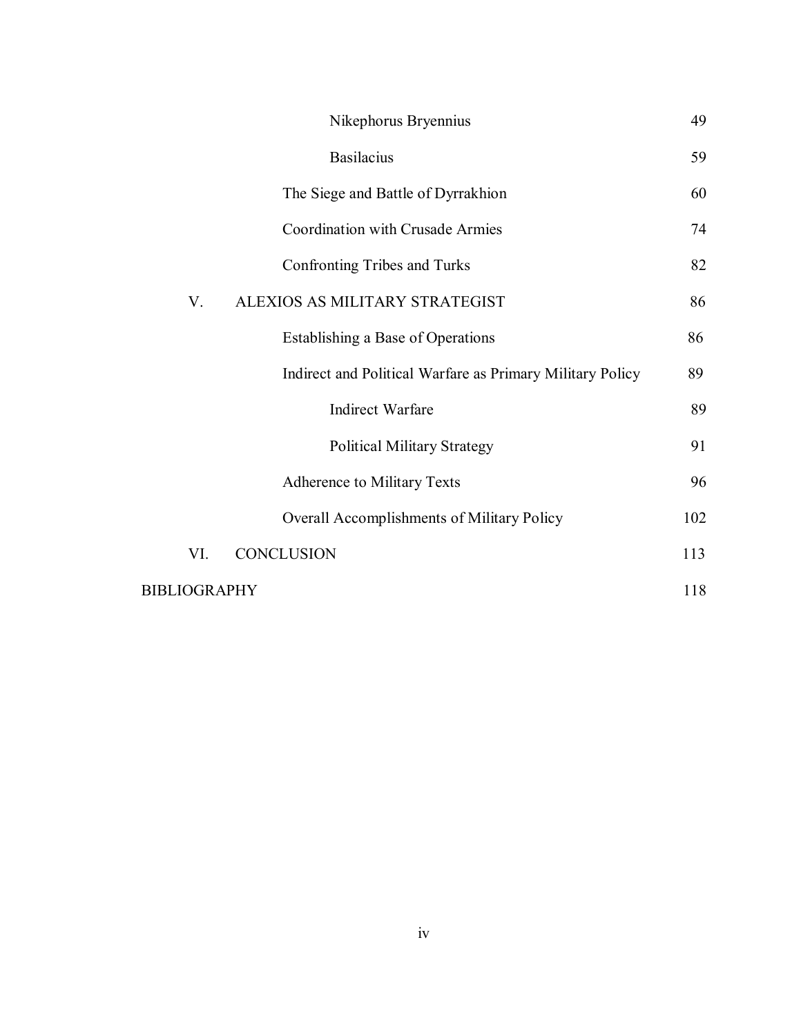| | |
|---|---|
| Nikephorus Bryennius | 49 |
| Basilacius | 59 |
| The Siege and Battle of Dyrrakhion | 60 |
| Coordination with Crusade Armies | 74 |
| Confronting Tribes and Turks | 82 |
| V. ALEXIOS AS MILITARY STRATEGIST | 86 |
| Establishing a Base of Operations | 86 |
| Indirect and Political Warfare as Primary Military Policy | 89 |
| Indirect Warfare | 89 |
| Political Military Strategy | 91 |
| Adherence to Military Texts | 96 |
| Overall Accomplishments of Military Policy | 102 |
| VI. CONCLUSION | 113 |
| BIBLIOGRAPHY | 118 |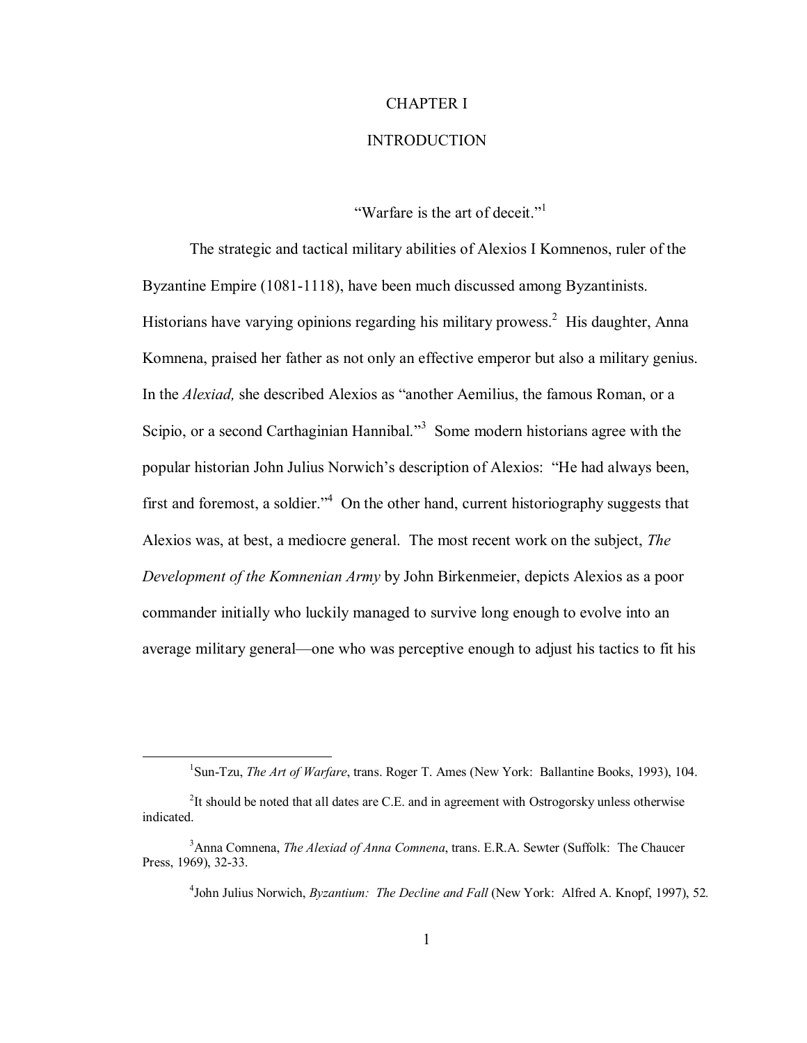# CHAPTER I

# INTRODUCTION

"Warfare is the art of deceit."[1]

The strategic and tactical military abilities of Alexios I Komnenos, ruler of the Byzantine Empire (1081-1118), have been much discussed among Byzantinists. Historians have varying opinions regarding his military prowess.[2] His daughter, Anna Komnena, praised her father as not only an effective emperor but also a military genius. In the *Alexiad,* she described Alexios as "another Aemilius, the famous Roman, or a Scipio, or a second Carthaginian Hannibal."[3] Some modern historians agree with the popular historian John Julius Norwich's description of Alexios: "He had always been, first and foremost, a soldier."[4] On the other hand, current historiography suggests that Alexios was, at best, a mediocre general. The most recent work on the subject, *The Development of the Komnenian Army* by John Birkenmeier, depicts Alexios as a poor commander initially who luckily managed to survive long enough to evolve into an average military general—one who was perceptive enough to adjust his tactics to fit his

---

[1] Sun-Tzu, *The Art of Warfare*, trans. Roger T. Ames (New York: Ballantine Books, 1993), 104.

[2] It should be noted that all dates are C.E. and in agreement with Ostrogorsky unless otherwise indicated.

[3] Anna Comnena, *The Alexiad of Anna Comnena*, trans. E.R.A. Sewter (Suffolk: The Chaucer Press, 1969), 32-33.

[4] John Julius Norwich, *Byzantium: The Decline and Fall* (New York: Alfred A. Knopf, 1997), 52.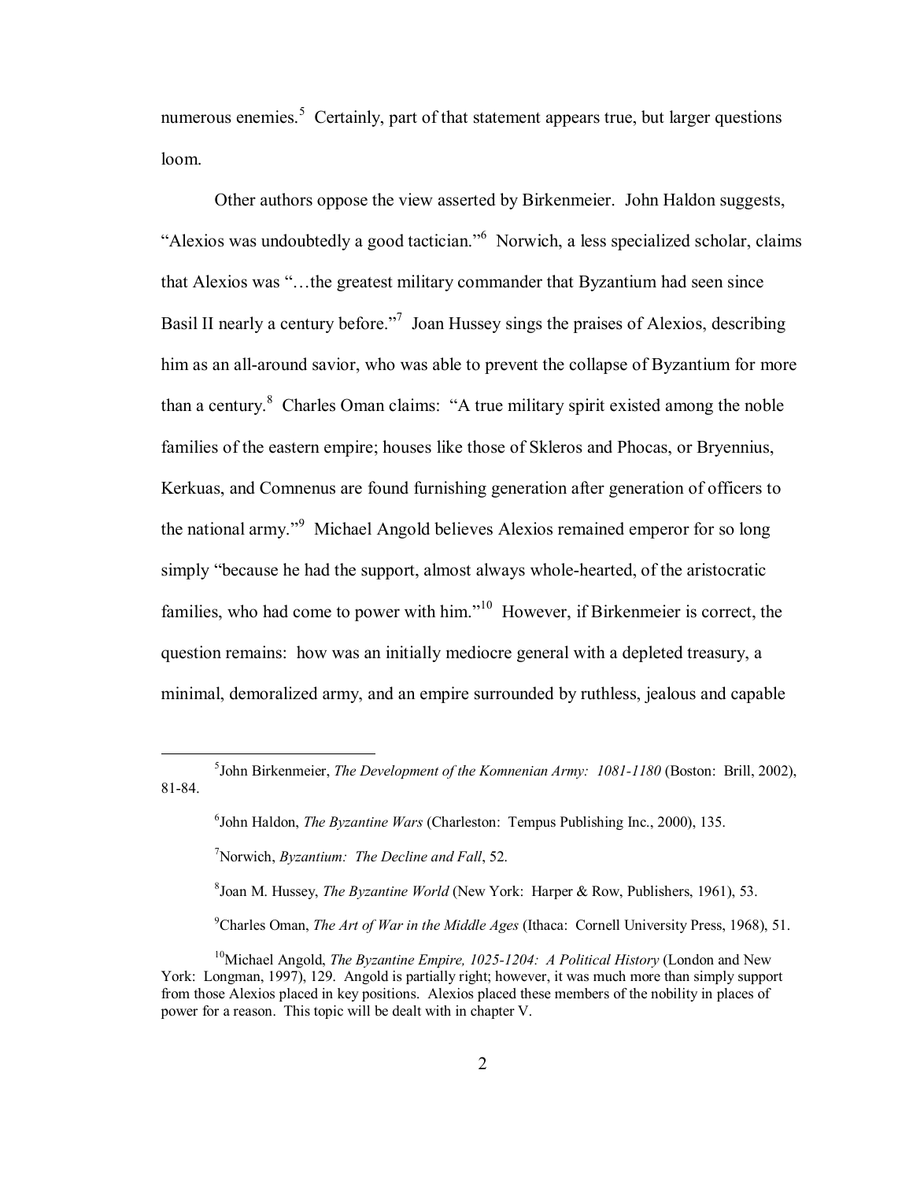numerous enemies.[5] Certainly, part of that statement appears true, but larger questions loom.

Other authors oppose the view asserted by Birkenmeier. John Haldon suggests, "Alexios was undoubtedly a good tactician."[6] Norwich, a less specialized scholar, claims that Alexios was "…the greatest military commander that Byzantium had seen since Basil II nearly a century before."[7] Joan Hussey sings the praises of Alexios, describing him as an all-around savior, who was able to prevent the collapse of Byzantium for more than a century.[8] Charles Oman claims: "A true military spirit existed among the noble families of the eastern empire; houses like those of Skleros and Phocas, or Bryennius, Kerkuas, and Comnenus are found furnishing generation after generation of officers to the national army."[9] Michael Angold believes Alexios remained emperor for so long simply "because he had the support, almost always whole-hearted, of the aristocratic families, who had come to power with him."[10] However, if Birkenmeier is correct, the question remains: how was an initially mediocre general with a depleted treasury, a minimal, demoralized army, and an empire surrounded by ruthless, jealous and capable

---

[5]John Birkenmeier, *The Development of the Komnenian Army: 1081-1180* (Boston: Brill, 2002), 81-84.

[6]John Haldon, *The Byzantine Wars* (Charleston: Tempus Publishing Inc., 2000), 135.

[7]Norwich, *Byzantium: The Decline and Fall*, 52.

[8]Joan M. Hussey, *The Byzantine World* (New York: Harper & Row, Publishers, 1961), 53.

[9]Charles Oman, *The Art of War in the Middle Ages* (Ithaca: Cornell University Press, 1968), 51.

[10]Michael Angold, *The Byzantine Empire, 1025-1204: A Political History* (London and New York: Longman, 1997), 129. Angold is partially right; however, it was much more than simply support from those Alexios placed in key positions. Alexios placed these members of the nobility in places of power for a reason. This topic will be dealt with in chapter V.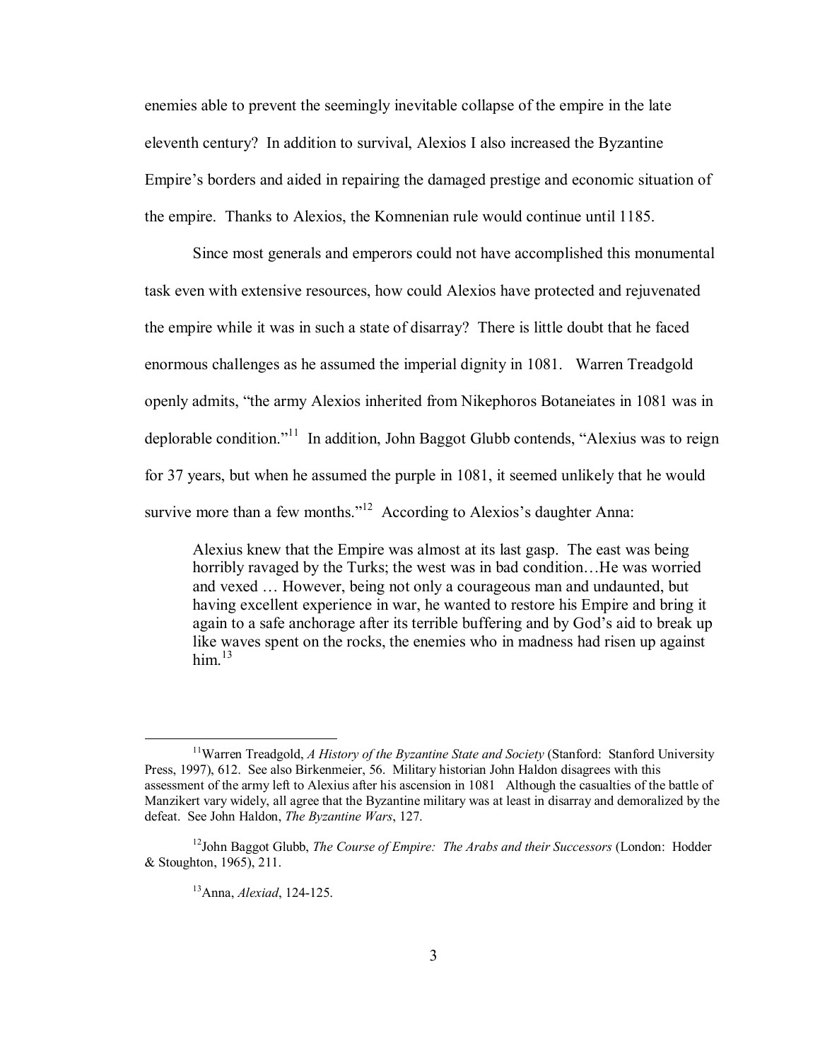enemies able to prevent the seemingly inevitable collapse of the empire in the late eleventh century? In addition to survival, Alexios I also increased the Byzantine Empire's borders and aided in repairing the damaged prestige and economic situation of the empire. Thanks to Alexios, the Komnenian rule would continue until 1185.

Since most generals and emperors could not have accomplished this monumental task even with extensive resources, how could Alexios have protected and rejuvenated the empire while it was in such a state of disarray? There is little doubt that he faced enormous challenges as he assumed the imperial dignity in 1081. Warren Treadgold openly admits, "the army Alexios inherited from Nikephoros Botaneiates in 1081 was in deplorable condition."[11] In addition, John Baggot Glubb contends, "Alexius was to reign for 37 years, but when he assumed the purple in 1081, it seemed unlikely that he would survive more than a few months."[12] According to Alexios's daughter Anna:

> Alexius knew that the Empire was almost at its last gasp. The east was being horribly ravaged by the Turks; the west was in bad condition…He was worried and vexed … However, being not only a courageous man and undaunted, but having excellent experience in war, he wanted to restore his Empire and bring it again to a safe anchorage after its terrible buffering and by God's aid to break up like waves spent on the rocks, the enemies who in madness had risen up against him.[13]

---

[11] Warren Treadgold, *A History of the Byzantine State and Society* (Stanford: Stanford University Press, 1997), 612. See also Birkenmeier, 56. Military historian John Haldon disagrees with this assessment of the army left to Alexius after his ascension in 1081 Although the casualties of the battle of Manzikert vary widely, all agree that the Byzantine military was at least in disarray and demoralized by the defeat. See John Haldon, *The Byzantine Wars*, 127.

[12] John Baggot Glubb, *The Course of Empire: The Arabs and their Successors* (London: Hodder & Stoughton, 1965), 211.

[13] Anna, *Alexiad*, 124-125.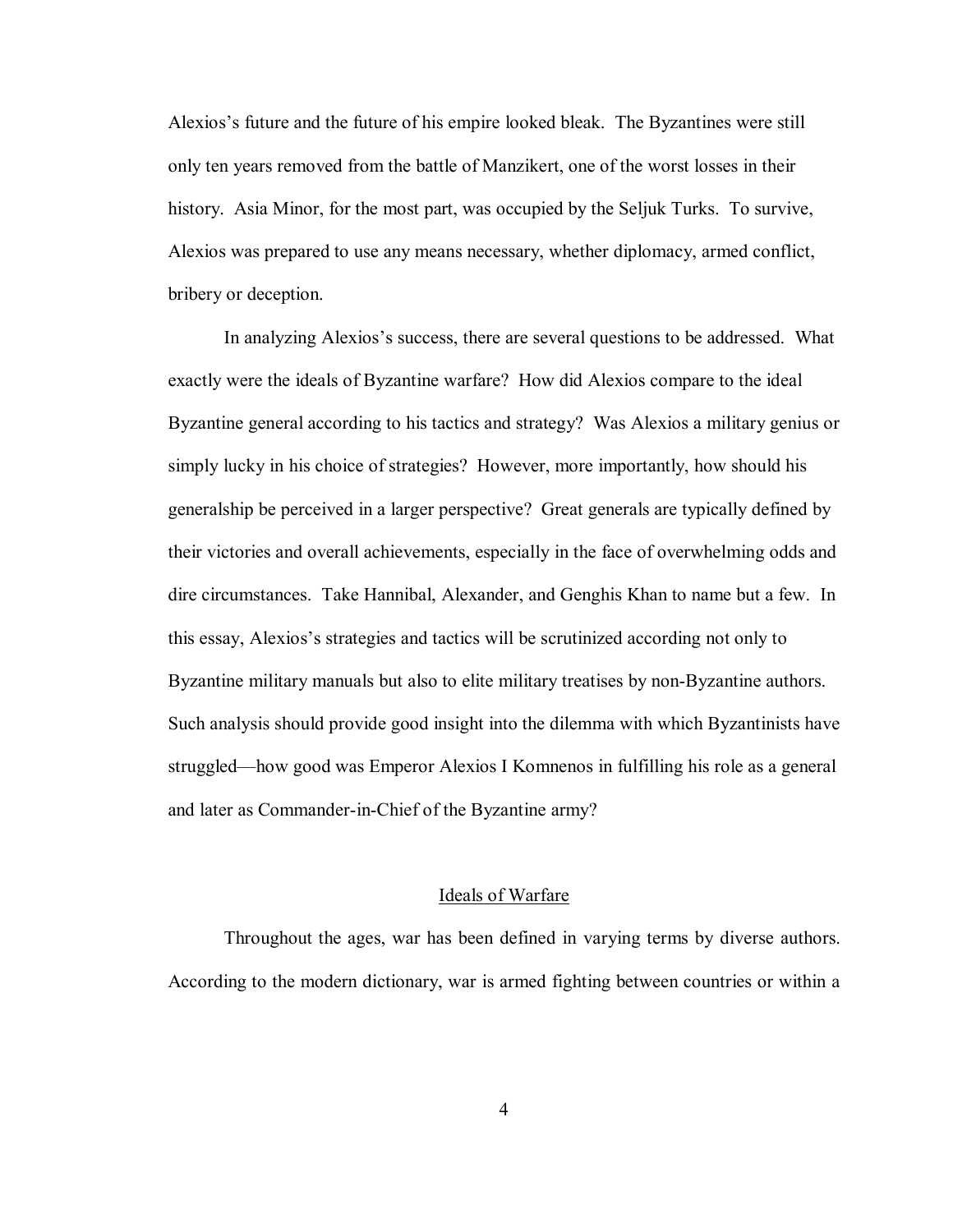Alexios's future and the future of his empire looked bleak. The Byzantines were still only ten years removed from the battle of Manzikert, one of the worst losses in their history. Asia Minor, for the most part, was occupied by the Seljuk Turks. To survive, Alexios was prepared to use any means necessary, whether diplomacy, armed conflict, bribery or deception.

In analyzing Alexios's success, there are several questions to be addressed. What exactly were the ideals of Byzantine warfare? How did Alexios compare to the ideal Byzantine general according to his tactics and strategy? Was Alexios a military genius or simply lucky in his choice of strategies? However, more importantly, how should his generalship be perceived in a larger perspective? Great generals are typically defined by their victories and overall achievements, especially in the face of overwhelming odds and dire circumstances. Take Hannibal, Alexander, and Genghis Khan to name but a few. In this essay, Alexios's strategies and tactics will be scrutinized according not only to Byzantine military manuals but also to elite military treatises by non-Byzantine authors. Such analysis should provide good insight into the dilemma with which Byzantinists have struggled—how good was Emperor Alexios I Komnenos in fulfilling his role as a general and later as Commander-in-Chief of the Byzantine army?

## Ideals of Warfare

Throughout the ages, war has been defined in varying terms by diverse authors. According to the modern dictionary, war is armed fighting between countries or within a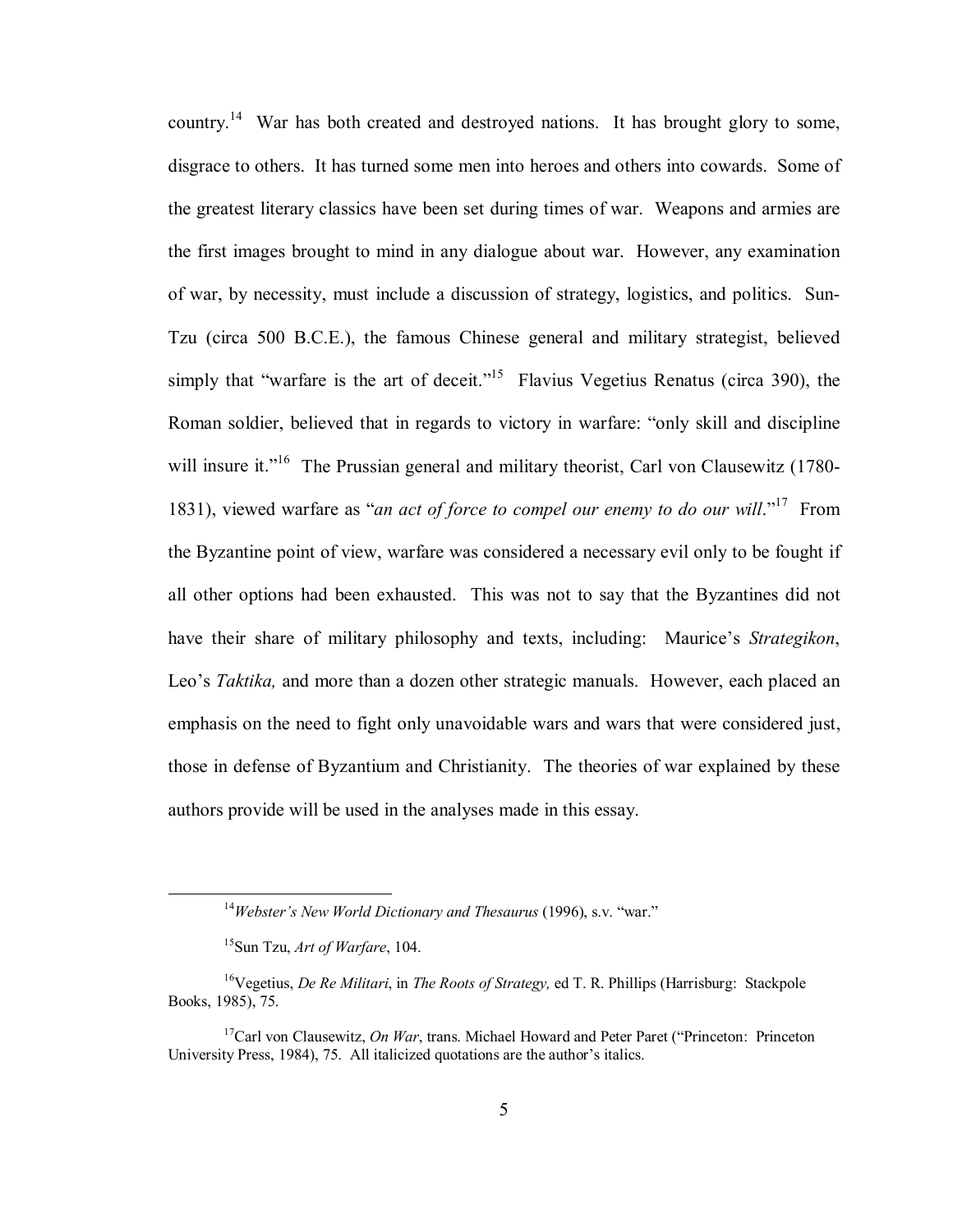country.[14] War has both created and destroyed nations. It has brought glory to some, disgrace to others. It has turned some men into heroes and others into cowards. Some of the greatest literary classics have been set during times of war. Weapons and armies are the first images brought to mind in any dialogue about war. However, any examination of war, by necessity, must include a discussion of strategy, logistics, and politics. Sun-Tzu (circa 500 B.C.E.), the famous Chinese general and military strategist, believed simply that "warfare is the art of deceit."[15] Flavius Vegetius Renatus (circa 390), the Roman soldier, believed that in regards to victory in warfare: "only skill and discipline will insure it."[16] The Prussian general and military theorist, Carl von Clausewitz (1780-1831), viewed warfare as "*an act of force to compel our enemy to do our will*."[17] From the Byzantine point of view, warfare was considered a necessary evil only to be fought if all other options had been exhausted. This was not to say that the Byzantines did not have their share of military philosophy and texts, including: Maurice's *Strategikon*, Leo's *Taktika,* and more than a dozen other strategic manuals. However, each placed an emphasis on the need to fight only unavoidable wars and wars that were considered just, those in defense of Byzantium and Christianity. The theories of war explained by these authors provide will be used in the analyses made in this essay.

---

[14]*Webster's New World Dictionary and Thesaurus* (1996), s.v. "war."

[15]Sun Tzu, *Art of Warfare*, 104.

[16]Vegetius, *De Re Militari*, in *The Roots of Strategy,* ed T. R. Phillips (Harrisburg: Stackpole Books, 1985), 75.

[17]Carl von Clausewitz, *On War*, trans. Michael Howard and Peter Paret ("Princeton: Princeton University Press, 1984), 75. All italicized quotations are the author's italics.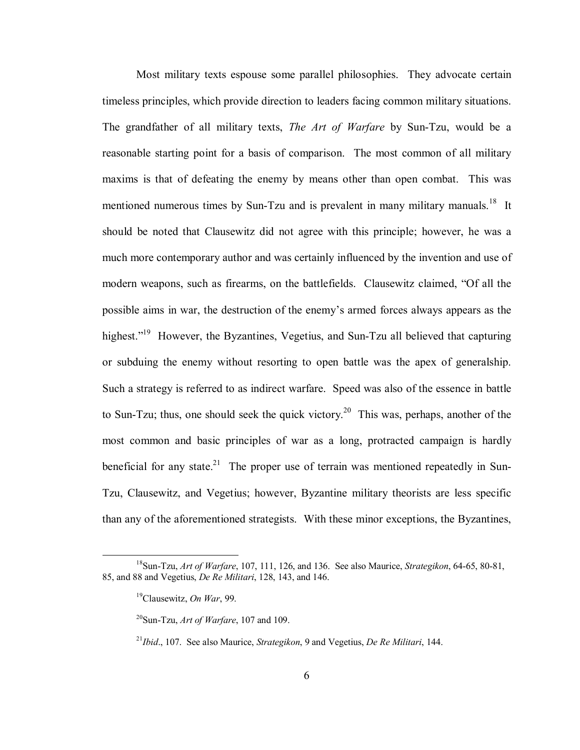Most military texts espouse some parallel philosophies. They advocate certain timeless principles, which provide direction to leaders facing common military situations. The grandfather of all military texts, *The Art of Warfare* by Sun-Tzu, would be a reasonable starting point for a basis of comparison. The most common of all military maxims is that of defeating the enemy by means other than open combat. This was mentioned numerous times by Sun-Tzu and is prevalent in many military manuals.[18] It should be noted that Clausewitz did not agree with this principle; however, he was a much more contemporary author and was certainly influenced by the invention and use of modern weapons, such as firearms, on the battlefields. Clausewitz claimed, "Of all the possible aims in war, the destruction of the enemy's armed forces always appears as the highest."[19] However, the Byzantines, Vegetius, and Sun-Tzu all believed that capturing or subduing the enemy without resorting to open battle was the apex of generalship. Such a strategy is referred to as indirect warfare. Speed was also of the essence in battle to Sun-Tzu; thus, one should seek the quick victory.[20] This was, perhaps, another of the most common and basic principles of war as a long, protracted campaign is hardly beneficial for any state.[21] The proper use of terrain was mentioned repeatedly in Sun-Tzu, Clausewitz, and Vegetius; however, Byzantine military theorists are less specific than any of the aforementioned strategists. With these minor exceptions, the Byzantines,

---

[18]Sun-Tzu, *Art of Warfare*, 107, 111, 126, and 136. See also Maurice, *Strategikon*, 64-65, 80-81, 85, and 88 and Vegetius, *De Re Militari*, 128, 143, and 146.

[19]Clausewitz, *On War*, 99.

[20]Sun-Tzu, *Art of Warfare*, 107 and 109.

[21]*Ibid*., 107. See also Maurice, *Strategikon*, 9 and Vegetius, *De Re Militari*, 144.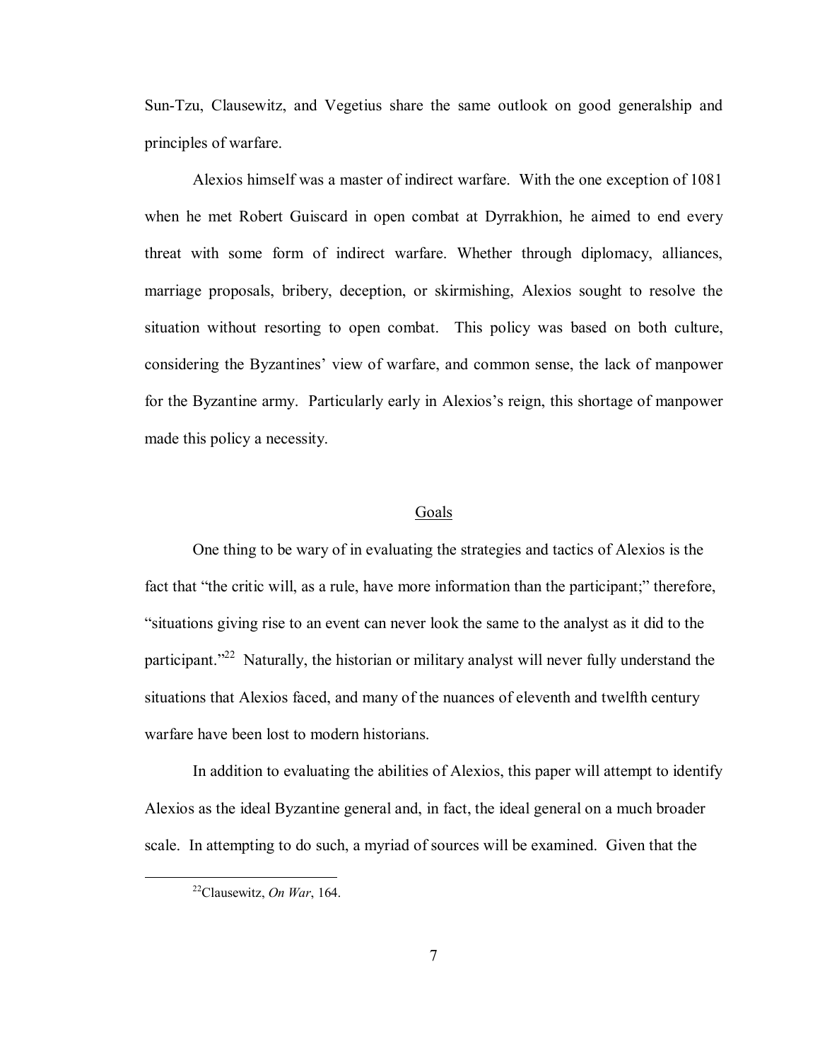Sun-Tzu, Clausewitz, and Vegetius share the same outlook on good generalship and principles of warfare.

Alexios himself was a master of indirect warfare. With the one exception of 1081 when he met Robert Guiscard in open combat at Dyrrakhion, he aimed to end every threat with some form of indirect warfare. Whether through diplomacy, alliances, marriage proposals, bribery, deception, or skirmishing, Alexios sought to resolve the situation without resorting to open combat. This policy was based on both culture, considering the Byzantines' view of warfare, and common sense, the lack of manpower for the Byzantine army. Particularly early in Alexios's reign, this shortage of manpower made this policy a necessity.

## Goals

One thing to be wary of in evaluating the strategies and tactics of Alexios is the fact that "the critic will, as a rule, have more information than the participant;" therefore, "situations giving rise to an event can never look the same to the analyst as it did to the participant."[22] Naturally, the historian or military analyst will never fully understand the situations that Alexios faced, and many of the nuances of eleventh and twelfth century warfare have been lost to modern historians.

In addition to evaluating the abilities of Alexios, this paper will attempt to identify Alexios as the ideal Byzantine general and, in fact, the ideal general on a much broader scale. In attempting to do such, a myriad of sources will be examined. Given that the

[22] Clausewitz, *On War*, 164.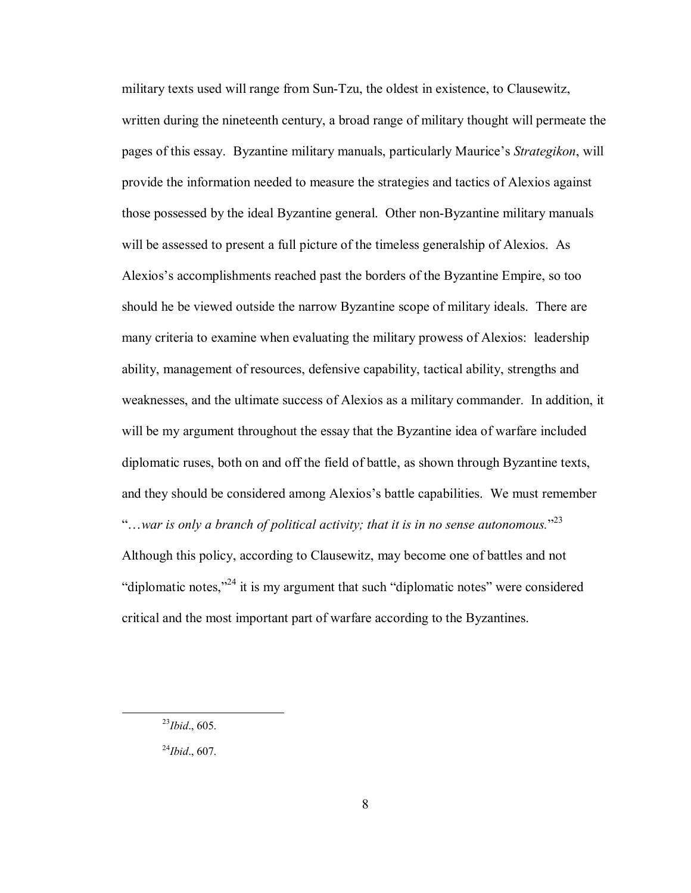military texts used will range from Sun-Tzu, the oldest in existence, to Clausewitz, written during the nineteenth century, a broad range of military thought will permeate the pages of this essay. Byzantine military manuals, particularly Maurice's *Strategikon*, will provide the information needed to measure the strategies and tactics of Alexios against those possessed by the ideal Byzantine general. Other non-Byzantine military manuals will be assessed to present a full picture of the timeless generalship of Alexios. As Alexios's accomplishments reached past the borders of the Byzantine Empire, so too should he be viewed outside the narrow Byzantine scope of military ideals. There are many criteria to examine when evaluating the military prowess of Alexios: leadership ability, management of resources, defensive capability, tactical ability, strengths and weaknesses, and the ultimate success of Alexios as a military commander. In addition, it will be my argument throughout the essay that the Byzantine idea of warfare included diplomatic ruses, both on and off the field of battle, as shown through Byzantine texts, and they should be considered among Alexios's battle capabilities. We must remember "*…war is only a branch of political activity; that it is in no sense autonomous.*"[23] Although this policy, according to Clausewitz, may become one of battles and not "diplomatic notes,"[24] it is my argument that such "diplomatic notes" were considered critical and the most important part of warfare according to the Byzantines.

---

[23] *Ibid*., 605.

[24] *Ibid*., 607.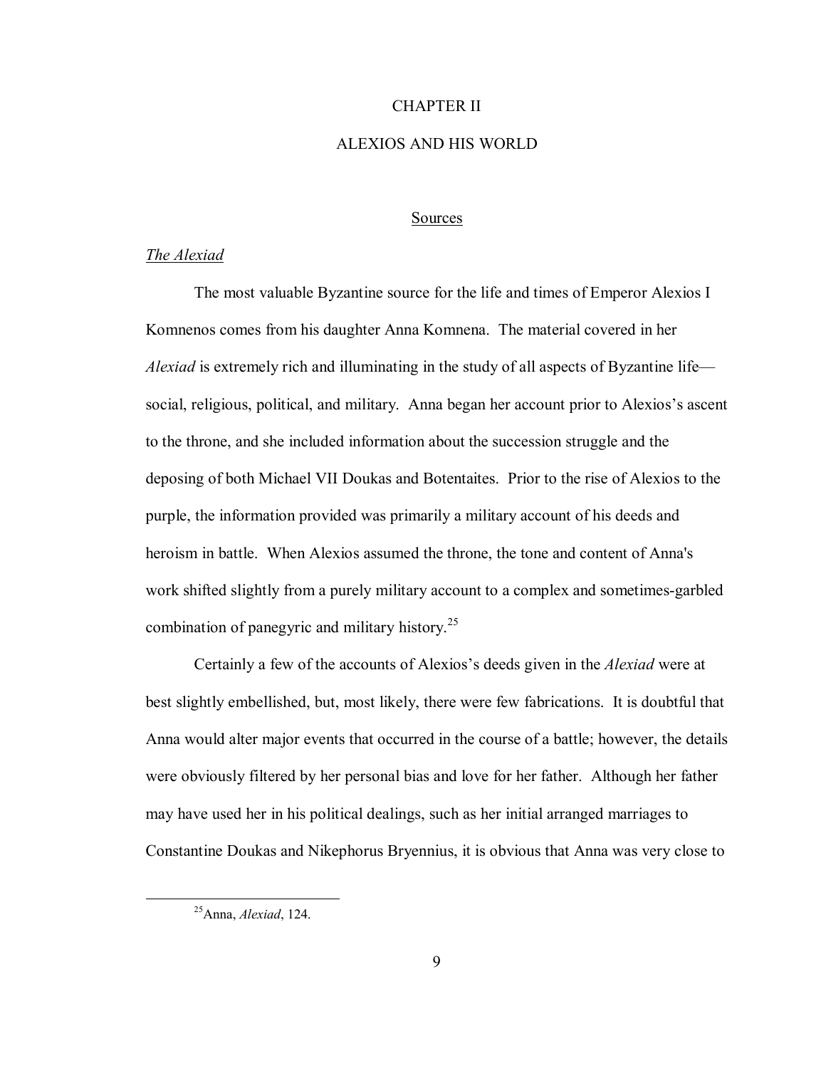# CHAPTER II

# ALEXIOS AND HIS WORLD

## Sources

### *The Alexiad*

The most valuable Byzantine source for the life and times of Emperor Alexios I Komnenos comes from his daughter Anna Komnena. The material covered in her *Alexiad* is extremely rich and illuminating in the study of all aspects of Byzantine life—social, religious, political, and military. Anna began her account prior to Alexios's ascent to the throne, and she included information about the succession struggle and the deposing of both Michael VII Doukas and Botentaites. Prior to the rise of Alexios to the purple, the information provided was primarily a military account of his deeds and heroism in battle. When Alexios assumed the throne, the tone and content of Anna's work shifted slightly from a purely military account to a complex and sometimes-garbled combination of panegyric and military history.[25]

Certainly a few of the accounts of Alexios's deeds given in the *Alexiad* were at best slightly embellished, but, most likely, there were few fabrications. It is doubtful that Anna would alter major events that occurred in the course of a battle; however, the details were obviously filtered by her personal bias and love for her father. Although her father may have used her in his political dealings, such as her initial arranged marriages to Constantine Doukas and Nikephorus Bryennius, it is obvious that Anna was very close to

---

[25] Anna, *Alexiad*, 124.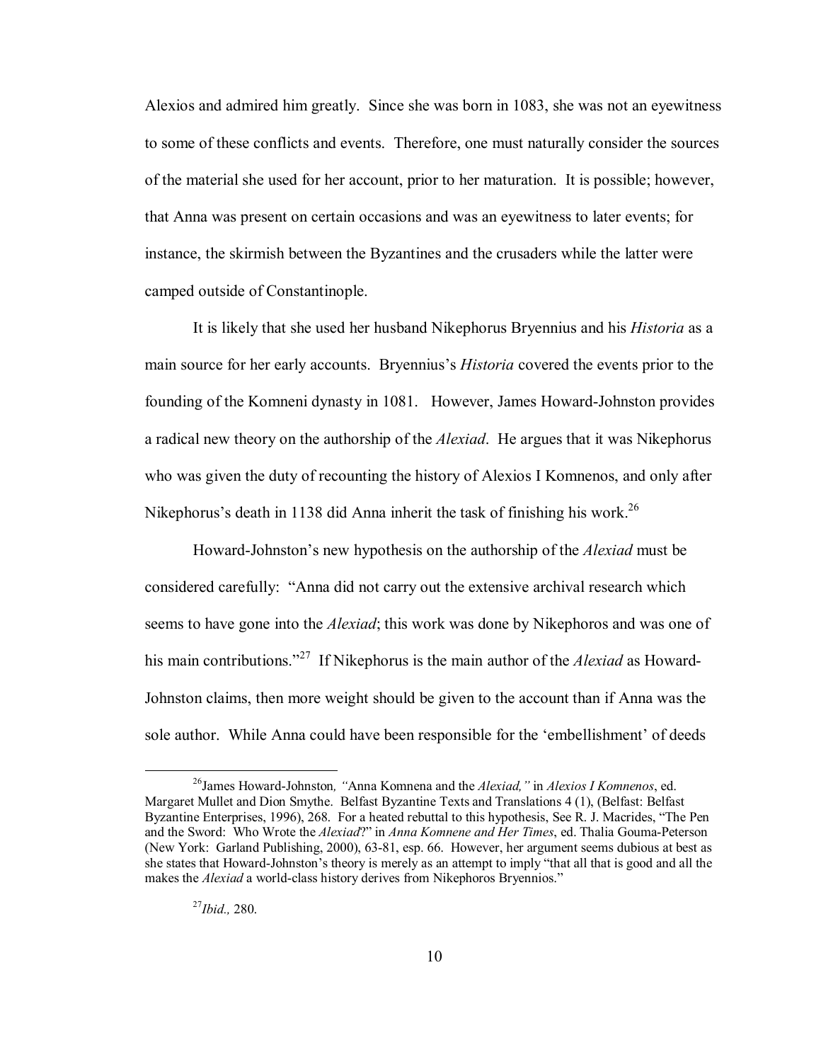Alexios and admired him greatly. Since she was born in 1083, she was not an eyewitness to some of these conflicts and events. Therefore, one must naturally consider the sources of the material she used for her account, prior to her maturation. It is possible; however, that Anna was present on certain occasions and was an eyewitness to later events; for instance, the skirmish between the Byzantines and the crusaders while the latter were camped outside of Constantinople.

It is likely that she used her husband Nikephorus Bryennius and his *Historia* as a main source for her early accounts. Bryennius's *Historia* covered the events prior to the founding of the Komneni dynasty in 1081. However, James Howard-Johnston provides a radical new theory on the authorship of the *Alexiad*. He argues that it was Nikephorus who was given the duty of recounting the history of Alexios I Komnenos, and only after Nikephorus's death in 1138 did Anna inherit the task of finishing his work.[26]

Howard-Johnston's new hypothesis on the authorship of the *Alexiad* must be considered carefully: "Anna did not carry out the extensive archival research which seems to have gone into the *Alexiad*; this work was done by Nikephoros and was one of his main contributions."[27] If Nikephorus is the main author of the *Alexiad* as Howard-Johnston claims, then more weight should be given to the account than if Anna was the sole author. While Anna could have been responsible for the 'embellishment' of deeds

---

[26] James Howard-Johnston, "Anna Komnena and the *Alexiad*," in *Alexios I Komnenos*, ed. Margaret Mullet and Dion Smythe. Belfast Byzantine Texts and Translations 4 (1), (Belfast: Belfast Byzantine Enterprises, 1996), 268. For a heated rebuttal to this hypothesis, See R. J. Macrides, "The Pen and the Sword: Who Wrote the *Alexiad*?" in *Anna Komnene and Her Times*, ed. Thalia Gouma-Peterson (New York: Garland Publishing, 2000), 63-81, esp. 66. However, her argument seems dubious at best as she states that Howard-Johnston's theory is merely as an attempt to imply "that all that is good and all the makes the *Alexiad* a world-class history derives from Nikephoros Bryennios."

[27] *Ibid.,* 280.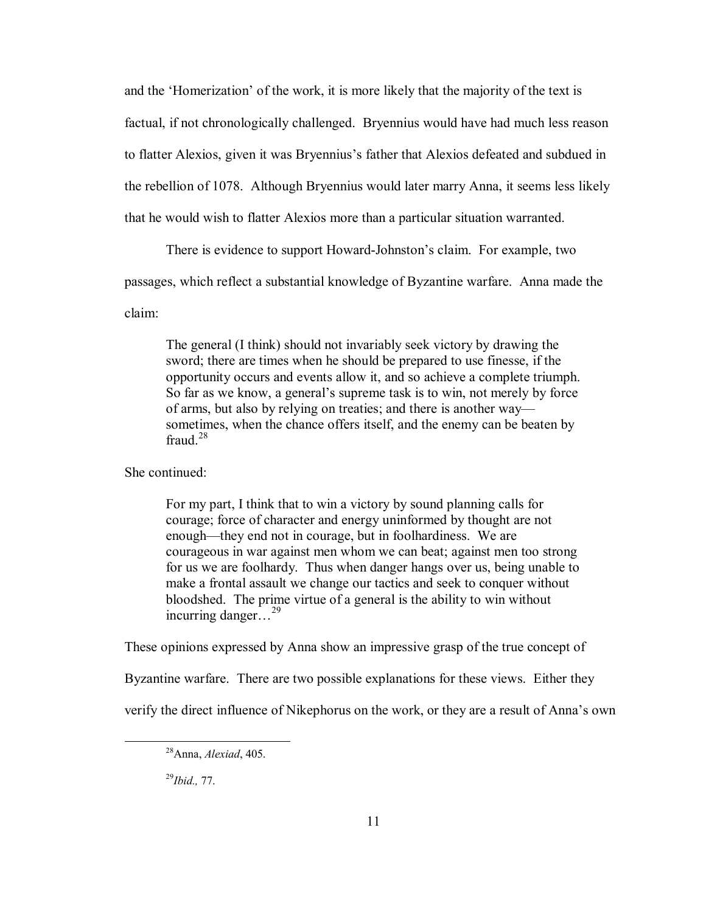and the 'Homerization' of the work, it is more likely that the majority of the text is factual, if not chronologically challenged. Bryennius would have had much less reason to flatter Alexios, given it was Bryennius's father that Alexios defeated and subdued in the rebellion of 1078. Although Bryennius would later marry Anna, it seems less likely that he would wish to flatter Alexios more than a particular situation warranted.

There is evidence to support Howard-Johnston's claim. For example, two passages, which reflect a substantial knowledge of Byzantine warfare. Anna made the claim:

> The general (I think) should not invariably seek victory by drawing the sword; there are times when he should be prepared to use finesse, if the opportunity occurs and events allow it, and so achieve a complete triumph. So far as we know, a general's supreme task is to win, not merely by force of arms, but also by relying on treaties; and there is another way—sometimes, when the chance offers itself, and the enemy can be beaten by fraud.[28]

She continued:

> For my part, I think that to win a victory by sound planning calls for courage; force of character and energy uninformed by thought are not enough—they end not in courage, but in foolhardiness. We are courageous in war against men whom we can beat; against men too strong for us we are foolhardy. Thus when danger hangs over us, being unable to make a frontal assault we change our tactics and seek to conquer without bloodshed. The prime virtue of a general is the ability to win without incurring danger…[29]

These opinions expressed by Anna show an impressive grasp of the true concept of Byzantine warfare. There are two possible explanations for these views. Either they verify the direct influence of Nikephorus on the work, or they are a result of Anna's own

---

[28] Anna, *Alexiad*, 405.

[29] *Ibid.,* 77.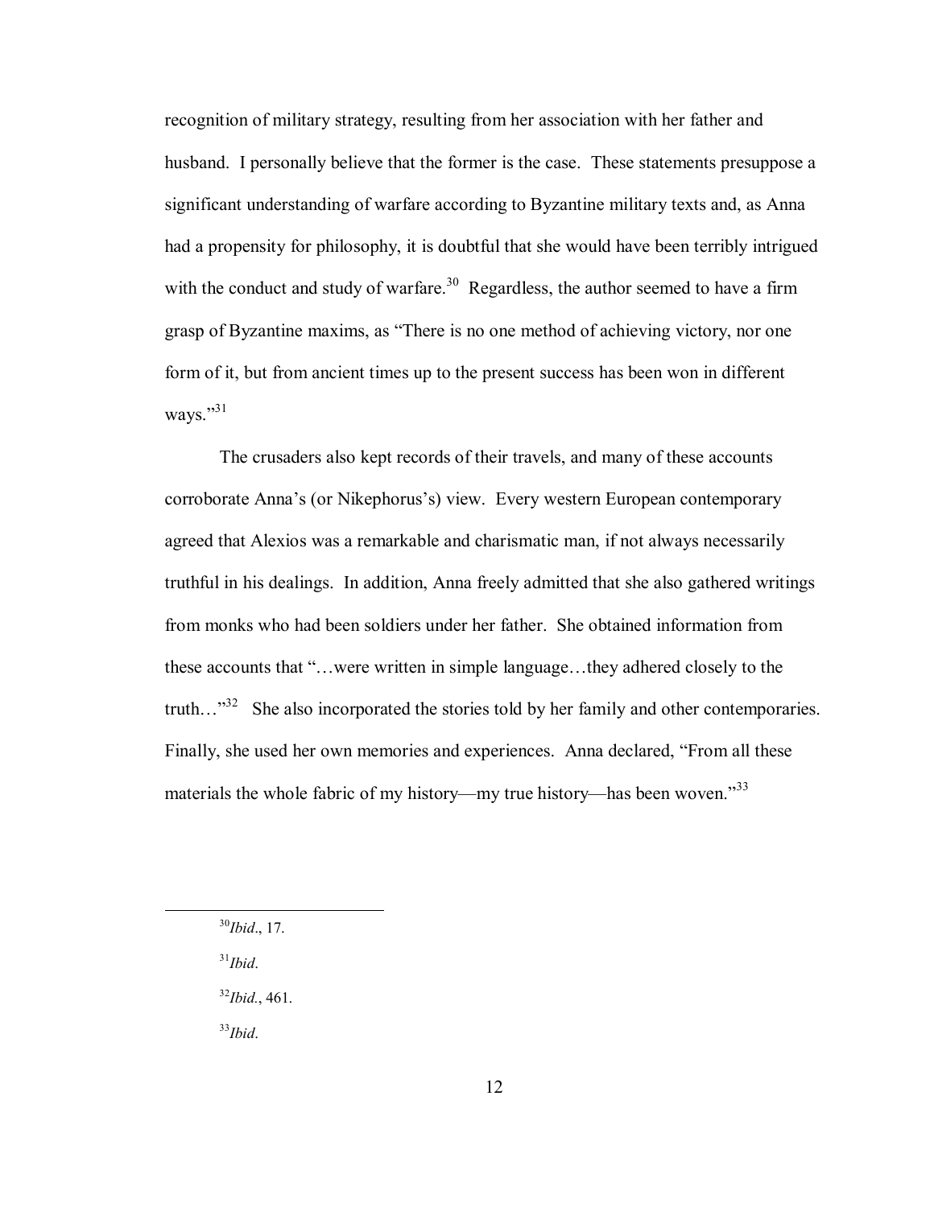recognition of military strategy, resulting from her association with her father and husband. I personally believe that the former is the case. These statements presuppose a significant understanding of warfare according to Byzantine military texts and, as Anna had a propensity for philosophy, it is doubtful that she would have been terribly intrigued with the conduct and study of warfare.[30] Regardless, the author seemed to have a firm grasp of Byzantine maxims, as "There is no one method of achieving victory, nor one form of it, but from ancient times up to the present success has been won in different ways."[31]

The crusaders also kept records of their travels, and many of these accounts corroborate Anna's (or Nikephorus's) view. Every western European contemporary agreed that Alexios was a remarkable and charismatic man, if not always necessarily truthful in his dealings. In addition, Anna freely admitted that she also gathered writings from monks who had been soldiers under her father. She obtained information from these accounts that "…were written in simple language…they adhered closely to the truth…"[32] She also incorporated the stories told by her family and other contemporaries. Finally, she used her own memories and experiences. Anna declared, "From all these materials the whole fabric of my history—my true history—has been woven."[33]

---

[30] *Ibid*., 17.

[31] *Ibid*.

[32] *Ibid.*, 461.

[33] *Ibid*.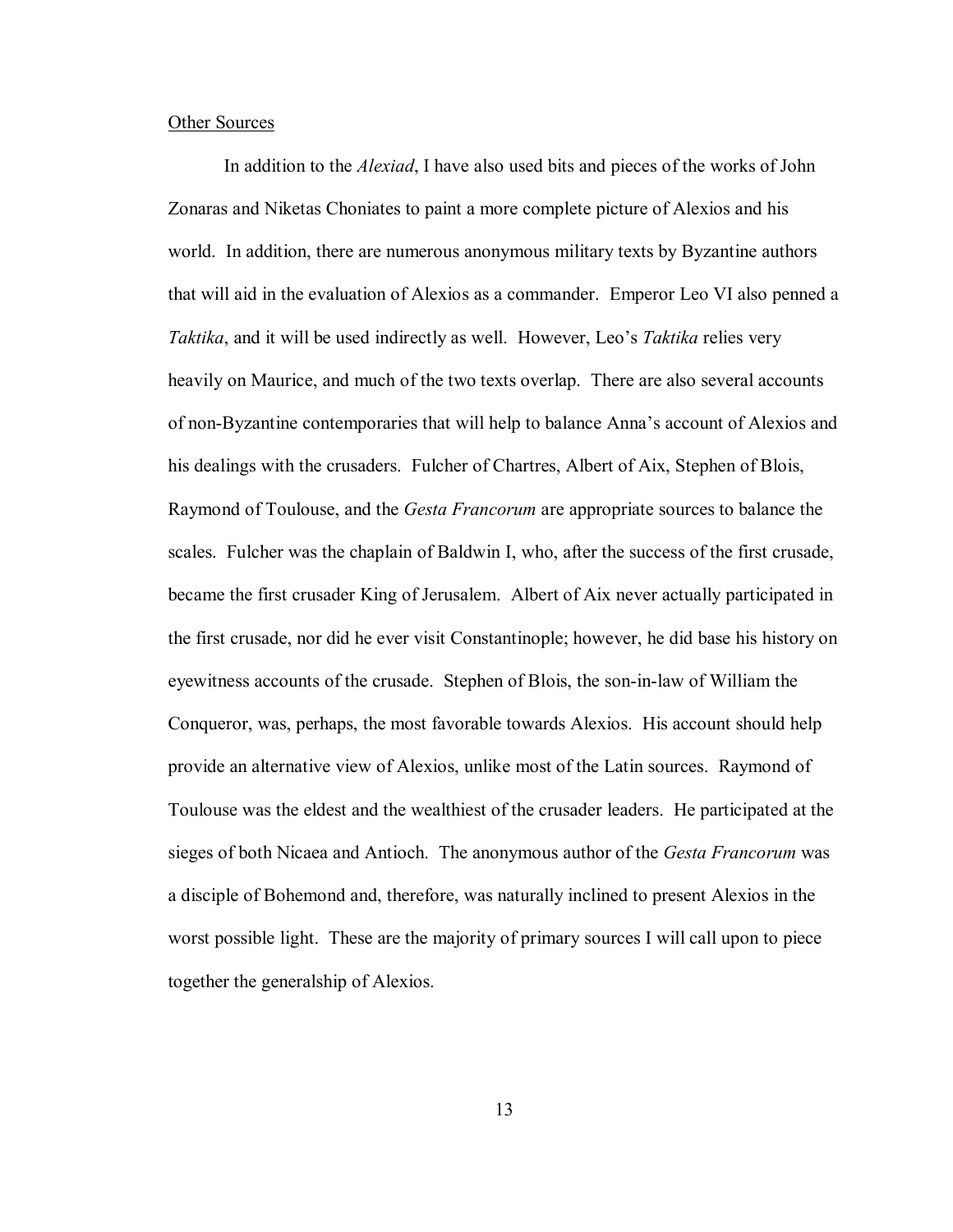Other Sources

In addition to the *Alexiad*, I have also used bits and pieces of the works of John Zonaras and Niketas Choniates to paint a more complete picture of Alexios and his world. In addition, there are numerous anonymous military texts by Byzantine authors that will aid in the evaluation of Alexios as a commander. Emperor Leo VI also penned a *Taktika*, and it will be used indirectly as well. However, Leo's *Taktika* relies very heavily on Maurice, and much of the two texts overlap. There are also several accounts of non-Byzantine contemporaries that will help to balance Anna's account of Alexios and his dealings with the crusaders. Fulcher of Chartres, Albert of Aix, Stephen of Blois, Raymond of Toulouse, and the *Gesta Francorum* are appropriate sources to balance the scales. Fulcher was the chaplain of Baldwin I, who, after the success of the first crusade, became the first crusader King of Jerusalem. Albert of Aix never actually participated in the first crusade, nor did he ever visit Constantinople; however, he did base his history on eyewitness accounts of the crusade. Stephen of Blois, the son-in-law of William the Conqueror, was, perhaps, the most favorable towards Alexios. His account should help provide an alternative view of Alexios, unlike most of the Latin sources. Raymond of Toulouse was the eldest and the wealthiest of the crusader leaders. He participated at the sieges of both Nicaea and Antioch. The anonymous author of the *Gesta Francorum* was a disciple of Bohemond and, therefore, was naturally inclined to present Alexios in the worst possible light. These are the majority of primary sources I will call upon to piece together the generalship of Alexios.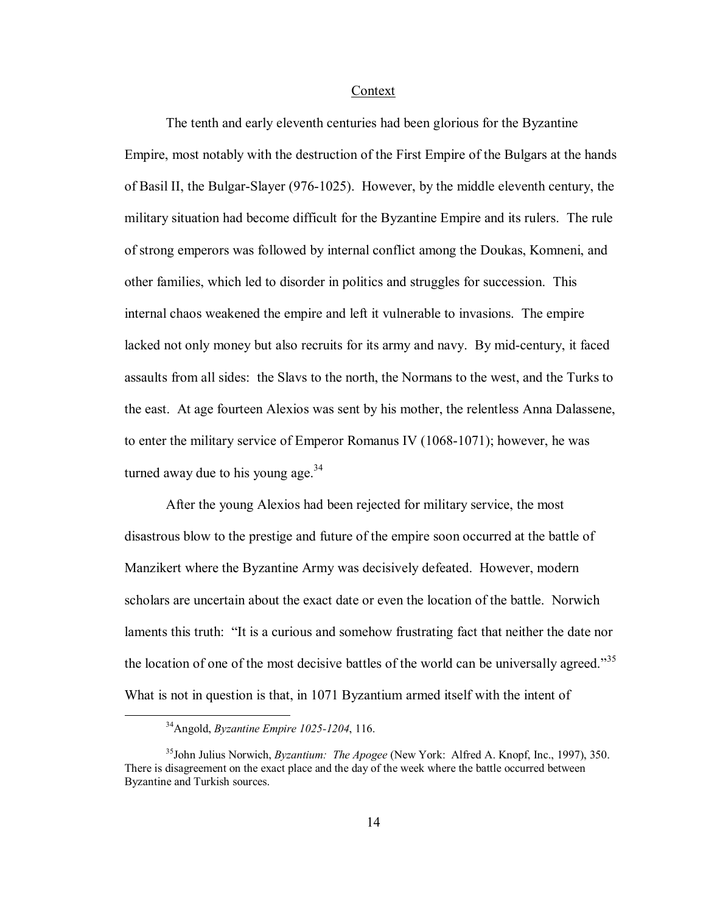## Context

The tenth and early eleventh centuries had been glorious for the Byzantine Empire, most notably with the destruction of the First Empire of the Bulgars at the hands of Basil II, the Bulgar-Slayer (976-1025). However, by the middle eleventh century, the military situation had become difficult for the Byzantine Empire and its rulers. The rule of strong emperors was followed by internal conflict among the Doukas, Komneni, and other families, which led to disorder in politics and struggles for succession. This internal chaos weakened the empire and left it vulnerable to invasions. The empire lacked not only money but also recruits for its army and navy. By mid-century, it faced assaults from all sides: the Slavs to the north, the Normans to the west, and the Turks to the east. At age fourteen Alexios was sent by his mother, the relentless Anna Dalassene, to enter the military service of Emperor Romanus IV (1068-1071); however, he was turned away due to his young age.[34]

After the young Alexios had been rejected for military service, the most disastrous blow to the prestige and future of the empire soon occurred at the battle of Manzikert where the Byzantine Army was decisively defeated. However, modern scholars are uncertain about the exact date or even the location of the battle. Norwich laments this truth: "It is a curious and somehow frustrating fact that neither the date nor the location of one of the most decisive battles of the world can be universally agreed."[35] What is not in question is that, in 1071 Byzantium armed itself with the intent of

[34] Angold, *Byzantine Empire 1025-1204*, 116.

[35] John Julius Norwich, *Byzantium: The Apogee* (New York: Alfred A. Knopf, Inc., 1997), 350. There is disagreement on the exact place and the day of the week where the battle occurred between Byzantine and Turkish sources.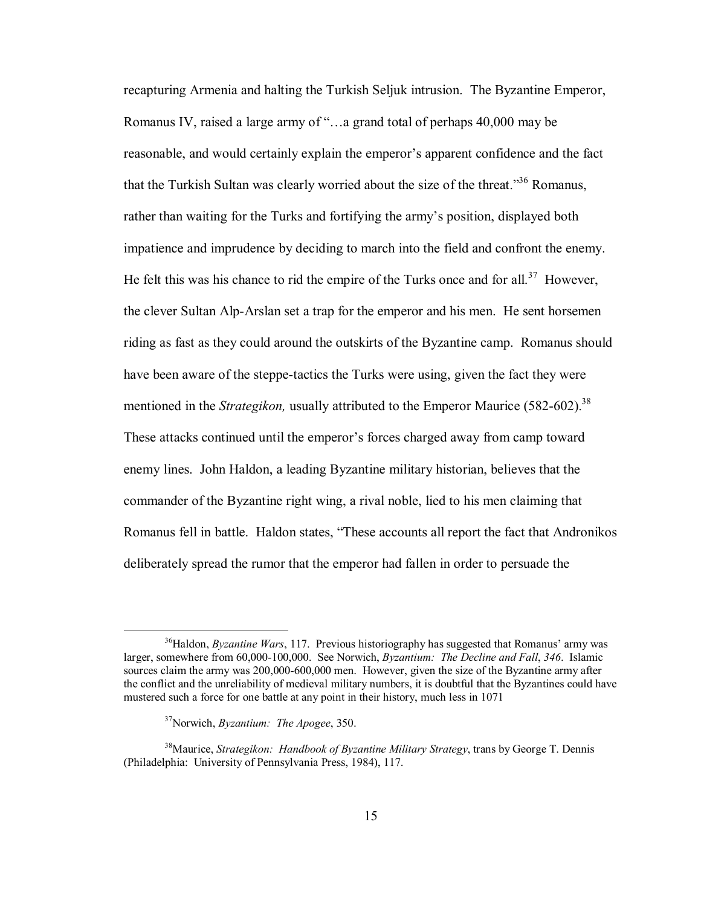recapturing Armenia and halting the Turkish Seljuk intrusion. The Byzantine Emperor, Romanus IV, raised a large army of "…a grand total of perhaps 40,000 may be reasonable, and would certainly explain the emperor's apparent confidence and the fact that the Turkish Sultan was clearly worried about the size of the threat."[36] Romanus, rather than waiting for the Turks and fortifying the army's position, displayed both impatience and imprudence by deciding to march into the field and confront the enemy. He felt this was his chance to rid the empire of the Turks once and for all.[37] However, the clever Sultan Alp-Arslan set a trap for the emperor and his men. He sent horsemen riding as fast as they could around the outskirts of the Byzantine camp. Romanus should have been aware of the steppe-tactics the Turks were using, given the fact they were mentioned in the *Strategikon,* usually attributed to the Emperor Maurice (582-602).[38] These attacks continued until the emperor's forces charged away from camp toward enemy lines. John Haldon, a leading Byzantine military historian, believes that the commander of the Byzantine right wing, a rival noble, lied to his men claiming that Romanus fell in battle. Haldon states, "These accounts all report the fact that Andronikos deliberately spread the rumor that the emperor had fallen in order to persuade the

---

[36]Haldon, *Byzantine Wars*, 117. Previous historiography has suggested that Romanus' army was larger, somewhere from 60,000-100,000. See Norwich, *Byzantium: The Decline and Fall*, *346*. Islamic sources claim the army was 200,000-600,000 men. However, given the size of the Byzantine army after the conflict and the unreliability of medieval military numbers, it is doubtful that the Byzantines could have mustered such a force for one battle at any point in their history, much less in 1071

[37]Norwich, *Byzantium: The Apogee*, 350.

[38]Maurice, *Strategikon: Handbook of Byzantine Military Strategy*, trans by George T. Dennis (Philadelphia: University of Pennsylvania Press, 1984), 117.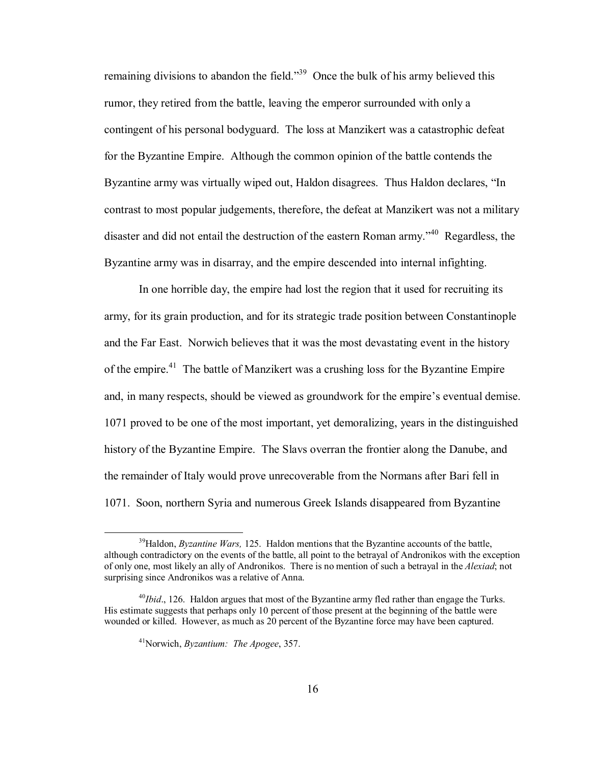remaining divisions to abandon the field."[39] Once the bulk of his army believed this rumor, they retired from the battle, leaving the emperor surrounded with only a contingent of his personal bodyguard. The loss at Manzikert was a catastrophic defeat for the Byzantine Empire. Although the common opinion of the battle contends the Byzantine army was virtually wiped out, Haldon disagrees. Thus Haldon declares, "In contrast to most popular judgements, therefore, the defeat at Manzikert was not a military disaster and did not entail the destruction of the eastern Roman army."[40] Regardless, the Byzantine army was in disarray, and the empire descended into internal infighting.

In one horrible day, the empire had lost the region that it used for recruiting its army, for its grain production, and for its strategic trade position between Constantinople and the Far East. Norwich believes that it was the most devastating event in the history of the empire.[41] The battle of Manzikert was a crushing loss for the Byzantine Empire and, in many respects, should be viewed as groundwork for the empire's eventual demise. 1071 proved to be one of the most important, yet demoralizing, years in the distinguished history of the Byzantine Empire. The Slavs overran the frontier along the Danube, and the remainder of Italy would prove unrecoverable from the Normans after Bari fell in 1071. Soon, northern Syria and numerous Greek Islands disappeared from Byzantine

---

[39] Haldon, *Byzantine Wars,* 125. Haldon mentions that the Byzantine accounts of the battle, although contradictory on the events of the battle, all point to the betrayal of Andronikos with the exception of only one, most likely an ally of Andronikos. There is no mention of such a betrayal in the *Alexiad*; not surprising since Andronikos was a relative of Anna.

[40] *Ibid*., 126. Haldon argues that most of the Byzantine army fled rather than engage the Turks. His estimate suggests that perhaps only 10 percent of those present at the beginning of the battle were wounded or killed. However, as much as 20 percent of the Byzantine force may have been captured.

[41] Norwich, *Byzantium: The Apogee*, 357.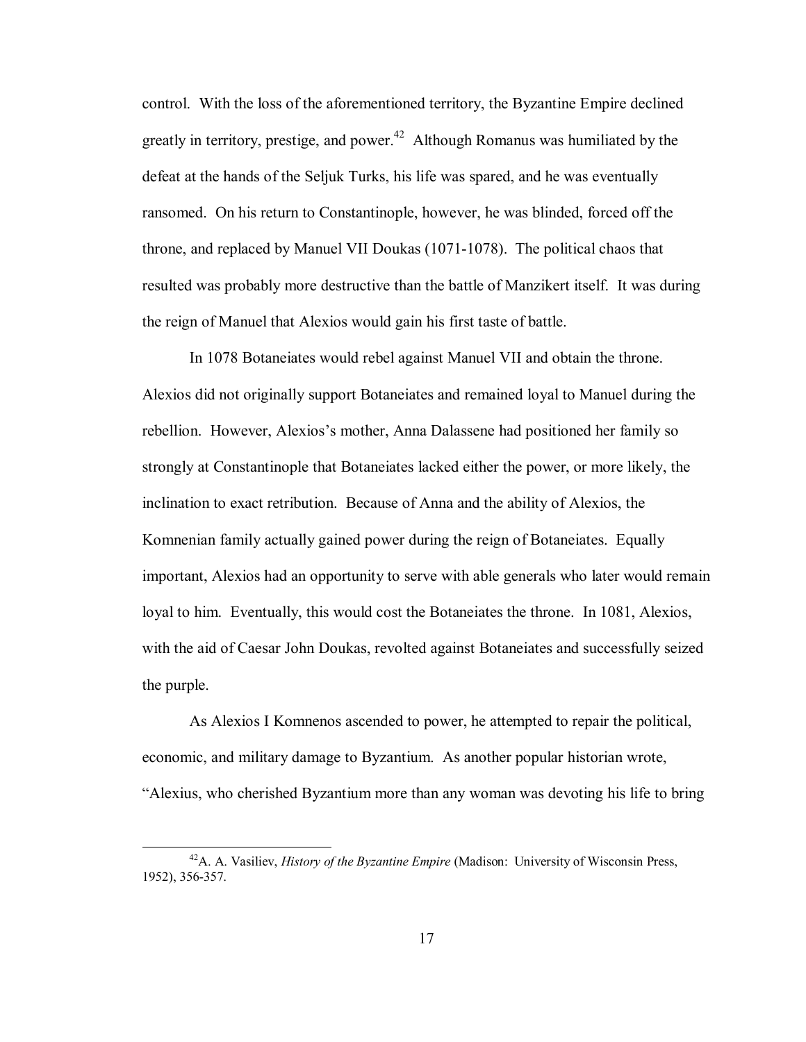control. With the loss of the aforementioned territory, the Byzantine Empire declined greatly in territory, prestige, and power.[42] Although Romanus was humiliated by the defeat at the hands of the Seljuk Turks, his life was spared, and he was eventually ransomed. On his return to Constantinople, however, he was blinded, forced off the throne, and replaced by Manuel VII Doukas (1071-1078). The political chaos that resulted was probably more destructive than the battle of Manzikert itself. It was during the reign of Manuel that Alexios would gain his first taste of battle.

In 1078 Botaneiates would rebel against Manuel VII and obtain the throne. Alexios did not originally support Botaneiates and remained loyal to Manuel during the rebellion. However, Alexios's mother, Anna Dalassene had positioned her family so strongly at Constantinople that Botaneiates lacked either the power, or more likely, the inclination to exact retribution. Because of Anna and the ability of Alexios, the Komnenian family actually gained power during the reign of Botaneiates. Equally important, Alexios had an opportunity to serve with able generals who later would remain loyal to him. Eventually, this would cost the Botaneiates the throne. In 1081, Alexios, with the aid of Caesar John Doukas, revolted against Botaneiates and successfully seized the purple.

As Alexios I Komnenos ascended to power, he attempted to repair the political, economic, and military damage to Byzantium. As another popular historian wrote, "Alexius, who cherished Byzantium more than any woman was devoting his life to bring

---

[42] A. A. Vasiliev, *History of the Byzantine Empire* (Madison: University of Wisconsin Press, 1952), 356-357.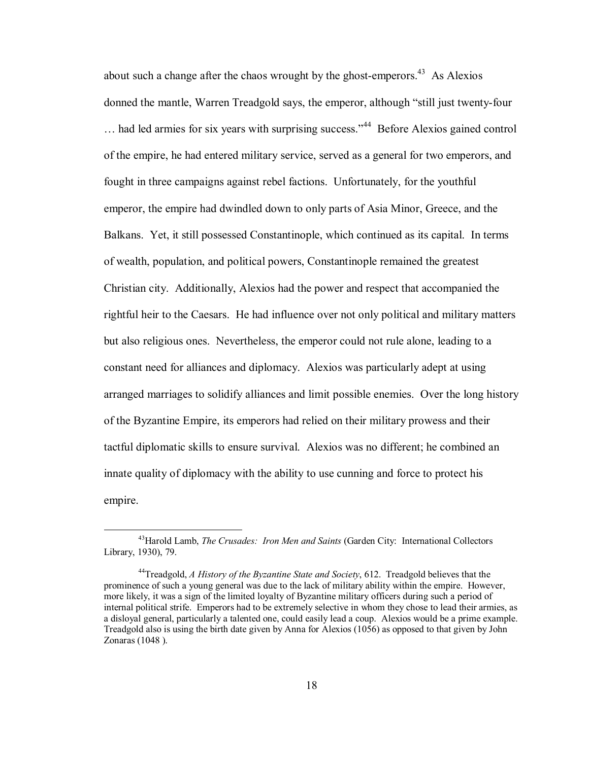about such a change after the chaos wrought by the ghost-emperors.[43] As Alexios donned the mantle, Warren Treadgold says, the emperor, although "still just twenty-four … had led armies for six years with surprising success."[44] Before Alexios gained control of the empire, he had entered military service, served as a general for two emperors, and fought in three campaigns against rebel factions. Unfortunately, for the youthful emperor, the empire had dwindled down to only parts of Asia Minor, Greece, and the Balkans. Yet, it still possessed Constantinople, which continued as its capital. In terms of wealth, population, and political powers, Constantinople remained the greatest Christian city. Additionally, Alexios had the power and respect that accompanied the rightful heir to the Caesars. He had influence over not only political and military matters but also religious ones. Nevertheless, the emperor could not rule alone, leading to a constant need for alliances and diplomacy. Alexios was particularly adept at using arranged marriages to solidify alliances and limit possible enemies. Over the long history of the Byzantine Empire, its emperors had relied on their military prowess and their tactful diplomatic skills to ensure survival. Alexios was no different; he combined an innate quality of diplomacy with the ability to use cunning and force to protect his empire.

---

[43] Harold Lamb, *The Crusades: Iron Men and Saints* (Garden City: International Collectors Library, 1930), 79.

[44] Treadgold, *A History of the Byzantine State and Society*, 612. Treadgold believes that the prominence of such a young general was due to the lack of military ability within the empire. However, more likely, it was a sign of the limited loyalty of Byzantine military officers during such a period of internal political strife. Emperors had to be extremely selective in whom they chose to lead their armies, as a disloyal general, particularly a talented one, could easily lead a coup. Alexios would be a prime example. Treadgold also is using the birth date given by Anna for Alexios (1056) as opposed to that given by John Zonaras (1048 ).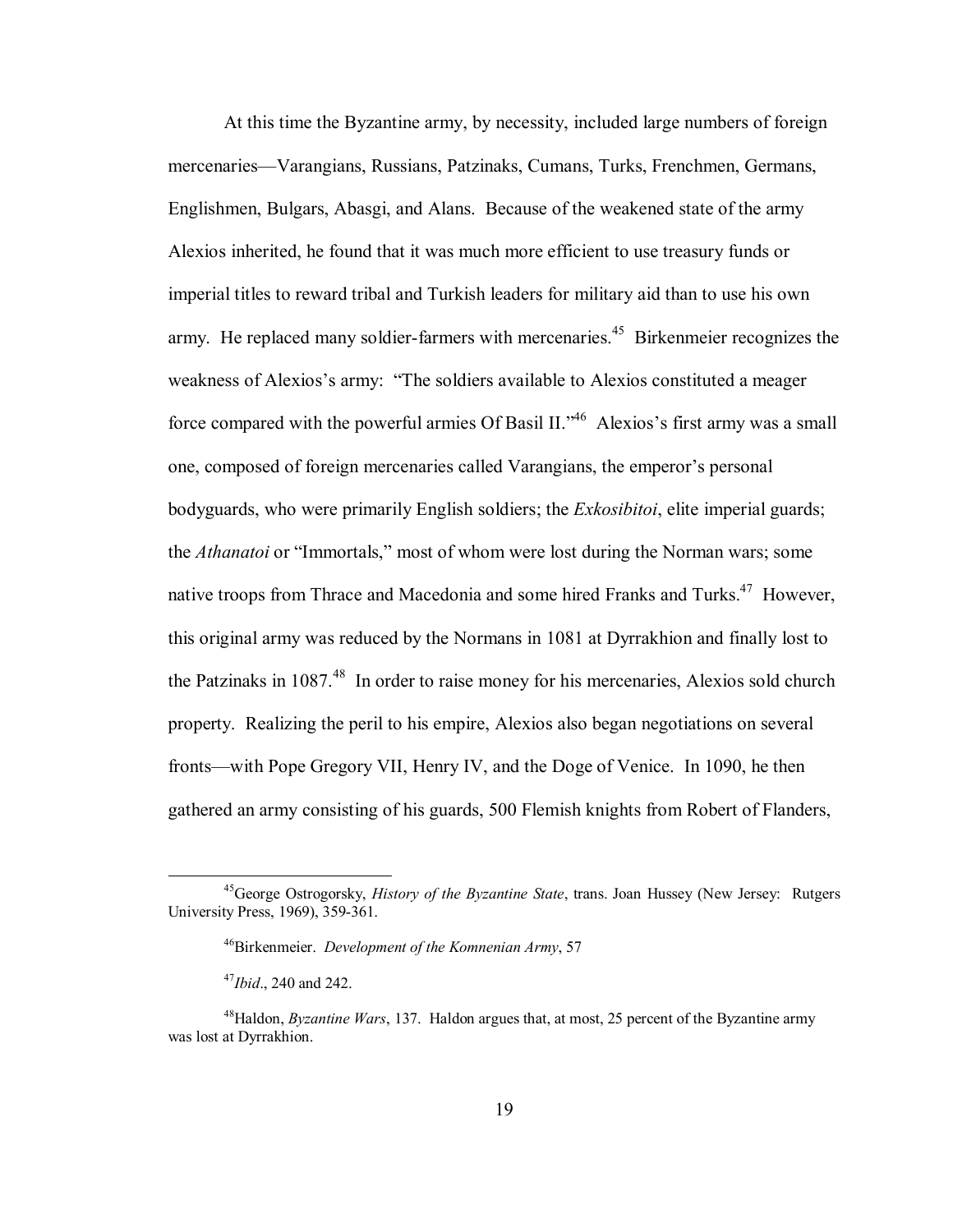At this time the Byzantine army, by necessity, included large numbers of foreign mercenaries—Varangians, Russians, Patzinaks, Cumans, Turks, Frenchmen, Germans, Englishmen, Bulgars, Abasgi, and Alans. Because of the weakened state of the army Alexios inherited, he found that it was much more efficient to use treasury funds or imperial titles to reward tribal and Turkish leaders for military aid than to use his own army. He replaced many soldier-farmers with mercenaries.[45] Birkenmeier recognizes the weakness of Alexios's army: "The soldiers available to Alexios constituted a meager force compared with the powerful armies Of Basil II."[46] Alexios's first army was a small one, composed of foreign mercenaries called Varangians, the emperor's personal bodyguards, who were primarily English soldiers; the *Exkosibitoi*, elite imperial guards; the *Athanatoi* or "Immortals," most of whom were lost during the Norman wars; some native troops from Thrace and Macedonia and some hired Franks and Turks.[47] However, this original army was reduced by the Normans in 1081 at Dyrrakhion and finally lost to the Patzinaks in 1087.[48] In order to raise money for his mercenaries, Alexios sold church property. Realizing the peril to his empire, Alexios also began negotiations on several fronts—with Pope Gregory VII, Henry IV, and the Doge of Venice. In 1090, he then gathered an army consisting of his guards, 500 Flemish knights from Robert of Flanders,

---

[45]George Ostrogorsky, *History of the Byzantine State*, trans. Joan Hussey (New Jersey: Rutgers University Press, 1969), 359-361.

[46]Birkenmeier. *Development of the Komnenian Army*, 57

[47]*Ibid*., 240 and 242.

[48]Haldon, *Byzantine Wars*, 137. Haldon argues that, at most, 25 percent of the Byzantine army was lost at Dyrrakhion.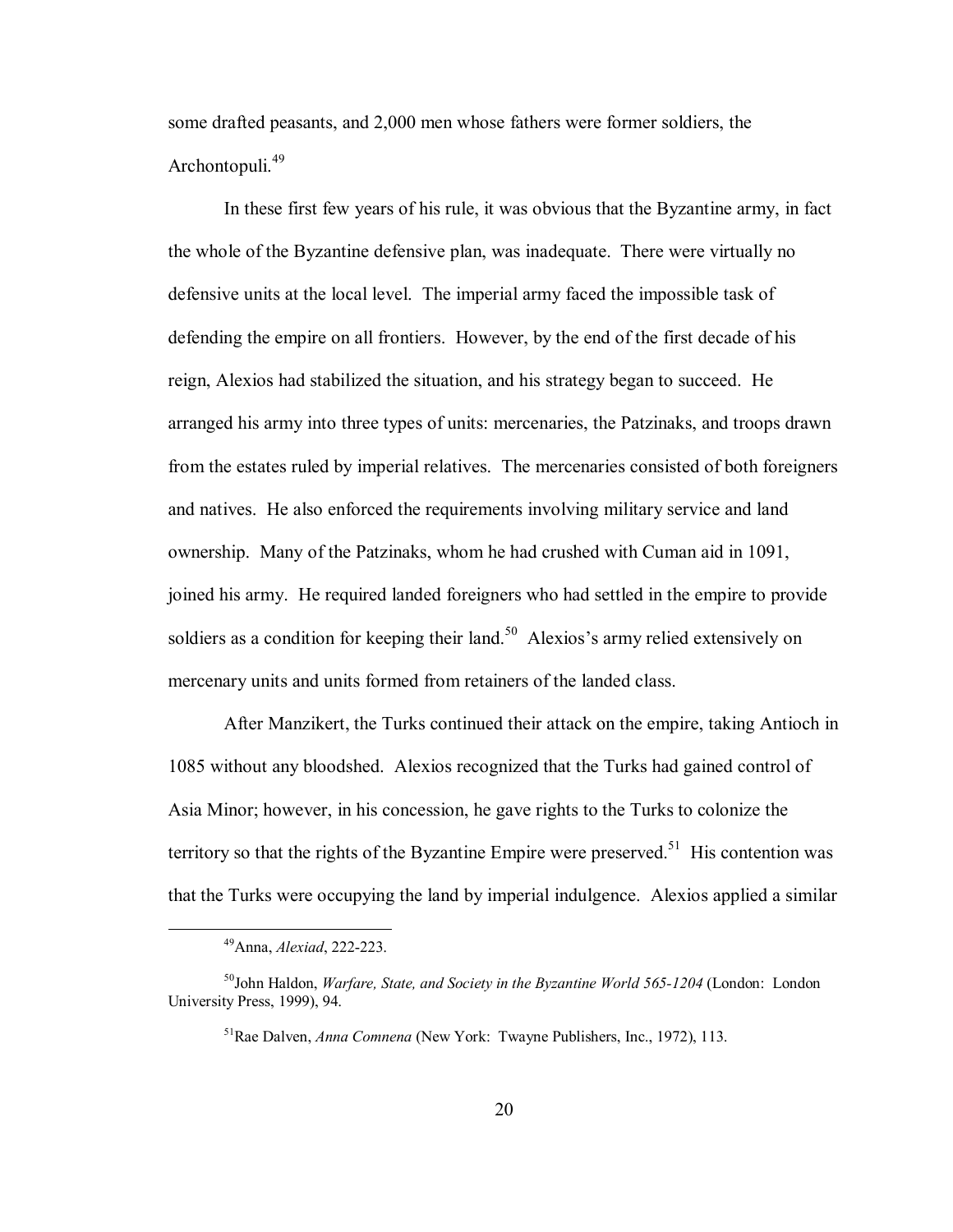some drafted peasants, and 2,000 men whose fathers were former soldiers, the Archontopuli.[49]

In these first few years of his rule, it was obvious that the Byzantine army, in fact the whole of the Byzantine defensive plan, was inadequate. There were virtually no defensive units at the local level. The imperial army faced the impossible task of defending the empire on all frontiers. However, by the end of the first decade of his reign, Alexios had stabilized the situation, and his strategy began to succeed. He arranged his army into three types of units: mercenaries, the Patzinaks, and troops drawn from the estates ruled by imperial relatives. The mercenaries consisted of both foreigners and natives. He also enforced the requirements involving military service and land ownership. Many of the Patzinaks, whom he had crushed with Cuman aid in 1091, joined his army. He required landed foreigners who had settled in the empire to provide soldiers as a condition for keeping their land.[50] Alexios's army relied extensively on mercenary units and units formed from retainers of the landed class.

After Manzikert, the Turks continued their attack on the empire, taking Antioch in 1085 without any bloodshed. Alexios recognized that the Turks had gained control of Asia Minor; however, in his concession, he gave rights to the Turks to colonize the territory so that the rights of the Byzantine Empire were preserved.[51] His contention was that the Turks were occupying the land by imperial indulgence. Alexios applied a similar

---

[49]Anna, *Alexiad*, 222-223.

[50]John Haldon, *Warfare, State, and Society in the Byzantine World 565-1204* (London: London University Press, 1999), 94.

[51]Rae Dalven, *Anna Comnena* (New York: Twayne Publishers, Inc., 1972), 113.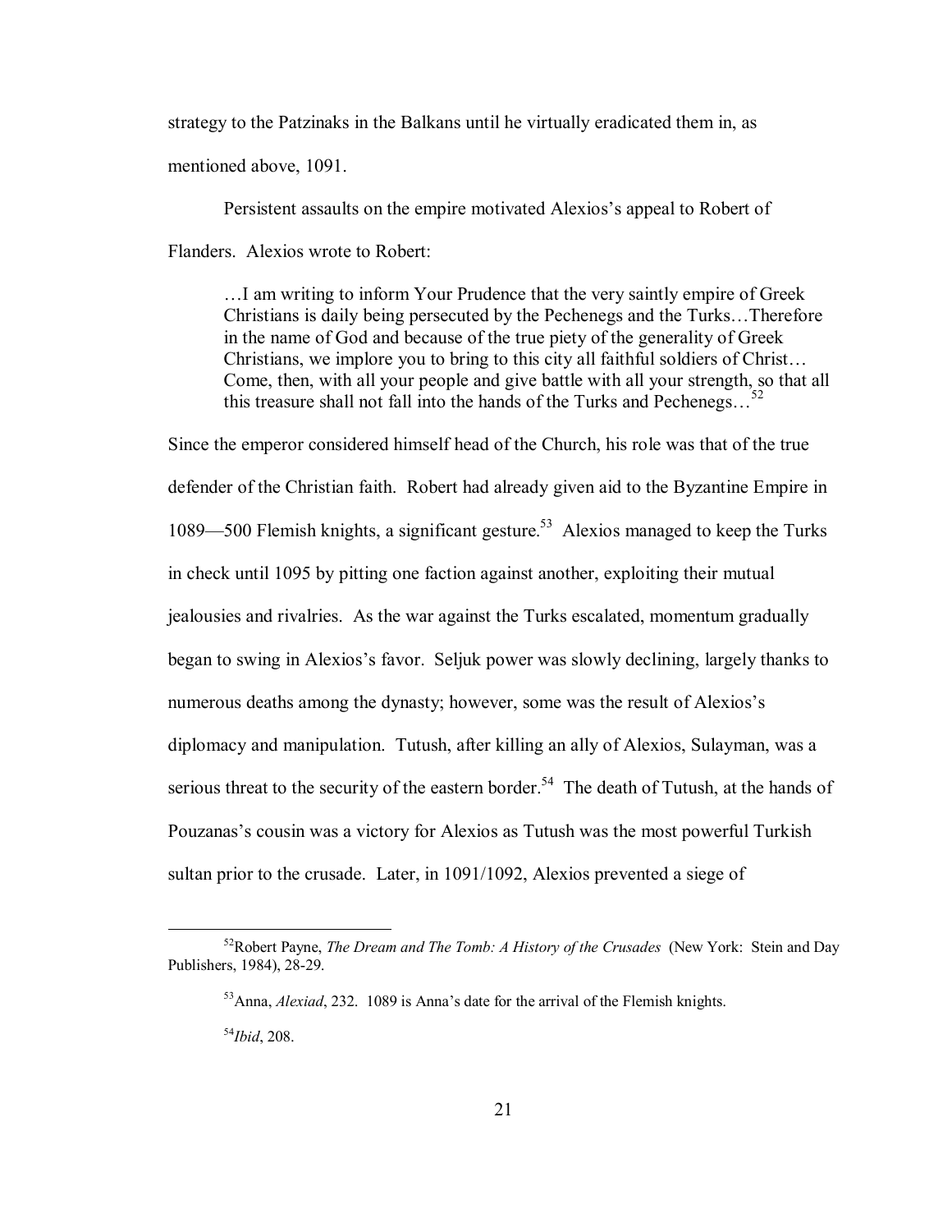strategy to the Patzinaks in the Balkans until he virtually eradicated them in, as mentioned above, 1091.

Persistent assaults on the empire motivated Alexios's appeal to Robert of Flanders. Alexios wrote to Robert:

> …I am writing to inform Your Prudence that the very saintly empire of Greek Christians is daily being persecuted by the Pechenegs and the Turks…Therefore in the name of God and because of the true piety of the generality of Greek Christians, we implore you to bring to this city all faithful soldiers of Christ… Come, then, with all your people and give battle with all your strength, so that all this treasure shall not fall into the hands of the Turks and Pechenegs…[52]

Since the emperor considered himself head of the Church, his role was that of the true defender of the Christian faith. Robert had already given aid to the Byzantine Empire in 1089—500 Flemish knights, a significant gesture.[53] Alexios managed to keep the Turks in check until 1095 by pitting one faction against another, exploiting their mutual jealousies and rivalries. As the war against the Turks escalated, momentum gradually began to swing in Alexios's favor. Seljuk power was slowly declining, largely thanks to numerous deaths among the dynasty; however, some was the result of Alexios's diplomacy and manipulation. Tutush, after killing an ally of Alexios, Sulayman, was a serious threat to the security of the eastern border.[54] The death of Tutush, at the hands of Pouzanas's cousin was a victory for Alexios as Tutush was the most powerful Turkish sultan prior to the crusade. Later, in 1091/1092, Alexios prevented a siege of

---

[52] Robert Payne, *The Dream and The Tomb: A History of the Crusades* (New York: Stein and Day Publishers, 1984), 28-29.

[53] Anna, *Alexiad*, 232. 1089 is Anna's date for the arrival of the Flemish knights.

[54] *Ibid*, 208.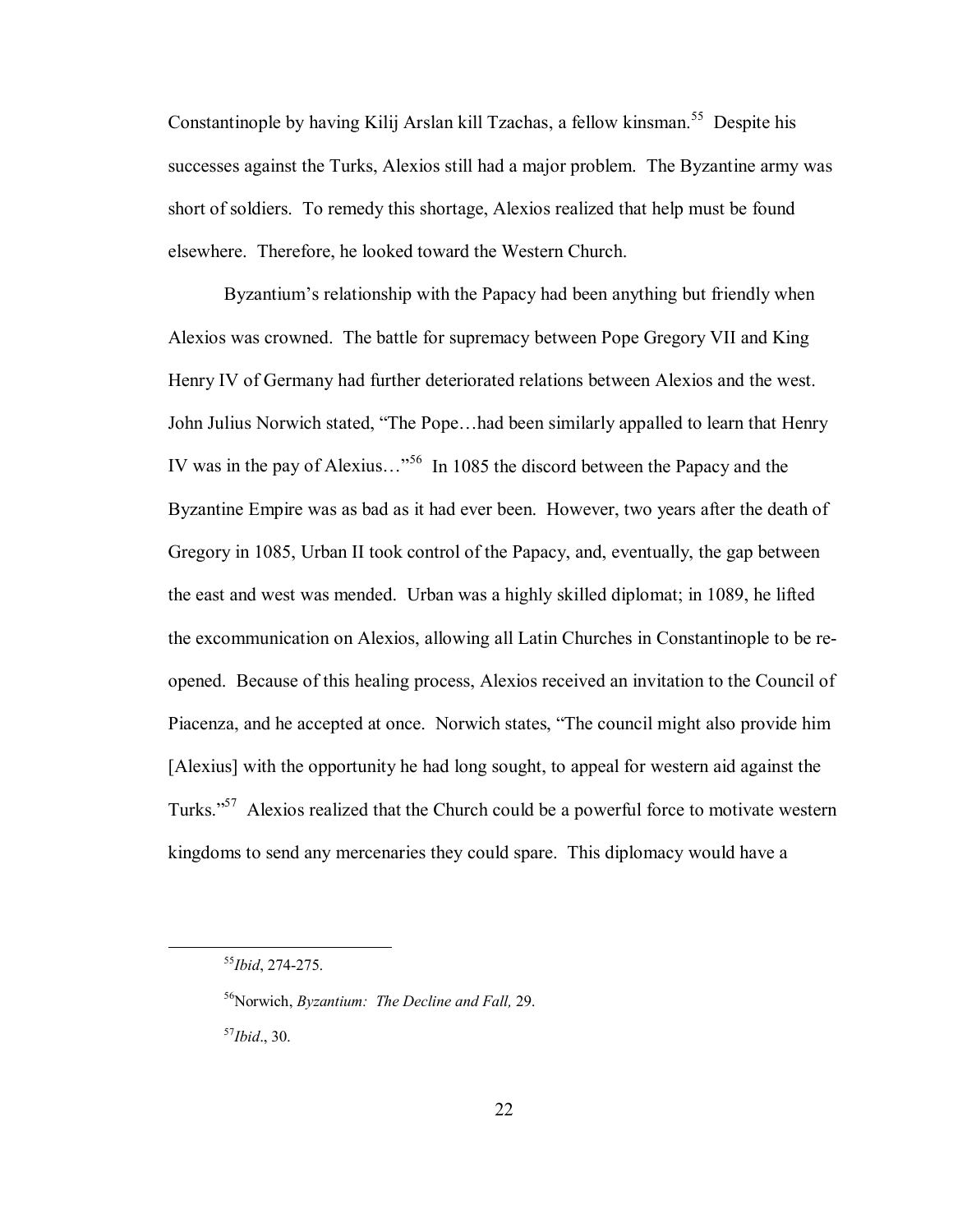Constantinople by having Kilij Arslan kill Tzachas, a fellow kinsman.[55] Despite his successes against the Turks, Alexios still had a major problem. The Byzantine army was short of soldiers. To remedy this shortage, Alexios realized that help must be found elsewhere. Therefore, he looked toward the Western Church.

Byzantium's relationship with the Papacy had been anything but friendly when Alexios was crowned. The battle for supremacy between Pope Gregory VII and King Henry IV of Germany had further deteriorated relations between Alexios and the west. John Julius Norwich stated, "The Pope…had been similarly appalled to learn that Henry IV was in the pay of Alexius…"[56] In 1085 the discord between the Papacy and the Byzantine Empire was as bad as it had ever been. However, two years after the death of Gregory in 1085, Urban II took control of the Papacy, and, eventually, the gap between the east and west was mended. Urban was a highly skilled diplomat; in 1089, he lifted the excommunication on Alexios, allowing all Latin Churches in Constantinople to be re-opened. Because of this healing process, Alexios received an invitation to the Council of Piacenza, and he accepted at once. Norwich states, "The council might also provide him [Alexius] with the opportunity he had long sought, to appeal for western aid against the Turks."[57] Alexios realized that the Church could be a powerful force to motivate western kingdoms to send any mercenaries they could spare. This diplomacy would have a

---

[55] *Ibid*, 274-275.

[56] Norwich, *Byzantium: The Decline and Fall,* 29.

[57] *Ibid*., 30.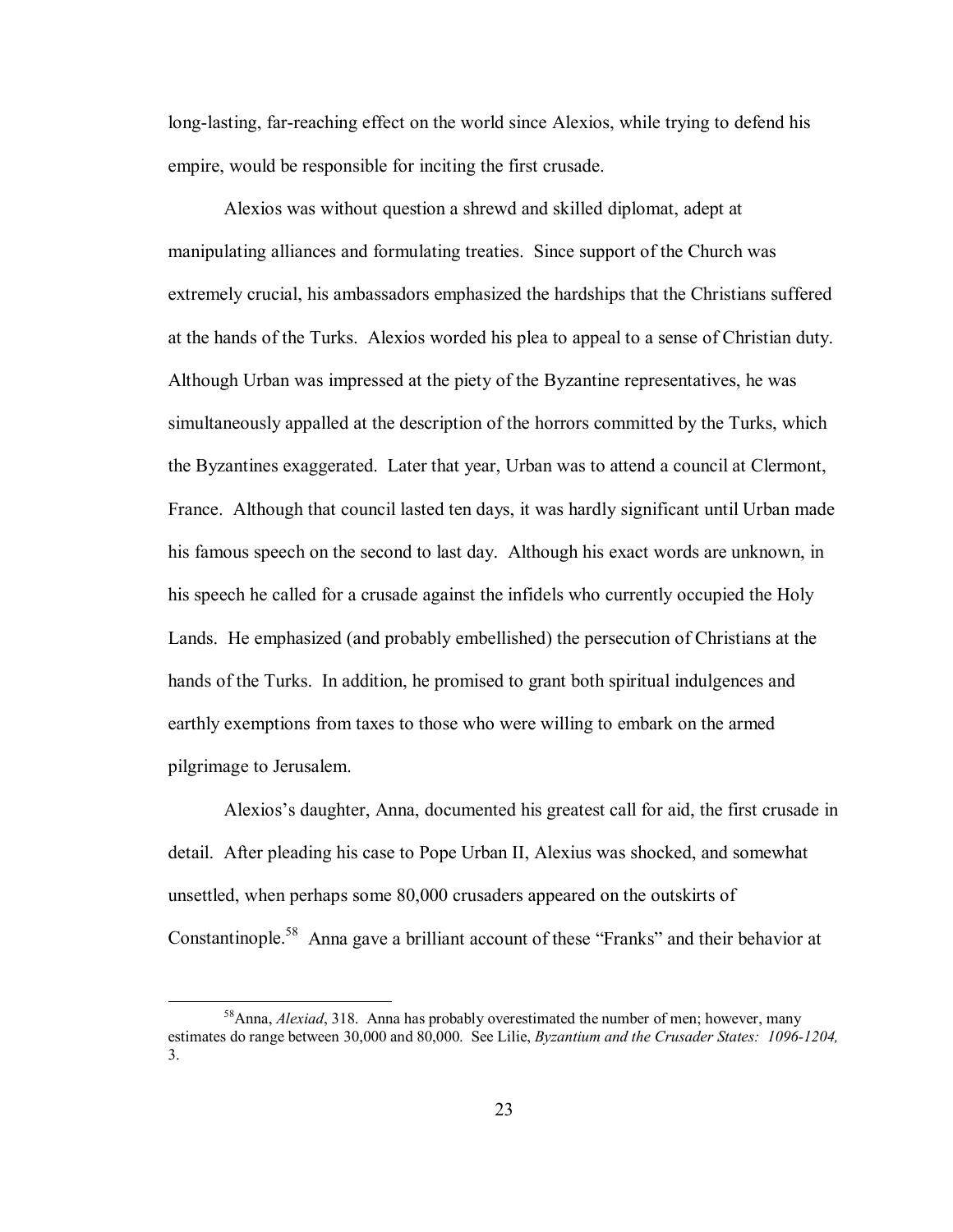long-lasting, far-reaching effect on the world since Alexios, while trying to defend his empire, would be responsible for inciting the first crusade.

Alexios was without question a shrewd and skilled diplomat, adept at manipulating alliances and formulating treaties. Since support of the Church was extremely crucial, his ambassadors emphasized the hardships that the Christians suffered at the hands of the Turks. Alexios worded his plea to appeal to a sense of Christian duty. Although Urban was impressed at the piety of the Byzantine representatives, he was simultaneously appalled at the description of the horrors committed by the Turks, which the Byzantines exaggerated. Later that year, Urban was to attend a council at Clermont, France. Although that council lasted ten days, it was hardly significant until Urban made his famous speech on the second to last day. Although his exact words are unknown, in his speech he called for a crusade against the infidels who currently occupied the Holy Lands. He emphasized (and probably embellished) the persecution of Christians at the hands of the Turks. In addition, he promised to grant both spiritual indulgences and earthly exemptions from taxes to those who were willing to embark on the armed pilgrimage to Jerusalem.

Alexios's daughter, Anna, documented his greatest call for aid, the first crusade in detail. After pleading his case to Pope Urban II, Alexius was shocked, and somewhat unsettled, when perhaps some 80,000 crusaders appeared on the outskirts of Constantinople.[58] Anna gave a brilliant account of these "Franks" and their behavior at

---

[58] Anna, *Alexiad*, 318. Anna has probably overestimated the number of men; however, many estimates do range between 30,000 and 80,000. See Lilie, *Byzantium and the Crusader States: 1096-1204,* 3.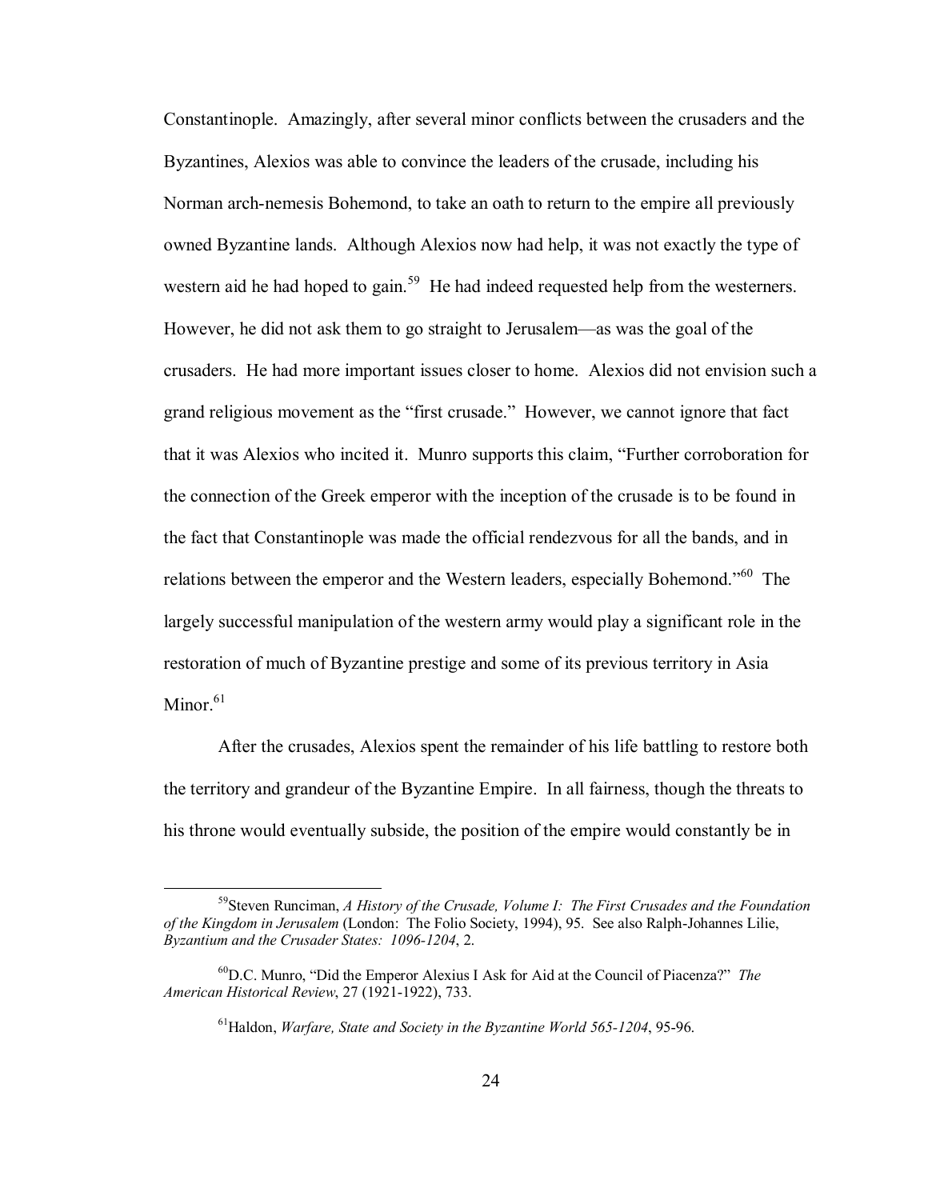Constantinople. Amazingly, after several minor conflicts between the crusaders and the Byzantines, Alexios was able to convince the leaders of the crusade, including his Norman arch-nemesis Bohemond, to take an oath to return to the empire all previously owned Byzantine lands. Although Alexios now had help, it was not exactly the type of western aid he had hoped to gain.[59] He had indeed requested help from the westerners. However, he did not ask them to go straight to Jerusalem—as was the goal of the crusaders. He had more important issues closer to home. Alexios did not envision such a grand religious movement as the "first crusade." However, we cannot ignore that fact that it was Alexios who incited it. Munro supports this claim, "Further corroboration for the connection of the Greek emperor with the inception of the crusade is to be found in the fact that Constantinople was made the official rendezvous for all the bands, and in relations between the emperor and the Western leaders, especially Bohemond."[60] The largely successful manipulation of the western army would play a significant role in the restoration of much of Byzantine prestige and some of its previous territory in Asia Minor.[61]

After the crusades, Alexios spent the remainder of his life battling to restore both the territory and grandeur of the Byzantine Empire. In all fairness, though the threats to his throne would eventually subside, the position of the empire would constantly be in

---

[59] Steven Runciman, *A History of the Crusade, Volume I: The First Crusades and the Foundation of the Kingdom in Jerusalem* (London: The Folio Society, 1994), 95. See also Ralph-Johannes Lilie, *Byzantium and the Crusader States: 1096-1204*, 2.

[60] D.C. Munro, "Did the Emperor Alexius I Ask for Aid at the Council of Piacenza?" *The American Historical Review*, 27 (1921-1922), 733.

[61] Haldon, *Warfare, State and Society in the Byzantine World 565-1204*, 95-96.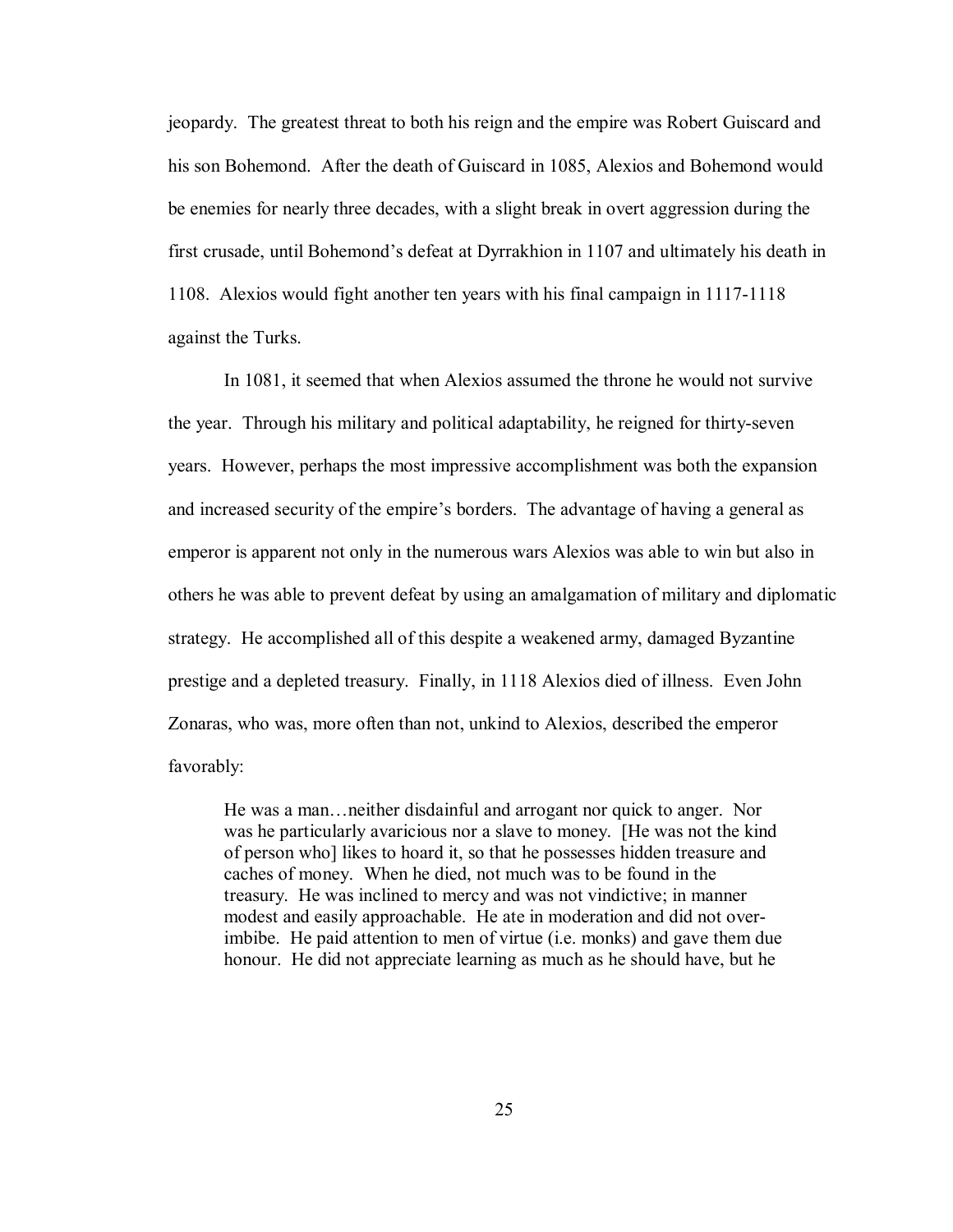jeopardy. The greatest threat to both his reign and the empire was Robert Guiscard and his son Bohemond. After the death of Guiscard in 1085, Alexios and Bohemond would be enemies for nearly three decades, with a slight break in overt aggression during the first crusade, until Bohemond's defeat at Dyrrakhion in 1107 and ultimately his death in 1108. Alexios would fight another ten years with his final campaign in 1117-1118 against the Turks.

In 1081, it seemed that when Alexios assumed the throne he would not survive the year. Through his military and political adaptability, he reigned for thirty-seven years. However, perhaps the most impressive accomplishment was both the expansion and increased security of the empire's borders. The advantage of having a general as emperor is apparent not only in the numerous wars Alexios was able to win but also in others he was able to prevent defeat by using an amalgamation of military and diplomatic strategy. He accomplished all of this despite a weakened army, damaged Byzantine prestige and a depleted treasury. Finally, in 1118 Alexios died of illness. Even John Zonaras, who was, more often than not, unkind to Alexios, described the emperor favorably:

> He was a man…neither disdainful and arrogant nor quick to anger. Nor was he particularly avaricious nor a slave to money. [He was not the kind of person who] likes to hoard it, so that he possesses hidden treasure and caches of money. When he died, not much was to be found in the treasury. He was inclined to mercy and was not vindictive; in manner modest and easily approachable. He ate in moderation and did not over-imbibe. He paid attention to men of virtue (i.e. monks) and gave them due honour. He did not appreciate learning as much as he should have, but he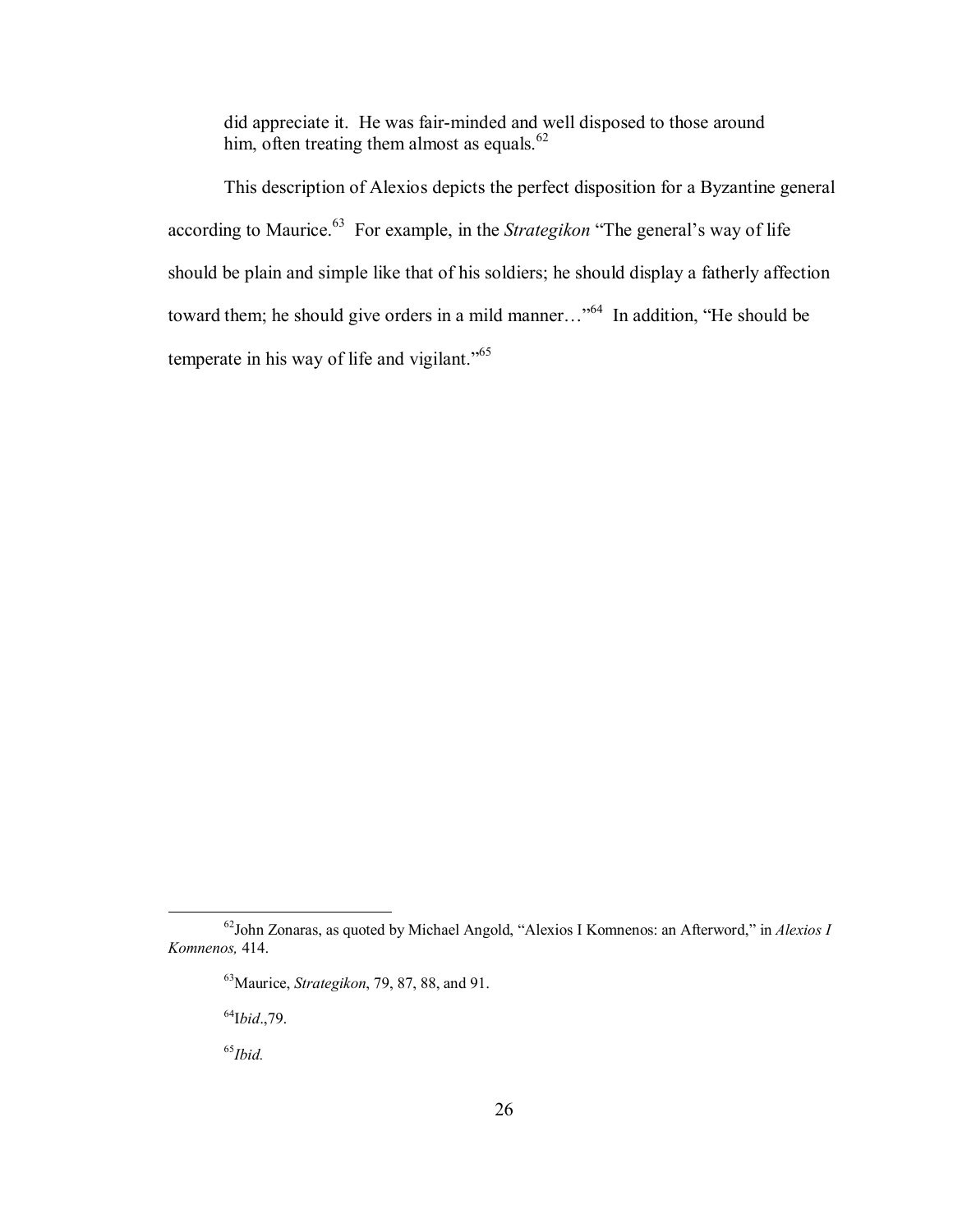> did appreciate it. He was fair-minded and well disposed to those around him, often treating them almost as equals.[62]

This description of Alexios depicts the perfect disposition for a Byzantine general according to Maurice.[63] For example, in the *Strategikon* "The general's way of life should be plain and simple like that of his soldiers; he should display a fatherly affection toward them; he should give orders in a mild manner…"[64] In addition, "He should be temperate in his way of life and vigilant."[65]

---

[62]John Zonaras, as quoted by Michael Angold, "Alexios I Komnenos: an Afterword," in *Alexios I Komnenos,* 414.

[63]Maurice, *Strategikon*, 79, 87, 88, and 91.

[64]I*bid*.,79.

[65]*Ibid.*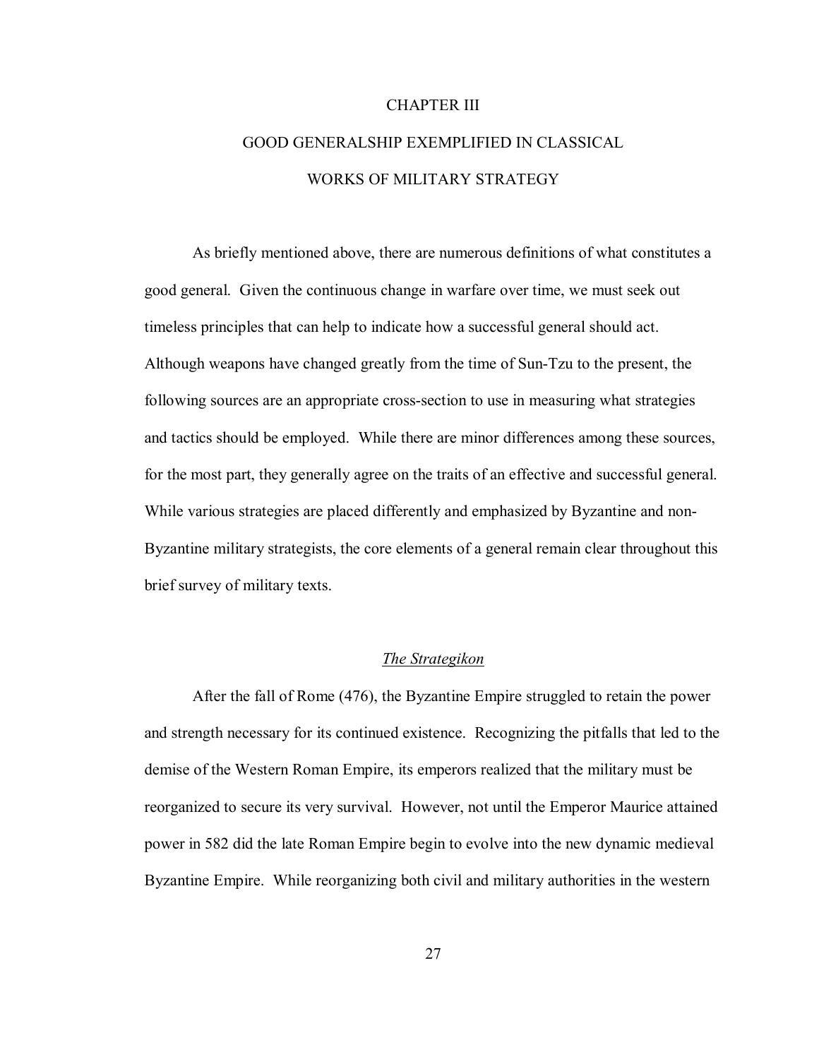# CHAPTER III

# GOOD GENERALSHIP EXEMPLIFIED IN CLASSICAL WORKS OF MILITARY STRATEGY

As briefly mentioned above, there are numerous definitions of what constitutes a good general. Given the continuous change in warfare over time, we must seek out timeless principles that can help to indicate how a successful general should act. Although weapons have changed greatly from the time of Sun-Tzu to the present, the following sources are an appropriate cross-section to use in measuring what strategies and tactics should be employed. While there are minor differences among these sources, for the most part, they generally agree on the traits of an effective and successful general. While various strategies are placed differently and emphasized by Byzantine and non-Byzantine military strategists, the core elements of a general remain clear throughout this brief survey of military texts.

## *The Strategikon*

After the fall of Rome (476), the Byzantine Empire struggled to retain the power and strength necessary for its continued existence. Recognizing the pitfalls that led to the demise of the Western Roman Empire, its emperors realized that the military must be reorganized to secure its very survival. However, not until the Emperor Maurice attained power in 582 did the late Roman Empire begin to evolve into the new dynamic medieval Byzantine Empire. While reorganizing both civil and military authorities in the western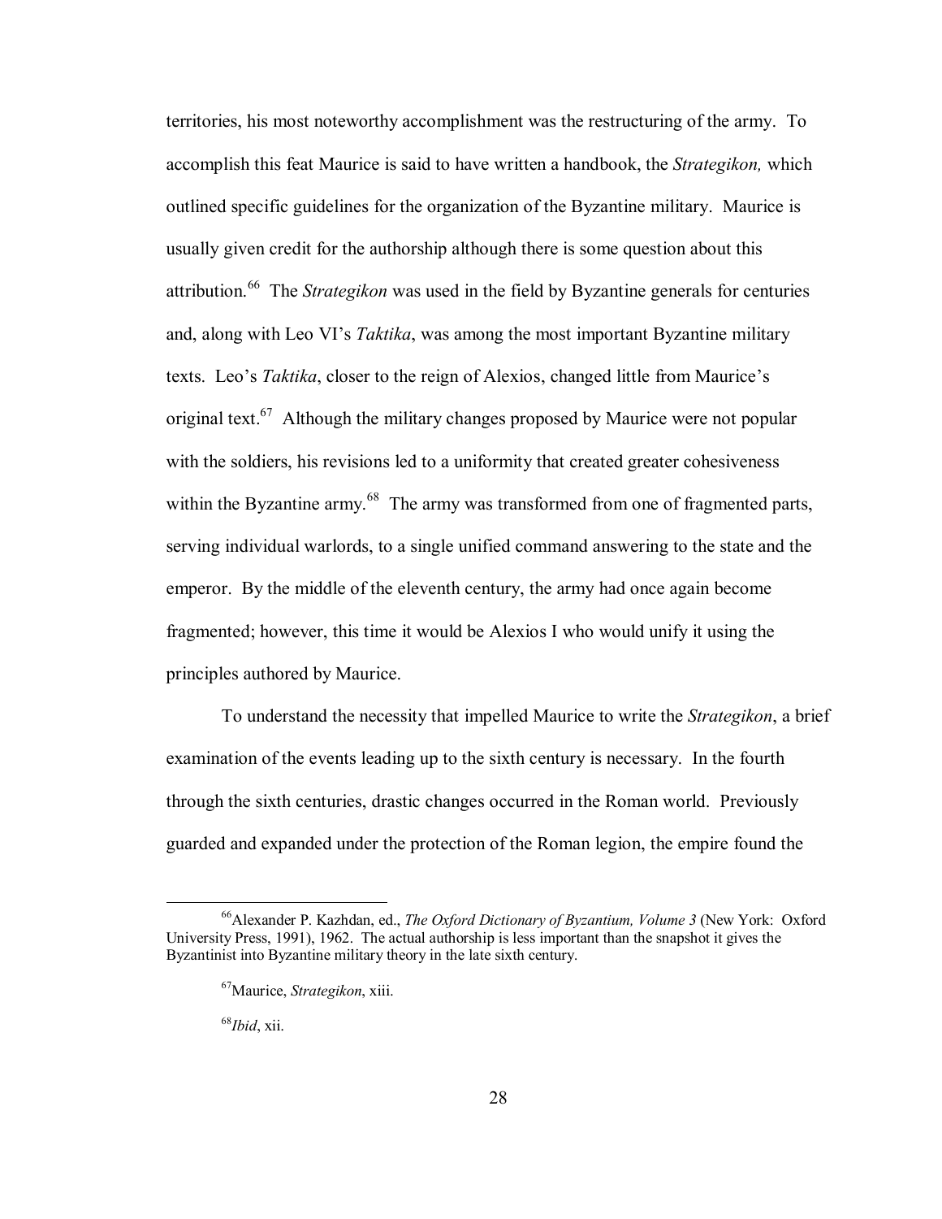territories, his most noteworthy accomplishment was the restructuring of the army. To accomplish this feat Maurice is said to have written a handbook, the *Strategikon,* which outlined specific guidelines for the organization of the Byzantine military. Maurice is usually given credit for the authorship although there is some question about this attribution.[66] The *Strategikon* was used in the field by Byzantine generals for centuries and, along with Leo VI's *Taktika*, was among the most important Byzantine military texts. Leo's *Taktika*, closer to the reign of Alexios, changed little from Maurice's original text.[67] Although the military changes proposed by Maurice were not popular with the soldiers, his revisions led to a uniformity that created greater cohesiveness within the Byzantine army.[68] The army was transformed from one of fragmented parts, serving individual warlords, to a single unified command answering to the state and the emperor. By the middle of the eleventh century, the army had once again become fragmented; however, this time it would be Alexios I who would unify it using the principles authored by Maurice.

To understand the necessity that impelled Maurice to write the *Strategikon*, a brief examination of the events leading up to the sixth century is necessary. In the fourth through the sixth centuries, drastic changes occurred in the Roman world. Previously guarded and expanded under the protection of the Roman legion, the empire found the

---

[66] Alexander P. Kazhdan, ed., *The Oxford Dictionary of Byzantium, Volume 3* (New York: Oxford University Press, 1991), 1962. The actual authorship is less important than the snapshot it gives the Byzantinist into Byzantine military theory in the late sixth century.

[67] Maurice, *Strategikon*, xiii.

[68] *Ibid*, xii.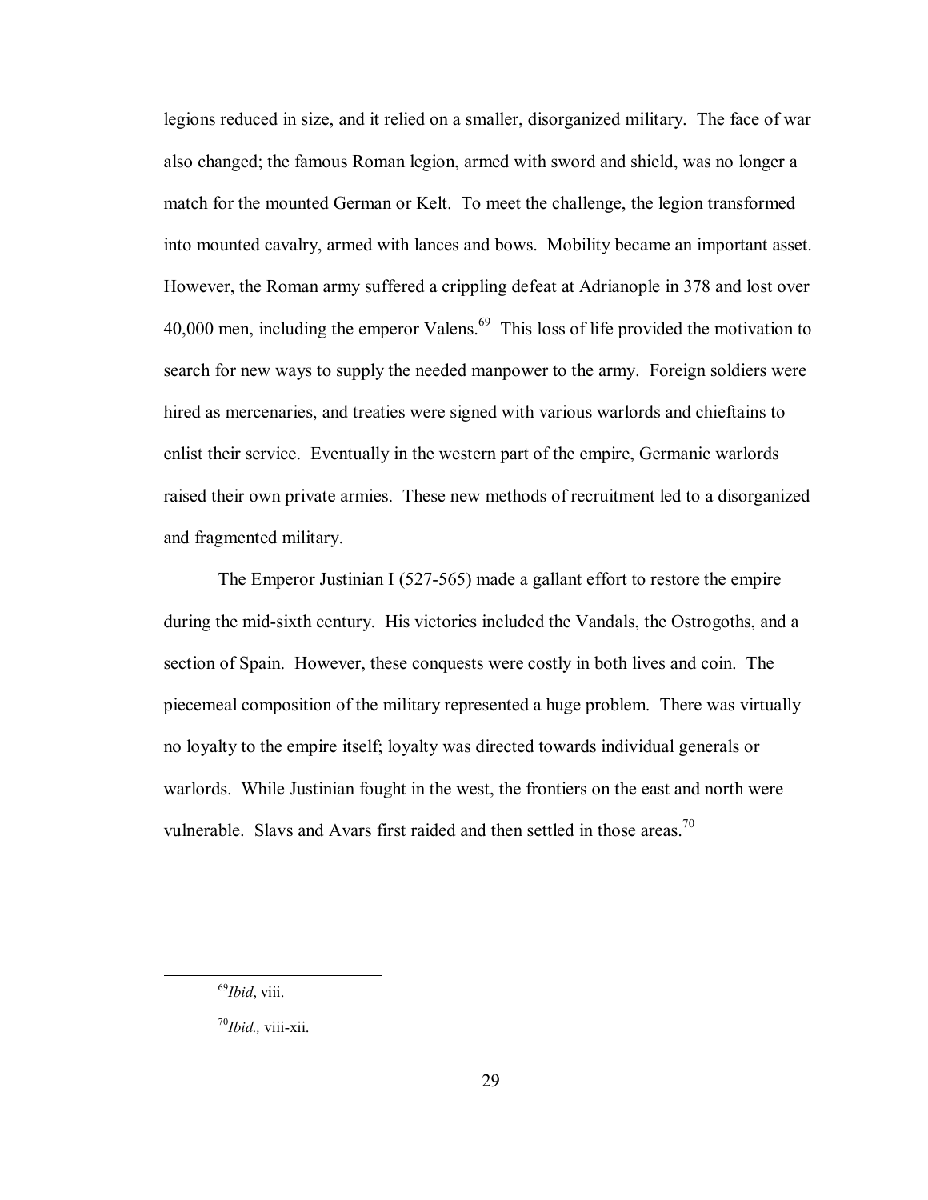legions reduced in size, and it relied on a smaller, disorganized military. The face of war also changed; the famous Roman legion, armed with sword and shield, was no longer a match for the mounted German or Kelt. To meet the challenge, the legion transformed into mounted cavalry, armed with lances and bows. Mobility became an important asset. However, the Roman army suffered a crippling defeat at Adrianople in 378 and lost over 40,000 men, including the emperor Valens.[69] This loss of life provided the motivation to search for new ways to supply the needed manpower to the army. Foreign soldiers were hired as mercenaries, and treaties were signed with various warlords and chieftains to enlist their service. Eventually in the western part of the empire, Germanic warlords raised their own private armies. These new methods of recruitment led to a disorganized and fragmented military.

The Emperor Justinian I (527-565) made a gallant effort to restore the empire during the mid-sixth century. His victories included the Vandals, the Ostrogoths, and a section of Spain. However, these conquests were costly in both lives and coin. The piecemeal composition of the military represented a huge problem. There was virtually no loyalty to the empire itself; loyalty was directed towards individual generals or warlords. While Justinian fought in the west, the frontiers on the east and north were vulnerable. Slavs and Avars first raided and then settled in those areas.[70]

---

[69] *Ibid*, viii.

[70] *Ibid.,* viii-xii.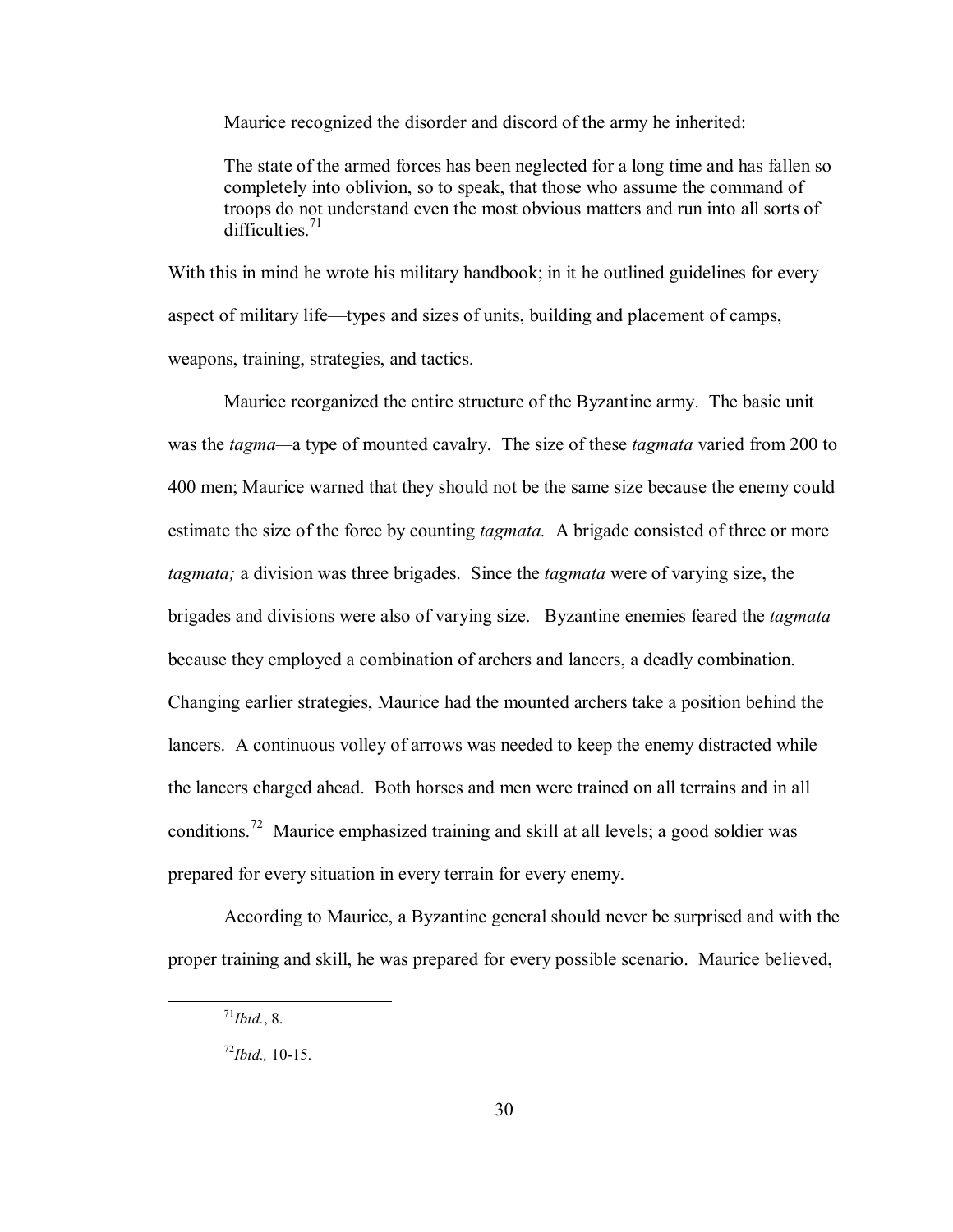Maurice recognized the disorder and discord of the army he inherited:

> The state of the armed forces has been neglected for a long time and has fallen so completely into oblivion, so to speak, that those who assume the command of troops do not understand even the most obvious matters and run into all sorts of difficulties.[71]

With this in mind he wrote his military handbook; in it he outlined guidelines for every aspect of military life—types and sizes of units, building and placement of camps, weapons, training, strategies, and tactics.

Maurice reorganized the entire structure of the Byzantine army. The basic unit was the *tagma*—a type of mounted cavalry. The size of these *tagmata* varied from 200 to 400 men; Maurice warned that they should not be the same size because the enemy could estimate the size of the force by counting *tagmata.* A brigade consisted of three or more *tagmata;* a division was three brigades. Since the *tagmata* were of varying size, the brigades and divisions were also of varying size. Byzantine enemies feared the *tagmata* because they employed a combination of archers and lancers, a deadly combination. Changing earlier strategies, Maurice had the mounted archers take a position behind the lancers. A continuous volley of arrows was needed to keep the enemy distracted while the lancers charged ahead. Both horses and men were trained on all terrains and in all conditions.[72] Maurice emphasized training and skill at all levels; a good soldier was prepared for every situation in every terrain for every enemy.

According to Maurice, a Byzantine general should never be surprised and with the proper training and skill, he was prepared for every possible scenario. Maurice believed,

---

[71] *Ibid.*, 8.

[72] *Ibid.,* 10-15.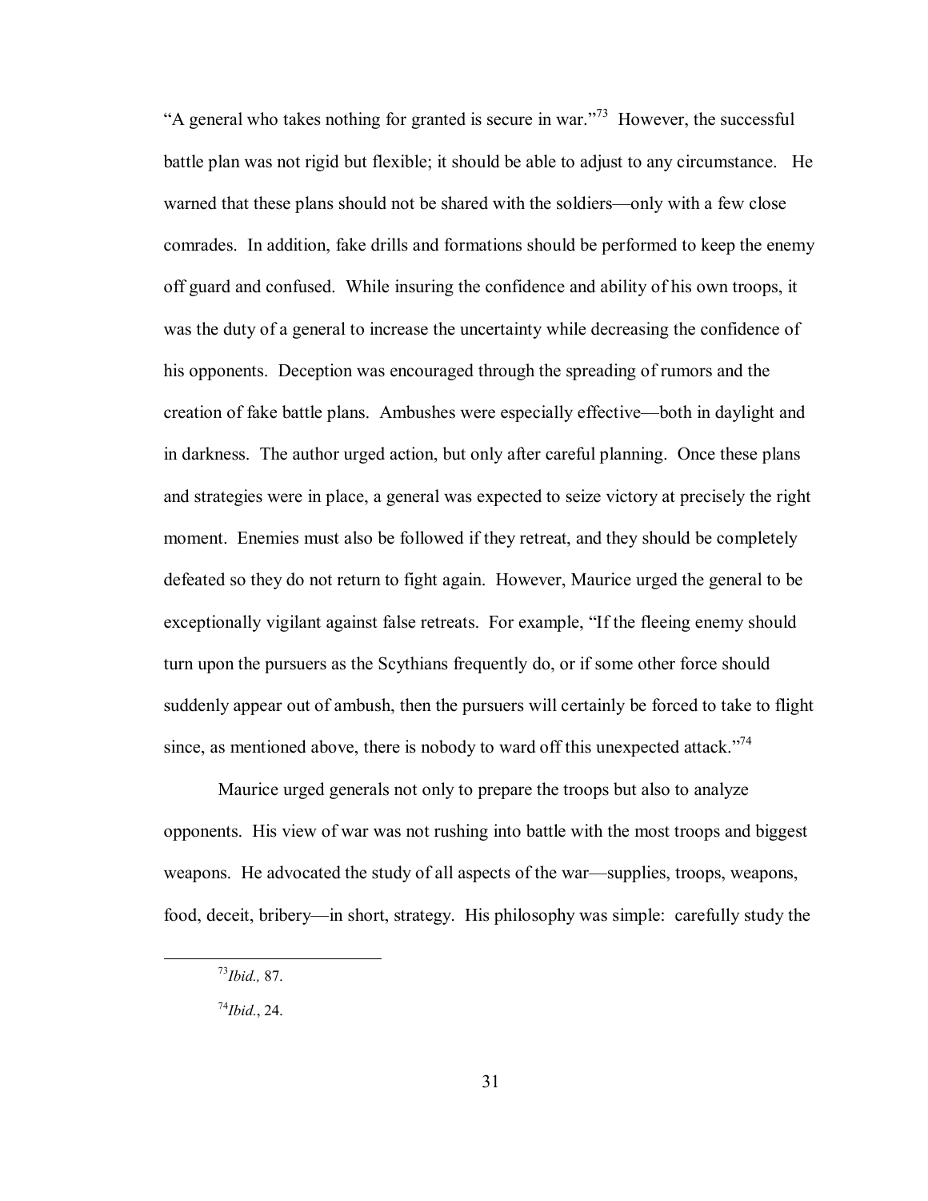"A general who takes nothing for granted is secure in war."[73] However, the successful battle plan was not rigid but flexible; it should be able to adjust to any circumstance. He warned that these plans should not be shared with the soldiers—only with a few close comrades. In addition, fake drills and formations should be performed to keep the enemy off guard and confused. While insuring the confidence and ability of his own troops, it was the duty of a general to increase the uncertainty while decreasing the confidence of his opponents. Deception was encouraged through the spreading of rumors and the creation of fake battle plans. Ambushes were especially effective—both in daylight and in darkness. The author urged action, but only after careful planning. Once these plans and strategies were in place, a general was expected to seize victory at precisely the right moment. Enemies must also be followed if they retreat, and they should be completely defeated so they do not return to fight again. However, Maurice urged the general to be exceptionally vigilant against false retreats. For example, "If the fleeing enemy should turn upon the pursuers as the Scythians frequently do, or if some other force should suddenly appear out of ambush, then the pursuers will certainly be forced to take to flight since, as mentioned above, there is nobody to ward off this unexpected attack."[74]

Maurice urged generals not only to prepare the troops but also to analyze opponents. His view of war was not rushing into battle with the most troops and biggest weapons. He advocated the study of all aspects of the war—supplies, troops, weapons, food, deceit, bribery—in short, strategy. His philosophy was simple: carefully study the

---

[73] *Ibid.,* 87.

[74] *Ibid.*, 24.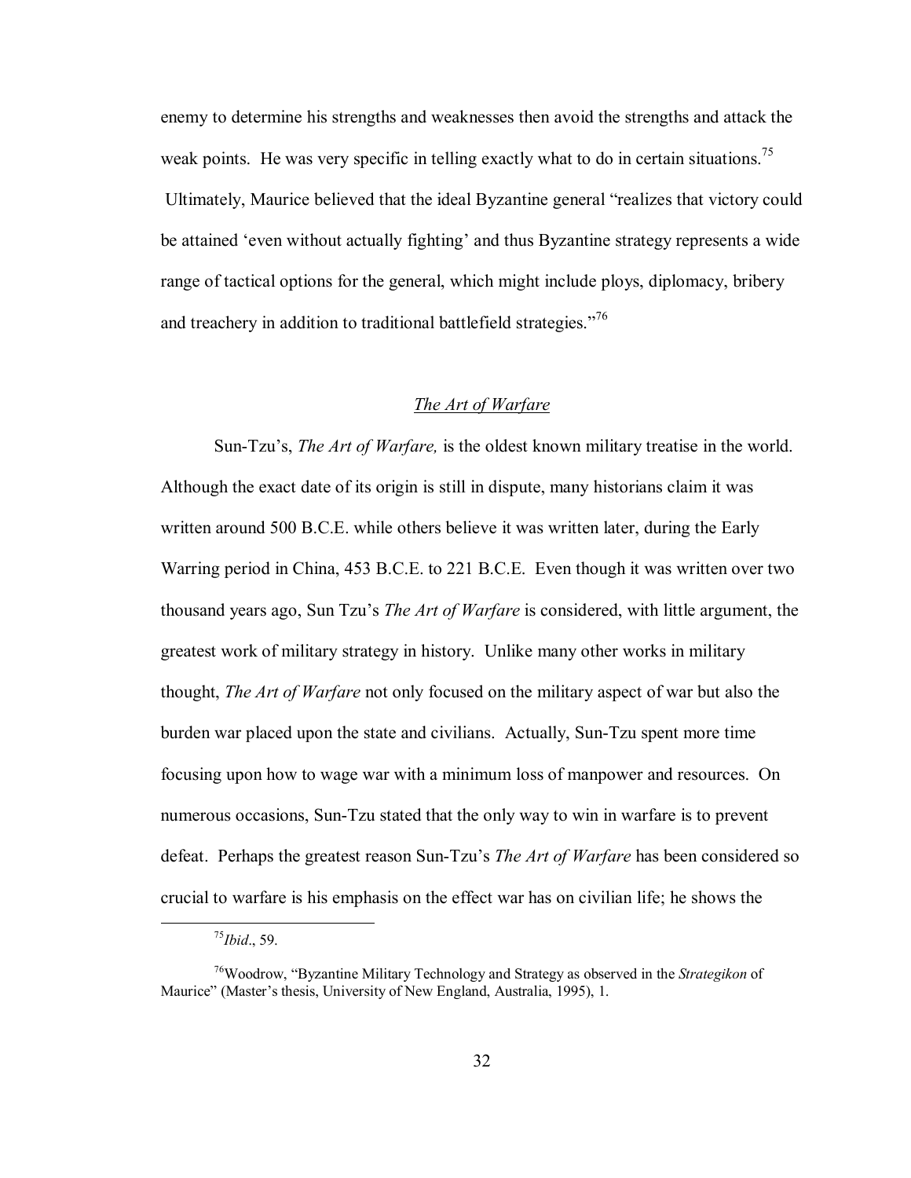enemy to determine his strengths and weaknesses then avoid the strengths and attack the weak points. He was very specific in telling exactly what to do in certain situations.[75] Ultimately, Maurice believed that the ideal Byzantine general "realizes that victory could be attained 'even without actually fighting' and thus Byzantine strategy represents a wide range of tactical options for the general, which might include ploys, diplomacy, bribery and treachery in addition to traditional battlefield strategies."[76]

### *The Art of Warfare*

Sun-Tzu's, *The Art of Warfare,* is the oldest known military treatise in the world. Although the exact date of its origin is still in dispute, many historians claim it was written around 500 B.C.E. while others believe it was written later, during the Early Warring period in China, 453 B.C.E. to 221 B.C.E. Even though it was written over two thousand years ago, Sun Tzu's *The Art of Warfare* is considered, with little argument, the greatest work of military strategy in history. Unlike many other works in military thought, *The Art of Warfare* not only focused on the military aspect of war but also the burden war placed upon the state and civilians. Actually, Sun-Tzu spent more time focusing upon how to wage war with a minimum loss of manpower and resources. On numerous occasions, Sun-Tzu stated that the only way to win in warfare is to prevent defeat. Perhaps the greatest reason Sun-Tzu's *The Art of Warfare* has been considered so crucial to warfare is his emphasis on the effect war has on civilian life; he shows the

---

[75] *Ibid*., 59.

[76] Woodrow, "Byzantine Military Technology and Strategy as observed in the *Strategikon* of Maurice" (Master's thesis, University of New England, Australia, 1995), 1.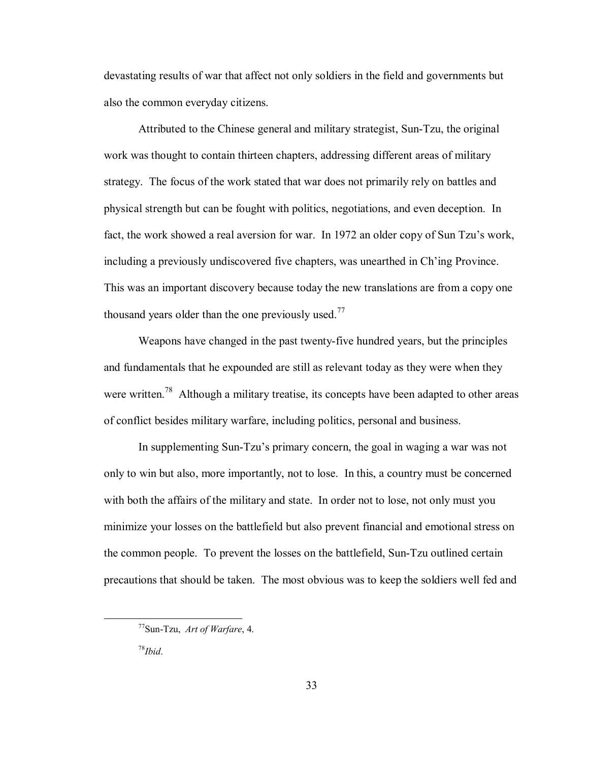devastating results of war that affect not only soldiers in the field and governments but also the common everyday citizens.

Attributed to the Chinese general and military strategist, Sun-Tzu, the original work was thought to contain thirteen chapters, addressing different areas of military strategy. The focus of the work stated that war does not primarily rely on battles and physical strength but can be fought with politics, negotiations, and even deception. In fact, the work showed a real aversion for war. In 1972 an older copy of Sun Tzu's work, including a previously undiscovered five chapters, was unearthed in Ch'ing Province. This was an important discovery because today the new translations are from a copy one thousand years older than the one previously used.[77]

Weapons have changed in the past twenty-five hundred years, but the principles and fundamentals that he expounded are still as relevant today as they were when they were written.[78] Although a military treatise, its concepts have been adapted to other areas of conflict besides military warfare, including politics, personal and business.

In supplementing Sun-Tzu's primary concern, the goal in waging a war was not only to win but also, more importantly, not to lose. In this, a country must be concerned with both the affairs of the military and state. In order not to lose, not only must you minimize your losses on the battlefield but also prevent financial and emotional stress on the common people. To prevent the losses on the battlefield, Sun-Tzu outlined certain precautions that should be taken. The most obvious was to keep the soldiers well fed and

---

[77]Sun-Tzu, *Art of Warfare*, 4.

[78]*Ibid*.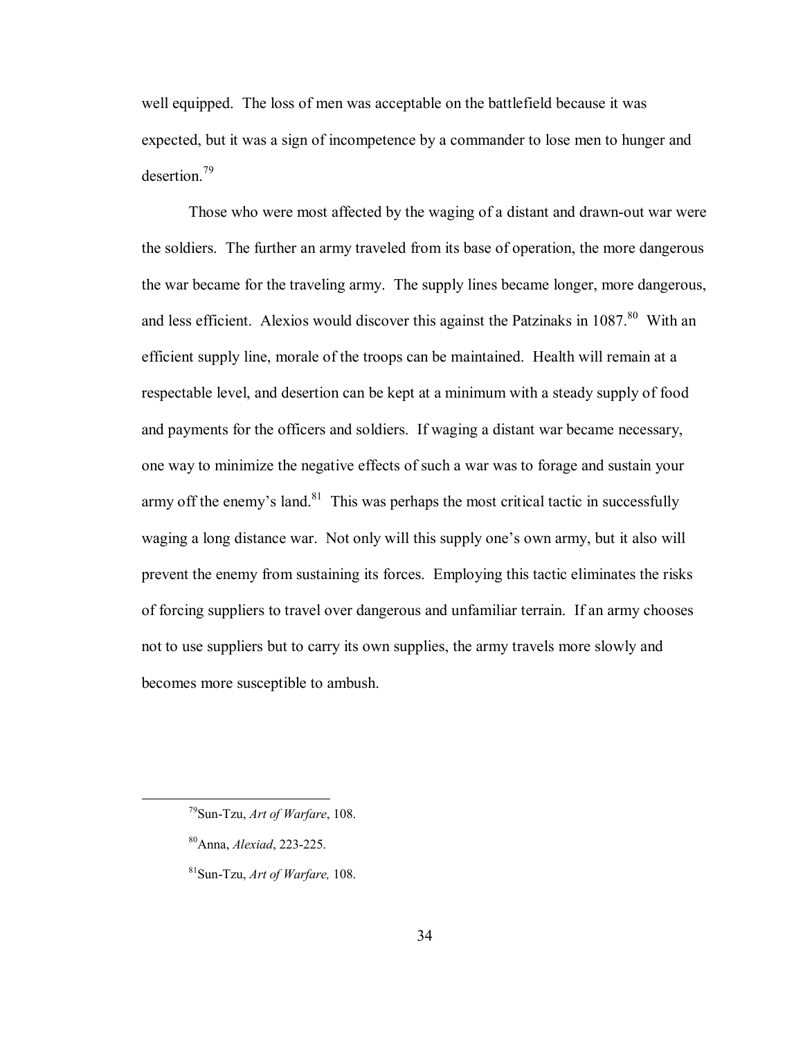well equipped. The loss of men was acceptable on the battlefield because it was expected, but it was a sign of incompetence by a commander to lose men to hunger and desertion.[79]

Those who were most affected by the waging of a distant and drawn-out war were the soldiers. The further an army traveled from its base of operation, the more dangerous the war became for the traveling army. The supply lines became longer, more dangerous, and less efficient. Alexios would discover this against the Patzinaks in 1087.[80] With an efficient supply line, morale of the troops can be maintained. Health will remain at a respectable level, and desertion can be kept at a minimum with a steady supply of food and payments for the officers and soldiers. If waging a distant war became necessary, one way to minimize the negative effects of such a war was to forage and sustain your army off the enemy's land.[81] This was perhaps the most critical tactic in successfully waging a long distance war. Not only will this supply one's own army, but it also will prevent the enemy from sustaining its forces. Employing this tactic eliminates the risks of forcing suppliers to travel over dangerous and unfamiliar terrain. If an army chooses not to use suppliers but to carry its own supplies, the army travels more slowly and becomes more susceptible to ambush.

---

[79] Sun-Tzu, *Art of Warfare*, 108.

[80] Anna, *Alexiad*, 223-225.

[81] Sun-Tzu, *Art of Warfare,* 108.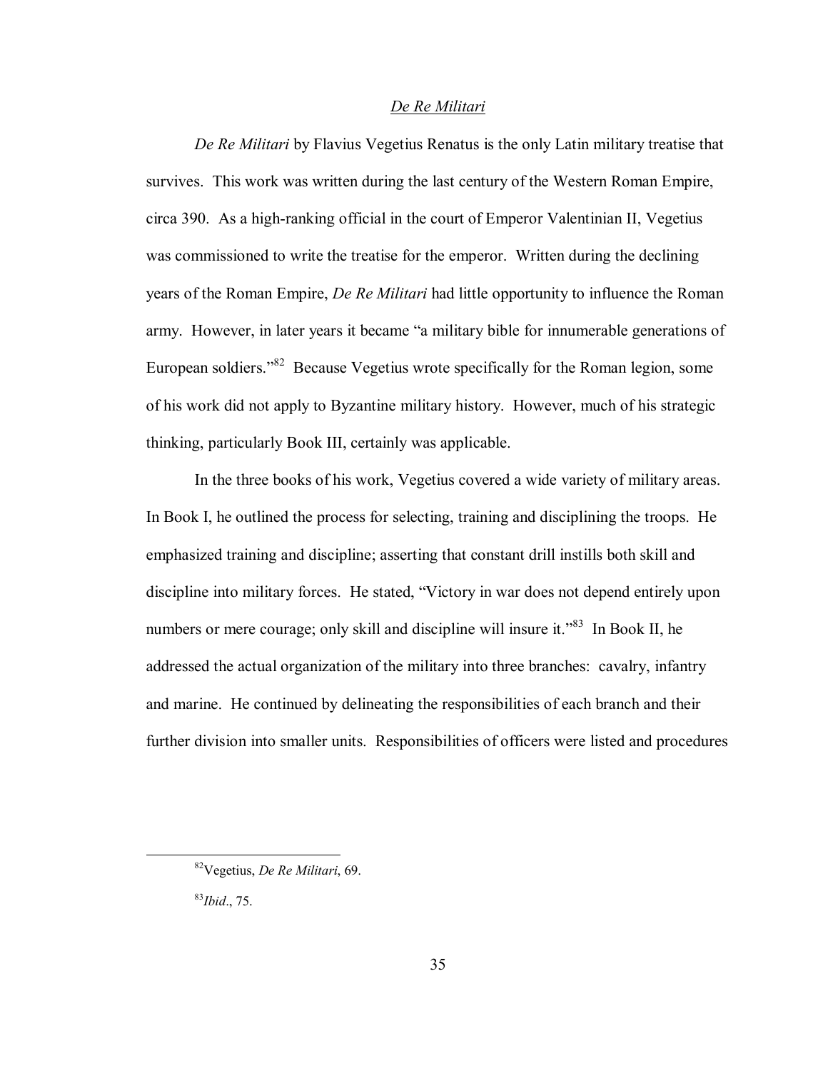## *De Re Militari*

*De Re Militari* by Flavius Vegetius Renatus is the only Latin military treatise that survives. This work was written during the last century of the Western Roman Empire, circa 390. As a high-ranking official in the court of Emperor Valentinian II, Vegetius was commissioned to write the treatise for the emperor. Written during the declining years of the Roman Empire, *De Re Militari* had little opportunity to influence the Roman army. However, in later years it became "a military bible for innumerable generations of European soldiers."[82] Because Vegetius wrote specifically for the Roman legion, some of his work did not apply to Byzantine military history. However, much of his strategic thinking, particularly Book III, certainly was applicable.

In the three books of his work, Vegetius covered a wide variety of military areas. In Book I, he outlined the process for selecting, training and disciplining the troops. He emphasized training and discipline; asserting that constant drill instills both skill and discipline into military forces. He stated, "Victory in war does not depend entirely upon numbers or mere courage; only skill and discipline will insure it."[83] In Book II, he addressed the actual organization of the military into three branches: cavalry, infantry and marine. He continued by delineating the responsibilities of each branch and their further division into smaller units. Responsibilities of officers were listed and procedures

---

[82] Vegetius, *De Re Militari*, 69.

[83] *Ibid*., 75.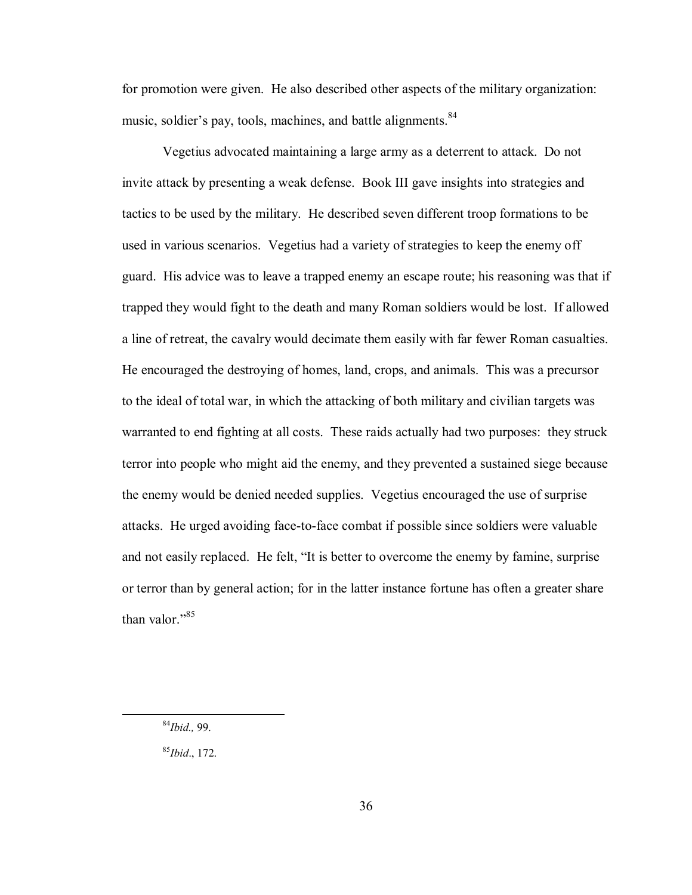for promotion were given. He also described other aspects of the military organization: music, soldier's pay, tools, machines, and battle alignments.[84]

Vegetius advocated maintaining a large army as a deterrent to attack. Do not invite attack by presenting a weak defense. Book III gave insights into strategies and tactics to be used by the military. He described seven different troop formations to be used in various scenarios. Vegetius had a variety of strategies to keep the enemy off guard. His advice was to leave a trapped enemy an escape route; his reasoning was that if trapped they would fight to the death and many Roman soldiers would be lost. If allowed a line of retreat, the cavalry would decimate them easily with far fewer Roman casualties. He encouraged the destroying of homes, land, crops, and animals. This was a precursor to the ideal of total war, in which the attacking of both military and civilian targets was warranted to end fighting at all costs. These raids actually had two purposes: they struck terror into people who might aid the enemy, and they prevented a sustained siege because the enemy would be denied needed supplies. Vegetius encouraged the use of surprise attacks. He urged avoiding face-to-face combat if possible since soldiers were valuable and not easily replaced. He felt, "It is better to overcome the enemy by famine, surprise or terror than by general action; for in the latter instance fortune has often a greater share than valor."[85]

---

[84] *Ibid.,* 99.

[85] *Ibid*., 172.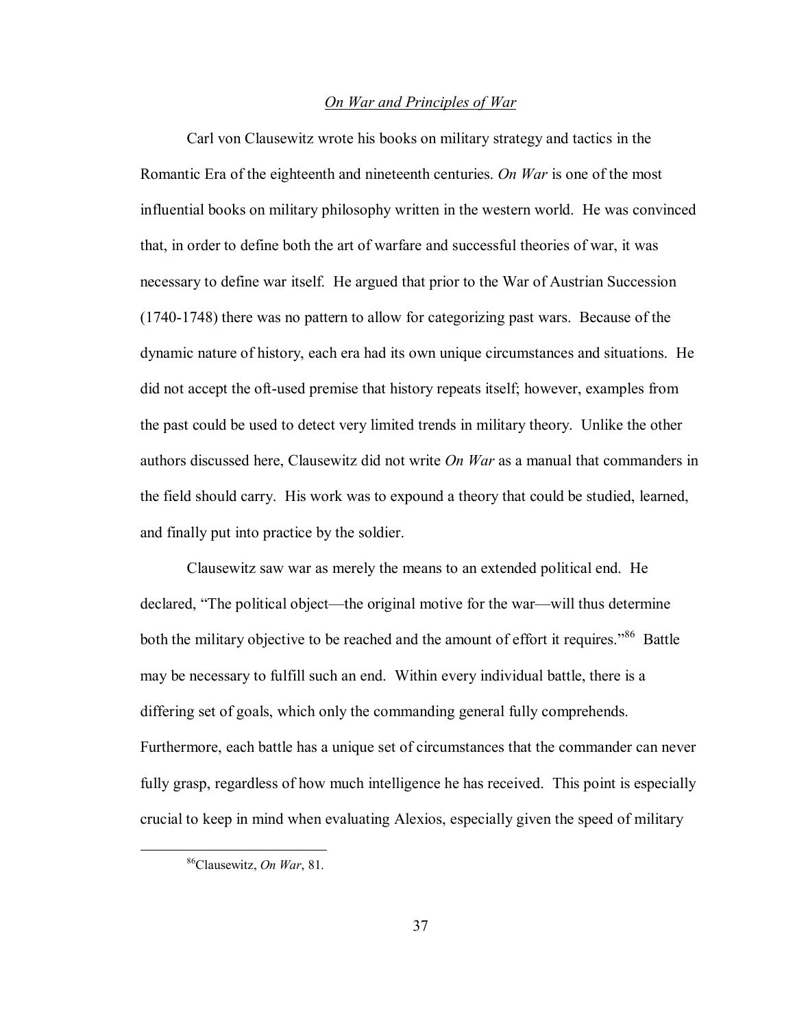## *On War and Principles of War*

Carl von Clausewitz wrote his books on military strategy and tactics in the Romantic Era of the eighteenth and nineteenth centuries. *On War* is one of the most influential books on military philosophy written in the western world. He was convinced that, in order to define both the art of warfare and successful theories of war, it was necessary to define war itself. He argued that prior to the War of Austrian Succession (1740-1748) there was no pattern to allow for categorizing past wars. Because of the dynamic nature of history, each era had its own unique circumstances and situations. He did not accept the oft-used premise that history repeats itself; however, examples from the past could be used to detect very limited trends in military theory. Unlike the other authors discussed here, Clausewitz did not write *On War* as a manual that commanders in the field should carry. His work was to expound a theory that could be studied, learned, and finally put into practice by the soldier.

Clausewitz saw war as merely the means to an extended political end. He declared, "The political object—the original motive for the war—will thus determine both the military objective to be reached and the amount of effort it requires."[86] Battle may be necessary to fulfill such an end. Within every individual battle, there is a differing set of goals, which only the commanding general fully comprehends. Furthermore, each battle has a unique set of circumstances that the commander can never fully grasp, regardless of how much intelligence he has received. This point is especially crucial to keep in mind when evaluating Alexios, especially given the speed of military

[86] Clausewitz, *On War*, 81.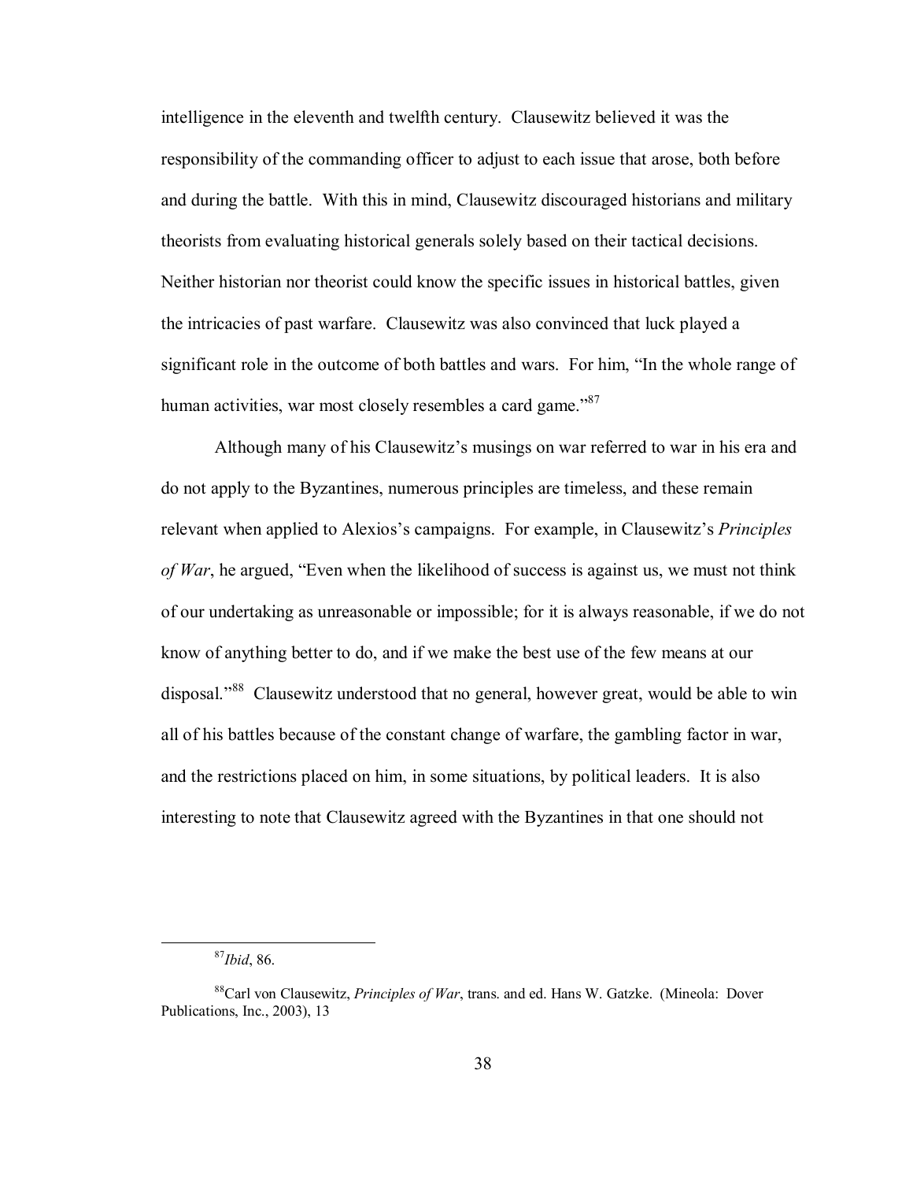intelligence in the eleventh and twelfth century. Clausewitz believed it was the responsibility of the commanding officer to adjust to each issue that arose, both before and during the battle. With this in mind, Clausewitz discouraged historians and military theorists from evaluating historical generals solely based on their tactical decisions. Neither historian nor theorist could know the specific issues in historical battles, given the intricacies of past warfare. Clausewitz was also convinced that luck played a significant role in the outcome of both battles and wars. For him, "In the whole range of human activities, war most closely resembles a card game."[87]

Although many of his Clausewitz's musings on war referred to war in his era and do not apply to the Byzantines, numerous principles are timeless, and these remain relevant when applied to Alexios's campaigns. For example, in Clausewitz's *Principles of War*, he argued, "Even when the likelihood of success is against us, we must not think of our undertaking as unreasonable or impossible; for it is always reasonable, if we do not know of anything better to do, and if we make the best use of the few means at our disposal."[88] Clausewitz understood that no general, however great, would be able to win all of his battles because of the constant change of warfare, the gambling factor in war, and the restrictions placed on him, in some situations, by political leaders. It is also interesting to note that Clausewitz agreed with the Byzantines in that one should not

---

[87]*Ibid*, 86.

[88]Carl von Clausewitz, *Principles of War*, trans. and ed. Hans W. Gatzke. (Mineola: Dover Publications, Inc., 2003), 13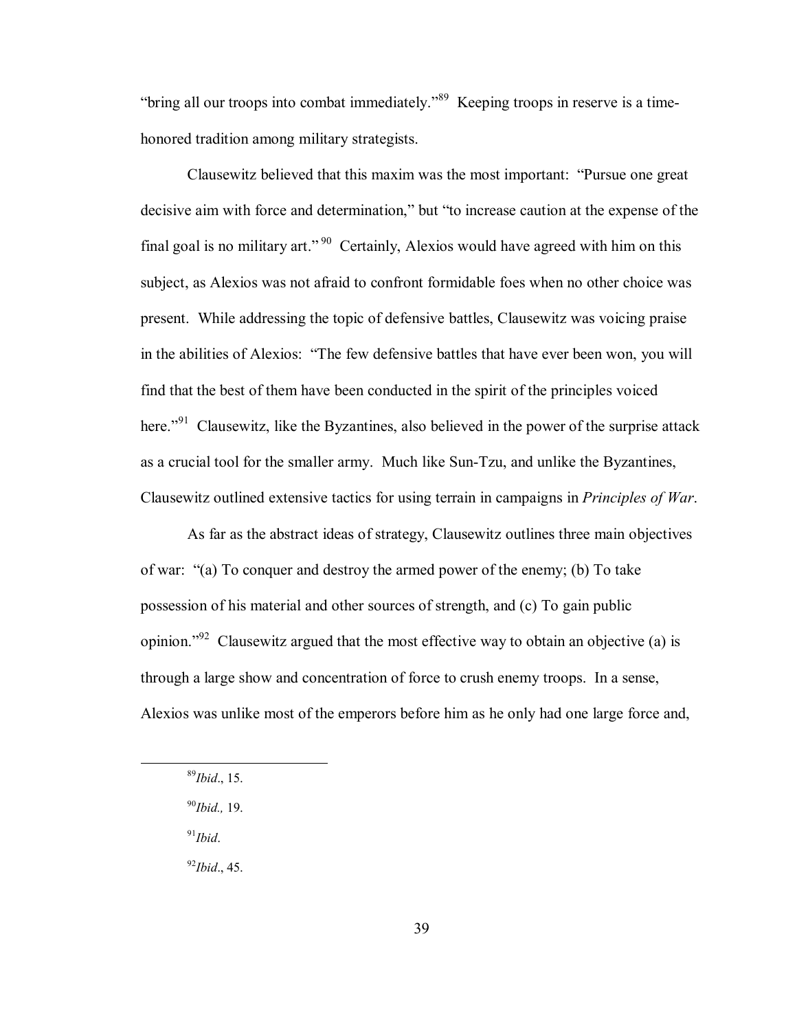"bring all our troops into combat immediately."[89] Keeping troops in reserve is a time-honored tradition among military strategists.

Clausewitz believed that this maxim was the most important: "Pursue one great decisive aim with force and determination," but "to increase caution at the expense of the final goal is no military art."[90] Certainly, Alexios would have agreed with him on this subject, as Alexios was not afraid to confront formidable foes when no other choice was present. While addressing the topic of defensive battles, Clausewitz was voicing praise in the abilities of Alexios: "The few defensive battles that have ever been won, you will find that the best of them have been conducted in the spirit of the principles voiced here."[91] Clausewitz, like the Byzantines, also believed in the power of the surprise attack as a crucial tool for the smaller army. Much like Sun-Tzu, and unlike the Byzantines, Clausewitz outlined extensive tactics for using terrain in campaigns in *Principles of War*.

As far as the abstract ideas of strategy, Clausewitz outlines three main objectives of war: "(a) To conquer and destroy the armed power of the enemy; (b) To take possession of his material and other sources of strength, and (c) To gain public opinion."[92] Clausewitz argued that the most effective way to obtain an objective (a) is through a large show and concentration of force to crush enemy troops. In a sense, Alexios was unlike most of the emperors before him as he only had one large force and,

---

[89] *Ibid*., 15.

[90] *Ibid.,* 19.

[91] *Ibid*.

[92] *Ibid*., 45.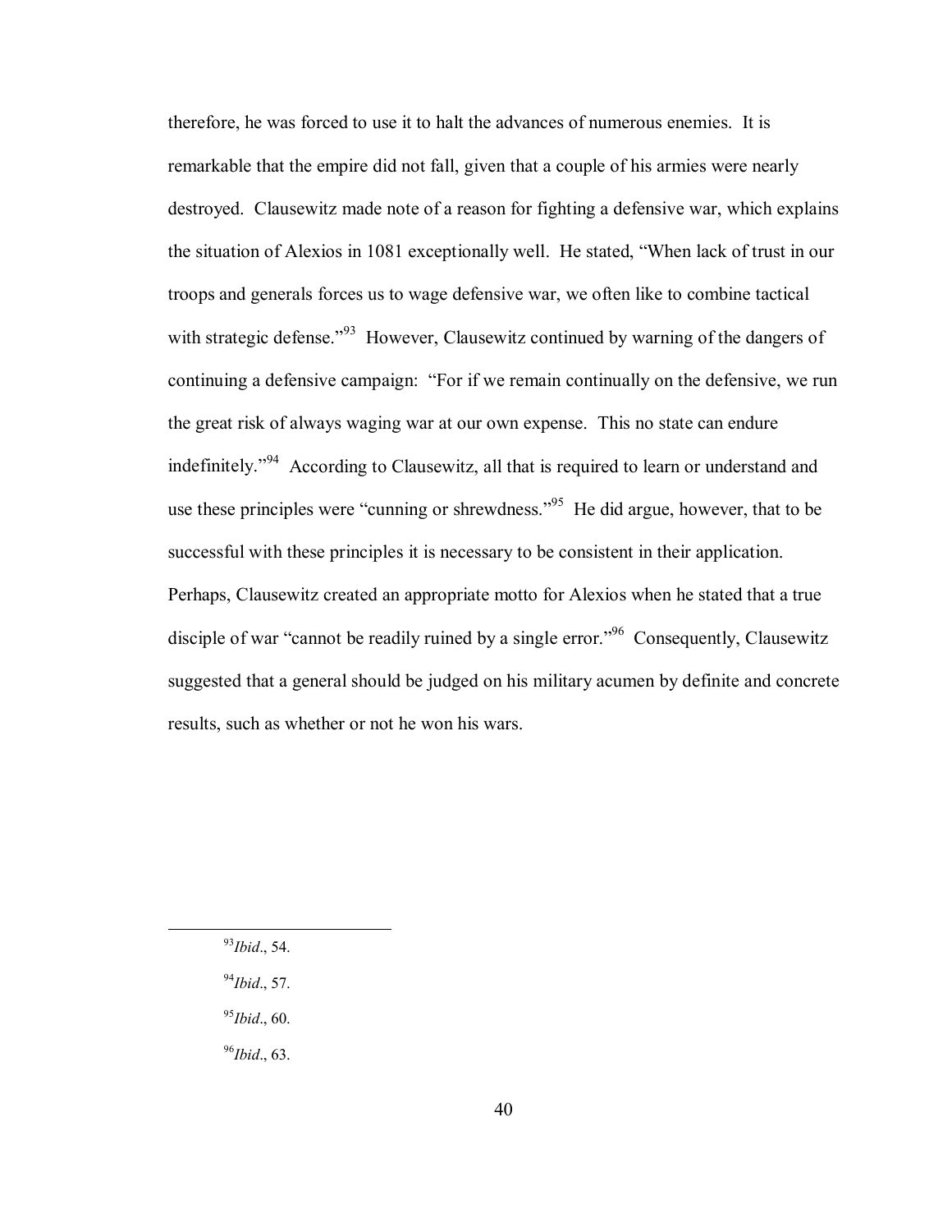therefore, he was forced to use it to halt the advances of numerous enemies. It is remarkable that the empire did not fall, given that a couple of his armies were nearly destroyed. Clausewitz made note of a reason for fighting a defensive war, which explains the situation of Alexios in 1081 exceptionally well. He stated, "When lack of trust in our troops and generals forces us to wage defensive war, we often like to combine tactical with strategic defense."[93] However, Clausewitz continued by warning of the dangers of continuing a defensive campaign: "For if we remain continually on the defensive, we run the great risk of always waging war at our own expense. This no state can endure indefinitely."[94] According to Clausewitz, all that is required to learn or understand and use these principles were "cunning or shrewdness."[95] He did argue, however, that to be successful with these principles it is necessary to be consistent in their application. Perhaps, Clausewitz created an appropriate motto for Alexios when he stated that a true disciple of war "cannot be readily ruined by a single error."[96] Consequently, Clausewitz suggested that a general should be judged on his military acumen by definite and concrete results, such as whether or not he won his wars.

---

[93]*Ibid*., 54.

[94]*Ibid*., 57.

[95]*Ibid*., 60.

[96]*Ibid*., 63.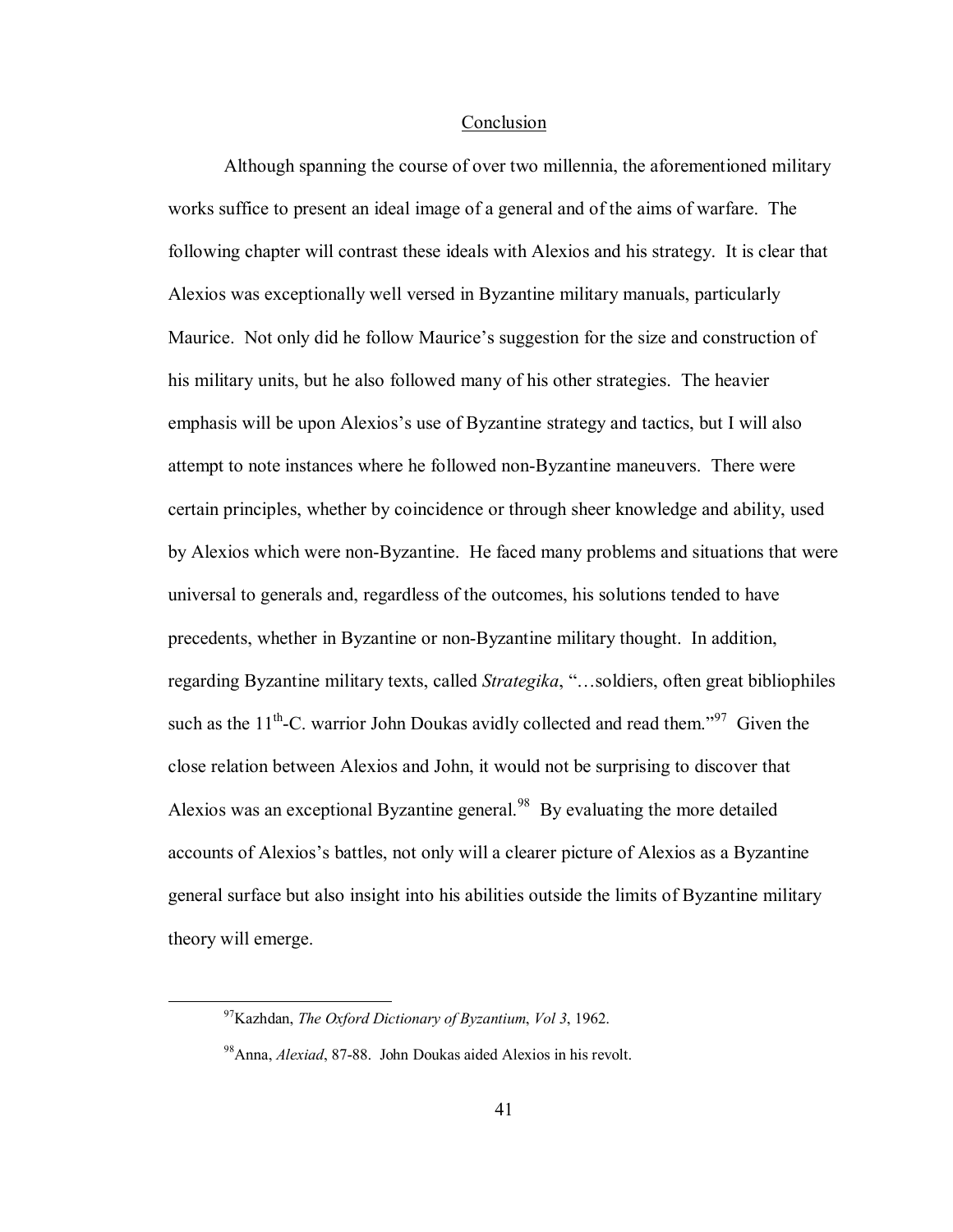## Conclusion

Although spanning the course of over two millennia, the aforementioned military works suffice to present an ideal image of a general and of the aims of warfare. The following chapter will contrast these ideals with Alexios and his strategy. It is clear that Alexios was exceptionally well versed in Byzantine military manuals, particularly Maurice. Not only did he follow Maurice's suggestion for the size and construction of his military units, but he also followed many of his other strategies. The heavier emphasis will be upon Alexios's use of Byzantine strategy and tactics, but I will also attempt to note instances where he followed non-Byzantine maneuvers. There were certain principles, whether by coincidence or through sheer knowledge and ability, used by Alexios which were non-Byzantine. He faced many problems and situations that were universal to generals and, regardless of the outcomes, his solutions tended to have precedents, whether in Byzantine or non-Byzantine military thought. In addition, regarding Byzantine military texts, called *Strategika*, "…soldiers, often great bibliophiles such as the 11th-C. warrior John Doukas avidly collected and read them."[97] Given the close relation between Alexios and John, it would not be surprising to discover that Alexios was an exceptional Byzantine general.[98] By evaluating the more detailed accounts of Alexios's battles, not only will a clearer picture of Alexios as a Byzantine general surface but also insight into his abilities outside the limits of Byzantine military theory will emerge.

---

[97] Kazhdan, *The Oxford Dictionary of Byzantium*, *Vol 3*, 1962.

[98] Anna, *Alexiad*, 87-88. John Doukas aided Alexios in his revolt.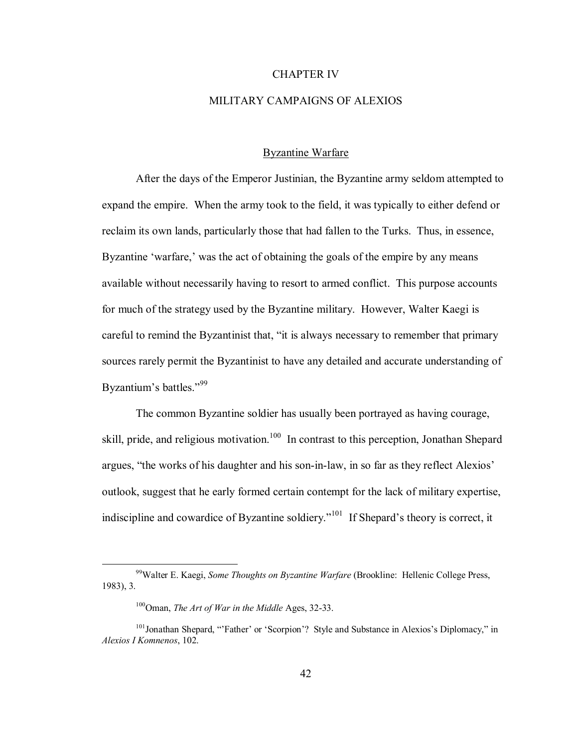# CHAPTER IV

# MILITARY CAMPAIGNS OF ALEXIOS

## Byzantine Warfare

After the days of the Emperor Justinian, the Byzantine army seldom attempted to expand the empire. When the army took to the field, it was typically to either defend or reclaim its own lands, particularly those that had fallen to the Turks. Thus, in essence, Byzantine 'warfare,' was the act of obtaining the goals of the empire by any means available without necessarily having to resort to armed conflict. This purpose accounts for much of the strategy used by the Byzantine military. However, Walter Kaegi is careful to remind the Byzantinist that, "it is always necessary to remember that primary sources rarely permit the Byzantinist to have any detailed and accurate understanding of Byzantium's battles."[99]

The common Byzantine soldier has usually been portrayed as having courage, skill, pride, and religious motivation.[100] In contrast to this perception, Jonathan Shepard argues, "the works of his daughter and his son-in-law, in so far as they reflect Alexios' outlook, suggest that he early formed certain contempt for the lack of military expertise, indiscipline and cowardice of Byzantine soldiery."[101] If Shepard's theory is correct, it

---

[99] Walter E. Kaegi, *Some Thoughts on Byzantine Warfare* (Brookline: Hellenic College Press, 1983), 3.

[100] Oman, *The Art of War in the Middle* Ages, 32-33.

[101] Jonathan Shepard, "'Father' or 'Scorpion'? Style and Substance in Alexios's Diplomacy," in *Alexios I Komnenos*, 102.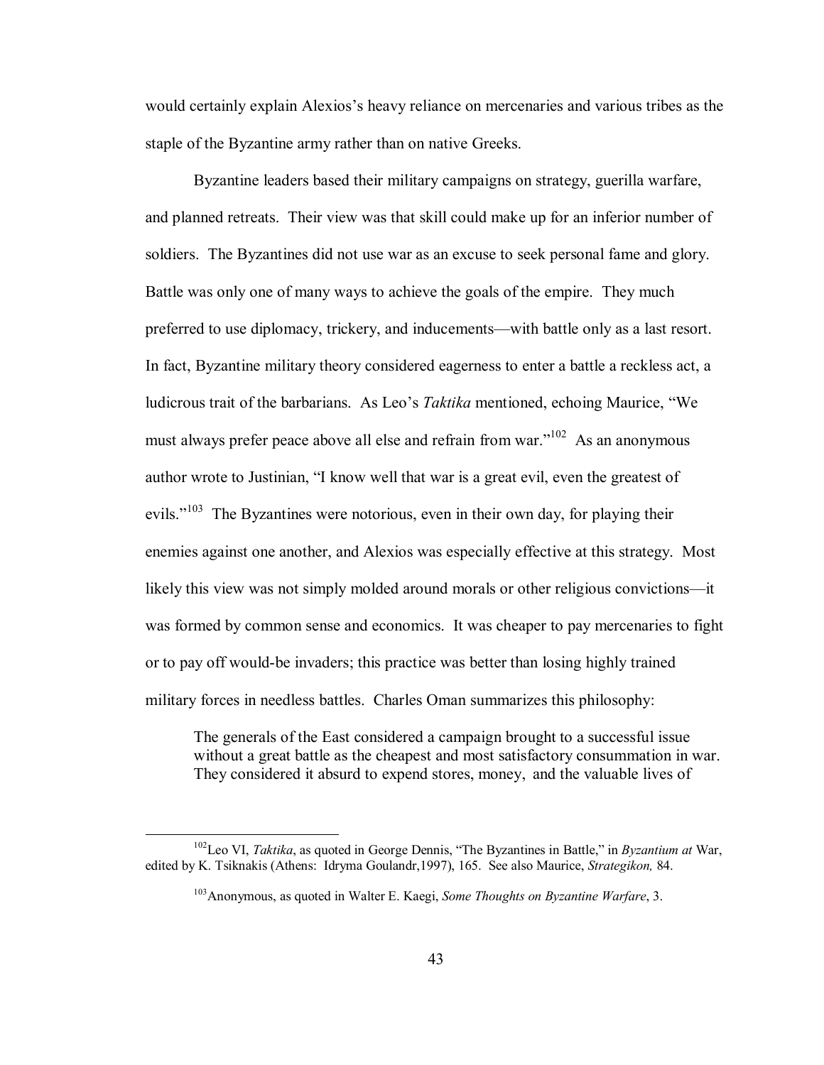would certainly explain Alexios's heavy reliance on mercenaries and various tribes as the staple of the Byzantine army rather than on native Greeks.

Byzantine leaders based their military campaigns on strategy, guerilla warfare, and planned retreats. Their view was that skill could make up for an inferior number of soldiers. The Byzantines did not use war as an excuse to seek personal fame and glory. Battle was only one of many ways to achieve the goals of the empire. They much preferred to use diplomacy, trickery, and inducements—with battle only as a last resort. In fact, Byzantine military theory considered eagerness to enter a battle a reckless act, a ludicrous trait of the barbarians. As Leo's *Taktika* mentioned, echoing Maurice, "We must always prefer peace above all else and refrain from war."[102] As an anonymous author wrote to Justinian, "I know well that war is a great evil, even the greatest of evils."[103] The Byzantines were notorious, even in their own day, for playing their enemies against one another, and Alexios was especially effective at this strategy. Most likely this view was not simply molded around morals or other religious convictions—it was formed by common sense and economics. It was cheaper to pay mercenaries to fight or to pay off would-be invaders; this practice was better than losing highly trained military forces in needless battles. Charles Oman summarizes this philosophy:

> The generals of the East considered a campaign brought to a successful issue without a great battle as the cheapest and most satisfactory consummation in war. They considered it absurd to expend stores, money, and the valuable lives of

---

[102]Leo VI, *Taktika*, as quoted in George Dennis, "The Byzantines in Battle," in *Byzantium at* War, edited by K. Tsiknakis (Athens: Idryma Goulandr,1997), 165. See also Maurice, *Strategikon,* 84.

[103]Anonymous, as quoted in Walter E. Kaegi, *Some Thoughts on Byzantine Warfare*, 3.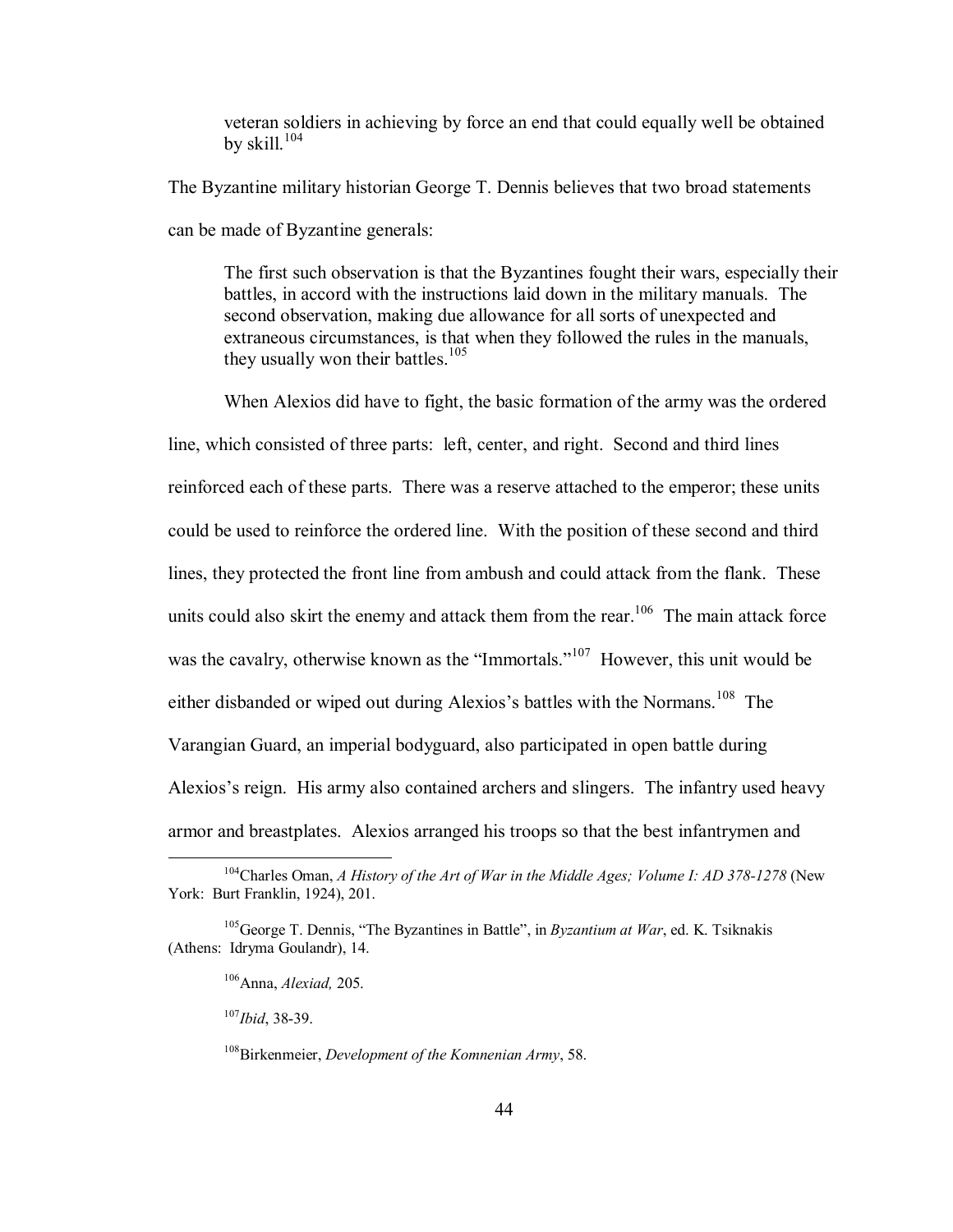> veteran soldiers in achieving by force an end that could equally well be obtained by skill.[104]

The Byzantine military historian George T. Dennis believes that two broad statements can be made of Byzantine generals:

> The first such observation is that the Byzantines fought their wars, especially their battles, in accord with the instructions laid down in the military manuals. The second observation, making due allowance for all sorts of unexpected and extraneous circumstances, is that when they followed the rules in the manuals, they usually won their battles.[105]

When Alexios did have to fight, the basic formation of the army was the ordered line, which consisted of three parts: left, center, and right. Second and third lines reinforced each of these parts. There was a reserve attached to the emperor; these units could be used to reinforce the ordered line. With the position of these second and third lines, they protected the front line from ambush and could attack from the flank. These units could also skirt the enemy and attack them from the rear.[106] The main attack force was the cavalry, otherwise known as the "Immortals."[107] However, this unit would be either disbanded or wiped out during Alexios's battles with the Normans.[108] The Varangian Guard, an imperial bodyguard, also participated in open battle during Alexios's reign. His army also contained archers and slingers. The infantry used heavy armor and breastplates. Alexios arranged his troops so that the best infantrymen and

---

[104] Charles Oman, *A History of the Art of War in the Middle Ages; Volume I: AD 378-1278* (New York: Burt Franklin, 1924), 201.

[105] George T. Dennis, "The Byzantines in Battle", in *Byzantium at War*, ed. K. Tsiknakis (Athens: Idryma Goulandr), 14.

[106] Anna, *Alexiad,* 205.

[107] *Ibid*, 38-39.

[108] Birkenmeier, *Development of the Komnenian Army*, 58.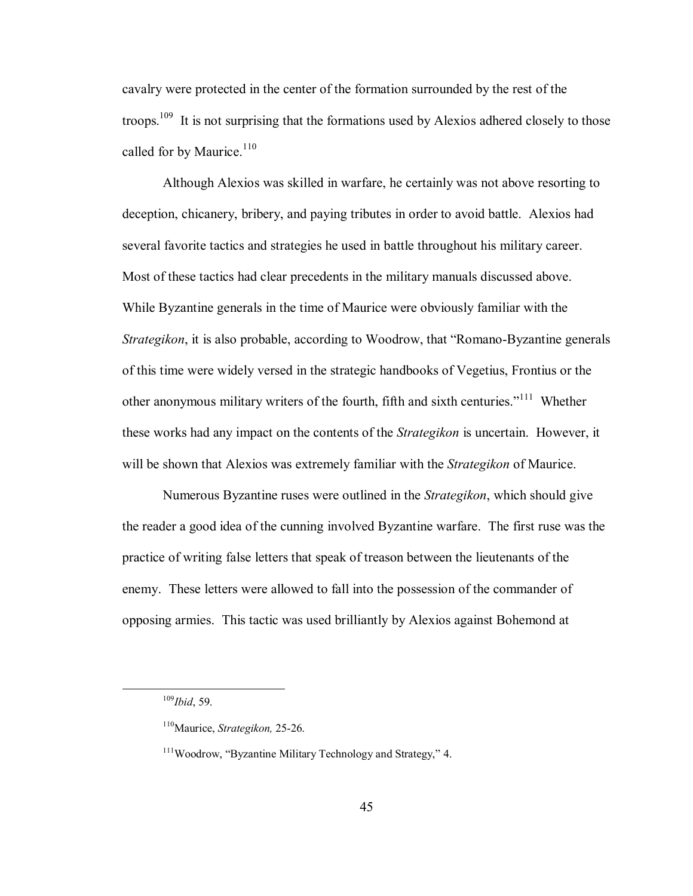cavalry were protected in the center of the formation surrounded by the rest of the troops.[109] It is not surprising that the formations used by Alexios adhered closely to those called for by Maurice.[110]

Although Alexios was skilled in warfare, he certainly was not above resorting to deception, chicanery, bribery, and paying tributes in order to avoid battle. Alexios had several favorite tactics and strategies he used in battle throughout his military career. Most of these tactics had clear precedents in the military manuals discussed above. While Byzantine generals in the time of Maurice were obviously familiar with the *Strategikon*, it is also probable, according to Woodrow, that "Romano-Byzantine generals of this time were widely versed in the strategic handbooks of Vegetius, Frontius or the other anonymous military writers of the fourth, fifth and sixth centuries."[111] Whether these works had any impact on the contents of the *Strategikon* is uncertain. However, it will be shown that Alexios was extremely familiar with the *Strategikon* of Maurice.

Numerous Byzantine ruses were outlined in the *Strategikon*, which should give the reader a good idea of the cunning involved Byzantine warfare. The first ruse was the practice of writing false letters that speak of treason between the lieutenants of the enemy. These letters were allowed to fall into the possession of the commander of opposing armies. This tactic was used brilliantly by Alexios against Bohemond at

---

[109] *Ibid*, 59.

[110] Maurice, *Strategikon,* 25-26.

[111] Woodrow, "Byzantine Military Technology and Strategy," 4.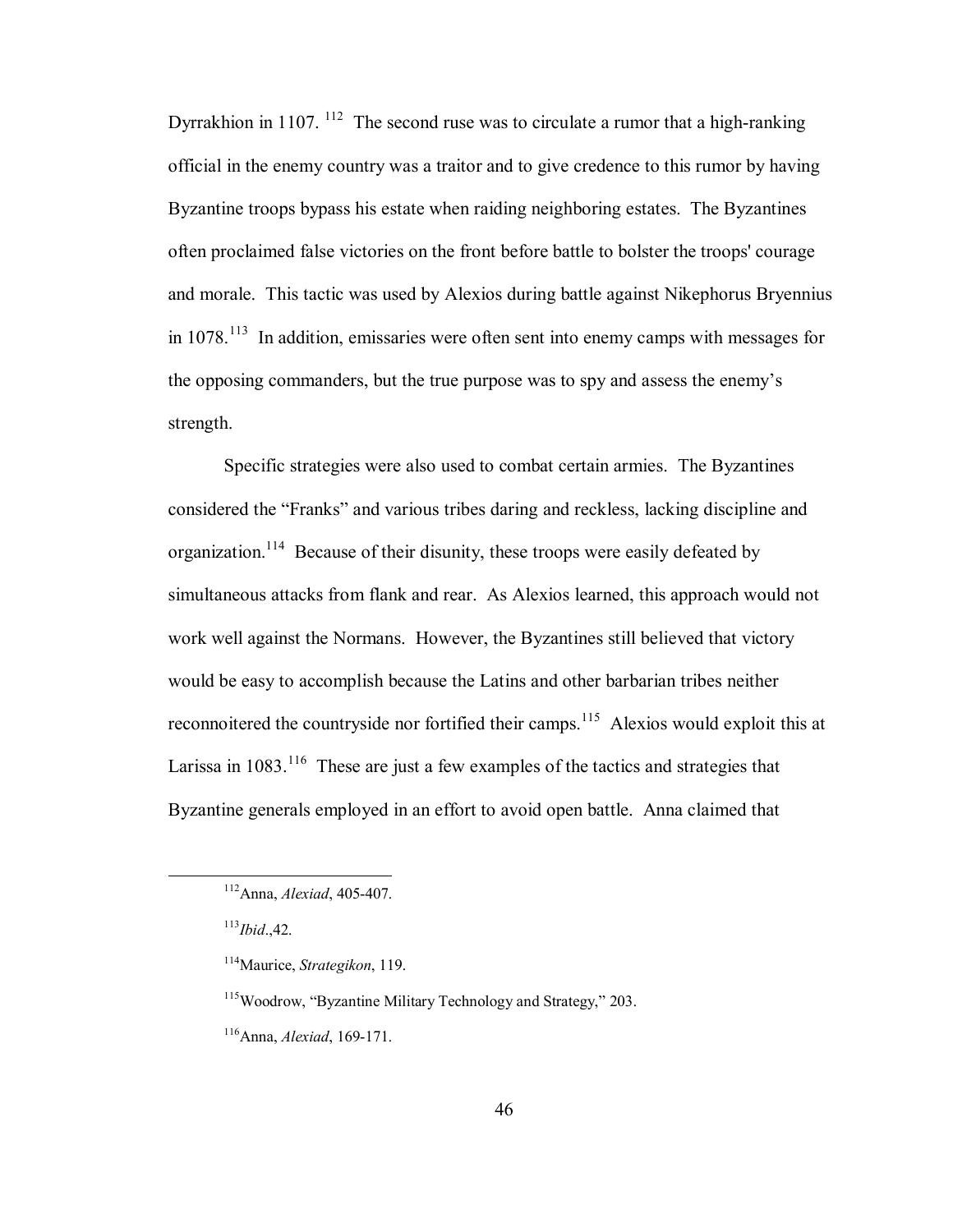Dyrrakhion in 1107. [112] The second ruse was to circulate a rumor that a high-ranking official in the enemy country was a traitor and to give credence to this rumor by having Byzantine troops bypass his estate when raiding neighboring estates. The Byzantines often proclaimed false victories on the front before battle to bolster the troops' courage and morale. This tactic was used by Alexios during battle against Nikephorus Bryennius in 1078.[113] In addition, emissaries were often sent into enemy camps with messages for the opposing commanders, but the true purpose was to spy and assess the enemy's strength.

Specific strategies were also used to combat certain armies. The Byzantines considered the "Franks" and various tribes daring and reckless, lacking discipline and organization.[114] Because of their disunity, these troops were easily defeated by simultaneous attacks from flank and rear. As Alexios learned, this approach would not work well against the Normans. However, the Byzantines still believed that victory would be easy to accomplish because the Latins and other barbarian tribes neither reconnoitered the countryside nor fortified their camps.[115] Alexios would exploit this at Larissa in 1083.[116] These are just a few examples of the tactics and strategies that Byzantine generals employed in an effort to avoid open battle. Anna claimed that

---

[112] Anna, *Alexiad*, 405-407.

[113] *Ibid*.,42.

[114] Maurice, *Strategikon*, 119.

[115] Woodrow, "Byzantine Military Technology and Strategy," 203.

[116] Anna, *Alexiad*, 169-171.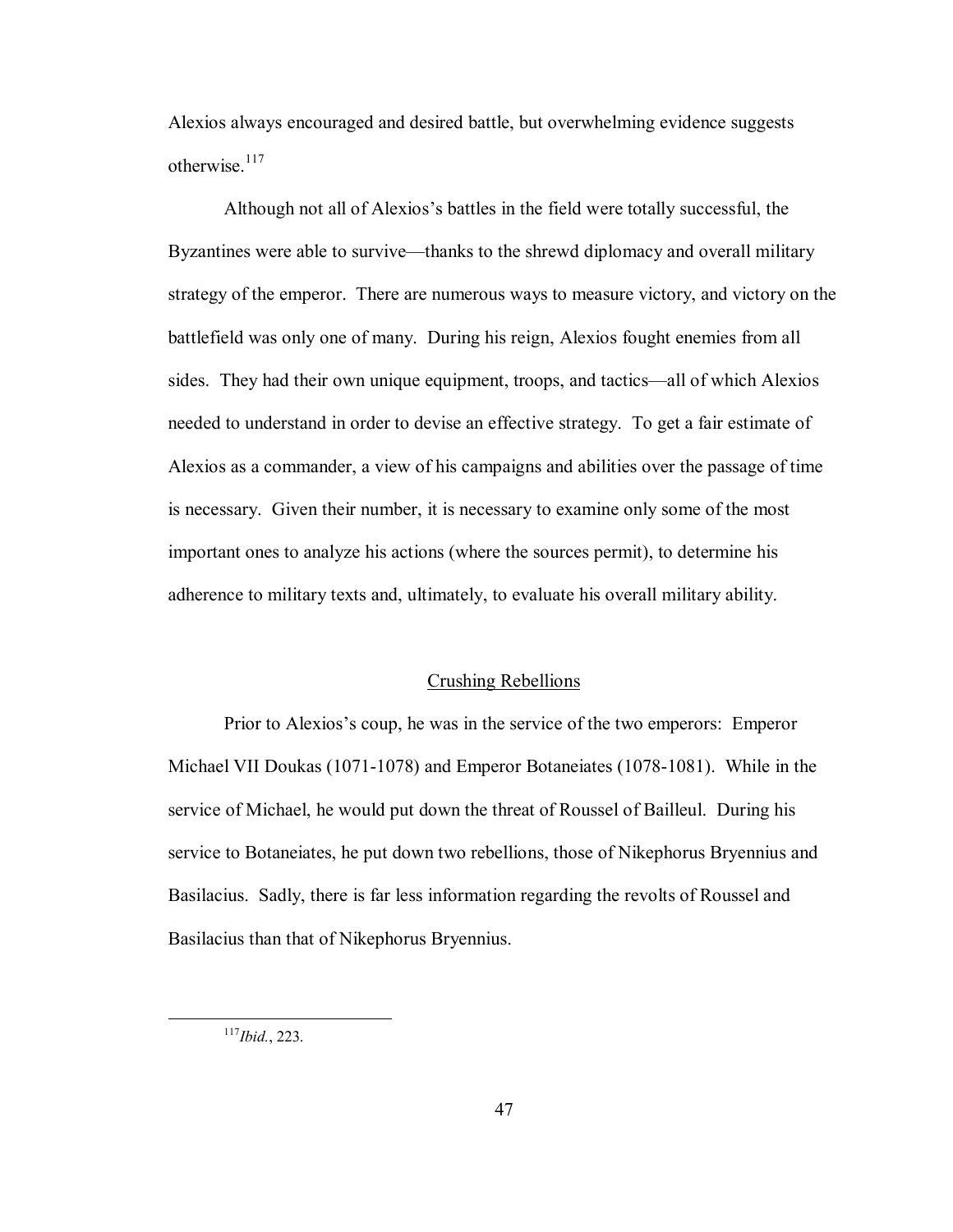Alexios always encouraged and desired battle, but overwhelming evidence suggests otherwise.[117]

Although not all of Alexios's battles in the field were totally successful, the Byzantines were able to survive—thanks to the shrewd diplomacy and overall military strategy of the emperor. There are numerous ways to measure victory, and victory on the battlefield was only one of many. During his reign, Alexios fought enemies from all sides. They had their own unique equipment, troops, and tactics—all of which Alexios needed to understand in order to devise an effective strategy. To get a fair estimate of Alexios as a commander, a view of his campaigns and abilities over the passage of time is necessary. Given their number, it is necessary to examine only some of the most important ones to analyze his actions (where the sources permit), to determine his adherence to military texts and, ultimately, to evaluate his overall military ability.

## Crushing Rebellions

Prior to Alexios's coup, he was in the service of the two emperors: Emperor Michael VII Doukas (1071-1078) and Emperor Botaneiates (1078-1081). While in the service of Michael, he would put down the threat of Roussel of Bailleul. During his service to Botaneiates, he put down two rebellions, those of Nikephorus Bryennius and Basilacius. Sadly, there is far less information regarding the revolts of Roussel and Basilacius than that of Nikephorus Bryennius.

---

[117] *Ibid.*, 223.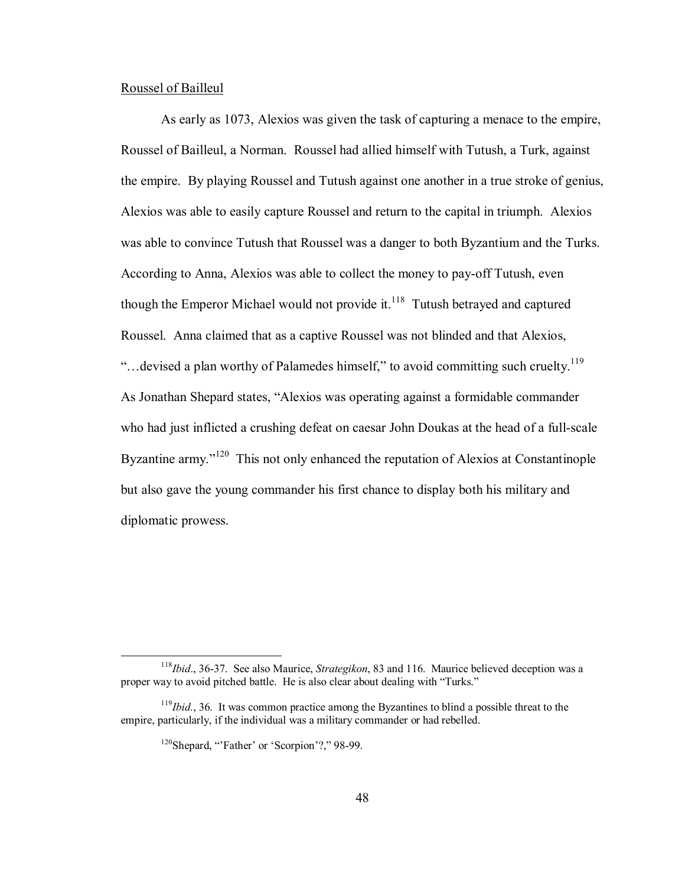Roussel of Bailleul

As early as 1073, Alexios was given the task of capturing a menace to the empire, Roussel of Bailleul, a Norman. Roussel had allied himself with Tutush, a Turk, against the empire. By playing Roussel and Tutush against one another in a true stroke of genius, Alexios was able to easily capture Roussel and return to the capital in triumph. Alexios was able to convince Tutush that Roussel was a danger to both Byzantium and the Turks. According to Anna, Alexios was able to collect the money to pay-off Tutush, even though the Emperor Michael would not provide it.[118] Tutush betrayed and captured Roussel. Anna claimed that as a captive Roussel was not blinded and that Alexios, "…devised a plan worthy of Palamedes himself," to avoid committing such cruelty.[119] As Jonathan Shepard states, "Alexios was operating against a formidable commander who had just inflicted a crushing defeat on caesar John Doukas at the head of a full-scale Byzantine army."[120] This not only enhanced the reputation of Alexios at Constantinople but also gave the young commander his first chance to display both his military and diplomatic prowess.

---

[118] *Ibid*., 36-37. See also Maurice, *Strategikon*, 83 and 116. Maurice believed deception was a proper way to avoid pitched battle. He is also clear about dealing with "Turks."

[119] *Ibid.*, 36. It was common practice among the Byzantines to blind a possible threat to the empire, particularly, if the individual was a military commander or had rebelled.

[120] Shepard, "'Father' or 'Scorpion'?," 98-99.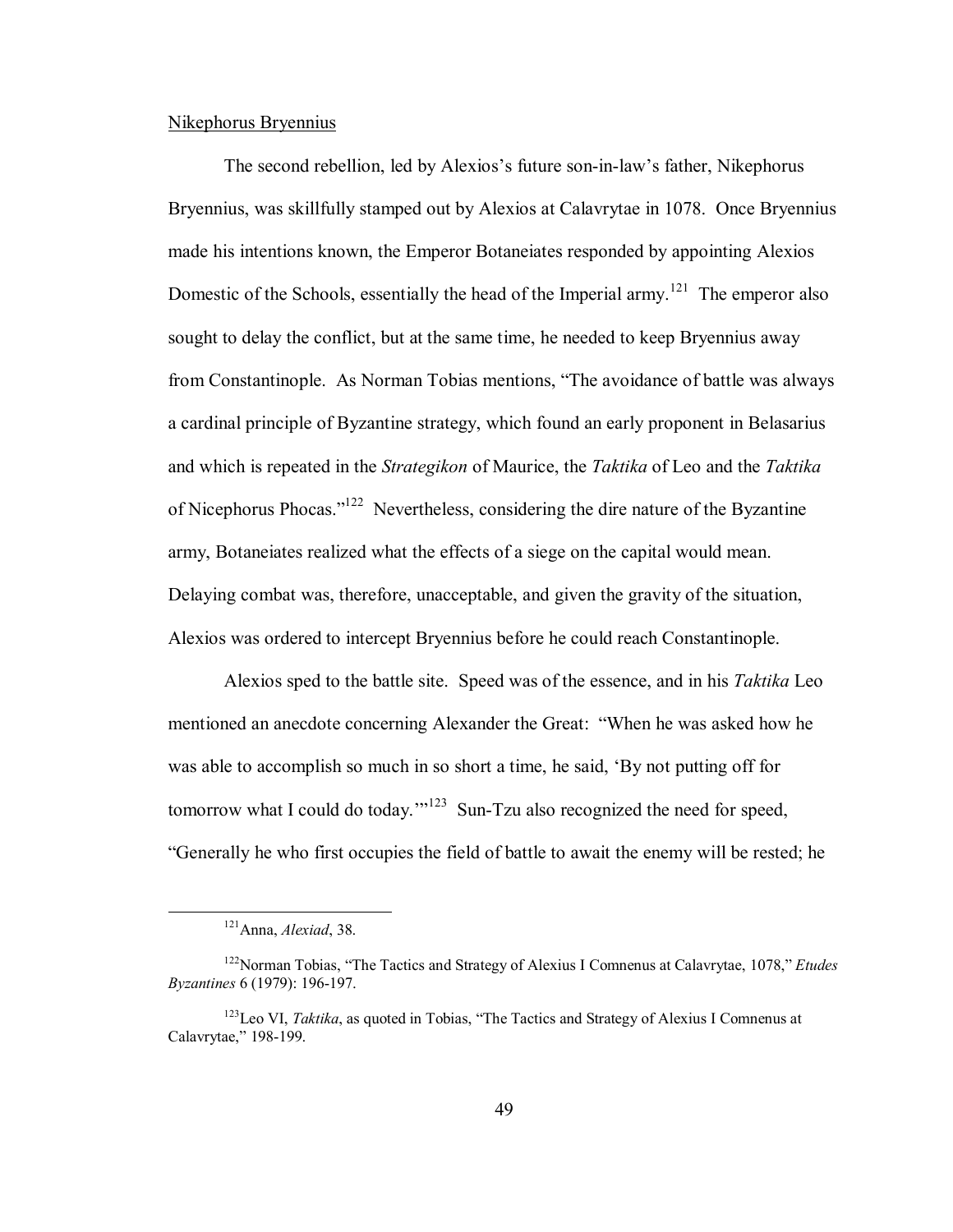<u>Nikephorus Bryennius</u>

The second rebellion, led by Alexios's future son-in-law's father, Nikephorus Bryennius, was skillfully stamped out by Alexios at Calavrytae in 1078. Once Bryennius made his intentions known, the Emperor Botaneiates responded by appointing Alexios Domestic of the Schools, essentially the head of the Imperial army.[121] The emperor also sought to delay the conflict, but at the same time, he needed to keep Bryennius away from Constantinople. As Norman Tobias mentions, "The avoidance of battle was always a cardinal principle of Byzantine strategy, which found an early proponent in Belasarius and which is repeated in the *Strategikon* of Maurice, the *Taktika* of Leo and the *Taktika* of Nicephorus Phocas."[122] Nevertheless, considering the dire nature of the Byzantine army, Botaneiates realized what the effects of a siege on the capital would mean. Delaying combat was, therefore, unacceptable, and given the gravity of the situation, Alexios was ordered to intercept Bryennius before he could reach Constantinople.

Alexios sped to the battle site. Speed was of the essence, and in his *Taktika* Leo mentioned an anecdote concerning Alexander the Great: "When he was asked how he was able to accomplish so much in so short a time, he said, 'By not putting off for tomorrow what I could do today.'"[123] Sun-Tzu also recognized the need for speed, "Generally he who first occupies the field of battle to await the enemy will be rested; he

---

[121] Anna, *Alexiad*, 38.

[122] Norman Tobias, "The Tactics and Strategy of Alexius I Comnenus at Calavrytae, 1078," *Etudes Byzantines* 6 (1979): 196-197.

[123] Leo VI, *Taktika*, as quoted in Tobias, "The Tactics and Strategy of Alexius I Comnenus at Calavrytae," 198-199.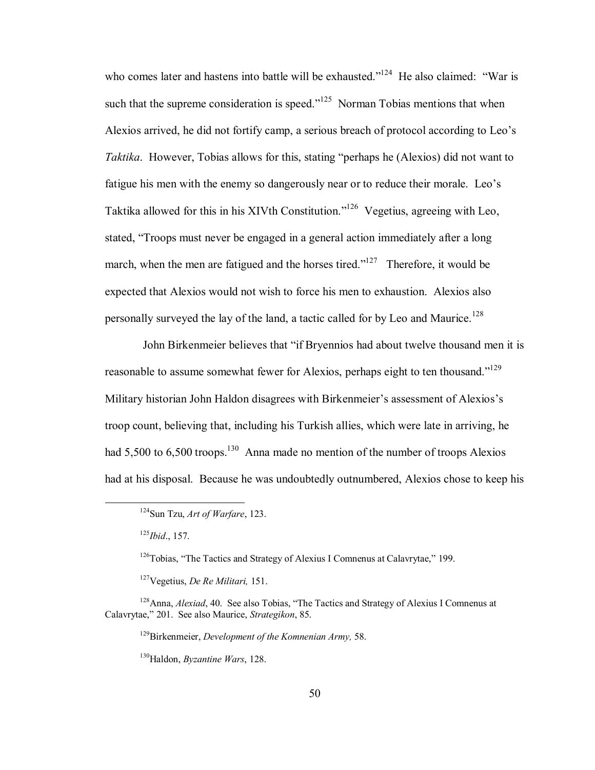who comes later and hastens into battle will be exhausted."[124] He also claimed: "War is such that the supreme consideration is speed."[125] Norman Tobias mentions that when Alexios arrived, he did not fortify camp, a serious breach of protocol according to Leo's *Taktika*. However, Tobias allows for this, stating "perhaps he (Alexios) did not want to fatigue his men with the enemy so dangerously near or to reduce their morale. Leo's Taktika allowed for this in his XIVth Constitution."[126] Vegetius, agreeing with Leo, stated, "Troops must never be engaged in a general action immediately after a long march, when the men are fatigued and the horses tired."[127] Therefore, it would be expected that Alexios would not wish to force his men to exhaustion. Alexios also personally surveyed the lay of the land, a tactic called for by Leo and Maurice.[128]

John Birkenmeier believes that "if Bryennios had about twelve thousand men it is reasonable to assume somewhat fewer for Alexios, perhaps eight to ten thousand."[129] Military historian John Haldon disagrees with Birkenmeier's assessment of Alexios's troop count, believing that, including his Turkish allies, which were late in arriving, he had 5,500 to 6,500 troops.[130] Anna made no mention of the number of troops Alexios had at his disposal. Because he was undoubtedly outnumbered, Alexios chose to keep his

---

[124] Sun Tzu, *Art of Warfare*, 123.

[125] *Ibid*., 157.

[126] Tobias, "The Tactics and Strategy of Alexius I Comnenus at Calavrytae," 199.

[127] Vegetius, *De Re Militari,* 151.

[128] Anna, *Alexiad*, 40. See also Tobias, "The Tactics and Strategy of Alexius I Comnenus at Calavrytae," 201. See also Maurice, *Strategikon*, 85.

[129] Birkenmeier, *Development of the Komnenian Army,* 58.

[130] Haldon, *Byzantine Wars*, 128.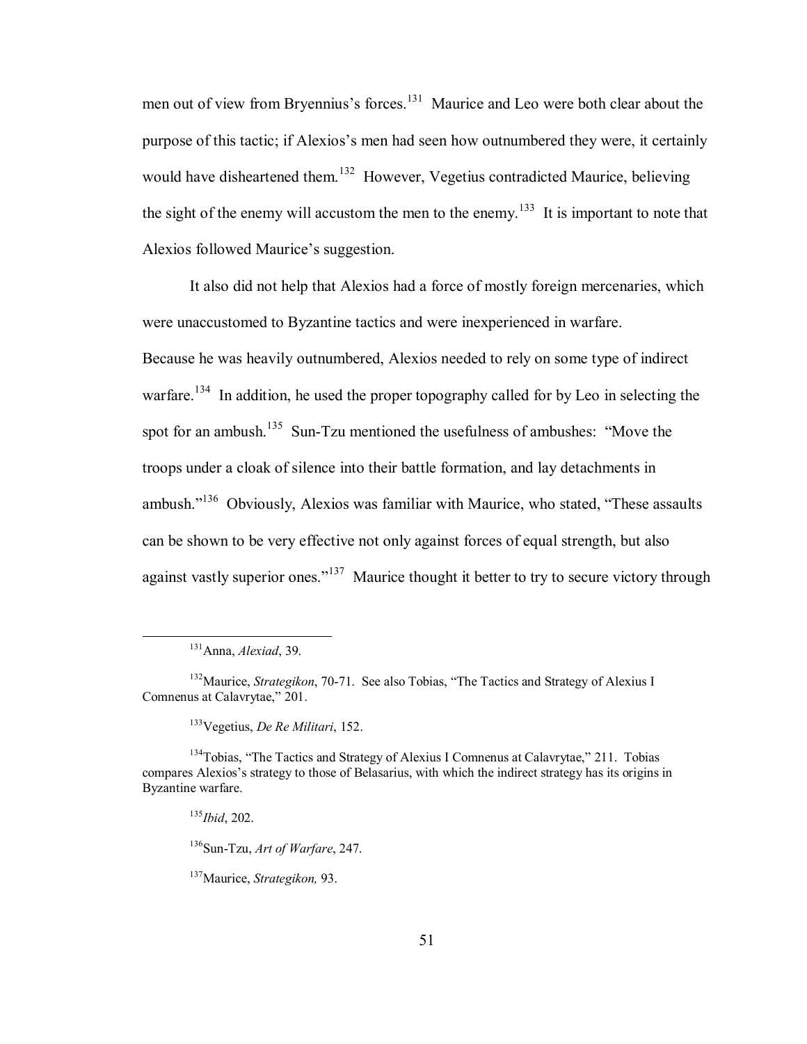men out of view from Bryennius's forces.[131] Maurice and Leo were both clear about the purpose of this tactic; if Alexios's men had seen how outnumbered they were, it certainly would have disheartened them.[132] However, Vegetius contradicted Maurice, believing the sight of the enemy will accustom the men to the enemy.[133] It is important to note that Alexios followed Maurice's suggestion.

It also did not help that Alexios had a force of mostly foreign mercenaries, which were unaccustomed to Byzantine tactics and were inexperienced in warfare. Because he was heavily outnumbered, Alexios needed to rely on some type of indirect warfare.[134] In addition, he used the proper topography called for by Leo in selecting the spot for an ambush.[135] Sun-Tzu mentioned the usefulness of ambushes: "Move the troops under a cloak of silence into their battle formation, and lay detachments in ambush."[136] Obviously, Alexios was familiar with Maurice, who stated, "These assaults can be shown to be very effective not only against forces of equal strength, but also against vastly superior ones."[137] Maurice thought it better to try to secure victory through

---

[131] Anna, *Alexiad*, 39.

[132] Maurice, *Strategikon*, 70-71. See also Tobias, "The Tactics and Strategy of Alexius I Comnenus at Calavrytae," 201.

[133] Vegetius, *De Re Militari*, 152.

[134] Tobias, "The Tactics and Strategy of Alexius I Comnenus at Calavrytae," 211. Tobias compares Alexios's strategy to those of Belasarius, with which the indirect strategy has its origins in Byzantine warfare.

[135] *Ibid*, 202.

[136] Sun-Tzu, *Art of Warfare*, 247.

[137] Maurice, *Strategikon,* 93.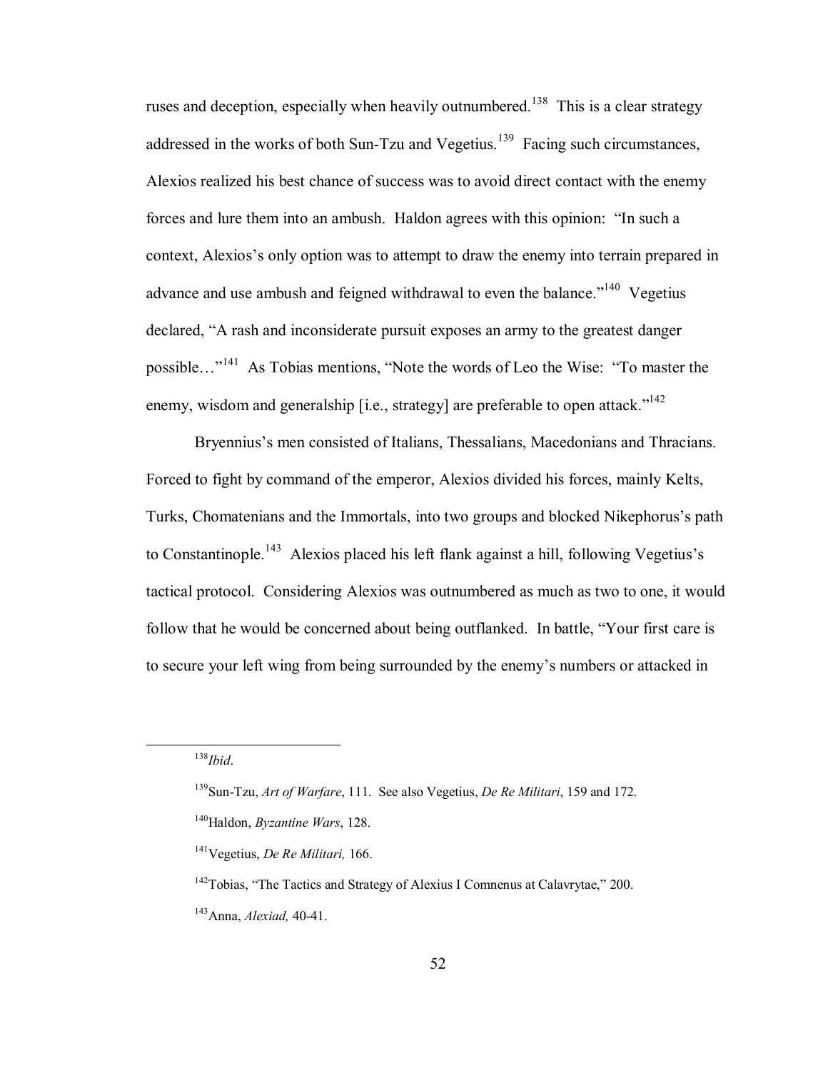ruses and deception, especially when heavily outnumbered.[138] This is a clear strategy addressed in the works of both Sun-Tzu and Vegetius.[139] Facing such circumstances, Alexios realized his best chance of success was to avoid direct contact with the enemy forces and lure them into an ambush. Haldon agrees with this opinion: "In such a context, Alexios's only option was to attempt to draw the enemy into terrain prepared in advance and use ambush and feigned withdrawal to even the balance."[140] Vegetius declared, "A rash and inconsiderate pursuit exposes an army to the greatest danger possible…"[141] As Tobias mentions, "Note the words of Leo the Wise: "To master the enemy, wisdom and generalship [i.e., strategy] are preferable to open attack."[142]

Bryennius's men consisted of Italians, Thessalians, Macedonians and Thracians. Forced to fight by command of the emperor, Alexios divided his forces, mainly Kelts, Turks, Chomatenians and the Immortals, into two groups and blocked Nikephorus's path to Constantinople.[143] Alexios placed his left flank against a hill, following Vegetius's tactical protocol. Considering Alexios was outnumbered as much as two to one, it would follow that he would be concerned about being outflanked. In battle, "Your first care is to secure your left wing from being surrounded by the enemy's numbers or attacked in

---

[138] *Ibid*.

[139] Sun-Tzu, *Art of Warfare*, 111. See also Vegetius, *De Re Militari*, 159 and 172.

[140] Haldon, *Byzantine Wars*, 128.

[141] Vegetius, *De Re Militari,* 166.

[142] Tobias, "The Tactics and Strategy of Alexius I Comnenus at Calavrytae," 200.

[143] Anna, *Alexiad,* 40-41.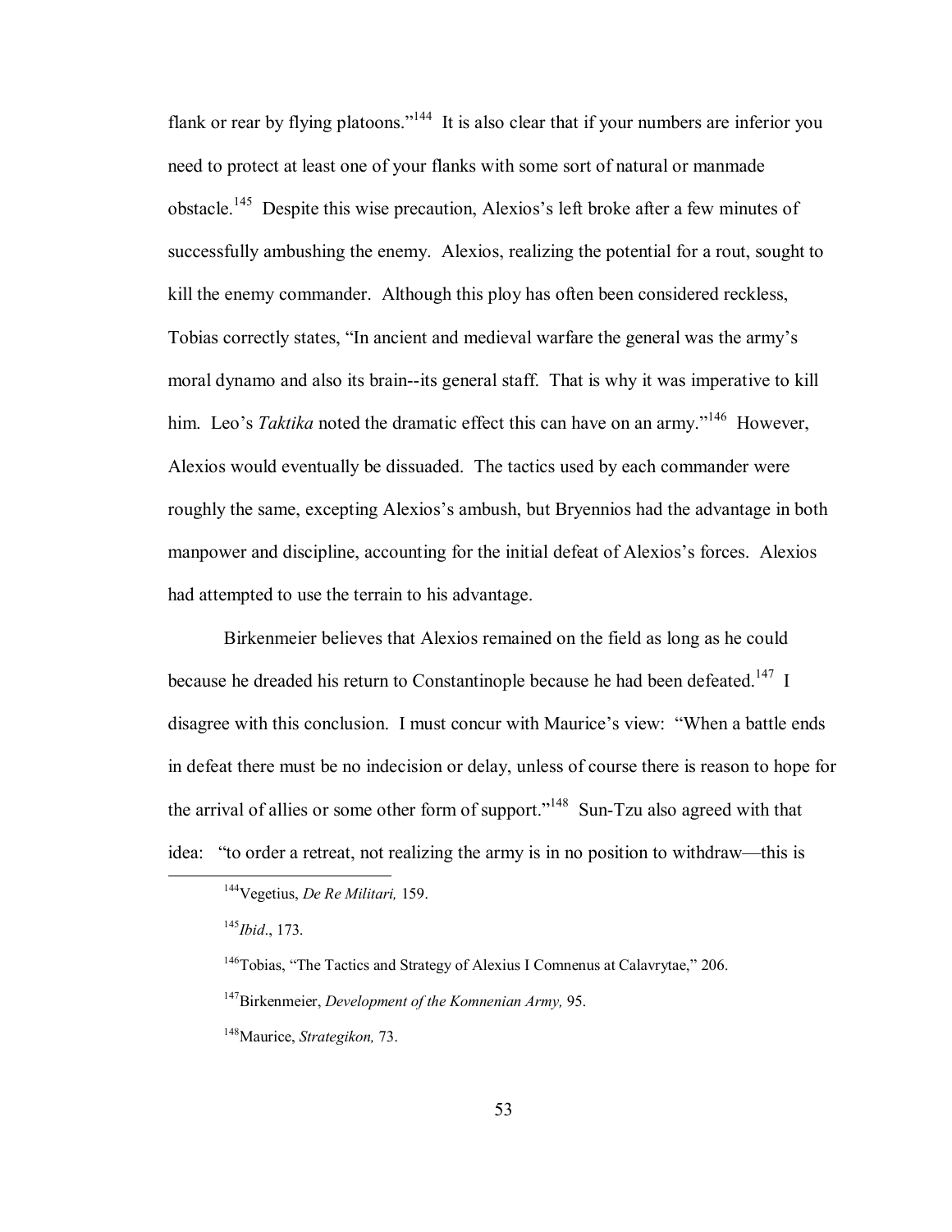flank or rear by flying platoons."[144] It is also clear that if your numbers are inferior you need to protect at least one of your flanks with some sort of natural or manmade obstacle.[145] Despite this wise precaution, Alexios's left broke after a few minutes of successfully ambushing the enemy. Alexios, realizing the potential for a rout, sought to kill the enemy commander. Although this ploy has often been considered reckless, Tobias correctly states, "In ancient and medieval warfare the general was the army's moral dynamo and also its brain--its general staff. That is why it was imperative to kill him. Leo's *Taktika* noted the dramatic effect this can have on an army."[146] However, Alexios would eventually be dissuaded. The tactics used by each commander were roughly the same, excepting Alexios's ambush, but Bryennios had the advantage in both manpower and discipline, accounting for the initial defeat of Alexios's forces. Alexios had attempted to use the terrain to his advantage.

Birkenmeier believes that Alexios remained on the field as long as he could because he dreaded his return to Constantinople because he had been defeated.[147] I disagree with this conclusion. I must concur with Maurice's view: "When a battle ends in defeat there must be no indecision or delay, unless of course there is reason to hope for the arrival of allies or some other form of support."[148] Sun-Tzu also agreed with that idea: "to order a retreat, not realizing the army is in no position to withdraw—this is

[144] Vegetius, *De Re Militari,* 159.

[145] *Ibid*., 173.

[146] Tobias, "The Tactics and Strategy of Alexius I Comnenus at Calavrytae," 206.

[147] Birkenmeier, *Development of the Komnenian Army,* 95.

[148] Maurice, *Strategikon,* 73.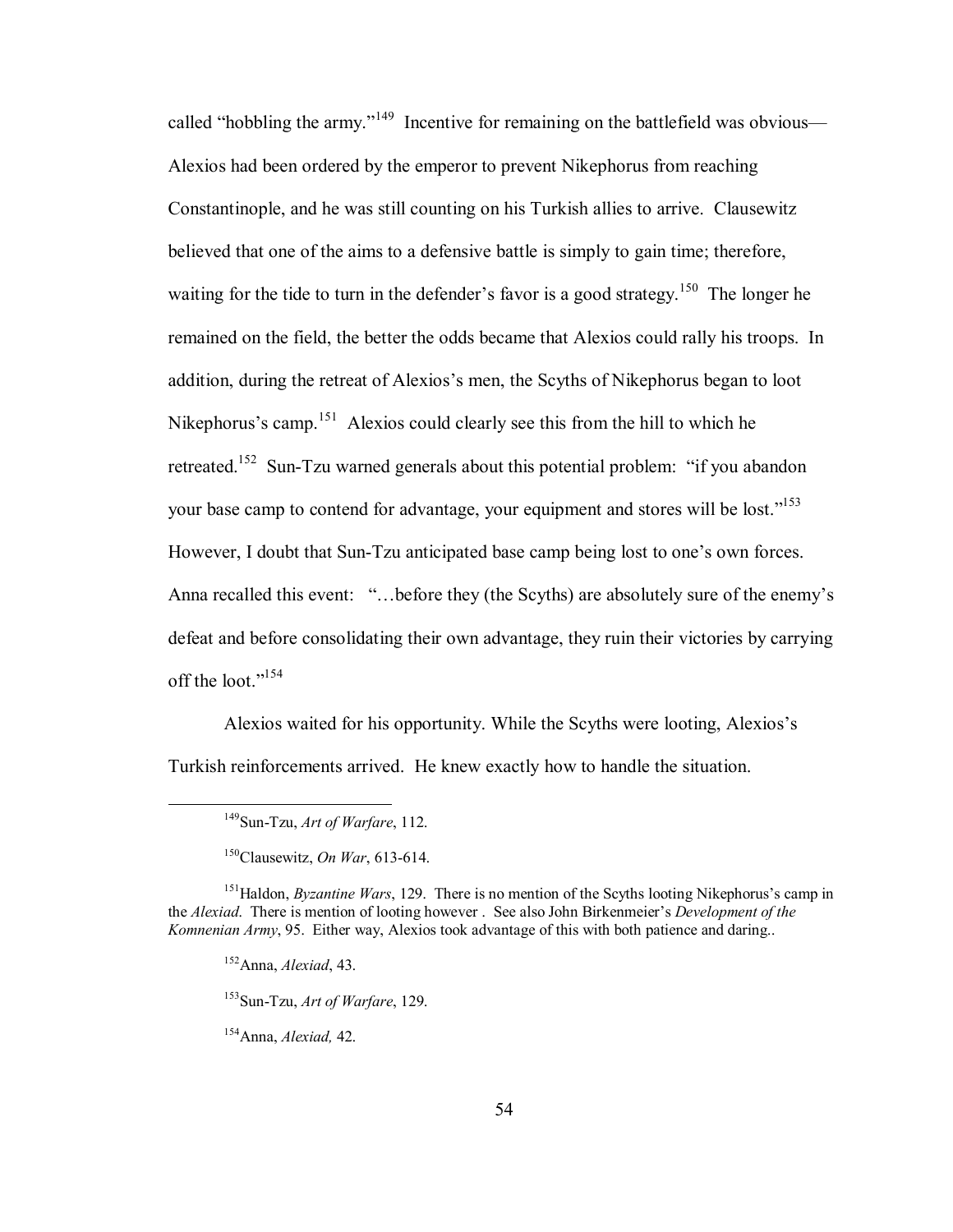called "hobbling the army."[149] Incentive for remaining on the battlefield was obvious—Alexios had been ordered by the emperor to prevent Nikephorus from reaching Constantinople, and he was still counting on his Turkish allies to arrive. Clausewitz believed that one of the aims to a defensive battle is simply to gain time; therefore, waiting for the tide to turn in the defender's favor is a good strategy.[150] The longer he remained on the field, the better the odds became that Alexios could rally his troops. In addition, during the retreat of Alexios's men, the Scyths of Nikephorus began to loot Nikephorus's camp.[151] Alexios could clearly see this from the hill to which he retreated.[152] Sun-Tzu warned generals about this potential problem: "if you abandon your base camp to contend for advantage, your equipment and stores will be lost."[153] However, I doubt that Sun-Tzu anticipated base camp being lost to one's own forces. Anna recalled this event: "…before they (the Scyths) are absolutely sure of the enemy's defeat and before consolidating their own advantage, they ruin their victories by carrying off the loot."[154]

Alexios waited for his opportunity. While the Scyths were looting, Alexios's Turkish reinforcements arrived. He knew exactly how to handle the situation.

---

[149] Sun-Tzu, *Art of Warfare*, 112.

[150] Clausewitz, *On War*, 613-614.

[151] Haldon, *Byzantine Wars*, 129. There is no mention of the Scyths looting Nikephorus's camp in the *Alexiad*. There is mention of looting however . See also John Birkenmeier's *Development of the Komnenian Army*, 95. Either way, Alexios took advantage of this with both patience and daring..

[152] Anna, *Alexiad*, 43.

[153] Sun-Tzu, *Art of Warfare*, 129.

[154] Anna, *Alexiad,* 42.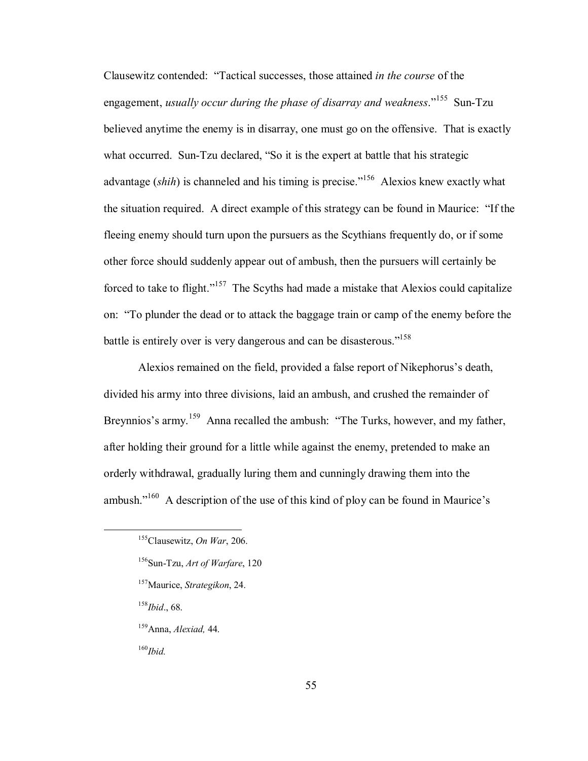Clausewitz contended: "Tactical successes, those attained *in the course* of the engagement, *usually occur during the phase of disarray and weakness*."[155] Sun-Tzu believed anytime the enemy is in disarray, one must go on the offensive. That is exactly what occurred. Sun-Tzu declared, "So it is the expert at battle that his strategic advantage (*shih*) is channeled and his timing is precise."[156] Alexios knew exactly what the situation required. A direct example of this strategy can be found in Maurice: "If the fleeing enemy should turn upon the pursuers as the Scythians frequently do, or if some other force should suddenly appear out of ambush, then the pursuers will certainly be forced to take to flight."[157] The Scyths had made a mistake that Alexios could capitalize on: "To plunder the dead or to attack the baggage train or camp of the enemy before the battle is entirely over is very dangerous and can be disasterous."[158]

Alexios remained on the field, provided a false report of Nikephorus's death, divided his army into three divisions, laid an ambush, and crushed the remainder of Breynnios's army.[159] Anna recalled the ambush: "The Turks, however, and my father, after holding their ground for a little while against the enemy, pretended to make an orderly withdrawal, gradually luring them and cunningly drawing them into the ambush."[160] A description of the use of this kind of ploy can be found in Maurice's

---

[155] Clausewitz, *On War*, 206.

[156] Sun-Tzu, *Art of Warfare*, 120

[157] Maurice, *Strategikon*, 24.

[158] *Ibid*., 68.

[159] Anna, *Alexiad,* 44.

[160] *Ibid.*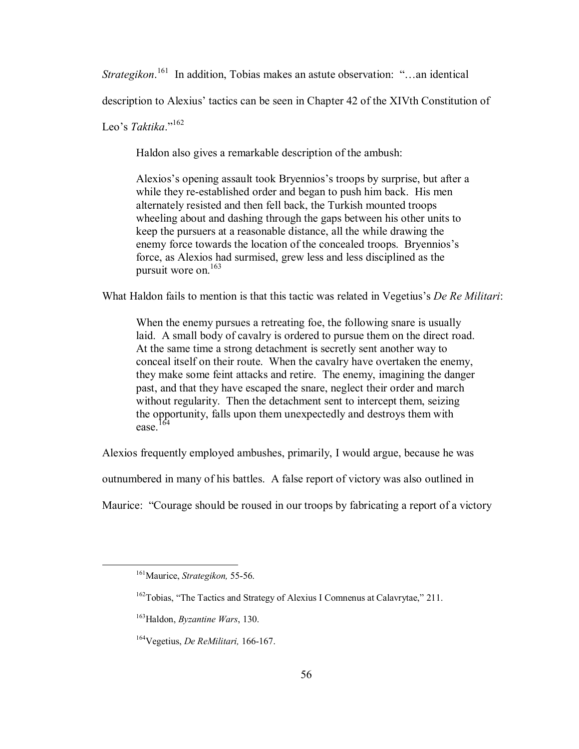*Strategikon*.[161] In addition, Tobias makes an astute observation: "…an identical description to Alexius' tactics can be seen in Chapter 42 of the XIVth Constitution of Leo's *Taktika*."[162]

Haldon also gives a remarkable description of the ambush:

> Alexios's opening assault took Bryennios's troops by surprise, but after a while they re-established order and began to push him back. His men alternately resisted and then fell back, the Turkish mounted troops wheeling about and dashing through the gaps between his other units to keep the pursuers at a reasonable distance, all the while drawing the enemy force towards the location of the concealed troops. Bryennios's force, as Alexios had surmised, grew less and less disciplined as the pursuit wore on.[163]

What Haldon fails to mention is that this tactic was related in Vegetius's *De Re Militari*:

> When the enemy pursues a retreating foe, the following snare is usually laid. A small body of cavalry is ordered to pursue them on the direct road. At the same time a strong detachment is secretly sent another way to conceal itself on their route. When the cavalry have overtaken the enemy, they make some feint attacks and retire. The enemy, imagining the danger past, and that they have escaped the snare, neglect their order and march without regularity. Then the detachment sent to intercept them, seizing the opportunity, falls upon them unexpectedly and destroys them with ease.[164]

Alexios frequently employed ambushes, primarily, I would argue, because he was outnumbered in many of his battles. A false report of victory was also outlined in Maurice: "Courage should be roused in our troops by fabricating a report of a victory

---

[161] Maurice, *Strategikon,* 55-56.

[162] Tobias, "The Tactics and Strategy of Alexius I Comnenus at Calavrytae," 211.

[163] Haldon, *Byzantine Wars*, 130.

[164] Vegetius, *De ReMilitari,* 166-167.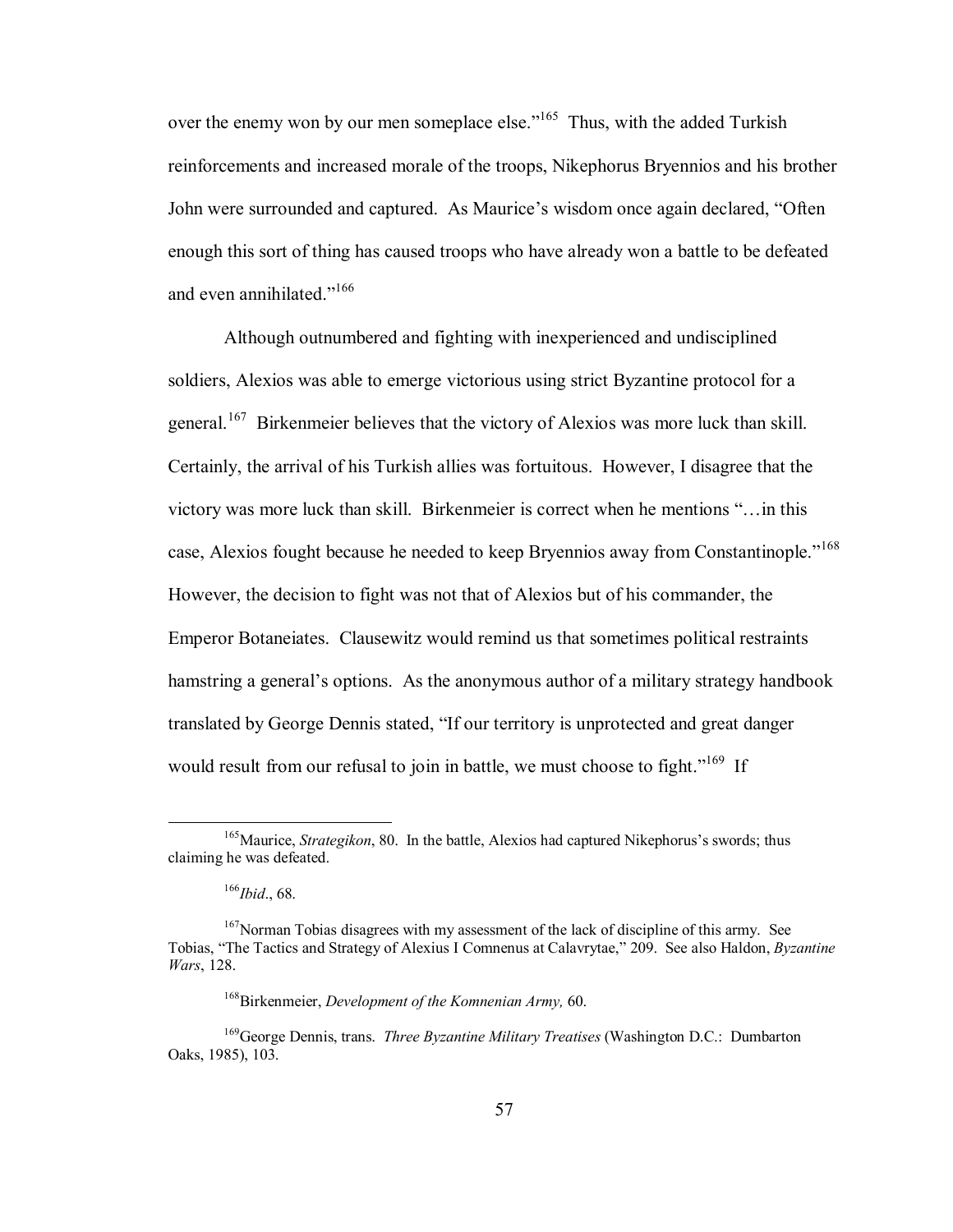over the enemy won by our men someplace else."[165] Thus, with the added Turkish reinforcements and increased morale of the troops, Nikephorus Bryennios and his brother John were surrounded and captured. As Maurice's wisdom once again declared, "Often enough this sort of thing has caused troops who have already won a battle to be defeated and even annihilated."[166]

Although outnumbered and fighting with inexperienced and undisciplined soldiers, Alexios was able to emerge victorious using strict Byzantine protocol for a general.[167] Birkenmeier believes that the victory of Alexios was more luck than skill. Certainly, the arrival of his Turkish allies was fortuitous. However, I disagree that the victory was more luck than skill. Birkenmeier is correct when he mentions "…in this case, Alexios fought because he needed to keep Bryennios away from Constantinople."[168] However, the decision to fight was not that of Alexios but of his commander, the Emperor Botaneiates. Clausewitz would remind us that sometimes political restraints hamstring a general's options. As the anonymous author of a military strategy handbook translated by George Dennis stated, "If our territory is unprotected and great danger would result from our refusal to join in battle, we must choose to fight."[169] If

[165] Maurice, *Strategikon*, 80. In the battle, Alexios had captured Nikephorus's swords; thus claiming he was defeated.

[166] *Ibid*., 68.

[167] Norman Tobias disagrees with my assessment of the lack of discipline of this army. See Tobias, "The Tactics and Strategy of Alexius I Comnenus at Calavrytae," 209. See also Haldon, *Byzantine Wars*, 128.

[168] Birkenmeier, *Development of the Komnenian Army,* 60.

[169] George Dennis, trans. *Three Byzantine Military Treatises* (Washington D.C.: Dumbarton Oaks, 1985), 103.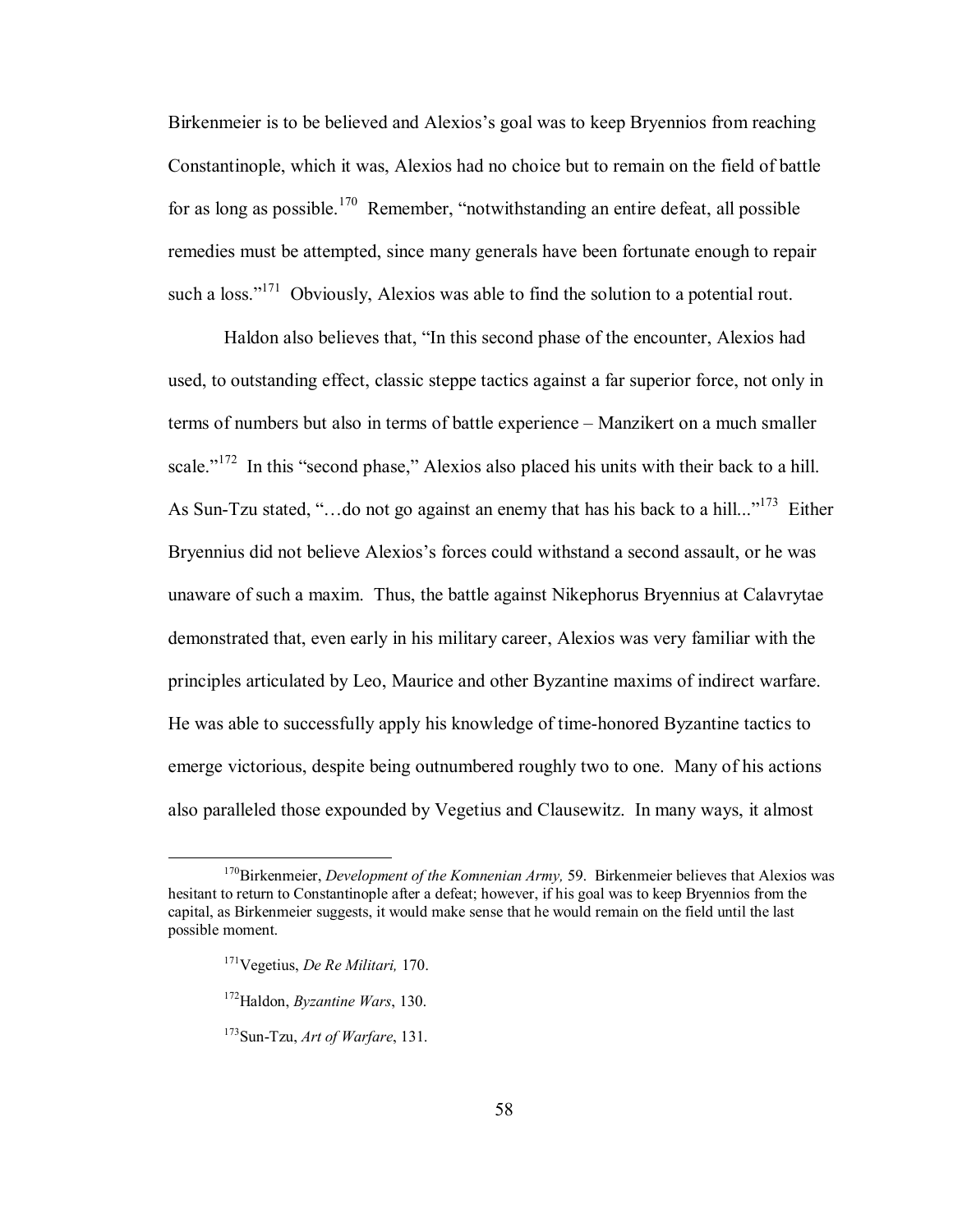Birkenmeier is to be believed and Alexios's goal was to keep Bryennios from reaching Constantinople, which it was, Alexios had no choice but to remain on the field of battle for as long as possible.[170] Remember, "notwithstanding an entire defeat, all possible remedies must be attempted, since many generals have been fortunate enough to repair such a loss."[171] Obviously, Alexios was able to find the solution to a potential rout.

Haldon also believes that, "In this second phase of the encounter, Alexios had used, to outstanding effect, classic steppe tactics against a far superior force, not only in terms of numbers but also in terms of battle experience – Manzikert on a much smaller scale."[172] In this "second phase," Alexios also placed his units with their back to a hill. As Sun-Tzu stated, "…do not go against an enemy that has his back to a hill..."[173] Either Bryennius did not believe Alexios's forces could withstand a second assault, or he was unaware of such a maxim. Thus, the battle against Nikephorus Bryennius at Calavrytae demonstrated that, even early in his military career, Alexios was very familiar with the principles articulated by Leo, Maurice and other Byzantine maxims of indirect warfare. He was able to successfully apply his knowledge of time-honored Byzantine tactics to emerge victorious, despite being outnumbered roughly two to one. Many of his actions also paralleled those expounded by Vegetius and Clausewitz. In many ways, it almost

---

[170] Birkenmeier, *Development of the Komnenian Army,* 59. Birkenmeier believes that Alexios was hesitant to return to Constantinople after a defeat; however, if his goal was to keep Bryennios from the capital, as Birkenmeier suggests, it would make sense that he would remain on the field until the last possible moment.

[171] Vegetius, *De Re Militari,* 170.

[172] Haldon, *Byzantine Wars*, 130.

[173] Sun-Tzu, *Art of Warfare*, 131.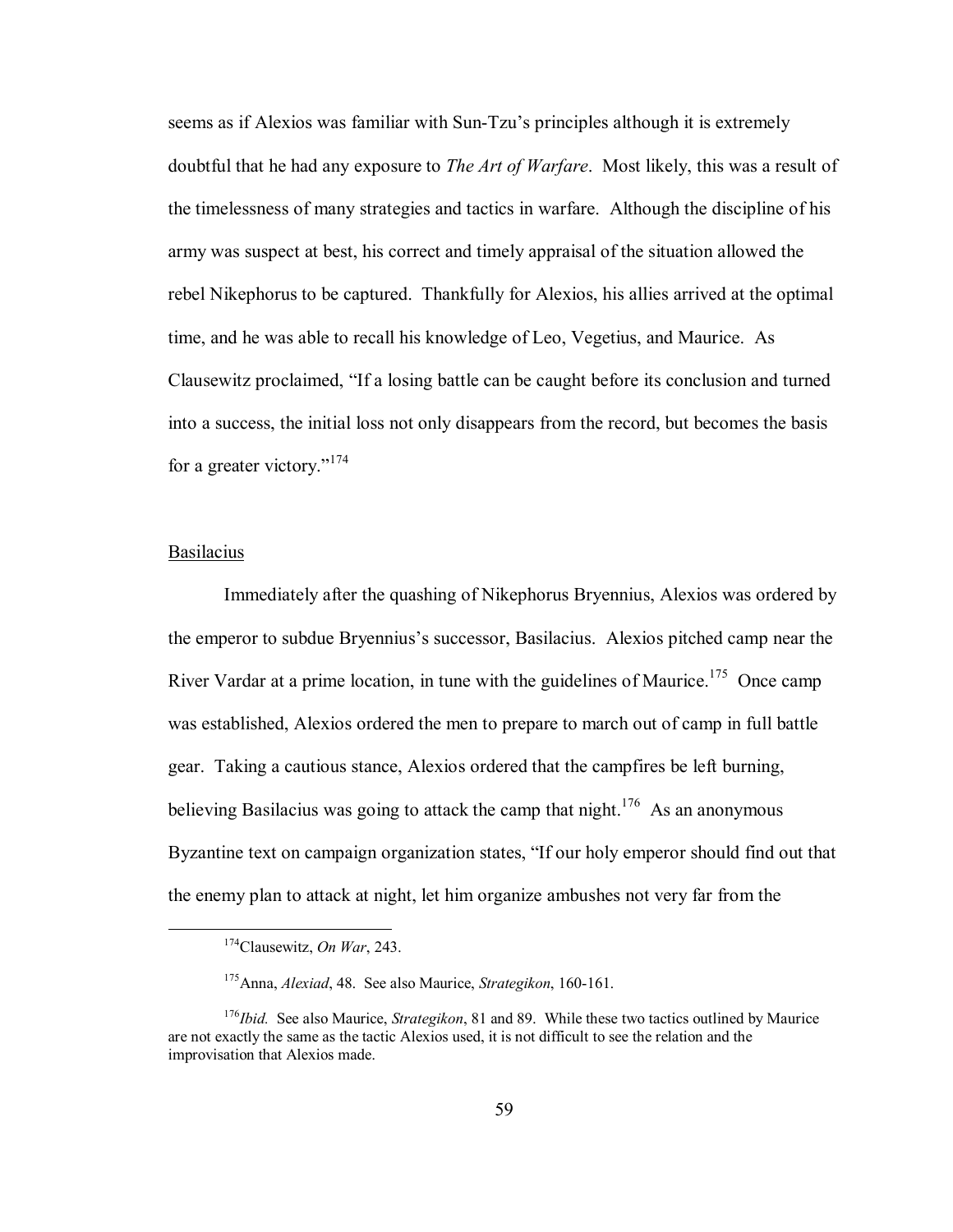seems as if Alexios was familiar with Sun-Tzu's principles although it is extremely doubtful that he had any exposure to *The Art of Warfare*. Most likely, this was a result of the timelessness of many strategies and tactics in warfare. Although the discipline of his army was suspect at best, his correct and timely appraisal of the situation allowed the rebel Nikephorus to be captured. Thankfully for Alexios, his allies arrived at the optimal time, and he was able to recall his knowledge of Leo, Vegetius, and Maurice. As Clausewitz proclaimed, "If a losing battle can be caught before its conclusion and turned into a success, the initial loss not only disappears from the record, but becomes the basis for a greater victory."[174]

<u>Basilacius</u>

Immediately after the quashing of Nikephorus Bryennius, Alexios was ordered by the emperor to subdue Bryennius's successor, Basilacius. Alexios pitched camp near the River Vardar at a prime location, in tune with the guidelines of Maurice.[175] Once camp was established, Alexios ordered the men to prepare to march out of camp in full battle gear. Taking a cautious stance, Alexios ordered that the campfires be left burning, believing Basilacius was going to attack the camp that night.[176] As an anonymous Byzantine text on campaign organization states, "If our holy emperor should find out that the enemy plan to attack at night, let him organize ambushes not very far from the

---

[174]Clausewitz, *On War*, 243.

[175]Anna, *Alexiad*, 48. See also Maurice, *Strategikon*, 160-161.

[176]*Ibid.* See also Maurice, *Strategikon*, 81 and 89. While these two tactics outlined by Maurice are not exactly the same as the tactic Alexios used, it is not difficult to see the relation and the improvisation that Alexios made.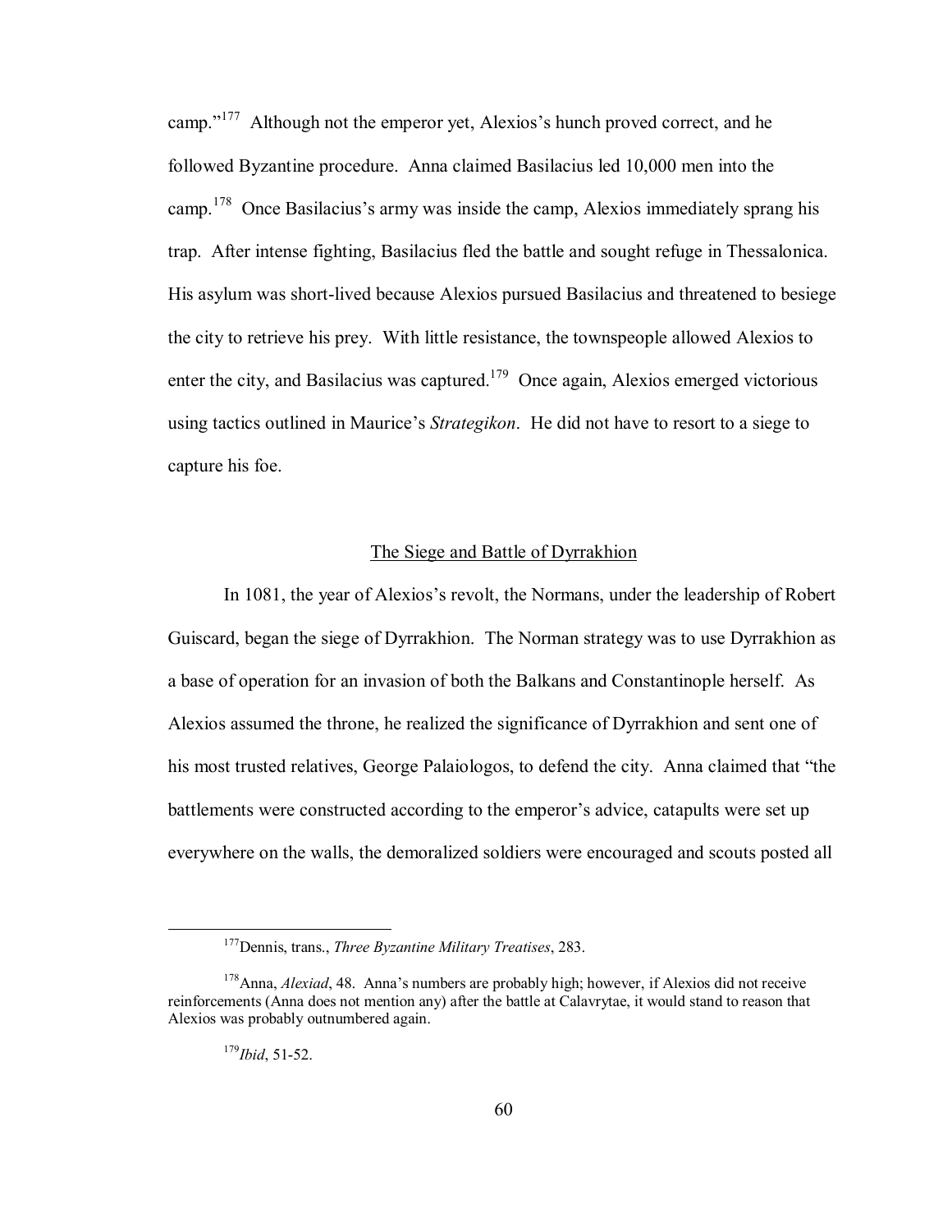camp."[177] Although not the emperor yet, Alexios's hunch proved correct, and he followed Byzantine procedure. Anna claimed Basilacius led 10,000 men into the camp.[178] Once Basilacius's army was inside the camp, Alexios immediately sprang his trap. After intense fighting, Basilacius fled the battle and sought refuge in Thessalonica. His asylum was short-lived because Alexios pursued Basilacius and threatened to besiege the city to retrieve his prey. With little resistance, the townspeople allowed Alexios to enter the city, and Basilacius was captured.[179] Once again, Alexios emerged victorious using tactics outlined in Maurice's *Strategikon*. He did not have to resort to a siege to capture his foe.

## The Siege and Battle of Dyrrakhion

In 1081, the year of Alexios's revolt, the Normans, under the leadership of Robert Guiscard, began the siege of Dyrrakhion. The Norman strategy was to use Dyrrakhion as a base of operation for an invasion of both the Balkans and Constantinople herself. As Alexios assumed the throne, he realized the significance of Dyrrakhion and sent one of his most trusted relatives, George Palaiologos, to defend the city. Anna claimed that "the battlements were constructed according to the emperor's advice, catapults were set up everywhere on the walls, the demoralized soldiers were encouraged and scouts posted all

---

[177] Dennis, trans., *Three Byzantine Military Treatises*, 283.

[178] Anna, *Alexiad*, 48. Anna's numbers are probably high; however, if Alexios did not receive reinforcements (Anna does not mention any) after the battle at Calavrytae, it would stand to reason that Alexios was probably outnumbered again.

[179] *Ibid*, 51-52.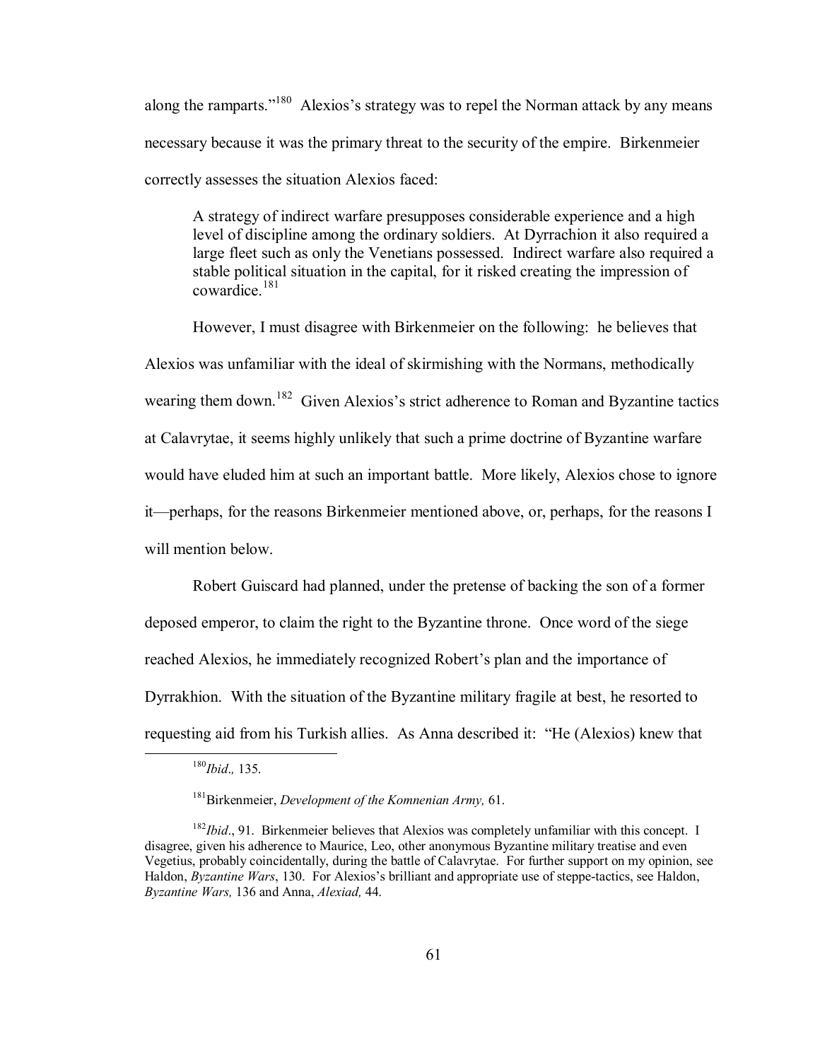along the ramparts."[180] Alexios's strategy was to repel the Norman attack by any means necessary because it was the primary threat to the security of the empire. Birkenmeier correctly assesses the situation Alexios faced:

> A strategy of indirect warfare presupposes considerable experience and a high level of discipline among the ordinary soldiers. At Dyrrachion it also required a large fleet such as only the Venetians possessed. Indirect warfare also required a stable political situation in the capital, for it risked creating the impression of cowardice.[181]

However, I must disagree with Birkenmeier on the following: he believes that Alexios was unfamiliar with the ideal of skirmishing with the Normans, methodically wearing them down.[182] Given Alexios's strict adherence to Roman and Byzantine tactics at Calavrytae, it seems highly unlikely that such a prime doctrine of Byzantine warfare would have eluded him at such an important battle. More likely, Alexios chose to ignore it—perhaps, for the reasons Birkenmeier mentioned above, or, perhaps, for the reasons I will mention below.

Robert Guiscard had planned, under the pretense of backing the son of a former deposed emperor, to claim the right to the Byzantine throne. Once word of the siege reached Alexios, he immediately recognized Robert's plan and the importance of Dyrrakhion. With the situation of the Byzantine military fragile at best, he resorted to requesting aid from his Turkish allies. As Anna described it: "He (Alexios) knew that

---

[180] *Ibid*., 135.

[181] Birkenmeier, *Development of the Komnenian Army,* 61.

[182] *Ibid*., 91. Birkenmeier believes that Alexios was completely unfamiliar with this concept. I disagree, given his adherence to Maurice, Leo, other anonymous Byzantine military treatise and even Vegetius, probably coincidentally, during the battle of Calavrytae. For further support on my opinion, see Haldon, *Byzantine Wars*, 130. For Alexios's brilliant and appropriate use of steppe-tactics, see Haldon, *Byzantine Wars,* 136 and Anna, *Alexiad,* 44.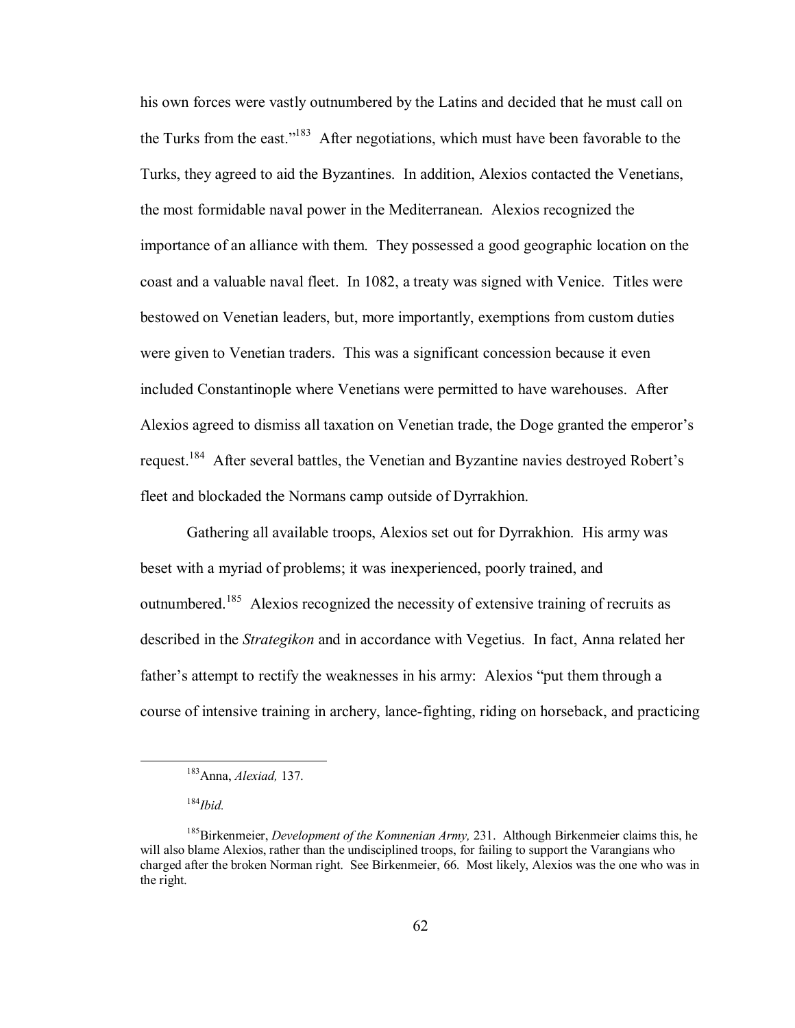his own forces were vastly outnumbered by the Latins and decided that he must call on the Turks from the east."[183] After negotiations, which must have been favorable to the Turks, they agreed to aid the Byzantines. In addition, Alexios contacted the Venetians, the most formidable naval power in the Mediterranean. Alexios recognized the importance of an alliance with them. They possessed a good geographic location on the coast and a valuable naval fleet. In 1082, a treaty was signed with Venice. Titles were bestowed on Venetian leaders, but, more importantly, exemptions from custom duties were given to Venetian traders. This was a significant concession because it even included Constantinople where Venetians were permitted to have warehouses. After Alexios agreed to dismiss all taxation on Venetian trade, the Doge granted the emperor's request.[184] After several battles, the Venetian and Byzantine navies destroyed Robert's fleet and blockaded the Normans camp outside of Dyrrakhion.

Gathering all available troops, Alexios set out for Dyrrakhion. His army was beset with a myriad of problems; it was inexperienced, poorly trained, and outnumbered.[185] Alexios recognized the necessity of extensive training of recruits as described in the *Strategikon* and in accordance with Vegetius. In fact, Anna related her father's attempt to rectify the weaknesses in his army: Alexios "put them through a course of intensive training in archery, lance-fighting, riding on horseback, and practicing

---

[183] Anna, *Alexiad,* 137.

[184] *Ibid.*

[185] Birkenmeier, *Development of the Komnenian Army,* 231. Although Birkenmeier claims this, he will also blame Alexios, rather than the undisciplined troops, for failing to support the Varangians who charged after the broken Norman right. See Birkenmeier, 66. Most likely, Alexios was the one who was in the right.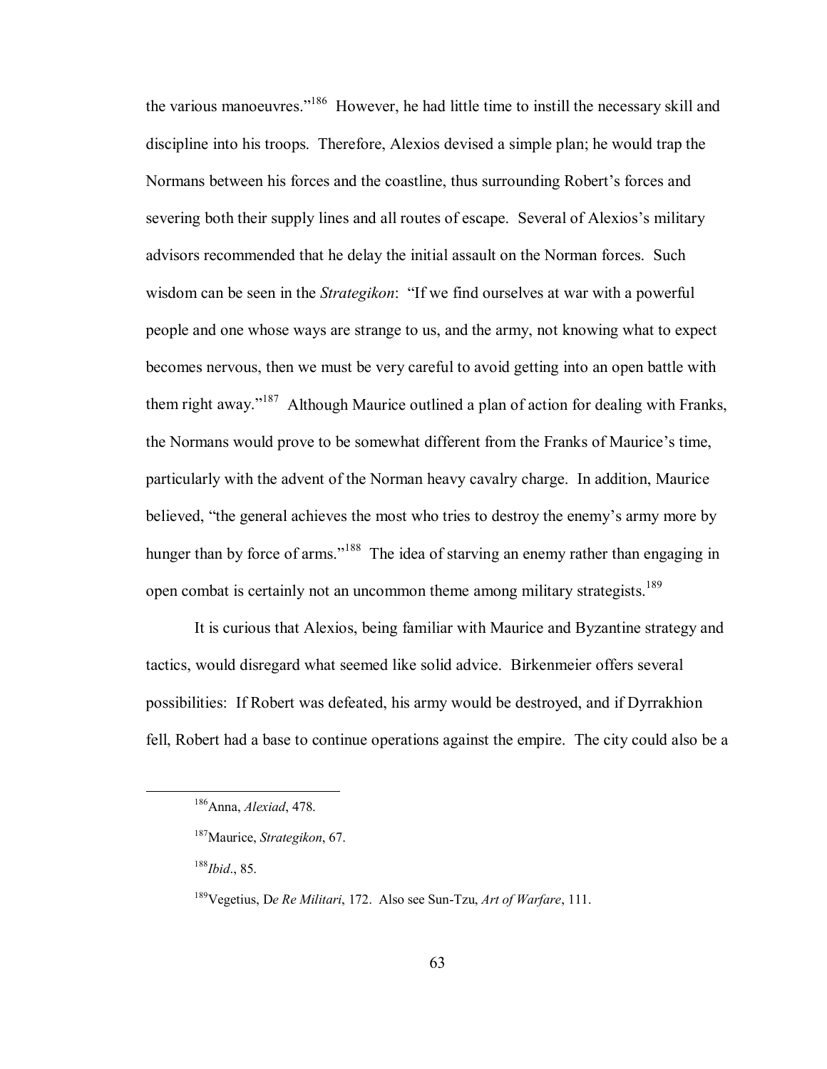the various manoeuvres."[186] However, he had little time to instill the necessary skill and discipline into his troops. Therefore, Alexios devised a simple plan; he would trap the Normans between his forces and the coastline, thus surrounding Robert's forces and severing both their supply lines and all routes of escape. Several of Alexios's military advisors recommended that he delay the initial assault on the Norman forces. Such wisdom can be seen in the *Strategikon*: "If we find ourselves at war with a powerful people and one whose ways are strange to us, and the army, not knowing what to expect becomes nervous, then we must be very careful to avoid getting into an open battle with them right away."[187] Although Maurice outlined a plan of action for dealing with Franks, the Normans would prove to be somewhat different from the Franks of Maurice's time, particularly with the advent of the Norman heavy cavalry charge. In addition, Maurice believed, "the general achieves the most who tries to destroy the enemy's army more by hunger than by force of arms."[188] The idea of starving an enemy rather than engaging in open combat is certainly not an uncommon theme among military strategists.[189]

It is curious that Alexios, being familiar with Maurice and Byzantine strategy and tactics, would disregard what seemed like solid advice. Birkenmeier offers several possibilities: If Robert was defeated, his army would be destroyed, and if Dyrrakhion fell, Robert had a base to continue operations against the empire. The city could also be a

---

[186] Anna, *Alexiad*, 478.

[187] Maurice, *Strategikon*, 67.

[188] *Ibid*., 85.

[189] Vegetius, D*e Re Militari*, 172. Also see Sun-Tzu, *Art of Warfare*, 111.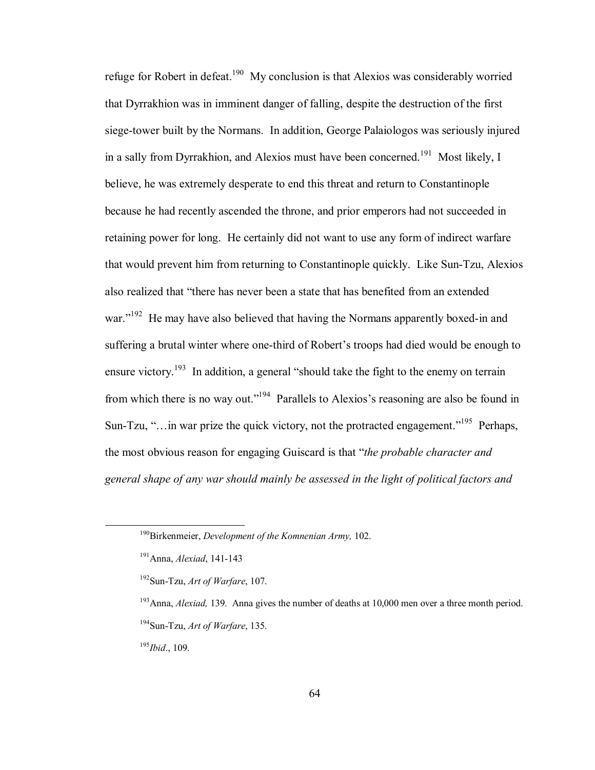refuge for Robert in defeat.[190] My conclusion is that Alexios was considerably worried that Dyrrakhion was in imminent danger of falling, despite the destruction of the first siege-tower built by the Normans. In addition, George Palaiologos was seriously injured in a sally from Dyrrakhion, and Alexios must have been concerned.[191] Most likely, I believe, he was extremely desperate to end this threat and return to Constantinople because he had recently ascended the throne, and prior emperors had not succeeded in retaining power for long. He certainly did not want to use any form of indirect warfare that would prevent him from returning to Constantinople quickly. Like Sun-Tzu, Alexios also realized that "there has never been a state that has benefited from an extended war."[192] He may have also believed that having the Normans apparently boxed-in and suffering a brutal winter where one-third of Robert's troops had died would be enough to ensure victory.[193] In addition, a general "should take the fight to the enemy on terrain from which there is no way out."[194] Parallels to Alexios's reasoning are also be found in Sun-Tzu, "…in war prize the quick victory, not the protracted engagement."[195] Perhaps, the most obvious reason for engaging Guiscard is that "*the probable character and general shape of any war should mainly be assessed in the light of political factors and*

---

[190] Birkenmeier, *Development of the Komnenian Army,* 102.

[191] Anna, *Alexiad*, 141-143

[192] Sun-Tzu, *Art of Warfare*, 107.

[193] Anna, *Alexiad,* 139. Anna gives the number of deaths at 10,000 men over a three month period.

[194] Sun-Tzu, *Art of Warfare*, 135.

[195] *Ibid*., 109.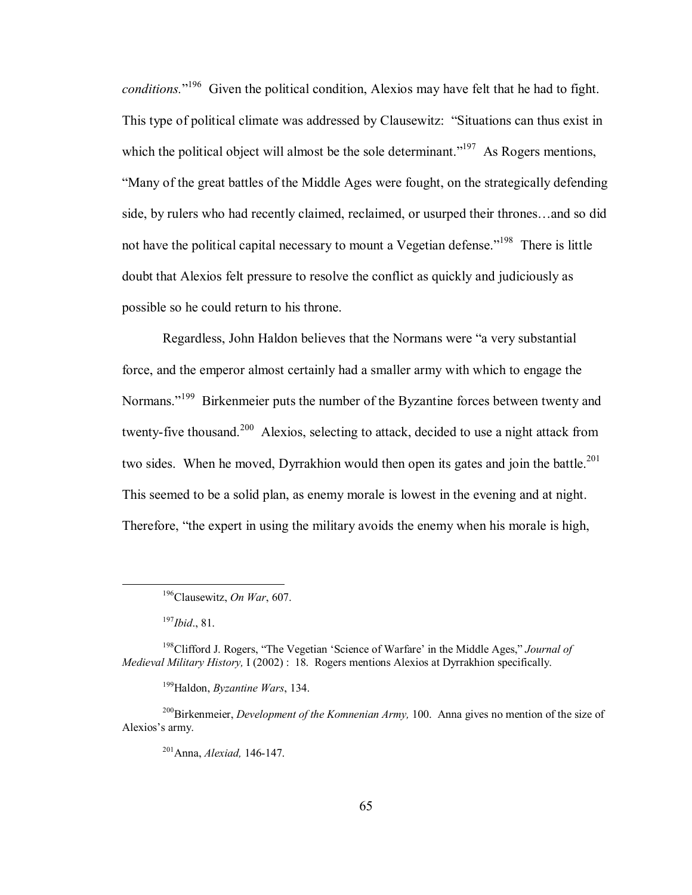*conditions.*"[196] Given the political condition, Alexios may have felt that he had to fight. This type of political climate was addressed by Clausewitz: "Situations can thus exist in which the political object will almost be the sole determinant."[197] As Rogers mentions, "Many of the great battles of the Middle Ages were fought, on the strategically defending side, by rulers who had recently claimed, reclaimed, or usurped their thrones…and so did not have the political capital necessary to mount a Vegetian defense."[198] There is little doubt that Alexios felt pressure to resolve the conflict as quickly and judiciously as possible so he could return to his throne.

Regardless, John Haldon believes that the Normans were "a very substantial force, and the emperor almost certainly had a smaller army with which to engage the Normans."[199] Birkenmeier puts the number of the Byzantine forces between twenty and twenty-five thousand.[200] Alexios, selecting to attack, decided to use a night attack from two sides. When he moved, Dyrrakhion would then open its gates and join the battle.[201] This seemed to be a solid plan, as enemy morale is lowest in the evening and at night. Therefore, "the expert in using the military avoids the enemy when his morale is high,

---

[196] Clausewitz, *On War*, 607.

[197] *Ibid*., 81.

[198] Clifford J. Rogers, "The Vegetian 'Science of Warfare' in the Middle Ages," *Journal of Medieval Military History,* I (2002) : 18. Rogers mentions Alexios at Dyrrakhion specifically.

[199] Haldon, *Byzantine Wars*, 134.

[200] Birkenmeier, *Development of the Komnenian Army,* 100. Anna gives no mention of the size of Alexios's army.

[201] Anna, *Alexiad,* 146-147.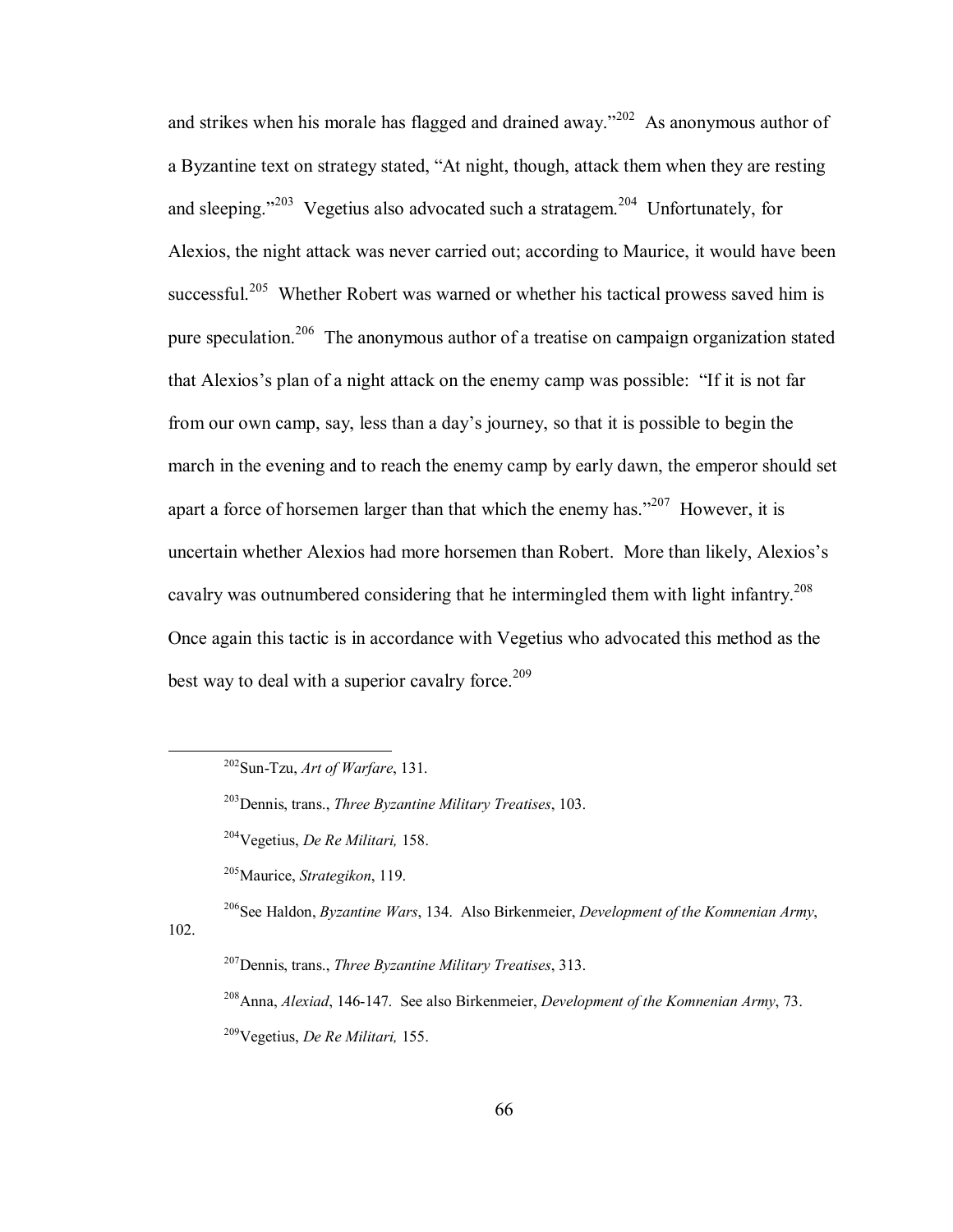and strikes when his morale has flagged and drained away."[202] As anonymous author of a Byzantine text on strategy stated, "At night, though, attack them when they are resting and sleeping."[203] Vegetius also advocated such a stratagem.[204] Unfortunately, for Alexios, the night attack was never carried out; according to Maurice, it would have been successful.[205] Whether Robert was warned or whether his tactical prowess saved him is pure speculation.[206] The anonymous author of a treatise on campaign organization stated that Alexios's plan of a night attack on the enemy camp was possible: "If it is not far from our own camp, say, less than a day's journey, so that it is possible to begin the march in the evening and to reach the enemy camp by early dawn, the emperor should set apart a force of horsemen larger than that which the enemy has."[207] However, it is uncertain whether Alexios had more horsemen than Robert. More than likely, Alexios's cavalry was outnumbered considering that he intermingled them with light infantry.[208] Once again this tactic is in accordance with Vegetius who advocated this method as the best way to deal with a superior cavalry force.[209]

---

[202] Sun-Tzu, *Art of Warfare*, 131.

[203] Dennis, trans., *Three Byzantine Military Treatises*, 103.

[204] Vegetius, *De Re Militari,* 158.

[205] Maurice, *Strategikon*, 119.

[206] See Haldon, *Byzantine Wars*, 134. Also Birkenmeier, *Development of the Komnenian Army*, 102.

[207] Dennis, trans., *Three Byzantine Military Treatises*, 313.

[208] Anna, *Alexiad*, 146-147. See also Birkenmeier, *Development of the Komnenian Army*, 73.

[209] Vegetius, *De Re Militari,* 155.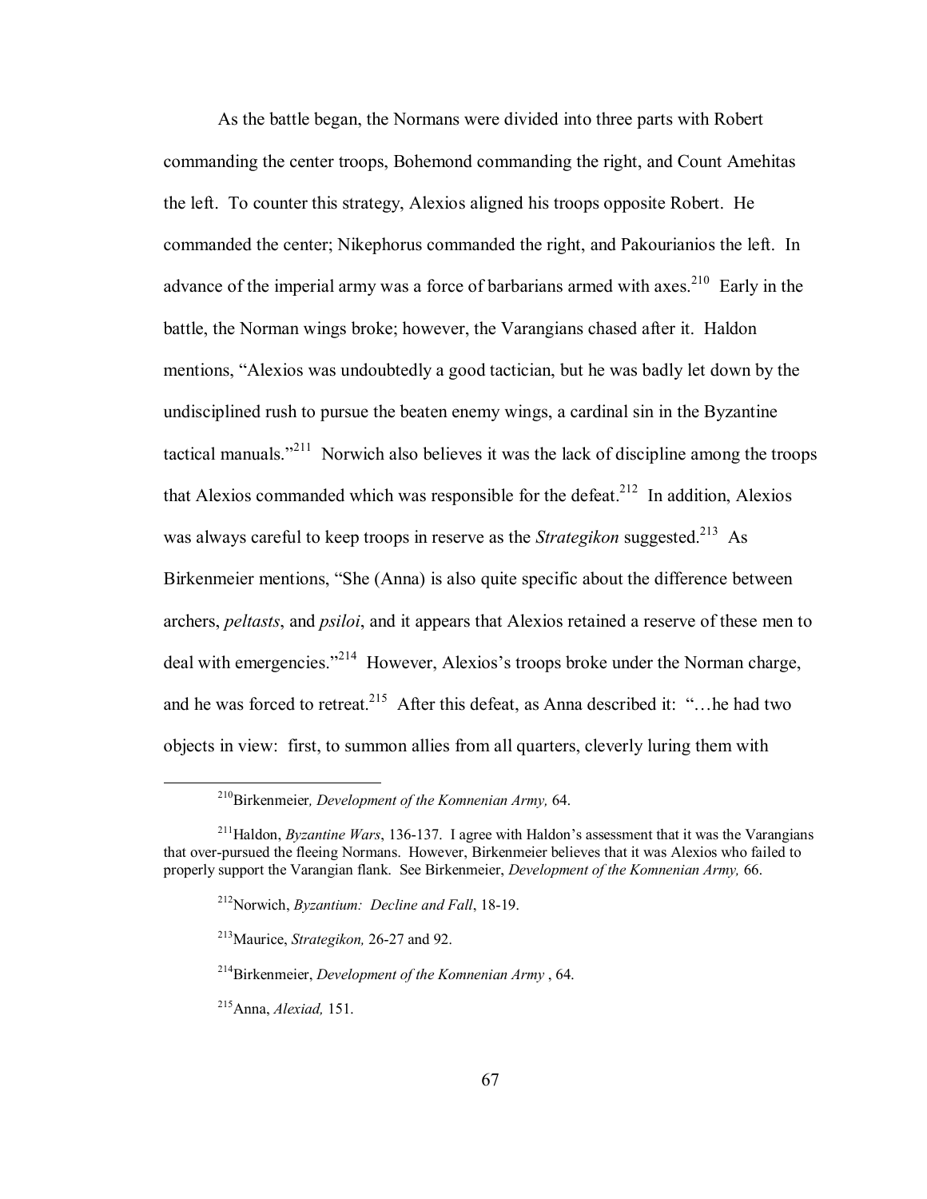As the battle began, the Normans were divided into three parts with Robert commanding the center troops, Bohemond commanding the right, and Count Amehitas the left. To counter this strategy, Alexios aligned his troops opposite Robert. He commanded the center; Nikephorus commanded the right, and Pakourianios the left. In advance of the imperial army was a force of barbarians armed with axes.[210] Early in the battle, the Norman wings broke; however, the Varangians chased after it. Haldon mentions, "Alexios was undoubtedly a good tactician, but he was badly let down by the undisciplined rush to pursue the beaten enemy wings, a cardinal sin in the Byzantine tactical manuals."[211] Norwich also believes it was the lack of discipline among the troops that Alexios commanded which was responsible for the defeat.[212] In addition, Alexios was always careful to keep troops in reserve as the *Strategikon* suggested.[213] As Birkenmeier mentions, "She (Anna) is also quite specific about the difference between archers, *peltasts*, and *psiloi*, and it appears that Alexios retained a reserve of these men to deal with emergencies."[214] However, Alexios's troops broke under the Norman charge, and he was forced to retreat.[215] After this defeat, as Anna described it: "…he had two objects in view: first, to summon allies from all quarters, cleverly luring them with

---

[210] Birkenmeier*, Development of the Komnenian Army,* 64.

[211] Haldon, *Byzantine Wars*, 136-137. I agree with Haldon's assessment that it was the Varangians that over-pursued the fleeing Normans. However, Birkenmeier believes that it was Alexios who failed to properly support the Varangian flank. See Birkenmeier, *Development of the Komnenian Army,* 66.

[212] Norwich, *Byzantium: Decline and Fall*, 18-19.

[213] Maurice, *Strategikon,* 26-27 and 92.

[214] Birkenmeier, *Development of the Komnenian Army* , 64.

[215] Anna, *Alexiad,* 151.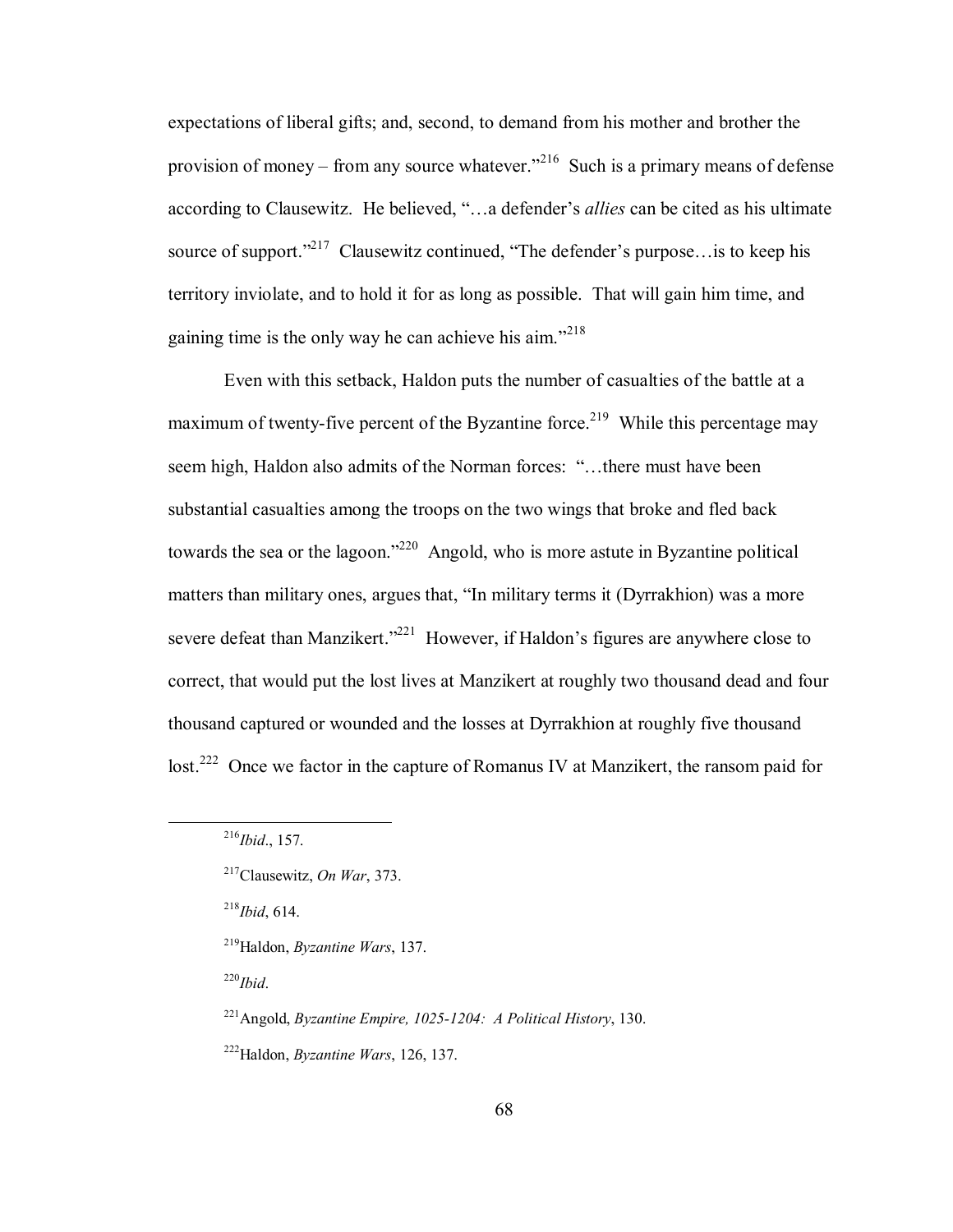expectations of liberal gifts; and, second, to demand from his mother and brother the provision of money – from any source whatever."[216] Such is a primary means of defense according to Clausewitz. He believed, "…a defender's *allies* can be cited as his ultimate source of support."[217] Clausewitz continued, "The defender's purpose…is to keep his territory inviolate, and to hold it for as long as possible. That will gain him time, and gaining time is the only way he can achieve his aim."[218]

Even with this setback, Haldon puts the number of casualties of the battle at a maximum of twenty-five percent of the Byzantine force.[219] While this percentage may seem high, Haldon also admits of the Norman forces: "…there must have been substantial casualties among the troops on the two wings that broke and fled back towards the sea or the lagoon."[220] Angold, who is more astute in Byzantine political matters than military ones, argues that, "In military terms it (Dyrrakhion) was a more severe defeat than Manzikert."[221] However, if Haldon's figures are anywhere close to correct, that would put the lost lives at Manzikert at roughly two thousand dead and four thousand captured or wounded and the losses at Dyrrakhion at roughly five thousand lost.[222] Once we factor in the capture of Romanus IV at Manzikert, the ransom paid for

---

[216] *Ibid*., 157.

[217] Clausewitz, *On War*, 373.

[218] *Ibid*, 614.

[219] Haldon, *Byzantine Wars*, 137.

[220] *Ibid*.

[221] Angold, *Byzantine Empire, 1025-1204: A Political History*, 130.

[222] Haldon, *Byzantine Wars*, 126, 137.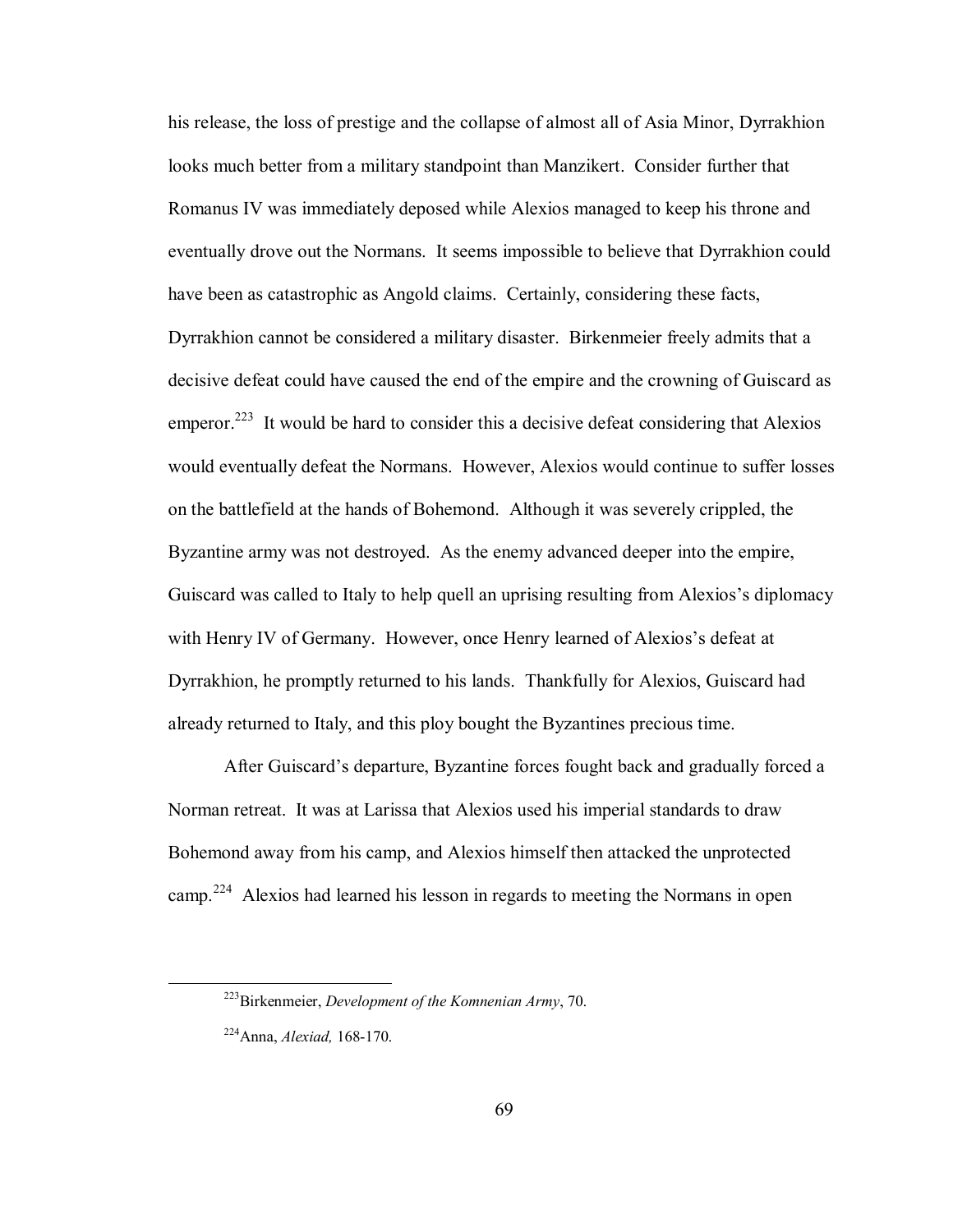his release, the loss of prestige and the collapse of almost all of Asia Minor, Dyrrakhion looks much better from a military standpoint than Manzikert. Consider further that Romanus IV was immediately deposed while Alexios managed to keep his throne and eventually drove out the Normans. It seems impossible to believe that Dyrrakhion could have been as catastrophic as Angold claims. Certainly, considering these facts, Dyrrakhion cannot be considered a military disaster. Birkenmeier freely admits that a decisive defeat could have caused the end of the empire and the crowning of Guiscard as emperor.[223] It would be hard to consider this a decisive defeat considering that Alexios would eventually defeat the Normans. However, Alexios would continue to suffer losses on the battlefield at the hands of Bohemond. Although it was severely crippled, the Byzantine army was not destroyed. As the enemy advanced deeper into the empire, Guiscard was called to Italy to help quell an uprising resulting from Alexios's diplomacy with Henry IV of Germany. However, once Henry learned of Alexios's defeat at Dyrrakhion, he promptly returned to his lands. Thankfully for Alexios, Guiscard had already returned to Italy, and this ploy bought the Byzantines precious time.

After Guiscard's departure, Byzantine forces fought back and gradually forced a Norman retreat. It was at Larissa that Alexios used his imperial standards to draw Bohemond away from his camp, and Alexios himself then attacked the unprotected camp.[224] Alexios had learned his lesson in regards to meeting the Normans in open

---

[223] Birkenmeier, *Development of the Komnenian Army*, 70.

[224] Anna, *Alexiad,* 168-170.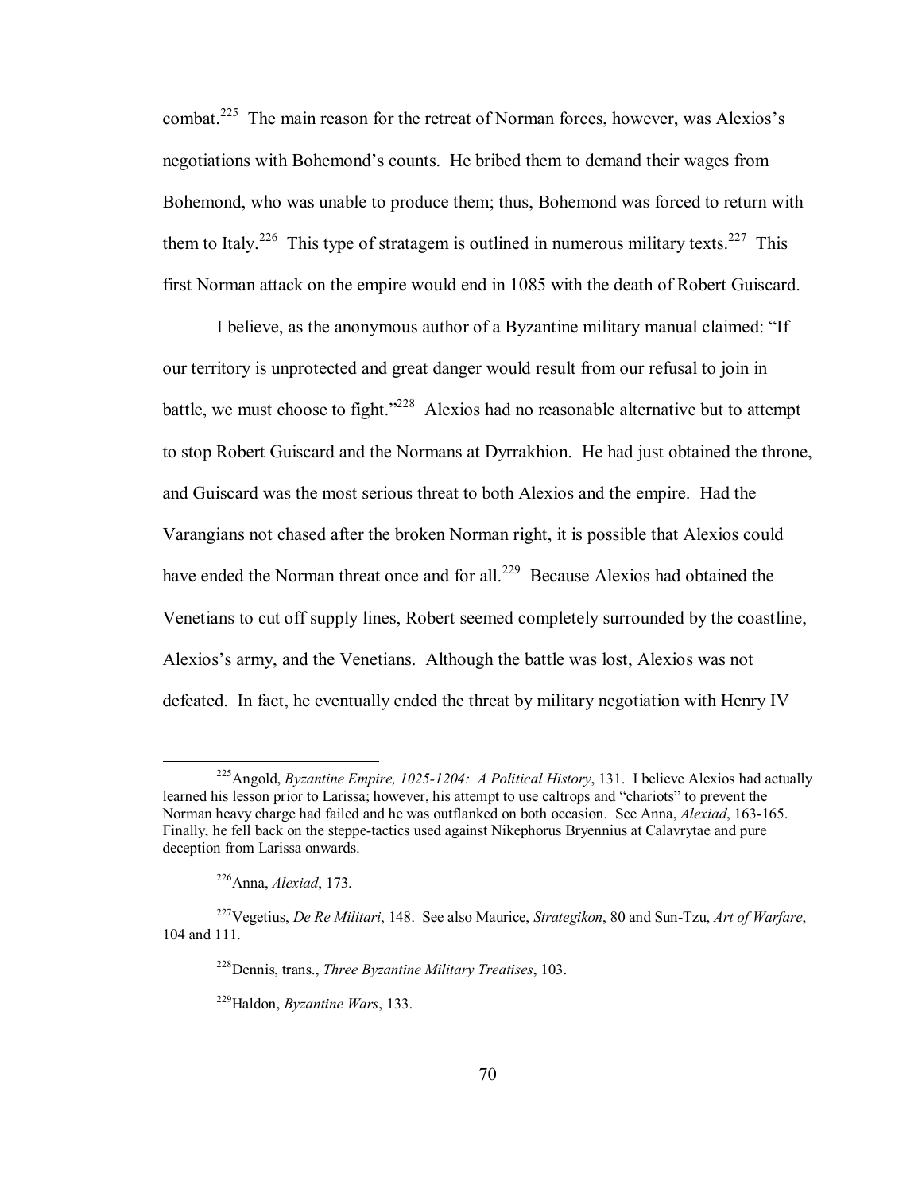combat.[225] The main reason for the retreat of Norman forces, however, was Alexios's negotiations with Bohemond's counts. He bribed them to demand their wages from Bohemond, who was unable to produce them; thus, Bohemond was forced to return with them to Italy.[226] This type of stratagem is outlined in numerous military texts.[227] This first Norman attack on the empire would end in 1085 with the death of Robert Guiscard.

I believe, as the anonymous author of a Byzantine military manual claimed: "If our territory is unprotected and great danger would result from our refusal to join in battle, we must choose to fight."[228] Alexios had no reasonable alternative but to attempt to stop Robert Guiscard and the Normans at Dyrrakhion. He had just obtained the throne, and Guiscard was the most serious threat to both Alexios and the empire. Had the Varangians not chased after the broken Norman right, it is possible that Alexios could have ended the Norman threat once and for all.[229] Because Alexios had obtained the Venetians to cut off supply lines, Robert seemed completely surrounded by the coastline, Alexios's army, and the Venetians. Although the battle was lost, Alexios was not defeated. In fact, he eventually ended the threat by military negotiation with Henry IV

---

[225] Angold, *Byzantine Empire, 1025-1204: A Political History*, 131. I believe Alexios had actually learned his lesson prior to Larissa; however, his attempt to use caltrops and "chariots" to prevent the Norman heavy charge had failed and he was outflanked on both occasion. See Anna, *Alexiad*, 163-165. Finally, he fell back on the steppe-tactics used against Nikephorus Bryennius at Calavrytae and pure deception from Larissa onwards.

[226] Anna, *Alexiad*, 173.

[227] Vegetius, *De Re Militari*, 148. See also Maurice, *Strategikon*, 80 and Sun-Tzu, *Art of Warfare*, 104 and 111.

[228] Dennis, trans., *Three Byzantine Military Treatises*, 103.

[229] Haldon, *Byzantine Wars*, 133.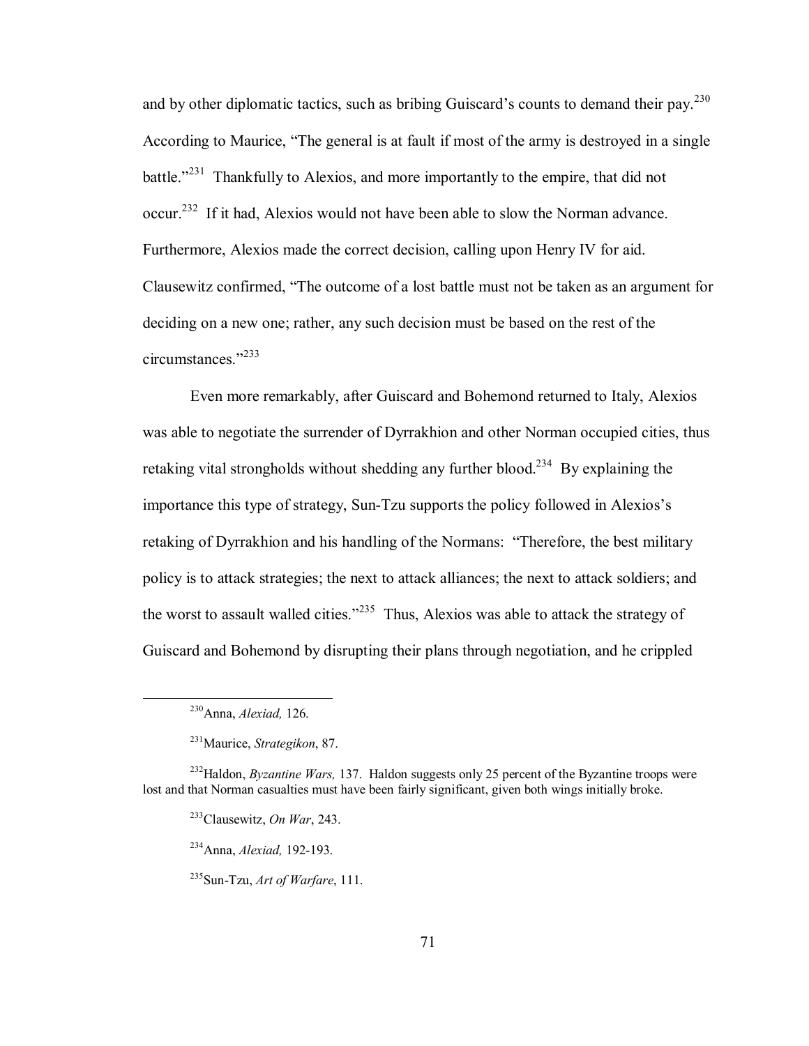and by other diplomatic tactics, such as bribing Guiscard's counts to demand their pay.[230] According to Maurice, "The general is at fault if most of the army is destroyed in a single battle."[231] Thankfully to Alexios, and more importantly to the empire, that did not occur.[232] If it had, Alexios would not have been able to slow the Norman advance. Furthermore, Alexios made the correct decision, calling upon Henry IV for aid. Clausewitz confirmed, "The outcome of a lost battle must not be taken as an argument for deciding on a new one; rather, any such decision must be based on the rest of the circumstances."[233]

Even more remarkably, after Guiscard and Bohemond returned to Italy, Alexios was able to negotiate the surrender of Dyrrakhion and other Norman occupied cities, thus retaking vital strongholds without shedding any further blood.[234] By explaining the importance this type of strategy, Sun-Tzu supports the policy followed in Alexios's retaking of Dyrrakhion and his handling of the Normans: "Therefore, the best military policy is to attack strategies; the next to attack alliances; the next to attack soldiers; and the worst to assault walled cities."[235] Thus, Alexios was able to attack the strategy of Guiscard and Bohemond by disrupting their plans through negotiation, and he crippled

---

[230] Anna, *Alexiad,* 126.

[231] Maurice, *Strategikon*, 87.

[232] Haldon, *Byzantine Wars,* 137. Haldon suggests only 25 percent of the Byzantine troops were lost and that Norman casualties must have been fairly significant, given both wings initially broke.

[233] Clausewitz, *On War*, 243.

[234] Anna, *Alexiad,* 192-193.

[235] Sun-Tzu, *Art of Warfare*, 111.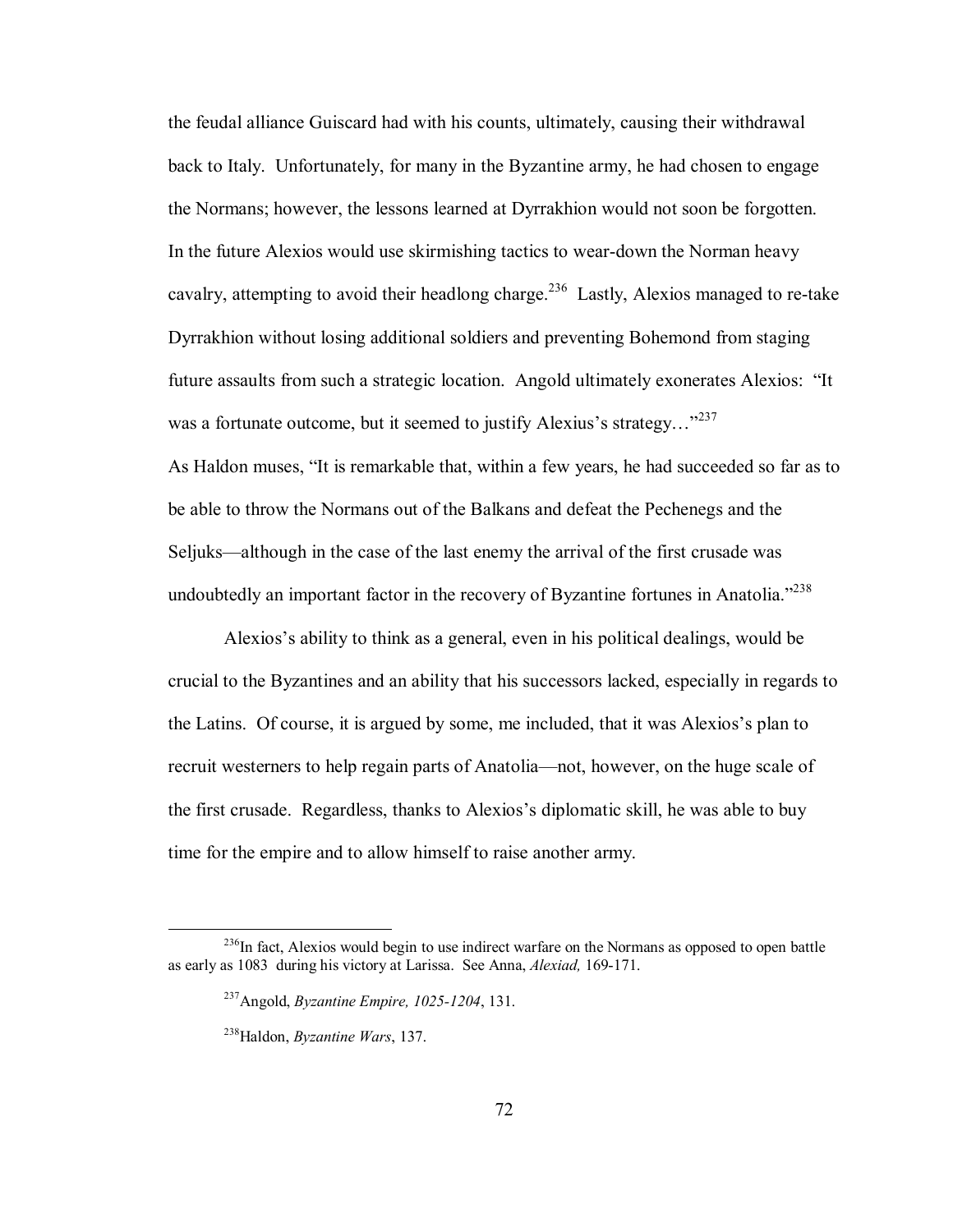the feudal alliance Guiscard had with his counts, ultimately, causing their withdrawal back to Italy. Unfortunately, for many in the Byzantine army, he had chosen to engage the Normans; however, the lessons learned at Dyrrakhion would not soon be forgotten. In the future Alexios would use skirmishing tactics to wear-down the Norman heavy cavalry, attempting to avoid their headlong charge.[236] Lastly, Alexios managed to re-take Dyrrakhion without losing additional soldiers and preventing Bohemond from staging future assaults from such a strategic location. Angold ultimately exonerates Alexios: "It was a fortunate outcome, but it seemed to justify Alexius's strategy…"[237]
As Haldon muses, "It is remarkable that, within a few years, he had succeeded so far as to be able to throw the Normans out of the Balkans and defeat the Pechenegs and the Seljuks—although in the case of the last enemy the arrival of the first crusade was undoubtedly an important factor in the recovery of Byzantine fortunes in Anatolia."[238]

Alexios's ability to think as a general, even in his political dealings, would be crucial to the Byzantines and an ability that his successors lacked, especially in regards to the Latins. Of course, it is argued by some, me included, that it was Alexios's plan to recruit westerners to help regain parts of Anatolia—not, however, on the huge scale of the first crusade. Regardless, thanks to Alexios's diplomatic skill, he was able to buy time for the empire and to allow himself to raise another army.

---

[236] In fact, Alexios would begin to use indirect warfare on the Normans as opposed to open battle as early as 1083 during his victory at Larissa. See Anna, *Alexiad,* 169-171.

[237] Angold, *Byzantine Empire, 1025-1204*, 131.

[238] Haldon, *Byzantine Wars*, 137.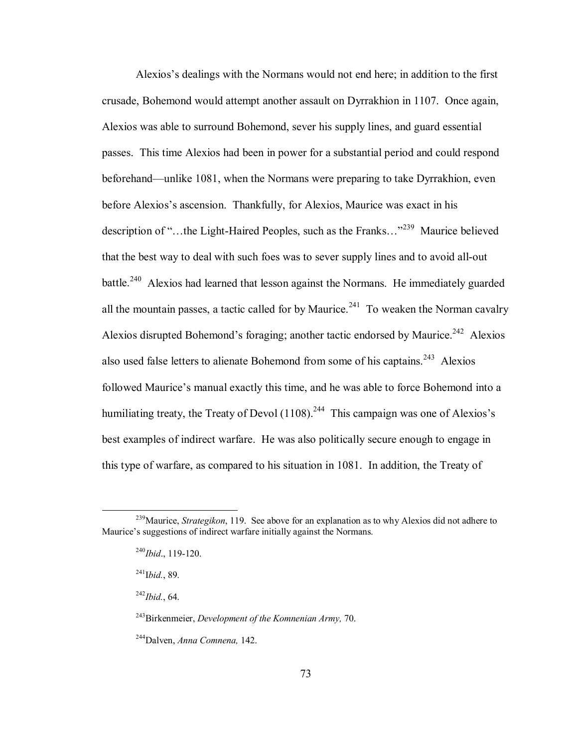Alexios's dealings with the Normans would not end here; in addition to the first crusade, Bohemond would attempt another assault on Dyrrakhion in 1107. Once again, Alexios was able to surround Bohemond, sever his supply lines, and guard essential passes. This time Alexios had been in power for a substantial period and could respond beforehand—unlike 1081, when the Normans were preparing to take Dyrrakhion, even before Alexios's ascension. Thankfully, for Alexios, Maurice was exact in his description of "…the Light-Haired Peoples, such as the Franks…"[239] Maurice believed that the best way to deal with such foes was to sever supply lines and to avoid all-out battle.[240] Alexios had learned that lesson against the Normans. He immediately guarded all the mountain passes, a tactic called for by Maurice.[241] To weaken the Norman cavalry Alexios disrupted Bohemond's foraging; another tactic endorsed by Maurice.[242] Alexios also used false letters to alienate Bohemond from some of his captains.[243] Alexios followed Maurice's manual exactly this time, and he was able to force Bohemond into a humiliating treaty, the Treaty of Devol (1108).[244] This campaign was one of Alexios's best examples of indirect warfare. He was also politically secure enough to engage in this type of warfare, as compared to his situation in 1081. In addition, the Treaty of

---

[239]Maurice, *Strategikon*, 119. See above for an explanation as to why Alexios did not adhere to Maurice's suggestions of indirect warfare initially against the Normans.

[240]*Ibid*., 119-120.

[241]I*bid.*, 89.

[242]*Ibid.*, 64.

[243]Birkenmeier, *Development of the Komnenian Army,* 70.

[244]Dalven, *Anna Comnena,* 142.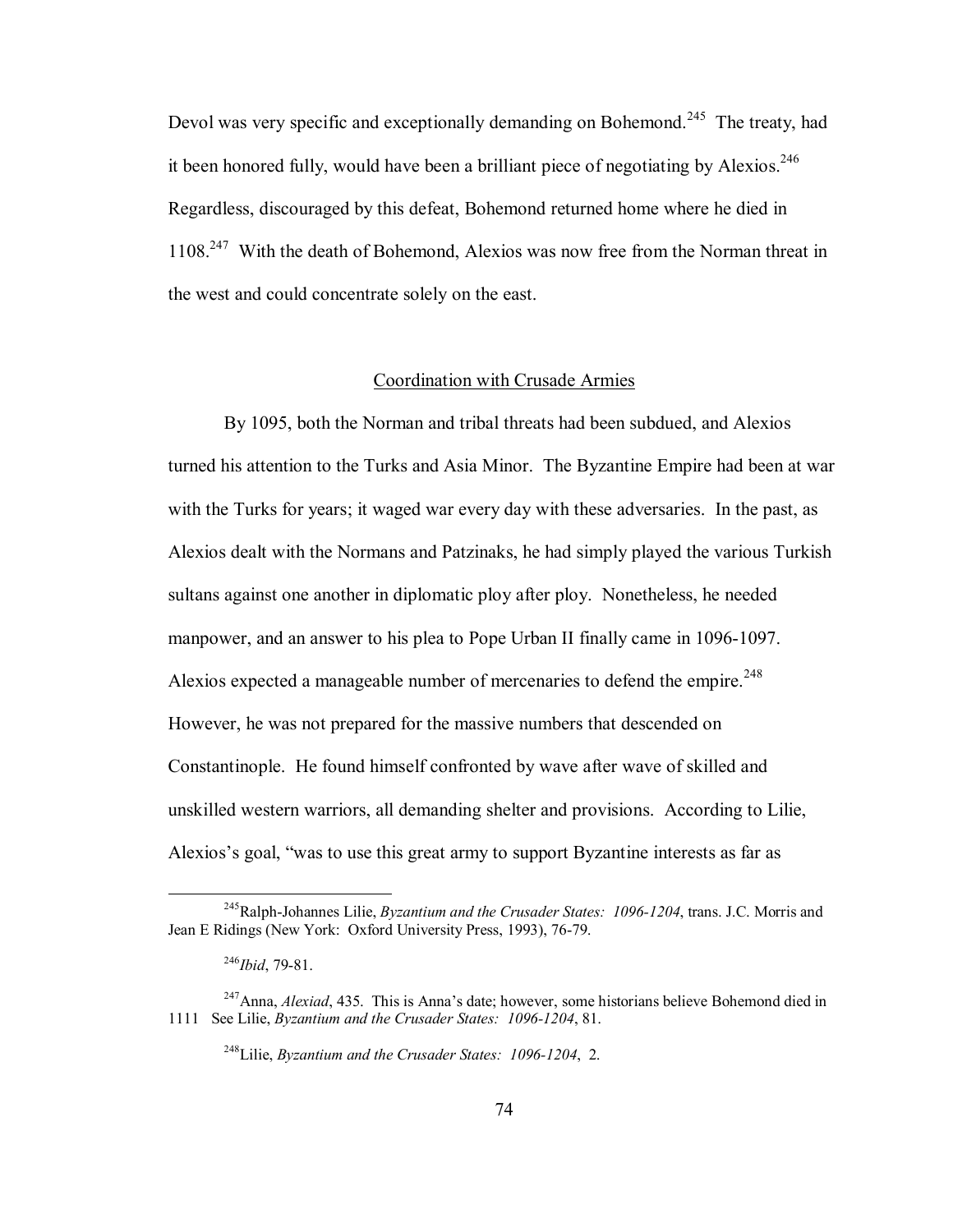Devol was very specific and exceptionally demanding on Bohemond.[245] The treaty, had it been honored fully, would have been a brilliant piece of negotiating by Alexios.[246] Regardless, discouraged by this defeat, Bohemond returned home where he died in 1108.[247] With the death of Bohemond, Alexios was now free from the Norman threat in the west and could concentrate solely on the east.

## Coordination with Crusade Armies

By 1095, both the Norman and tribal threats had been subdued, and Alexios turned his attention to the Turks and Asia Minor. The Byzantine Empire had been at war with the Turks for years; it waged war every day with these adversaries. In the past, as Alexios dealt with the Normans and Patzinaks, he had simply played the various Turkish sultans against one another in diplomatic ploy after ploy. Nonetheless, he needed manpower, and an answer to his plea to Pope Urban II finally came in 1096-1097. Alexios expected a manageable number of mercenaries to defend the empire.[248] However, he was not prepared for the massive numbers that descended on Constantinople. He found himself confronted by wave after wave of skilled and unskilled western warriors, all demanding shelter and provisions. According to Lilie, Alexios's goal, "was to use this great army to support Byzantine interests as far as

---

[245] Ralph-Johannes Lilie, *Byzantium and the Crusader States: 1096-1204*, trans. J.C. Morris and Jean E Ridings (New York: Oxford University Press, 1993), 76-79.

[246] *Ibid*, 79-81.

[247] Anna, *Alexiad*, 435. This is Anna's date; however, some historians believe Bohemond died in 1111 See Lilie, *Byzantium and the Crusader States: 1096-1204*, 81.

[248] Lilie, *Byzantium and the Crusader States: 1096-1204*, 2.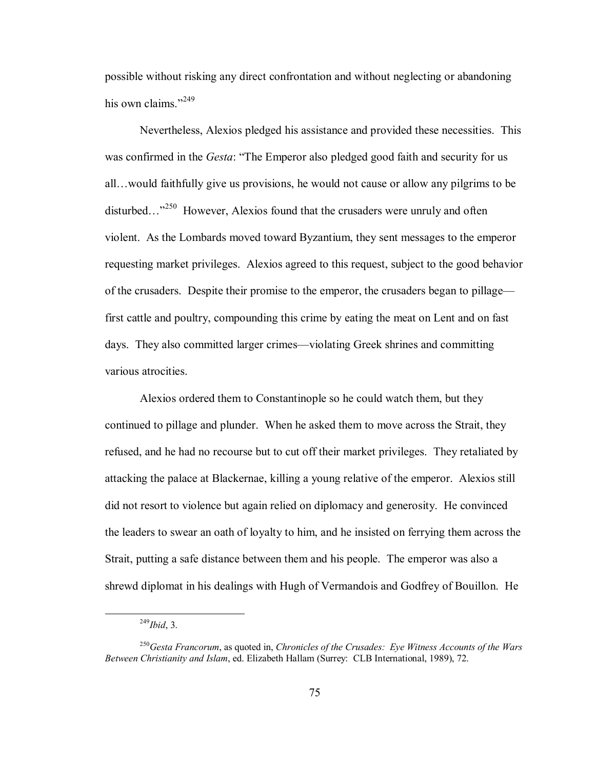possible without risking any direct confrontation and without neglecting or abandoning his own claims."[249]

Nevertheless, Alexios pledged his assistance and provided these necessities. This was confirmed in the *Gesta*: "The Emperor also pledged good faith and security for us all…would faithfully give us provisions, he would not cause or allow any pilgrims to be disturbed…"[250] However, Alexios found that the crusaders were unruly and often violent. As the Lombards moved toward Byzantium, they sent messages to the emperor requesting market privileges. Alexios agreed to this request, subject to the good behavior of the crusaders. Despite their promise to the emperor, the crusaders began to pillage—first cattle and poultry, compounding this crime by eating the meat on Lent and on fast days. They also committed larger crimes—violating Greek shrines and committing various atrocities.

Alexios ordered them to Constantinople so he could watch them, but they continued to pillage and plunder. When he asked them to move across the Strait, they refused, and he had no recourse but to cut off their market privileges. They retaliated by attacking the palace at Blackernae, killing a young relative of the emperor. Alexios still did not resort to violence but again relied on diplomacy and generosity. He convinced the leaders to swear an oath of loyalty to him, and he insisted on ferrying them across the Strait, putting a safe distance between them and his people. The emperor was also a shrewd diplomat in his dealings with Hugh of Vermandois and Godfrey of Bouillon. He

---

[249] *Ibid*, 3.

[250] *Gesta Francorum*, as quoted in, *Chronicles of the Crusades: Eye Witness Accounts of the Wars Between Christianity and Islam*, ed. Elizabeth Hallam (Surrey: CLB International, 1989), 72.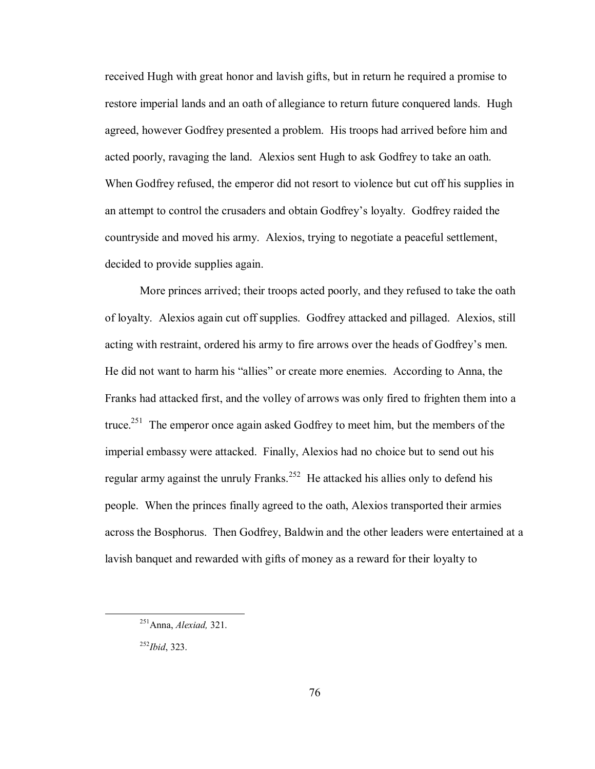received Hugh with great honor and lavish gifts, but in return he required a promise to restore imperial lands and an oath of allegiance to return future conquered lands. Hugh agreed, however Godfrey presented a problem. His troops had arrived before him and acted poorly, ravaging the land. Alexios sent Hugh to ask Godfrey to take an oath. When Godfrey refused, the emperor did not resort to violence but cut off his supplies in an attempt to control the crusaders and obtain Godfrey's loyalty. Godfrey raided the countryside and moved his army. Alexios, trying to negotiate a peaceful settlement, decided to provide supplies again.

More princes arrived; their troops acted poorly, and they refused to take the oath of loyalty. Alexios again cut off supplies. Godfrey attacked and pillaged. Alexios, still acting with restraint, ordered his army to fire arrows over the heads of Godfrey's men. He did not want to harm his "allies" or create more enemies. According to Anna, the Franks had attacked first, and the volley of arrows was only fired to frighten them into a truce.[251] The emperor once again asked Godfrey to meet him, but the members of the imperial embassy were attacked. Finally, Alexios had no choice but to send out his regular army against the unruly Franks.[252] He attacked his allies only to defend his people. When the princes finally agreed to the oath, Alexios transported their armies across the Bosphorus. Then Godfrey, Baldwin and the other leaders were entertained at a lavish banquet and rewarded with gifts of money as a reward for their loyalty to

---

[251] Anna, *Alexiad,* 321.

[252] *Ibid*, 323.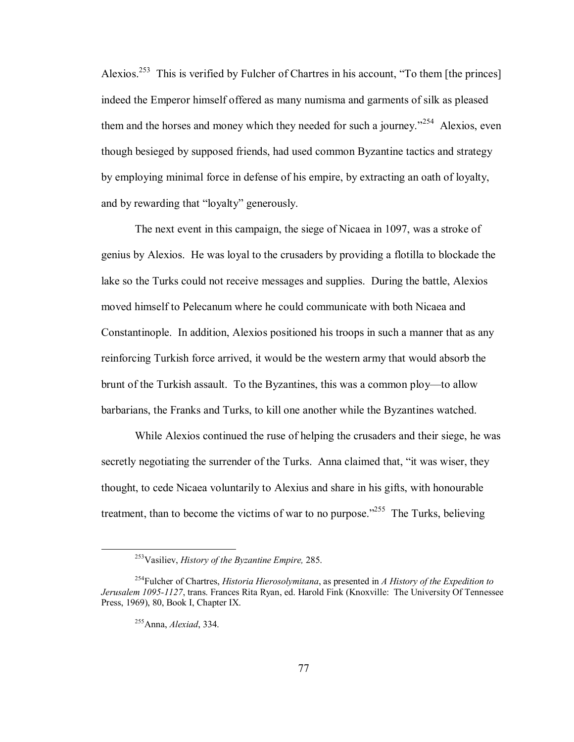Alexios.[253] This is verified by Fulcher of Chartres in his account, "To them [the princes] indeed the Emperor himself offered as many numisma and garments of silk as pleased them and the horses and money which they needed for such a journey."[254] Alexios, even though besieged by supposed friends, had used common Byzantine tactics and strategy by employing minimal force in defense of his empire, by extracting an oath of loyalty, and by rewarding that "loyalty" generously.

The next event in this campaign, the siege of Nicaea in 1097, was a stroke of genius by Alexios. He was loyal to the crusaders by providing a flotilla to blockade the lake so the Turks could not receive messages and supplies. During the battle, Alexios moved himself to Pelecanum where he could communicate with both Nicaea and Constantinople. In addition, Alexios positioned his troops in such a manner that as any reinforcing Turkish force arrived, it would be the western army that would absorb the brunt of the Turkish assault. To the Byzantines, this was a common ploy—to allow barbarians, the Franks and Turks, to kill one another while the Byzantines watched.

While Alexios continued the ruse of helping the crusaders and their siege, he was secretly negotiating the surrender of the Turks. Anna claimed that, "it was wiser, they thought, to cede Nicaea voluntarily to Alexius and share in his gifts, with honourable treatment, than to become the victims of war to no purpose."[255] The Turks, believing

---

[253]Vasiliev, *History of the Byzantine Empire,* 285.

[254]Fulcher of Chartres, *Historia Hierosolymitana*, as presented in *A History of the Expedition to Jerusalem 1095-1127*, trans. Frances Rita Ryan, ed. Harold Fink (Knoxville: The University Of Tennessee Press, 1969), 80, Book I, Chapter IX.

[255]Anna, *Alexiad*, 334.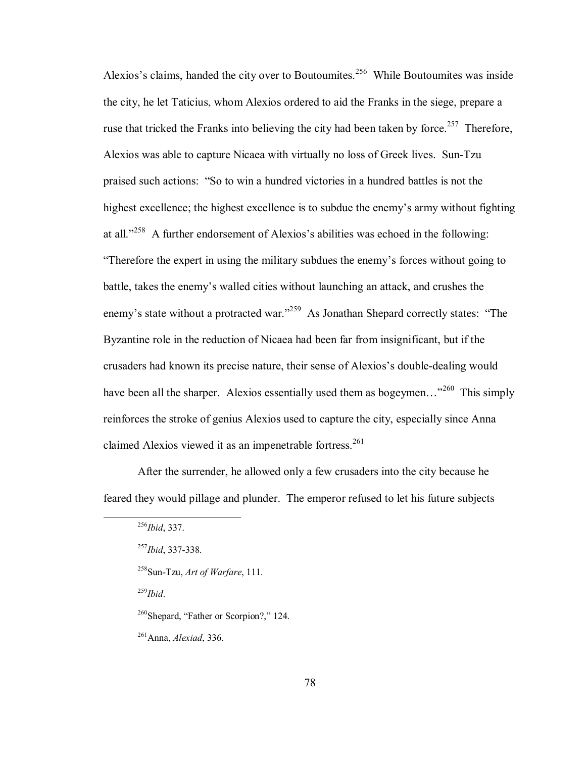Alexios's claims, handed the city over to Boutoumites.[256] While Boutoumites was inside the city, he let Taticius, whom Alexios ordered to aid the Franks in the siege, prepare a ruse that tricked the Franks into believing the city had been taken by force.[257] Therefore, Alexios was able to capture Nicaea with virtually no loss of Greek lives. Sun-Tzu praised such actions: "So to win a hundred victories in a hundred battles is not the highest excellence; the highest excellence is to subdue the enemy's army without fighting at all."[258] A further endorsement of Alexios's abilities was echoed in the following: "Therefore the expert in using the military subdues the enemy's forces without going to battle, takes the enemy's walled cities without launching an attack, and crushes the enemy's state without a protracted war."[259] As Jonathan Shepard correctly states: "The Byzantine role in the reduction of Nicaea had been far from insignificant, but if the crusaders had known its precise nature, their sense of Alexios's double-dealing would have been all the sharper. Alexios essentially used them as bogeymen…"[260] This simply reinforces the stroke of genius Alexios used to capture the city, especially since Anna claimed Alexios viewed it as an impenetrable fortress.[261]

After the surrender, he allowed only a few crusaders into the city because he feared they would pillage and plunder. The emperor refused to let his future subjects

---

[256] *Ibid*, 337.

[257] *Ibid*, 337-338.

[258] Sun-Tzu, *Art of Warfare*, 111.

[259] *Ibid*.

[260] Shepard, "Father or Scorpion?," 124.

[261] Anna, *Alexiad*, 336.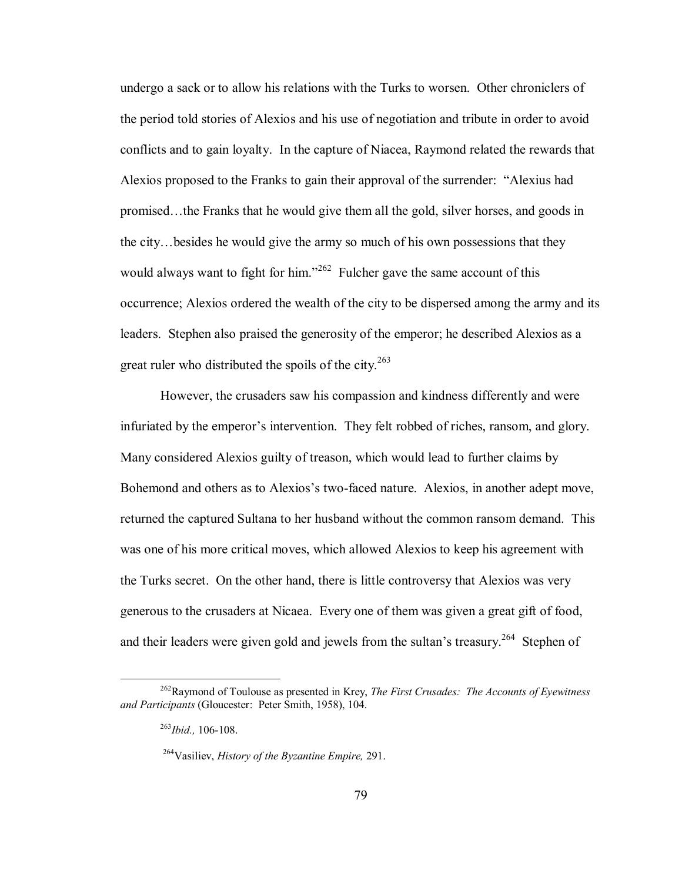undergo a sack or to allow his relations with the Turks to worsen. Other chroniclers of the period told stories of Alexios and his use of negotiation and tribute in order to avoid conflicts and to gain loyalty. In the capture of Niacea, Raymond related the rewards that Alexios proposed to the Franks to gain their approval of the surrender: "Alexius had promised…the Franks that he would give them all the gold, silver horses, and goods in the city…besides he would give the army so much of his own possessions that they would always want to fight for him."[262] Fulcher gave the same account of this occurrence; Alexios ordered the wealth of the city to be dispersed among the army and its leaders. Stephen also praised the generosity of the emperor; he described Alexios as a great ruler who distributed the spoils of the city.[263]

However, the crusaders saw his compassion and kindness differently and were infuriated by the emperor's intervention. They felt robbed of riches, ransom, and glory. Many considered Alexios guilty of treason, which would lead to further claims by Bohemond and others as to Alexios's two-faced nature. Alexios, in another adept move, returned the captured Sultana to her husband without the common ransom demand. This was one of his more critical moves, which allowed Alexios to keep his agreement with the Turks secret. On the other hand, there is little controversy that Alexios was very generous to the crusaders at Nicaea. Every one of them was given a great gift of food, and their leaders were given gold and jewels from the sultan's treasury.[264] Stephen of

---

[262]Raymond of Toulouse as presented in Krey, *The First Crusades: The Accounts of Eyewitness and Participants* (Gloucester: Peter Smith, 1958), 104.

[263]*Ibid.,* 106-108.

[264]Vasiliev, *History of the Byzantine Empire,* 291.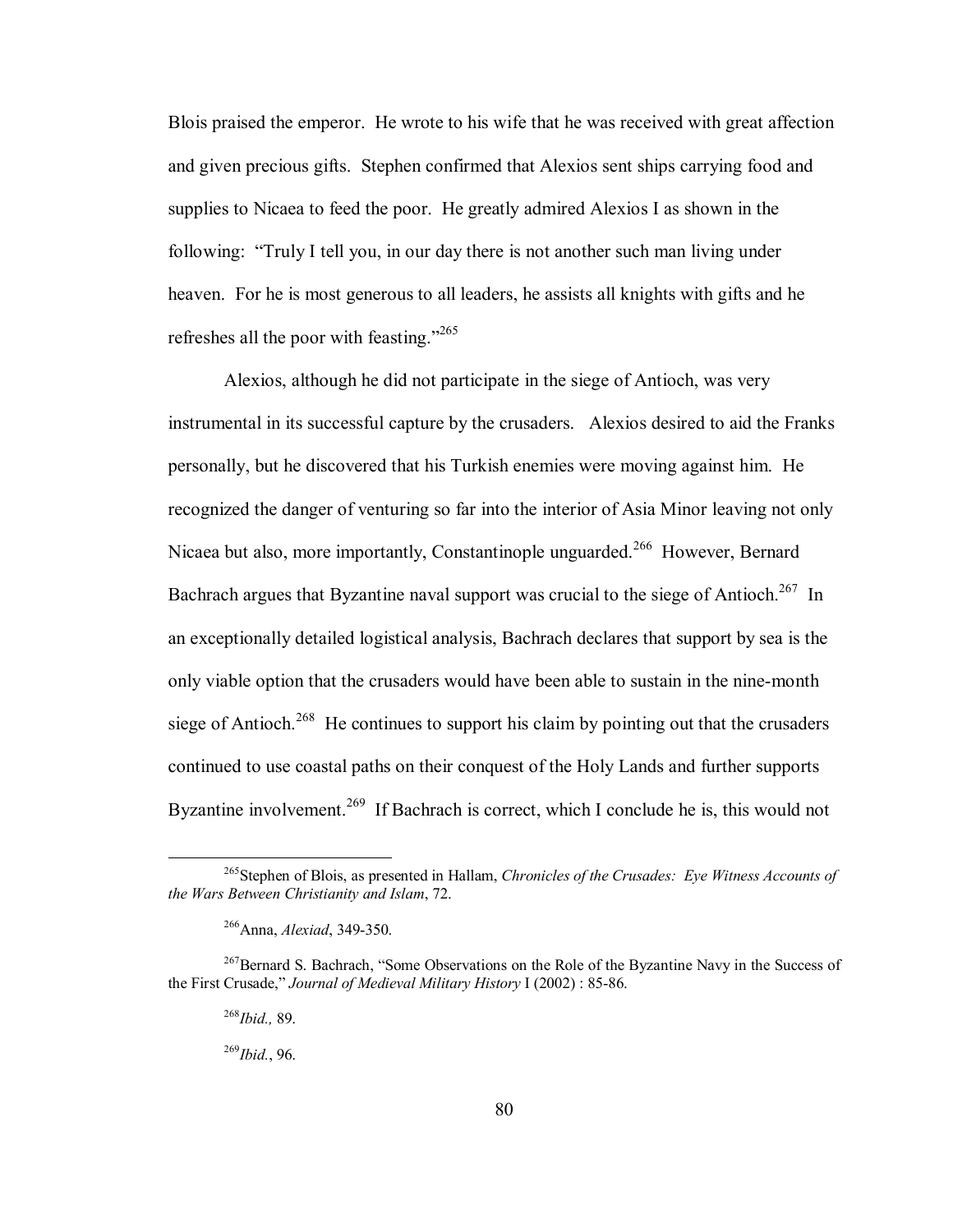Blois praised the emperor. He wrote to his wife that he was received with great affection and given precious gifts. Stephen confirmed that Alexios sent ships carrying food and supplies to Nicaea to feed the poor. He greatly admired Alexios I as shown in the following: "Truly I tell you, in our day there is not another such man living under heaven. For he is most generous to all leaders, he assists all knights with gifts and he refreshes all the poor with feasting."[265]

Alexios, although he did not participate in the siege of Antioch, was very instrumental in its successful capture by the crusaders. Alexios desired to aid the Franks personally, but he discovered that his Turkish enemies were moving against him. He recognized the danger of venturing so far into the interior of Asia Minor leaving not only Nicaea but also, more importantly, Constantinople unguarded.[266] However, Bernard Bachrach argues that Byzantine naval support was crucial to the siege of Antioch.[267] In an exceptionally detailed logistical analysis, Bachrach declares that support by sea is the only viable option that the crusaders would have been able to sustain in the nine-month siege of Antioch.[268] He continues to support his claim by pointing out that the crusaders continued to use coastal paths on their conquest of the Holy Lands and further supports Byzantine involvement.[269] If Bachrach is correct, which I conclude he is, this would not

---

[265] Stephen of Blois, as presented in Hallam, *Chronicles of the Crusades: Eye Witness Accounts of the Wars Between Christianity and Islam*, 72.

[266] Anna, *Alexiad*, 349-350.

[267] Bernard S. Bachrach, "Some Observations on the Role of the Byzantine Navy in the Success of the First Crusade," *Journal of Medieval Military History* I (2002) : 85-86.

[268] *Ibid.,* 89.

[269] *Ibid.*, 96.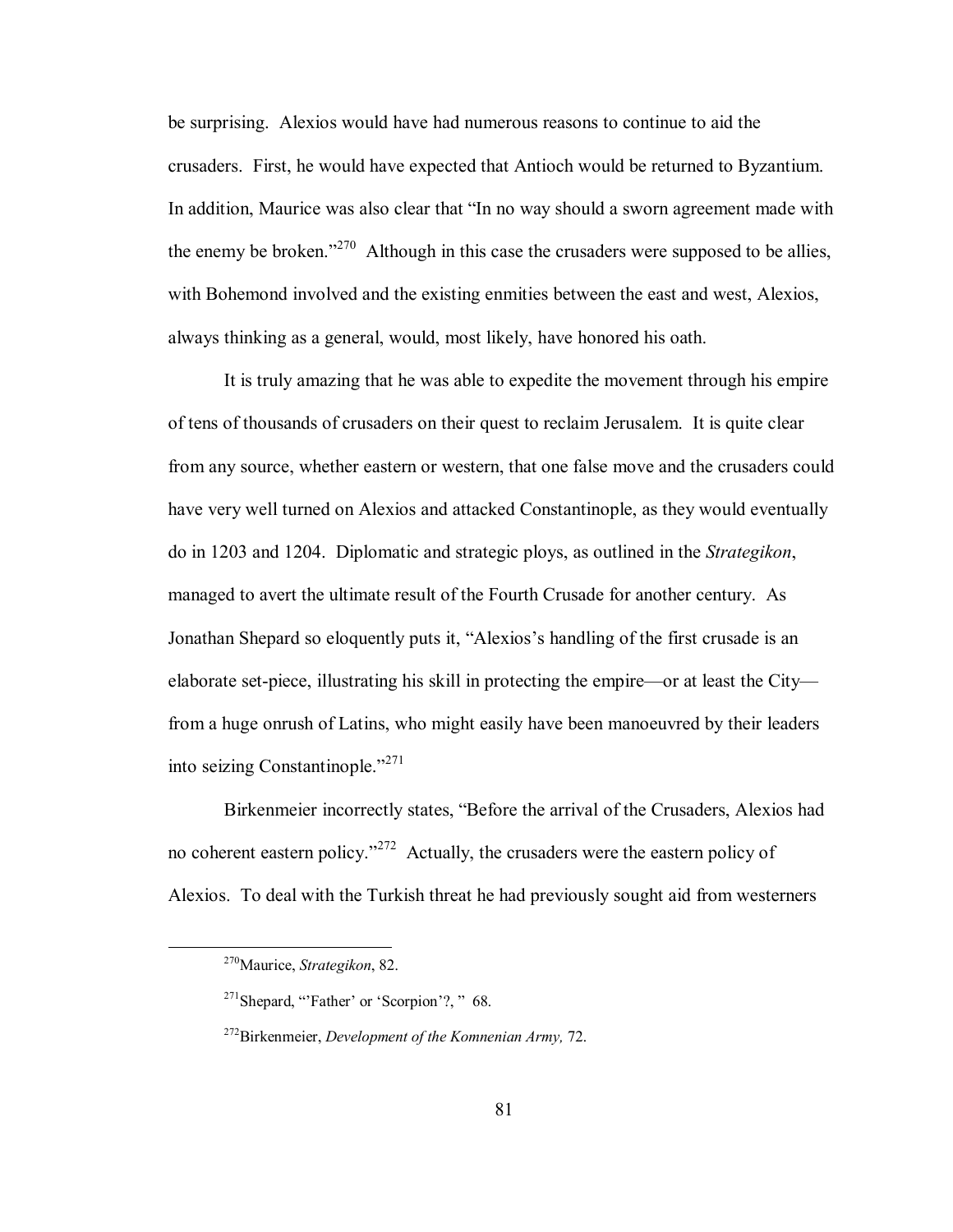be surprising. Alexios would have had numerous reasons to continue to aid the crusaders. First, he would have expected that Antioch would be returned to Byzantium. In addition, Maurice was also clear that "In no way should a sworn agreement made with the enemy be broken."[270] Although in this case the crusaders were supposed to be allies, with Bohemond involved and the existing enmities between the east and west, Alexios, always thinking as a general, would, most likely, have honored his oath.

It is truly amazing that he was able to expedite the movement through his empire of tens of thousands of crusaders on their quest to reclaim Jerusalem. It is quite clear from any source, whether eastern or western, that one false move and the crusaders could have very well turned on Alexios and attacked Constantinople, as they would eventually do in 1203 and 1204. Diplomatic and strategic ploys, as outlined in the *Strategikon*, managed to avert the ultimate result of the Fourth Crusade for another century. As Jonathan Shepard so eloquently puts it, "Alexios's handling of the first crusade is an elaborate set-piece, illustrating his skill in protecting the empire—or at least the City—from a huge onrush of Latins, who might easily have been manoeuvred by their leaders into seizing Constantinople."[271]

Birkenmeier incorrectly states, "Before the arrival of the Crusaders, Alexios had no coherent eastern policy."[272] Actually, the crusaders were the eastern policy of Alexios. To deal with the Turkish threat he had previously sought aid from westerners

---

[270] Maurice, *Strategikon*, 82.

[271] Shepard, "'Father' or 'Scorpion'?, " 68.

[272] Birkenmeier, *Development of the Komnenian Army,* 72.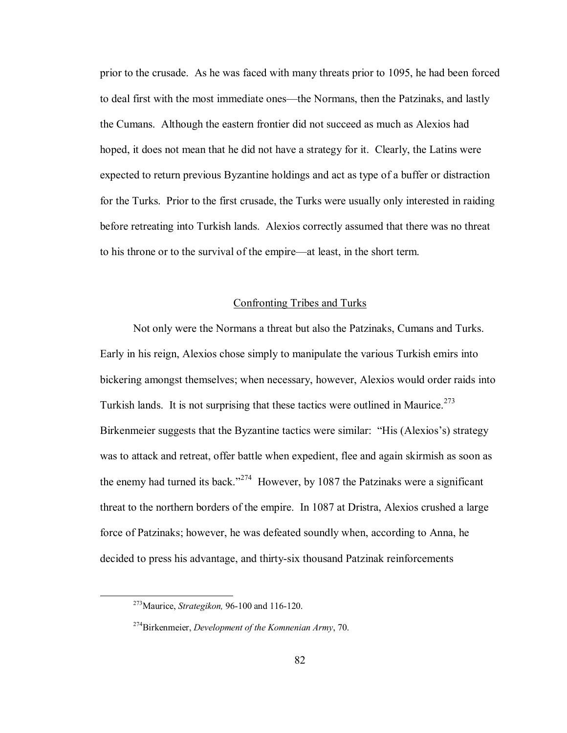prior to the crusade. As he was faced with many threats prior to 1095, he had been forced to deal first with the most immediate ones—the Normans, then the Patzinaks, and lastly the Cumans. Although the eastern frontier did not succeed as much as Alexios had hoped, it does not mean that he did not have a strategy for it. Clearly, the Latins were expected to return previous Byzantine holdings and act as type of a buffer or distraction for the Turks. Prior to the first crusade, the Turks were usually only interested in raiding before retreating into Turkish lands. Alexios correctly assumed that there was no threat to his throne or to the survival of the empire—at least, in the short term.

## Confronting Tribes and Turks

Not only were the Normans a threat but also the Patzinaks, Cumans and Turks. Early in his reign, Alexios chose simply to manipulate the various Turkish emirs into bickering amongst themselves; when necessary, however, Alexios would order raids into Turkish lands. It is not surprising that these tactics were outlined in Maurice.[273] Birkenmeier suggests that the Byzantine tactics were similar: "His (Alexios's) strategy was to attack and retreat, offer battle when expedient, flee and again skirmish as soon as the enemy had turned its back."[274] However, by 1087 the Patzinaks were a significant threat to the northern borders of the empire. In 1087 at Dristra, Alexios crushed a large force of Patzinaks; however, he was defeated soundly when, according to Anna, he decided to press his advantage, and thirty-six thousand Patzinak reinforcements

[273] Maurice, *Strategikon,* 96-100 and 116-120.

[274] Birkenmeier, *Development of the Komnenian Army*, 70.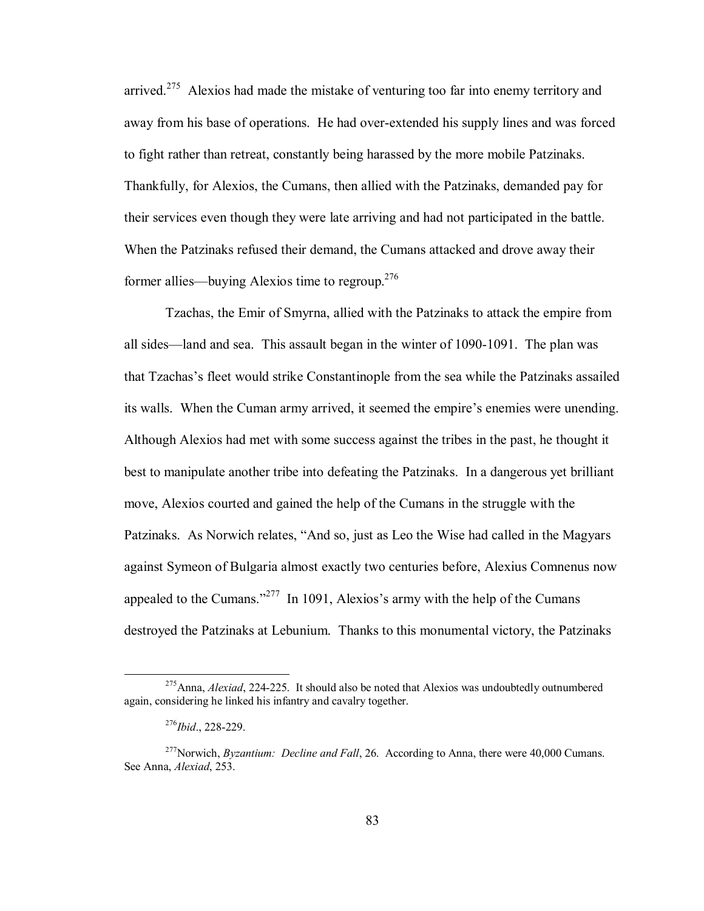arrived.[275] Alexios had made the mistake of venturing too far into enemy territory and away from his base of operations. He had over-extended his supply lines and was forced to fight rather than retreat, constantly being harassed by the more mobile Patzinaks. Thankfully, for Alexios, the Cumans, then allied with the Patzinaks, demanded pay for their services even though they were late arriving and had not participated in the battle. When the Patzinaks refused their demand, the Cumans attacked and drove away their former allies—buying Alexios time to regroup.[276]

Tzachas, the Emir of Smyrna, allied with the Patzinaks to attack the empire from all sides—land and sea. This assault began in the winter of 1090-1091. The plan was that Tzachas's fleet would strike Constantinople from the sea while the Patzinaks assailed its walls. When the Cuman army arrived, it seemed the empire's enemies were unending. Although Alexios had met with some success against the tribes in the past, he thought it best to manipulate another tribe into defeating the Patzinaks. In a dangerous yet brilliant move, Alexios courted and gained the help of the Cumans in the struggle with the Patzinaks. As Norwich relates, "And so, just as Leo the Wise had called in the Magyars against Symeon of Bulgaria almost exactly two centuries before, Alexius Comnenus now appealed to the Cumans."[277] In 1091, Alexios's army with the help of the Cumans destroyed the Patzinaks at Lebunium. Thanks to this monumental victory, the Patzinaks

---

[275] Anna, *Alexiad*, 224-225. It should also be noted that Alexios was undoubtedly outnumbered again, considering he linked his infantry and cavalry together.

[276] *Ibid*., 228-229.

[277] Norwich, *Byzantium: Decline and Fall*, 26. According to Anna, there were 40,000 Cumans. See Anna, *Alexiad*, 253.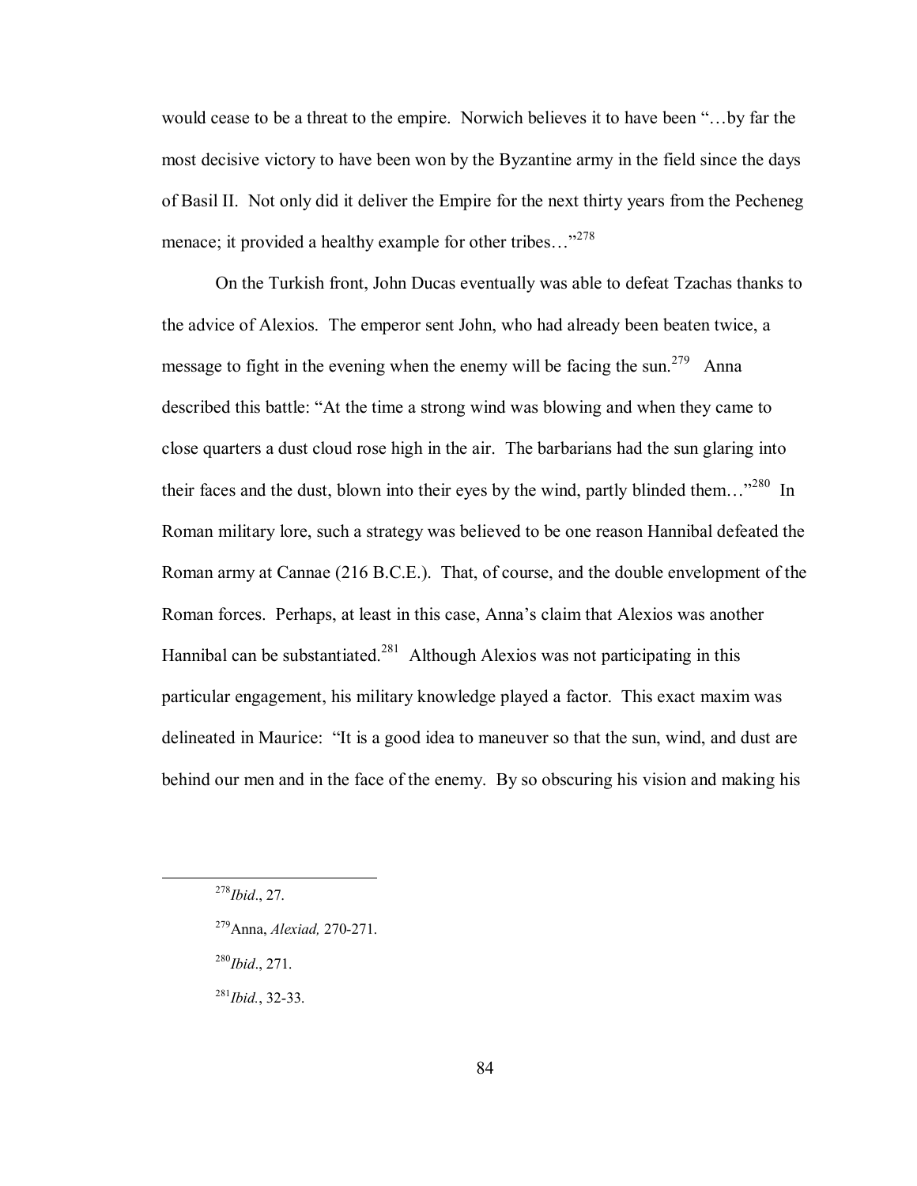would cease to be a threat to the empire. Norwich believes it to have been "…by far the most decisive victory to have been won by the Byzantine army in the field since the days of Basil II. Not only did it deliver the Empire for the next thirty years from the Pecheneg menace; it provided a healthy example for other tribes…"[278]

On the Turkish front, John Ducas eventually was able to defeat Tzachas thanks to the advice of Alexios. The emperor sent John, who had already been beaten twice, a message to fight in the evening when the enemy will be facing the sun.[279] Anna described this battle: "At the time a strong wind was blowing and when they came to close quarters a dust cloud rose high in the air. The barbarians had the sun glaring into their faces and the dust, blown into their eyes by the wind, partly blinded them…"[280] In Roman military lore, such a strategy was believed to be one reason Hannibal defeated the Roman army at Cannae (216 B.C.E.). That, of course, and the double envelopment of the Roman forces. Perhaps, at least in this case, Anna's claim that Alexios was another Hannibal can be substantiated.[281] Although Alexios was not participating in this particular engagement, his military knowledge played a factor. This exact maxim was delineated in Maurice: "It is a good idea to maneuver so that the sun, wind, and dust are behind our men and in the face of the enemy. By so obscuring his vision and making his

---

[278] *Ibid*., 27.

[279] Anna, *Alexiad,* 270-271.

[280] *Ibid*., 271.

[281] *Ibid.*, 32-33.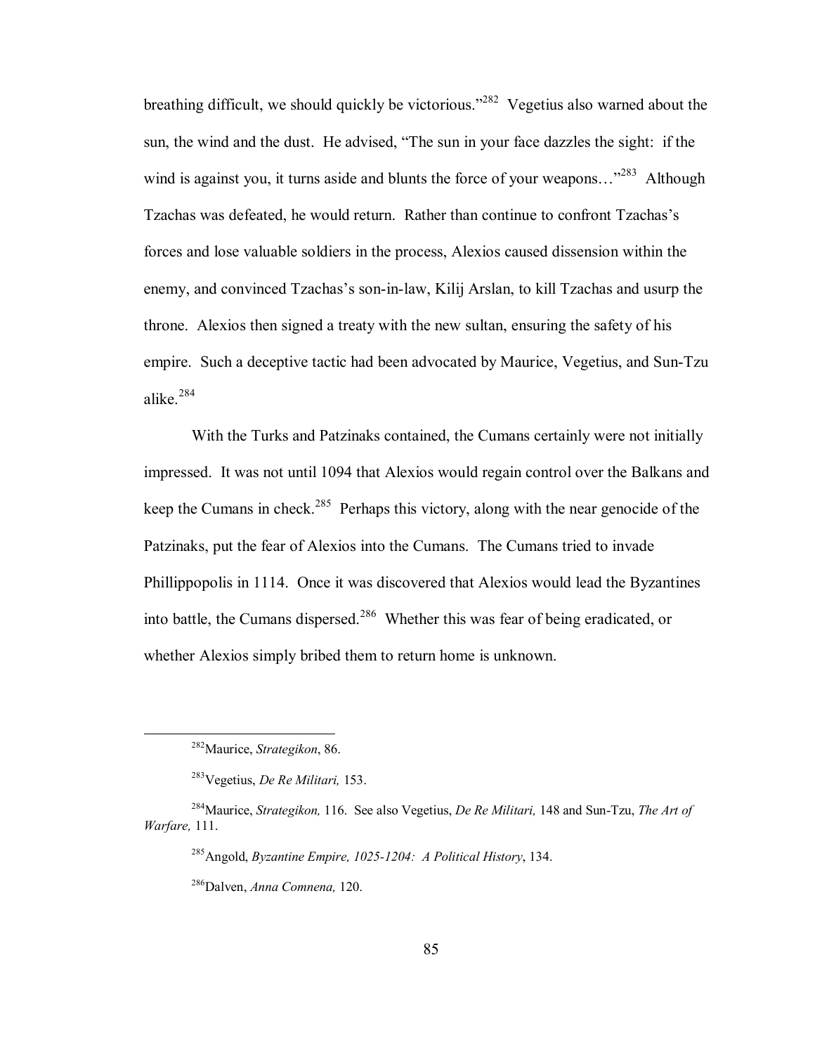breathing difficult, we should quickly be victorious."[282] Vegetius also warned about the sun, the wind and the dust. He advised, "The sun in your face dazzles the sight: if the wind is against you, it turns aside and blunts the force of your weapons…"[283] Although Tzachas was defeated, he would return. Rather than continue to confront Tzachas's forces and lose valuable soldiers in the process, Alexios caused dissension within the enemy, and convinced Tzachas's son-in-law, Kilij Arslan, to kill Tzachas and usurp the throne. Alexios then signed a treaty with the new sultan, ensuring the safety of his empire. Such a deceptive tactic had been advocated by Maurice, Vegetius, and Sun-Tzu alike.[284]

With the Turks and Patzinaks contained, the Cumans certainly were not initially impressed. It was not until 1094 that Alexios would regain control over the Balkans and keep the Cumans in check.[285] Perhaps this victory, along with the near genocide of the Patzinaks, put the fear of Alexios into the Cumans. The Cumans tried to invade Phillippopolis in 1114. Once it was discovered that Alexios would lead the Byzantines into battle, the Cumans dispersed.[286] Whether this was fear of being eradicated, or whether Alexios simply bribed them to return home is unknown.

---

[282]Maurice, *Strategikon*, 86.

[283]Vegetius, *De Re Militari,* 153.

[284]Maurice, *Strategikon,* 116. See also Vegetius, *De Re Militari,* 148 and Sun-Tzu, *The Art of Warfare,* 111.

[285]Angold, *Byzantine Empire, 1025-1204: A Political History*, 134.

[286]Dalven, *Anna Comnena,* 120.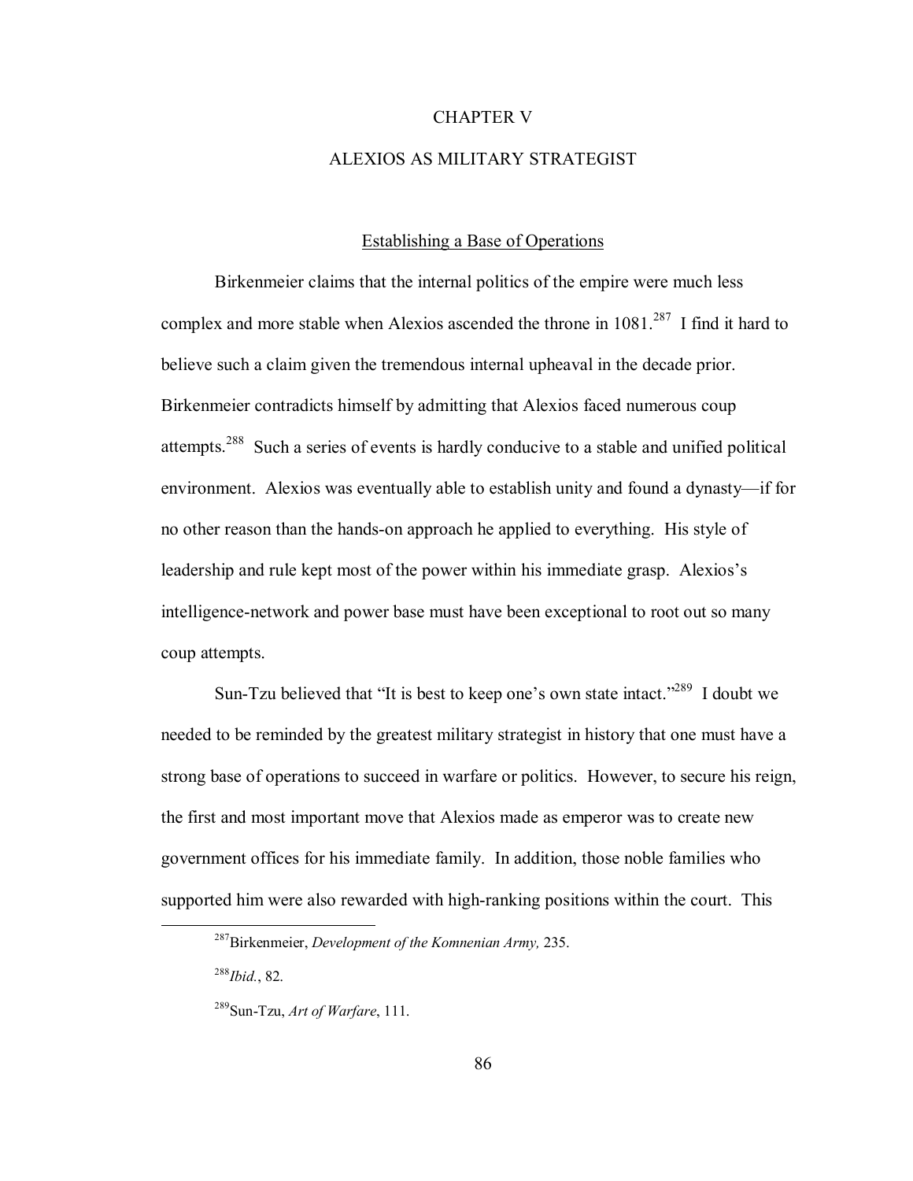# CHAPTER V

# ALEXIOS AS MILITARY STRATEGIST

## Establishing a Base of Operations

Birkenmeier claims that the internal politics of the empire were much less complex and more stable when Alexios ascended the throne in 1081.[287] I find it hard to believe such a claim given the tremendous internal upheaval in the decade prior. Birkenmeier contradicts himself by admitting that Alexios faced numerous coup attempts.[288] Such a series of events is hardly conducive to a stable and unified political environment. Alexios was eventually able to establish unity and found a dynasty—if for no other reason than the hands-on approach he applied to everything. His style of leadership and rule kept most of the power within his immediate grasp. Alexios's intelligence-network and power base must have been exceptional to root out so many coup attempts.

Sun-Tzu believed that "It is best to keep one's own state intact."[289] I doubt we needed to be reminded by the greatest military strategist in history that one must have a strong base of operations to succeed in warfare or politics. However, to secure his reign, the first and most important move that Alexios made as emperor was to create new government offices for his immediate family. In addition, those noble families who supported him were also rewarded with high-ranking positions within the court. This

---

[287] Birkenmeier, *Development of the Komnenian Army,* 235.

[288] *Ibid.*, 82.

[289] Sun-Tzu, *Art of Warfare*, 111.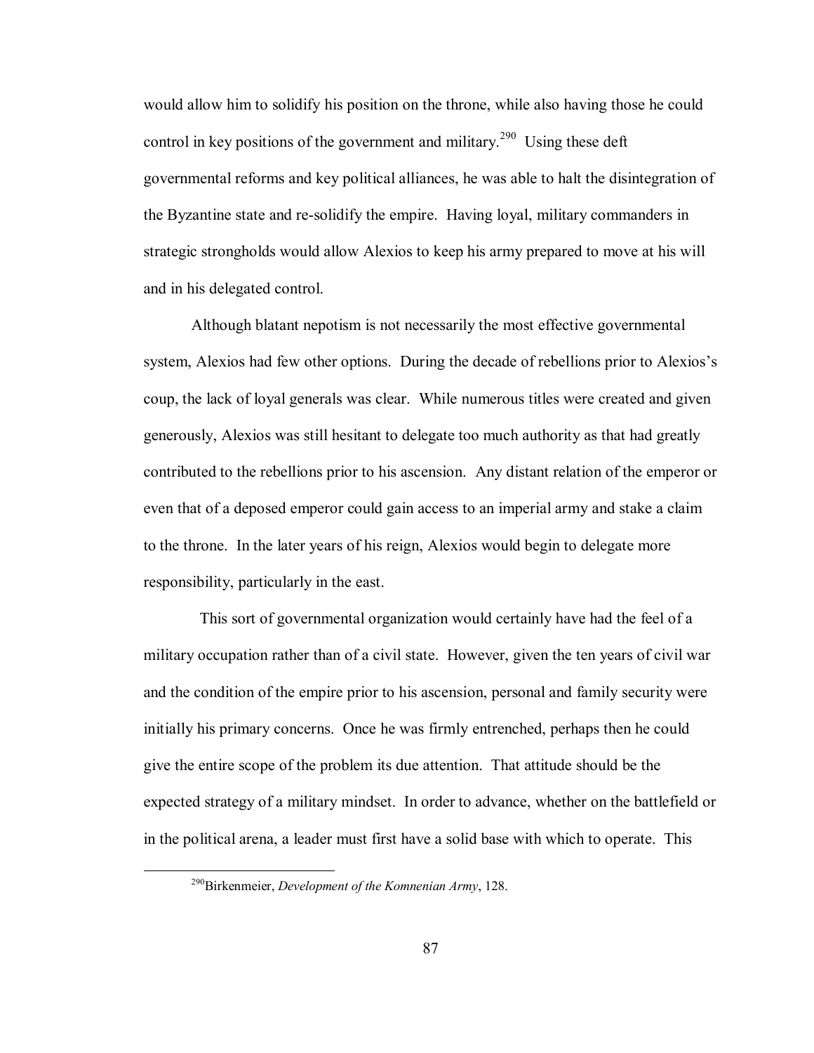would allow him to solidify his position on the throne, while also having those he could control in key positions of the government and military.[290] Using these deft governmental reforms and key political alliances, he was able to halt the disintegration of the Byzantine state and re-solidify the empire. Having loyal, military commanders in strategic strongholds would allow Alexios to keep his army prepared to move at his will and in his delegated control.

Although blatant nepotism is not necessarily the most effective governmental system, Alexios had few other options. During the decade of rebellions prior to Alexios's coup, the lack of loyal generals was clear. While numerous titles were created and given generously, Alexios was still hesitant to delegate too much authority as that had greatly contributed to the rebellions prior to his ascension. Any distant relation of the emperor or even that of a deposed emperor could gain access to an imperial army and stake a claim to the throne. In the later years of his reign, Alexios would begin to delegate more responsibility, particularly in the east.

This sort of governmental organization would certainly have had the feel of a military occupation rather than of a civil state. However, given the ten years of civil war and the condition of the empire prior to his ascension, personal and family security were initially his primary concerns. Once he was firmly entrenched, perhaps then he could give the entire scope of the problem its due attention. That attitude should be the expected strategy of a military mindset. In order to advance, whether on the battlefield or in the political arena, a leader must first have a solid base with which to operate. This

[290]Birkenmeier, *Development of the Komnenian Army*, 128.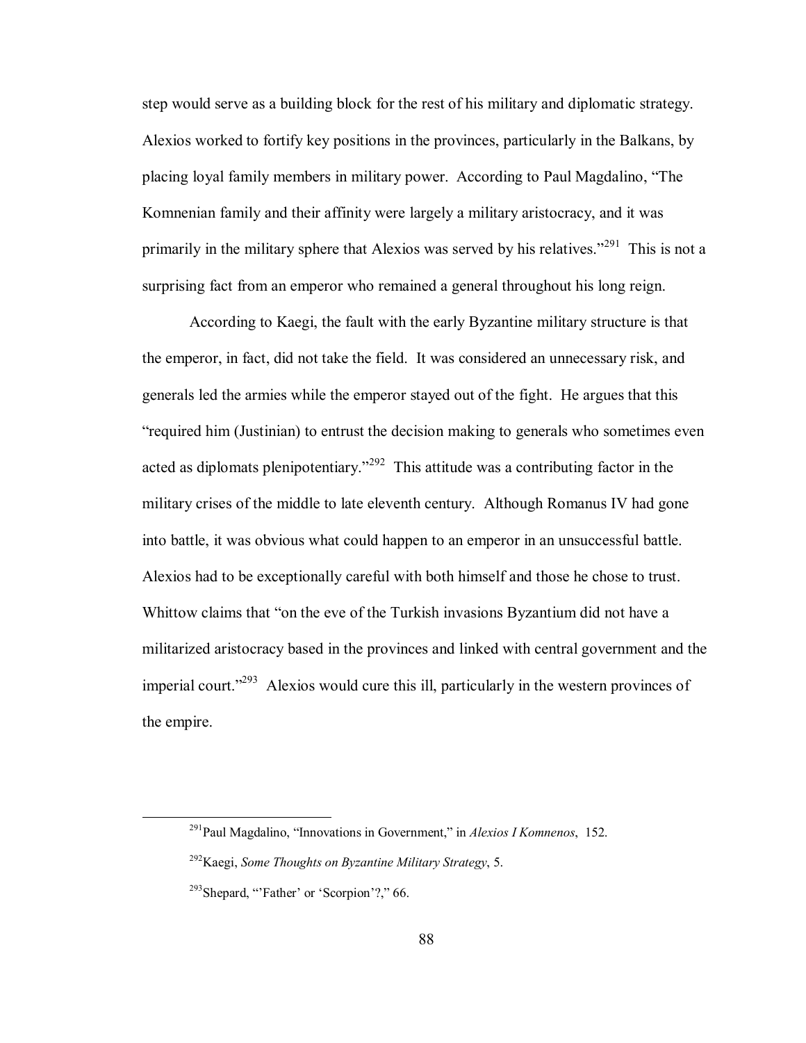step would serve as a building block for the rest of his military and diplomatic strategy. Alexios worked to fortify key positions in the provinces, particularly in the Balkans, by placing loyal family members in military power. According to Paul Magdalino, "The Komnenian family and their affinity were largely a military aristocracy, and it was primarily in the military sphere that Alexios was served by his relatives."[291] This is not a surprising fact from an emperor who remained a general throughout his long reign.

According to Kaegi, the fault with the early Byzantine military structure is that the emperor, in fact, did not take the field. It was considered an unnecessary risk, and generals led the armies while the emperor stayed out of the fight. He argues that this "required him (Justinian) to entrust the decision making to generals who sometimes even acted as diplomats plenipotentiary."[292] This attitude was a contributing factor in the military crises of the middle to late eleventh century. Although Romanus IV had gone into battle, it was obvious what could happen to an emperor in an unsuccessful battle. Alexios had to be exceptionally careful with both himself and those he chose to trust. Whittow claims that "on the eve of the Turkish invasions Byzantium did not have a militarized aristocracy based in the provinces and linked with central government and the imperial court."[293] Alexios would cure this ill, particularly in the western provinces of the empire.

---

[291] Paul Magdalino, "Innovations in Government," in *Alexios I Komnenos*, 152.

[292] Kaegi, *Some Thoughts on Byzantine Military Strategy*, 5.

[293] Shepard, "'Father' or 'Scorpion'?," 66.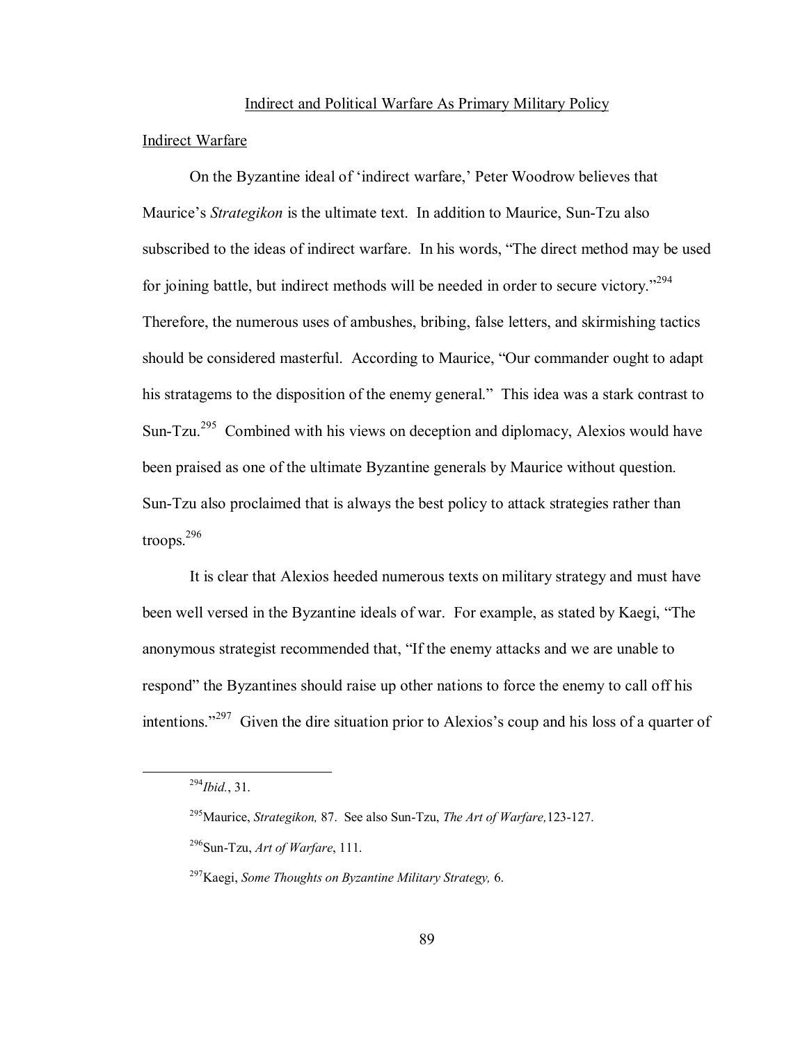## Indirect and Political Warfare As Primary Military Policy

### Indirect Warfare

On the Byzantine ideal of 'indirect warfare,' Peter Woodrow believes that Maurice's *Strategikon* is the ultimate text. In addition to Maurice, Sun-Tzu also subscribed to the ideas of indirect warfare. In his words, "The direct method may be used for joining battle, but indirect methods will be needed in order to secure victory."[294] Therefore, the numerous uses of ambushes, bribing, false letters, and skirmishing tactics should be considered masterful. According to Maurice, "Our commander ought to adapt his stratagems to the disposition of the enemy general." This idea was a stark contrast to Sun-Tzu.[295] Combined with his views on deception and diplomacy, Alexios would have been praised as one of the ultimate Byzantine generals by Maurice without question. Sun-Tzu also proclaimed that is always the best policy to attack strategies rather than troops.[296]

It is clear that Alexios heeded numerous texts on military strategy and must have been well versed in the Byzantine ideals of war. For example, as stated by Kaegi, "The anonymous strategist recommended that, "If the enemy attacks and we are unable to respond" the Byzantines should raise up other nations to force the enemy to call off his intentions."[297] Given the dire situation prior to Alexios's coup and his loss of a quarter of

---

[294] *Ibid.*, 31.

[295] Maurice, *Strategikon,* 87. See also Sun-Tzu, *The Art of Warfare,* 123-127.

[296] Sun-Tzu, *Art of Warfare*, 111.

[297] Kaegi, *Some Thoughts on Byzantine Military Strategy,* 6.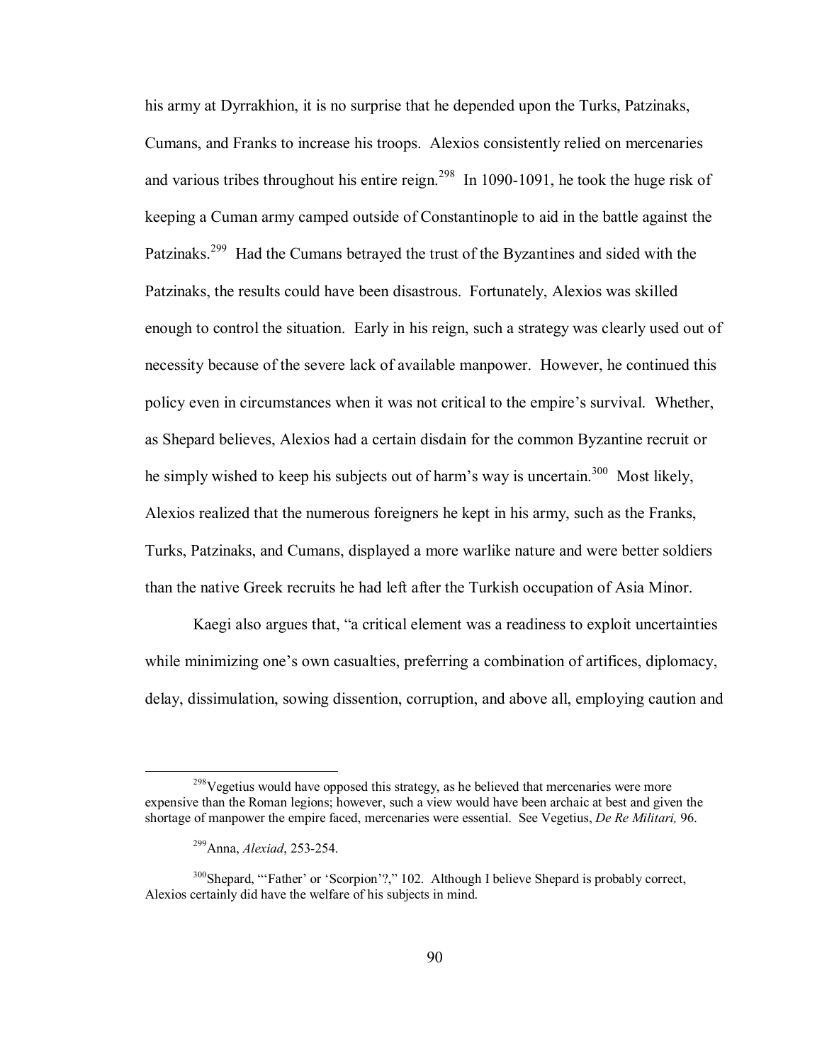his army at Dyrrakhion, it is no surprise that he depended upon the Turks, Patzinaks, Cumans, and Franks to increase his troops. Alexios consistently relied on mercenaries and various tribes throughout his entire reign.[298] In 1090-1091, he took the huge risk of keeping a Cuman army camped outside of Constantinople to aid in the battle against the Patzinaks.[299] Had the Cumans betrayed the trust of the Byzantines and sided with the Patzinaks, the results could have been disastrous. Fortunately, Alexios was skilled enough to control the situation. Early in his reign, such a strategy was clearly used out of necessity because of the severe lack of available manpower. However, he continued this policy even in circumstances when it was not critical to the empire's survival. Whether, as Shepard believes, Alexios had a certain disdain for the common Byzantine recruit or he simply wished to keep his subjects out of harm's way is uncertain.[300] Most likely, Alexios realized that the numerous foreigners he kept in his army, such as the Franks, Turks, Patzinaks, and Cumans, displayed a more warlike nature and were better soldiers than the native Greek recruits he had left after the Turkish occupation of Asia Minor.

Kaegi also argues that, "a critical element was a readiness to exploit uncertainties while minimizing one's own casualties, preferring a combination of artifices, diplomacy, delay, dissimulation, sowing dissention, corruption, and above all, employing caution and

---

[298] Vegetius would have opposed this strategy, as he believed that mercenaries were more expensive than the Roman legions; however, such a view would have been archaic at best and given the shortage of manpower the empire faced, mercenaries were essential. See Vegetius, *De Re Militari,* 96.

[299] Anna, *Alexiad*, 253-254.

[300] Shepard, "'Father' or 'Scorpion'?," 102. Although I believe Shepard is probably correct, Alexios certainly did have the welfare of his subjects in mind.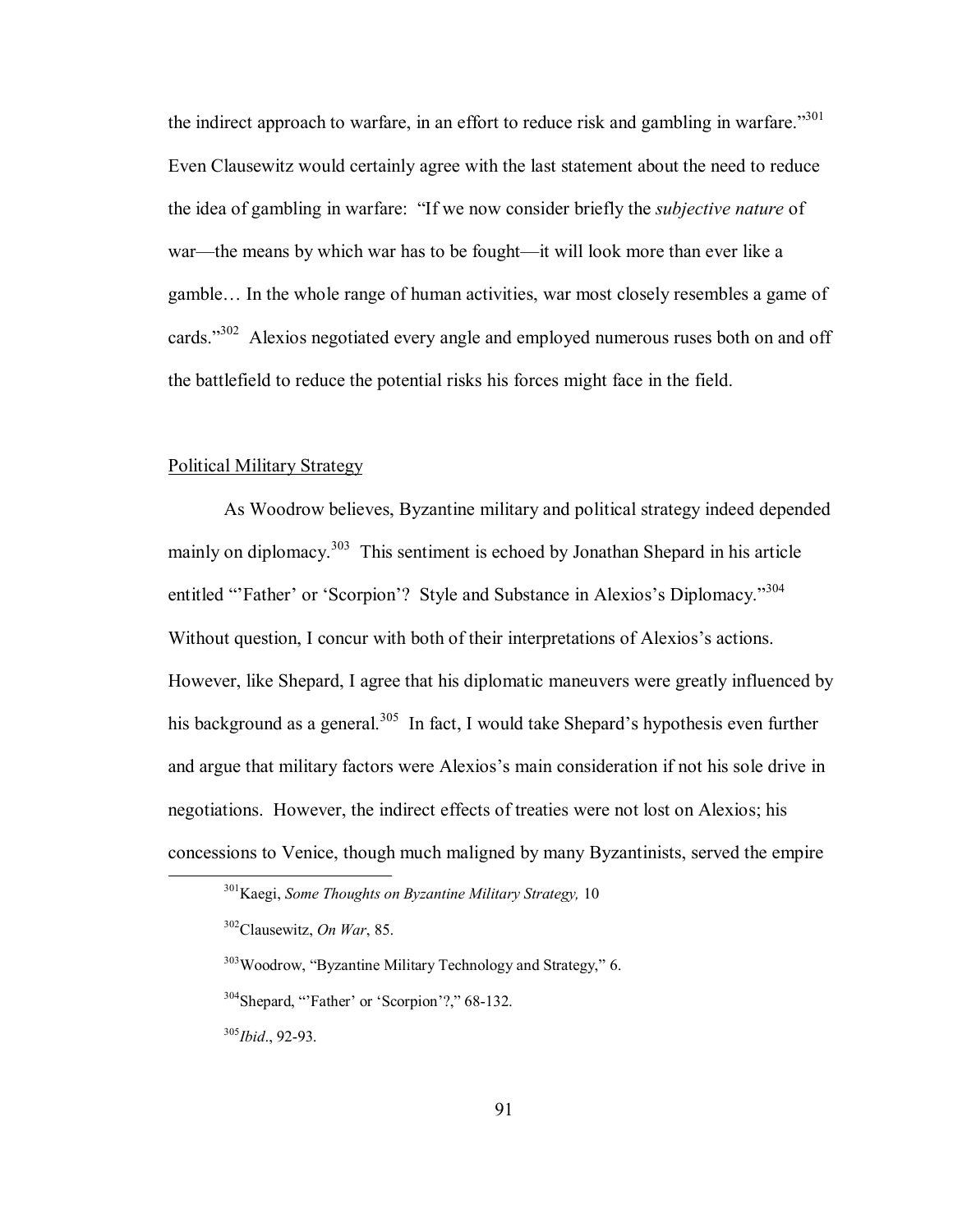the indirect approach to warfare, in an effort to reduce risk and gambling in warfare."[301] Even Clausewitz would certainly agree with the last statement about the need to reduce the idea of gambling in warfare: "If we now consider briefly the *subjective nature* of war—the means by which war has to be fought—it will look more than ever like a gamble… In the whole range of human activities, war most closely resembles a game of cards."[302] Alexios negotiated every angle and employed numerous ruses both on and off the battlefield to reduce the potential risks his forces might face in the field.

## Political Military Strategy

As Woodrow believes, Byzantine military and political strategy indeed depended mainly on diplomacy.[303] This sentiment is echoed by Jonathan Shepard in his article entitled "'Father' or 'Scorpion'? Style and Substance in Alexios's Diplomacy."[304] Without question, I concur with both of their interpretations of Alexios's actions. However, like Shepard, I agree that his diplomatic maneuvers were greatly influenced by his background as a general.[305] In fact, I would take Shepard's hypothesis even further and argue that military factors were Alexios's main consideration if not his sole drive in negotiations. However, the indirect effects of treaties were not lost on Alexios; his concessions to Venice, though much maligned by many Byzantinists, served the empire

---

[301] Kaegi, *Some Thoughts on Byzantine Military Strategy,* 10

[302] Clausewitz, *On War*, 85.

[303] Woodrow, "Byzantine Military Technology and Strategy," 6.

[304] Shepard, "'Father' or 'Scorpion'?," 68-132.

[305] *Ibid*., 92-93.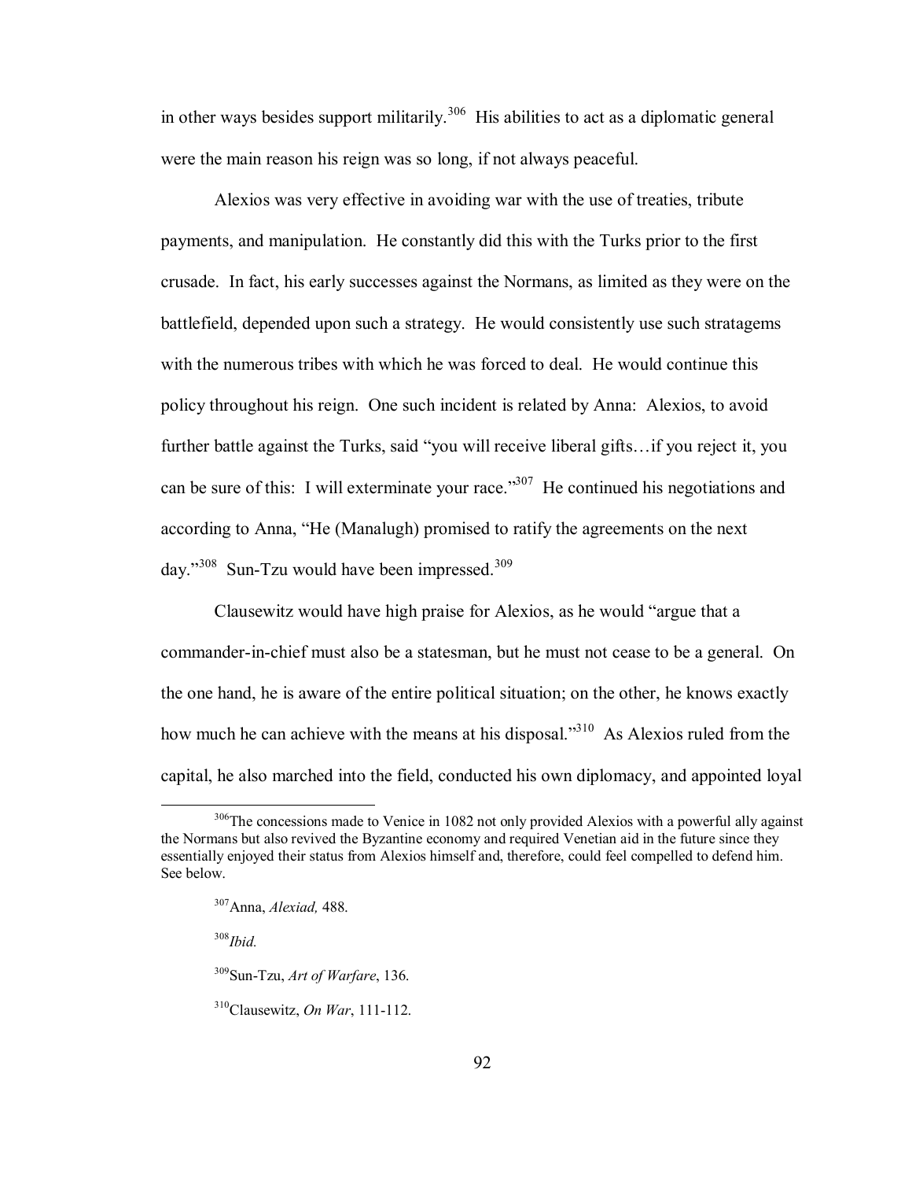in other ways besides support militarily.[306] His abilities to act as a diplomatic general were the main reason his reign was so long, if not always peaceful.

Alexios was very effective in avoiding war with the use of treaties, tribute payments, and manipulation. He constantly did this with the Turks prior to the first crusade. In fact, his early successes against the Normans, as limited as they were on the battlefield, depended upon such a strategy. He would consistently use such stratagems with the numerous tribes with which he was forced to deal. He would continue this policy throughout his reign. One such incident is related by Anna: Alexios, to avoid further battle against the Turks, said "you will receive liberal gifts…if you reject it, you can be sure of this: I will exterminate your race."[307] He continued his negotiations and according to Anna, "He (Manalugh) promised to ratify the agreements on the next day."[308] Sun-Tzu would have been impressed.[309]

Clausewitz would have high praise for Alexios, as he would "argue that a commander-in-chief must also be a statesman, but he must not cease to be a general. On the one hand, he is aware of the entire political situation; on the other, he knows exactly how much he can achieve with the means at his disposal."[310] As Alexios ruled from the capital, he also marched into the field, conducted his own diplomacy, and appointed loyal

---

[306] The concessions made to Venice in 1082 not only provided Alexios with a powerful ally against the Normans but also revived the Byzantine economy and required Venetian aid in the future since they essentially enjoyed their status from Alexios himself and, therefore, could feel compelled to defend him. See below.

[307] Anna, *Alexiad,* 488.

[308] *Ibid.*

[309] Sun-Tzu, *Art of Warfare*, 136.

[310] Clausewitz, *On War*, 111-112.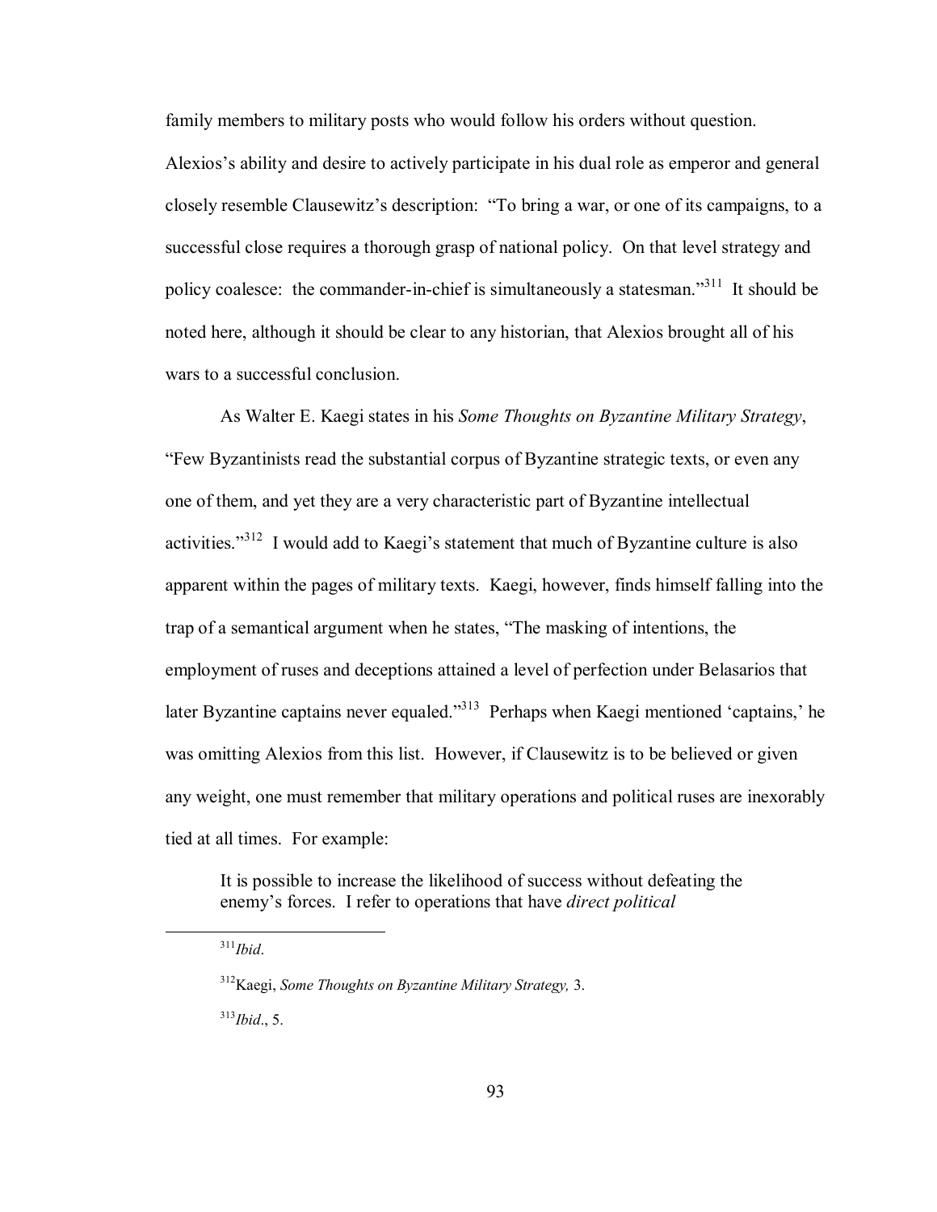family members to military posts who would follow his orders without question. Alexios's ability and desire to actively participate in his dual role as emperor and general closely resemble Clausewitz's description: "To bring a war, or one of its campaigns, to a successful close requires a thorough grasp of national policy. On that level strategy and policy coalesce: the commander-in-chief is simultaneously a statesman."[311] It should be noted here, although it should be clear to any historian, that Alexios brought all of his wars to a successful conclusion.

As Walter E. Kaegi states in his *Some Thoughts on Byzantine Military Strategy*, "Few Byzantinists read the substantial corpus of Byzantine strategic texts, or even any one of them, and yet they are a very characteristic part of Byzantine intellectual activities."[312] I would add to Kaegi's statement that much of Byzantine culture is also apparent within the pages of military texts. Kaegi, however, finds himself falling into the trap of a semantical argument when he states, "The masking of intentions, the employment of ruses and deceptions attained a level of perfection under Belasarios that later Byzantine captains never equaled."[313] Perhaps when Kaegi mentioned 'captains,' he was omitting Alexios from this list. However, if Clausewitz is to be believed or given any weight, one must remember that military operations and political ruses are inexorably tied at all times. For example:

> It is possible to increase the likelihood of success without defeating the enemy's forces. I refer to operations that have *direct political*

---

[311] *Ibid*.

[312] Kaegi, *Some Thoughts on Byzantine Military Strategy,* 3.

[313] *Ibid*., 5.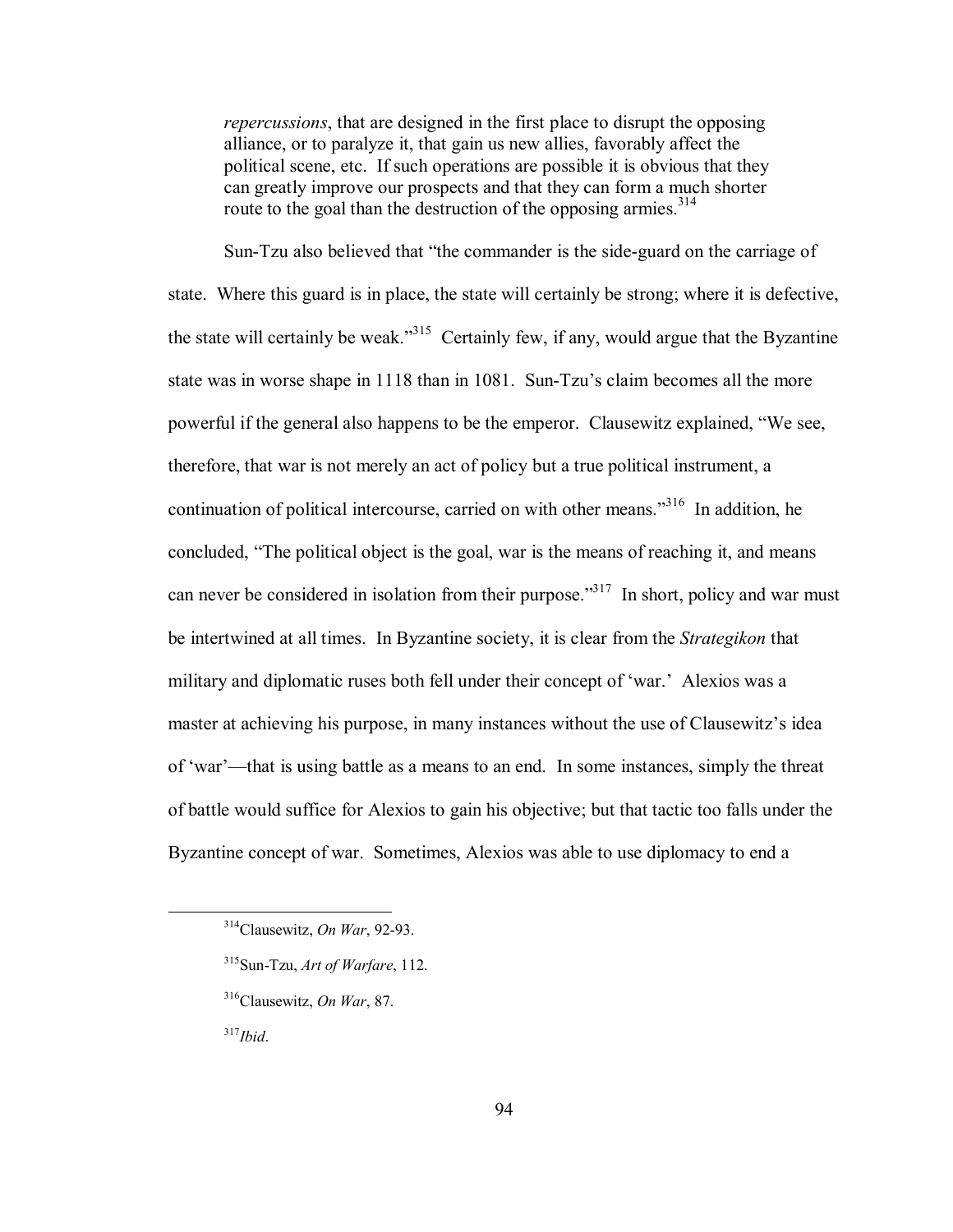> *repercussions*, that are designed in the first place to disrupt the opposing alliance, or to paralyze it, that gain us new allies, favorably affect the political scene, etc. If such operations are possible it is obvious that they can greatly improve our prospects and that they can form a much shorter route to the goal than the destruction of the opposing armies.[314]

Sun-Tzu also believed that "the commander is the side-guard on the carriage of state. Where this guard is in place, the state will certainly be strong; where it is defective, the state will certainly be weak."[315] Certainly few, if any, would argue that the Byzantine state was in worse shape in 1118 than in 1081. Sun-Tzu's claim becomes all the more powerful if the general also happens to be the emperor. Clausewitz explained, "We see, therefore, that war is not merely an act of policy but a true political instrument, a continuation of political intercourse, carried on with other means."[316] In addition, he concluded, "The political object is the goal, war is the means of reaching it, and means can never be considered in isolation from their purpose."[317] In short, policy and war must be intertwined at all times. In Byzantine society, it is clear from the *Strategikon* that military and diplomatic ruses both fell under their concept of 'war.' Alexios was a master at achieving his purpose, in many instances without the use of Clausewitz's idea of 'war'—that is using battle as a means to an end. In some instances, simply the threat of battle would suffice for Alexios to gain his objective; but that tactic too falls under the Byzantine concept of war. Sometimes, Alexios was able to use diplomacy to end a

[314] Clausewitz, *On War*, 92-93.

[315] Sun-Tzu, *Art of Warfare*, 112.

[316] Clausewitz, *On War*, 87.

[317] *Ibid*.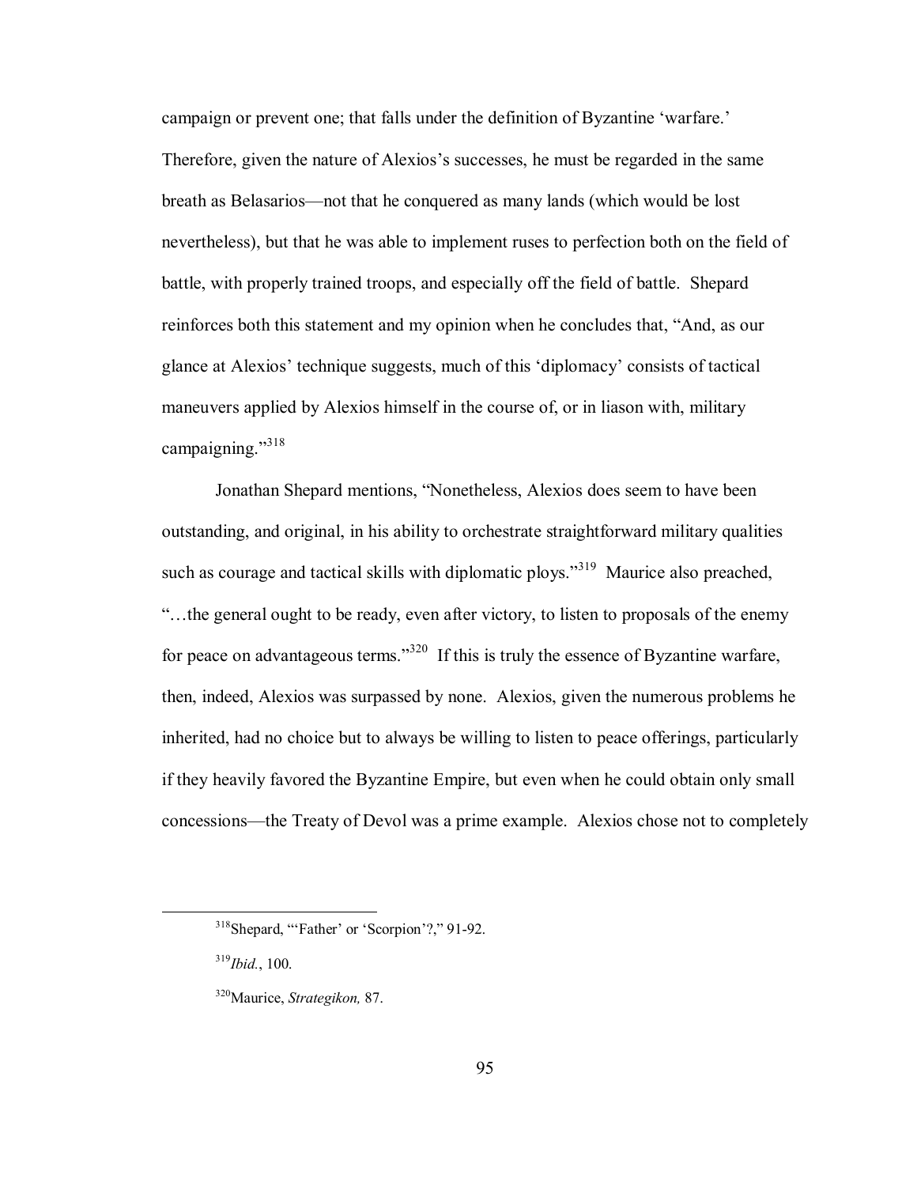campaign or prevent one; that falls under the definition of Byzantine 'warfare.' Therefore, given the nature of Alexios's successes, he must be regarded in the same breath as Belasarios—not that he conquered as many lands (which would be lost nevertheless), but that he was able to implement ruses to perfection both on the field of battle, with properly trained troops, and especially off the field of battle. Shepard reinforces both this statement and my opinion when he concludes that, "And, as our glance at Alexios' technique suggests, much of this 'diplomacy' consists of tactical maneuvers applied by Alexios himself in the course of, or in liason with, military campaigning."[318]

Jonathan Shepard mentions, "Nonetheless, Alexios does seem to have been outstanding, and original, in his ability to orchestrate straightforward military qualities such as courage and tactical skills with diplomatic ploys."[319] Maurice also preached, "…the general ought to be ready, even after victory, to listen to proposals of the enemy for peace on advantageous terms."[320] If this is truly the essence of Byzantine warfare, then, indeed, Alexios was surpassed by none. Alexios, given the numerous problems he inherited, had no choice but to always be willing to listen to peace offerings, particularly if they heavily favored the Byzantine Empire, but even when he could obtain only small concessions—the Treaty of Devol was a prime example. Alexios chose not to completely

---

[318] Shepard, "'Father' or 'Scorpion'?," 91-92.

[319] *Ibid.*, 100.

[320] Maurice, *Strategikon,* 87.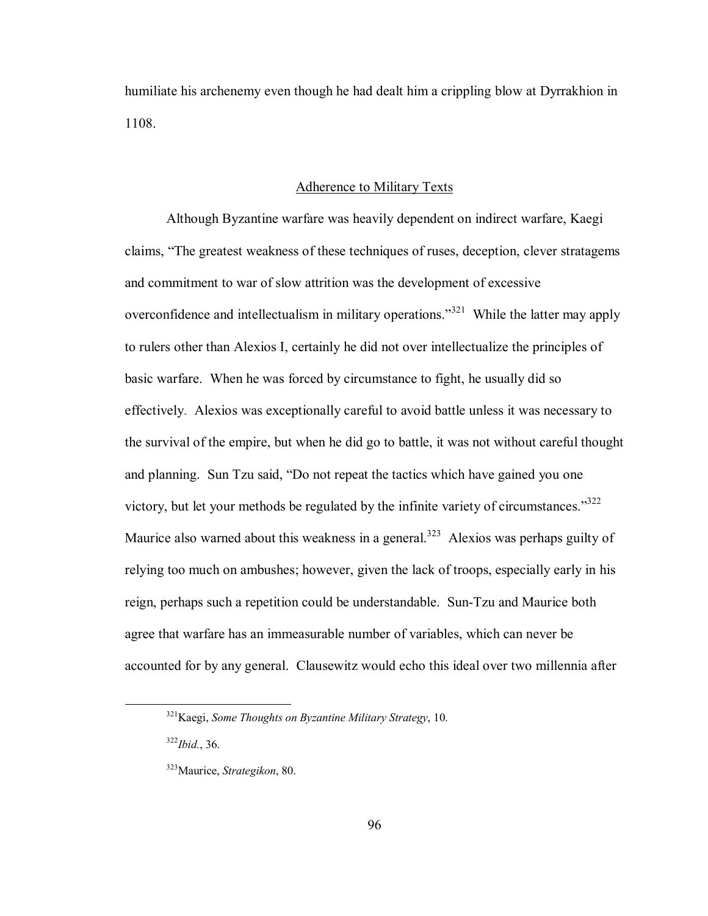humiliate his archenemy even though he had dealt him a crippling blow at Dyrrakhion in 1108.

## Adherence to Military Texts

Although Byzantine warfare was heavily dependent on indirect warfare, Kaegi claims, "The greatest weakness of these techniques of ruses, deception, clever stratagems and commitment to war of slow attrition was the development of excessive overconfidence and intellectualism in military operations."[321] While the latter may apply to rulers other than Alexios I, certainly he did not over intellectualize the principles of basic warfare. When he was forced by circumstance to fight, he usually did so effectively. Alexios was exceptionally careful to avoid battle unless it was necessary to the survival of the empire, but when he did go to battle, it was not without careful thought and planning. Sun Tzu said, "Do not repeat the tactics which have gained you one victory, but let your methods be regulated by the infinite variety of circumstances."[322] Maurice also warned about this weakness in a general.[323] Alexios was perhaps guilty of relying too much on ambushes; however, given the lack of troops, especially early in his reign, perhaps such a repetition could be understandable. Sun-Tzu and Maurice both agree that warfare has an immeasurable number of variables, which can never be accounted for by any general. Clausewitz would echo this ideal over two millennia after

---

[321] Kaegi, *Some Thoughts on Byzantine Military Strategy*, 10.

[322] *Ibid.*, 36.

[323] Maurice, *Strategikon*, 80.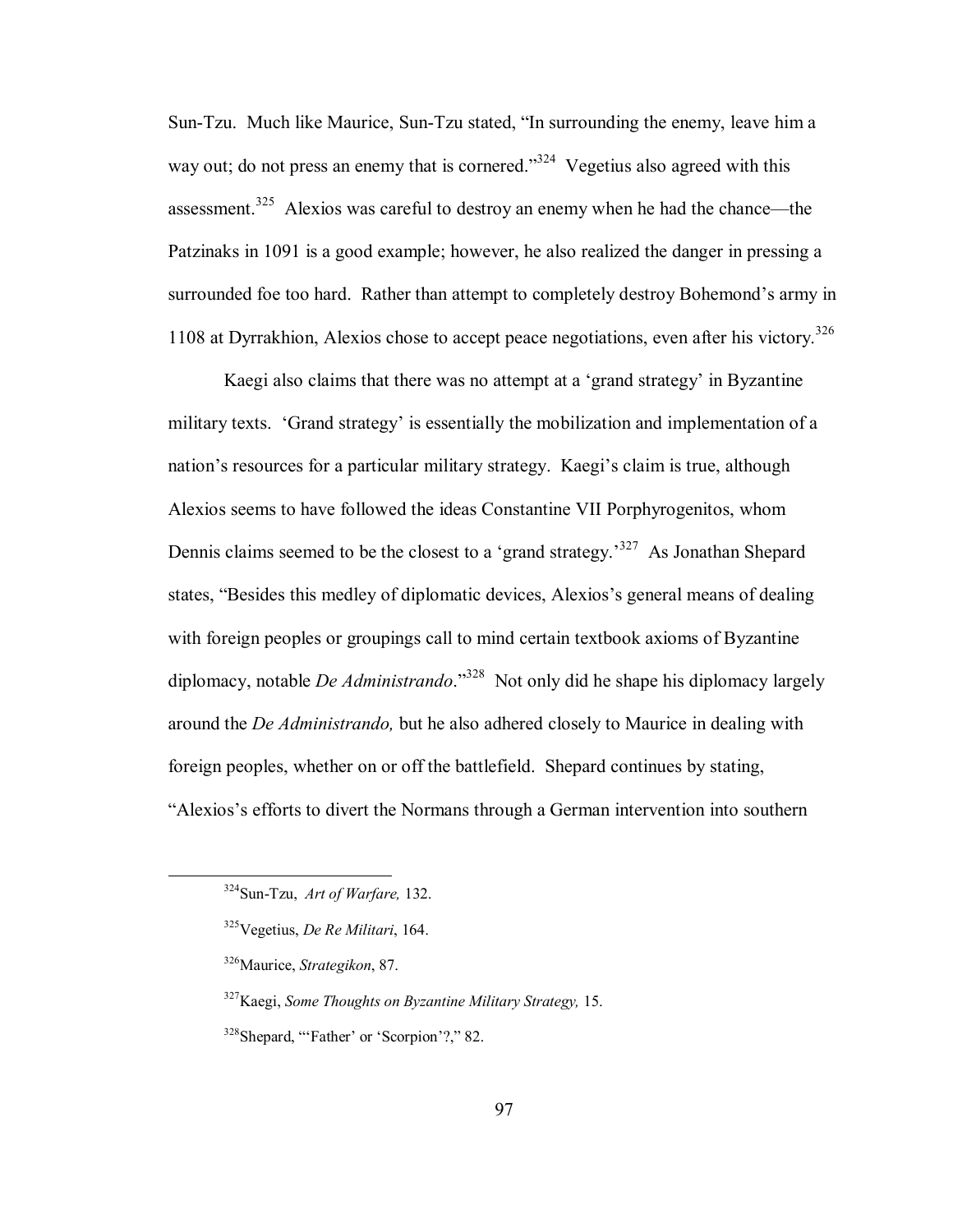Sun-Tzu. Much like Maurice, Sun-Tzu stated, “In surrounding the enemy, leave him a way out; do not press an enemy that is cornered.”[324] Vegetius also agreed with this assessment.[325] Alexios was careful to destroy an enemy when he had the chance—the Patzinaks in 1091 is a good example; however, he also realized the danger in pressing a surrounded foe too hard. Rather than attempt to completely destroy Bohemond’s army in 1108 at Dyrrakhion, Alexios chose to accept peace negotiations, even after his victory.[326]

Kaegi also claims that there was no attempt at a ‘grand strategy’ in Byzantine military texts. ‘Grand strategy’ is essentially the mobilization and implementation of a nation’s resources for a particular military strategy. Kaegi’s claim is true, although Alexios seems to have followed the ideas Constantine VII Porphyrogenitos, whom Dennis claims seemed to be the closest to a ‘grand strategy.’[327] As Jonathan Shepard states, “Besides this medley of diplomatic devices, Alexios’s general means of dealing with foreign peoples or groupings call to mind certain textbook axioms of Byzantine diplomacy, notable *De Administrando*.”[328] Not only did he shape his diplomacy largely around the *De Administrando,* but he also adhered closely to Maurice in dealing with foreign peoples, whether on or off the battlefield. Shepard continues by stating, “Alexios’s efforts to divert the Normans through a German intervention into southern

[324] Sun-Tzu, *Art of Warfare,* 132.

[325] Vegetius, *De Re Militari*, 164.

[326] Maurice, *Strategikon*, 87.

[327] Kaegi, *Some Thoughts on Byzantine Military Strategy,* 15.

[328] Shepard, “‘Father’ or ‘Scorpion’?,” 82.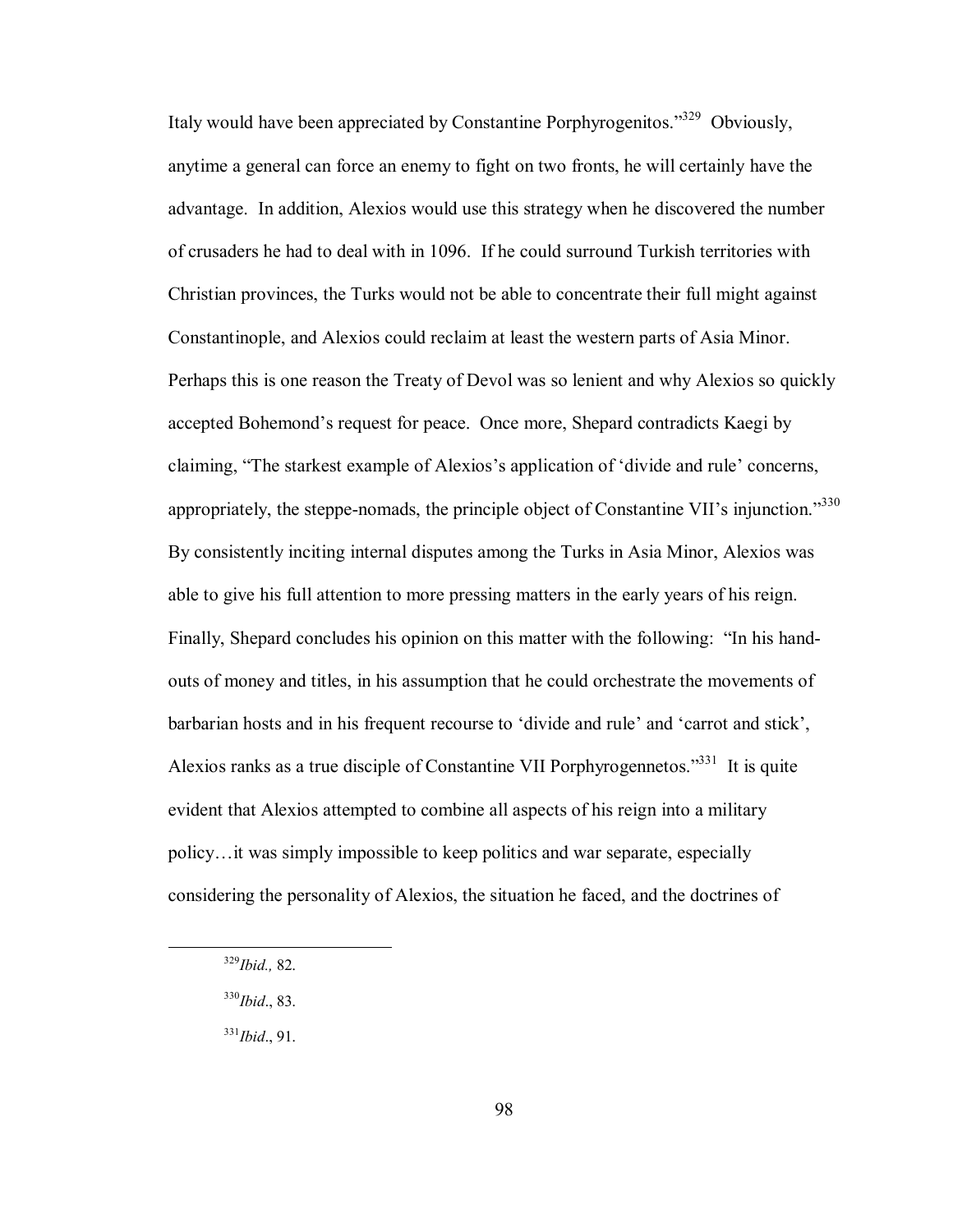Italy would have been appreciated by Constantine Porphyrogenitos."[329] Obviously, anytime a general can force an enemy to fight on two fronts, he will certainly have the advantage. In addition, Alexios would use this strategy when he discovered the number of crusaders he had to deal with in 1096. If he could surround Turkish territories with Christian provinces, the Turks would not be able to concentrate their full might against Constantinople, and Alexios could reclaim at least the western parts of Asia Minor. Perhaps this is one reason the Treaty of Devol was so lenient and why Alexios so quickly accepted Bohemond's request for peace. Once more, Shepard contradicts Kaegi by claiming, "The starkest example of Alexios's application of 'divide and rule' concerns, appropriately, the steppe-nomads, the principle object of Constantine VII's injunction."[330] By consistently inciting internal disputes among the Turks in Asia Minor, Alexios was able to give his full attention to more pressing matters in the early years of his reign. Finally, Shepard concludes his opinion on this matter with the following: "In his hand-outs of money and titles, in his assumption that he could orchestrate the movements of barbarian hosts and in his frequent recourse to 'divide and rule' and 'carrot and stick', Alexios ranks as a true disciple of Constantine VII Porphyrogennetos."[331] It is quite evident that Alexios attempted to combine all aspects of his reign into a military policy…it was simply impossible to keep politics and war separate, especially considering the personality of Alexios, the situation he faced, and the doctrines of

---

[329] *Ibid.,* 82.

[330] *Ibid*., 83.

[331] *Ibid*., 91.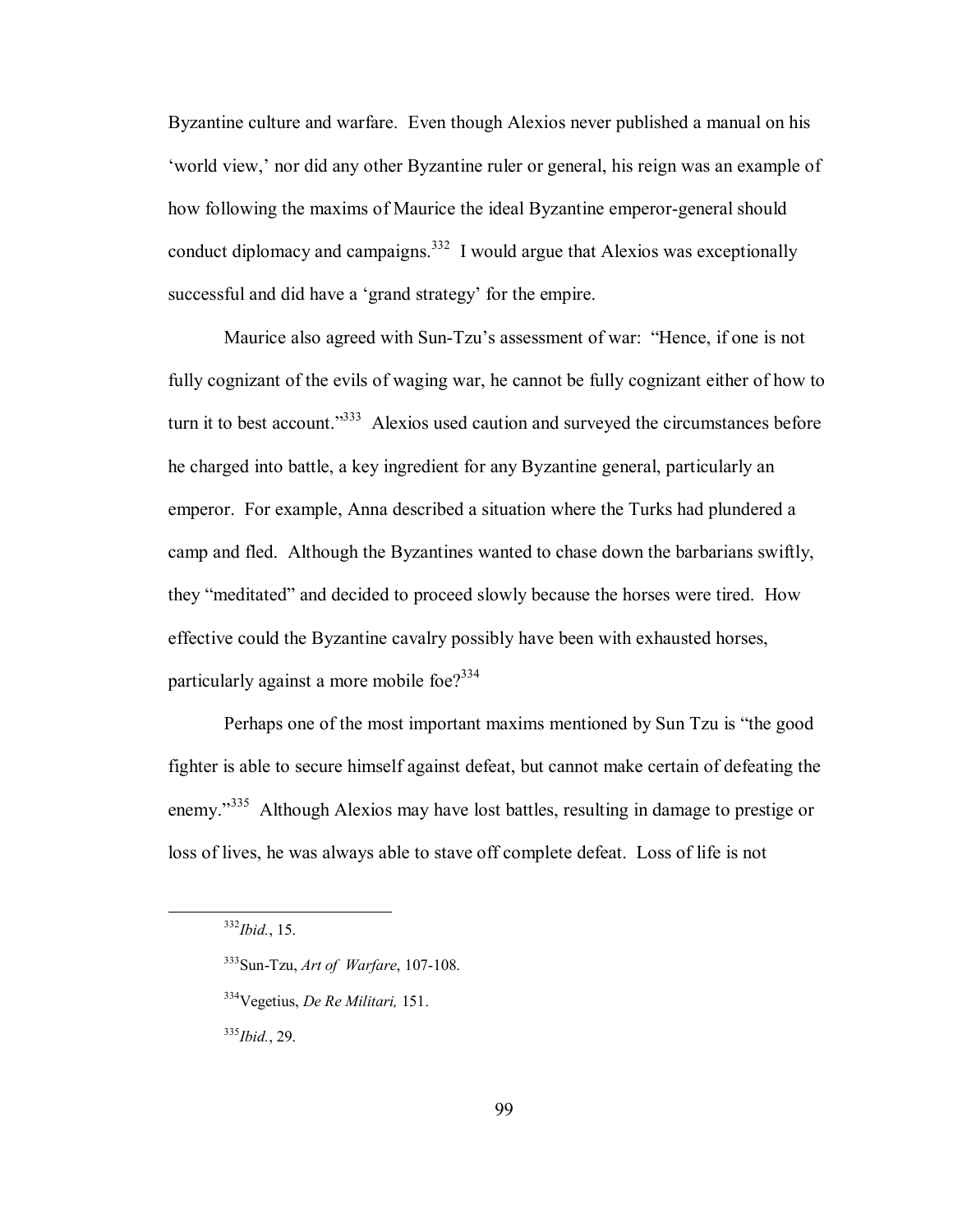Byzantine culture and warfare. Even though Alexios never published a manual on his 'world view,' nor did any other Byzantine ruler or general, his reign was an example of how following the maxims of Maurice the ideal Byzantine emperor-general should conduct diplomacy and campaigns.[332] I would argue that Alexios was exceptionally successful and did have a 'grand strategy' for the empire.

Maurice also agreed with Sun-Tzu's assessment of war: "Hence, if one is not fully cognizant of the evils of waging war, he cannot be fully cognizant either of how to turn it to best account."[333] Alexios used caution and surveyed the circumstances before he charged into battle, a key ingredient for any Byzantine general, particularly an emperor. For example, Anna described a situation where the Turks had plundered a camp and fled. Although the Byzantines wanted to chase down the barbarians swiftly, they "meditated" and decided to proceed slowly because the horses were tired. How effective could the Byzantine cavalry possibly have been with exhausted horses, particularly against a more mobile foe?[334]

Perhaps one of the most important maxims mentioned by Sun Tzu is "the good fighter is able to secure himself against defeat, but cannot make certain of defeating the enemy."[335] Although Alexios may have lost battles, resulting in damage to prestige or loss of lives, he was always able to stave off complete defeat. Loss of life is not

---

[332] *Ibid.*, 15.

[333] Sun-Tzu, *Art of Warfare*, 107-108.

[334] Vegetius, *De Re Militari,* 151.

[335] *Ibid.*, 29.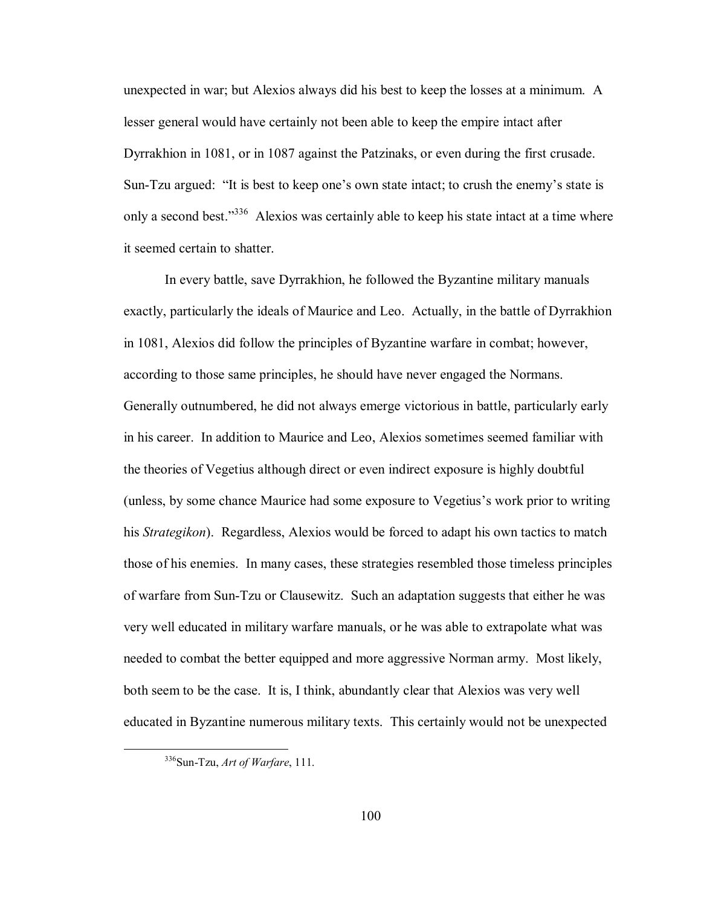unexpected in war; but Alexios always did his best to keep the losses at a minimum. A lesser general would have certainly not been able to keep the empire intact after Dyrrakhion in 1081, or in 1087 against the Patzinaks, or even during the first crusade. Sun-Tzu argued: "It is best to keep one's own state intact; to crush the enemy's state is only a second best."[336] Alexios was certainly able to keep his state intact at a time where it seemed certain to shatter.

In every battle, save Dyrrakhion, he followed the Byzantine military manuals exactly, particularly the ideals of Maurice and Leo. Actually, in the battle of Dyrrakhion in 1081, Alexios did follow the principles of Byzantine warfare in combat; however, according to those same principles, he should have never engaged the Normans. Generally outnumbered, he did not always emerge victorious in battle, particularly early in his career. In addition to Maurice and Leo, Alexios sometimes seemed familiar with the theories of Vegetius although direct or even indirect exposure is highly doubtful (unless, by some chance Maurice had some exposure to Vegetius's work prior to writing his *Strategikon*). Regardless, Alexios would be forced to adapt his own tactics to match those of his enemies. In many cases, these strategies resembled those timeless principles of warfare from Sun-Tzu or Clausewitz. Such an adaptation suggests that either he was very well educated in military warfare manuals, or he was able to extrapolate what was needed to combat the better equipped and more aggressive Norman army. Most likely, both seem to be the case. It is, I think, abundantly clear that Alexios was very well educated in Byzantine numerous military texts. This certainly would not be unexpected

[336] Sun-Tzu, *Art of Warfare*, 111.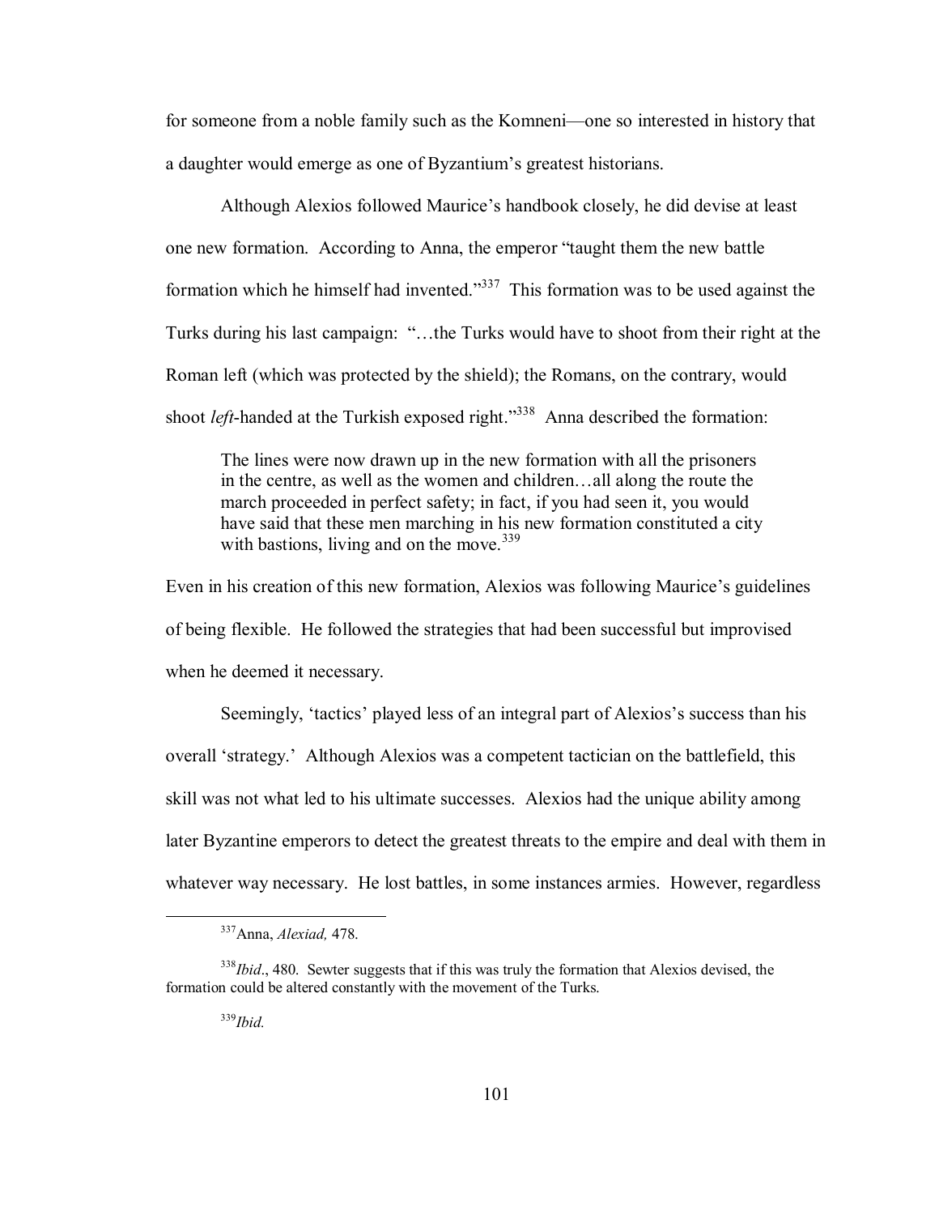for someone from a noble family such as the Komneni—one so interested in history that a daughter would emerge as one of Byzantium's greatest historians.

Although Alexios followed Maurice's handbook closely, he did devise at least one new formation. According to Anna, the emperor "taught them the new battle formation which he himself had invented."[337] This formation was to be used against the Turks during his last campaign: "…the Turks would have to shoot from their right at the Roman left (which was protected by the shield); the Romans, on the contrary, would shoot *left*-handed at the Turkish exposed right."[338] Anna described the formation:

> The lines were now drawn up in the new formation with all the prisoners in the centre, as well as the women and children…all along the route the march proceeded in perfect safety; in fact, if you had seen it, you would have said that these men marching in his new formation constituted a city with bastions, living and on the move.[339]

Even in his creation of this new formation, Alexios was following Maurice's guidelines of being flexible. He followed the strategies that had been successful but improvised when he deemed it necessary.

Seemingly, 'tactics' played less of an integral part of Alexios's success than his overall 'strategy.' Although Alexios was a competent tactician on the battlefield, this skill was not what led to his ultimate successes. Alexios had the unique ability among later Byzantine emperors to detect the greatest threats to the empire and deal with them in whatever way necessary. He lost battles, in some instances armies. However, regardless

---

[337] Anna, *Alexiad,* 478.

[338] *Ibid*., 480. Sewter suggests that if this was truly the formation that Alexios devised, the formation could be altered constantly with the movement of the Turks.

[339] *Ibid.*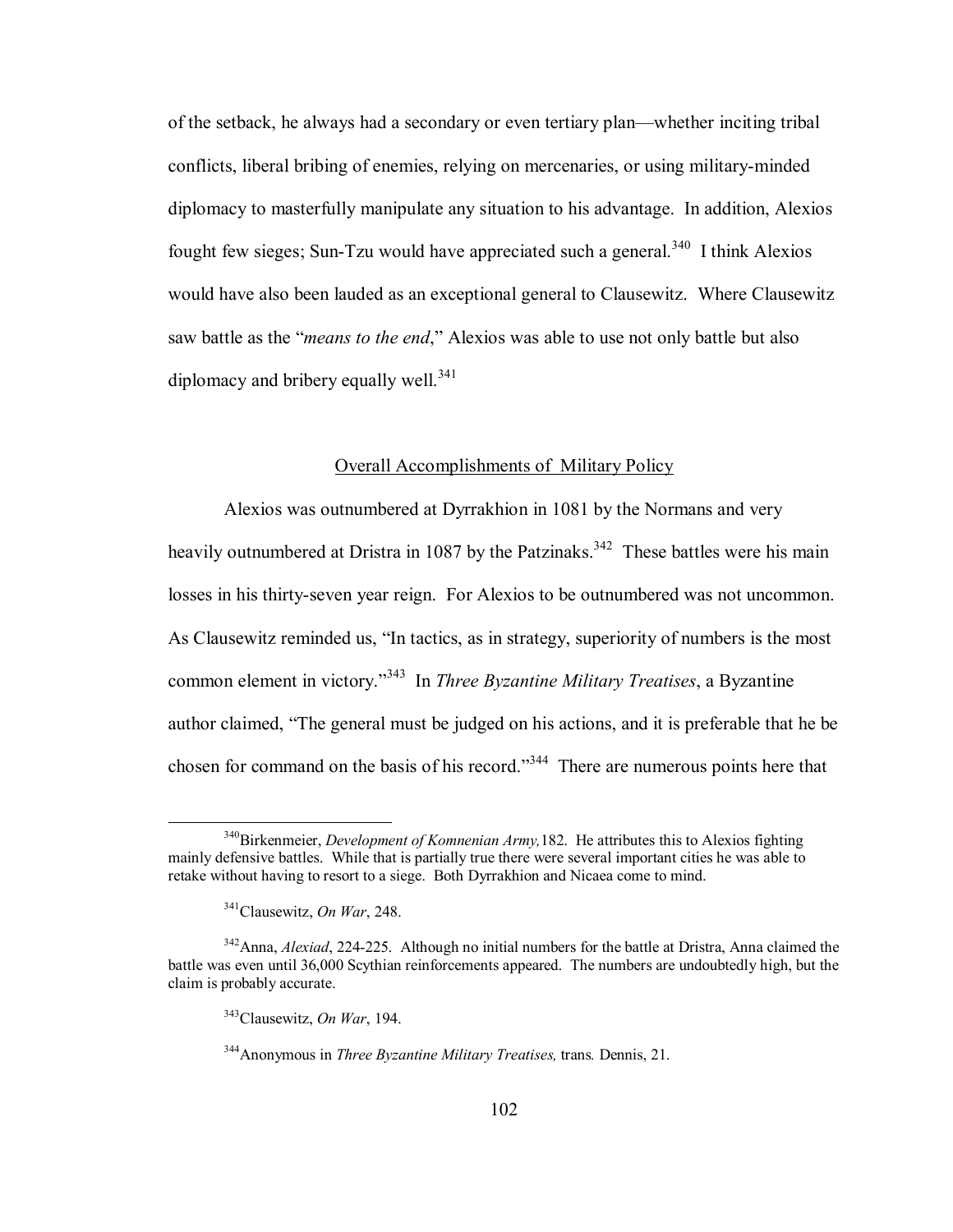of the setback, he always had a secondary or even tertiary plan—whether inciting tribal conflicts, liberal bribing of enemies, relying on mercenaries, or using military-minded diplomacy to masterfully manipulate any situation to his advantage. In addition, Alexios fought few sieges; Sun-Tzu would have appreciated such a general.[340] I think Alexios would have also been lauded as an exceptional general to Clausewitz. Where Clausewitz saw battle as the "*means to the end*," Alexios was able to use not only battle but also diplomacy and bribery equally well.[341]

## Overall Accomplishments of Military Policy

Alexios was outnumbered at Dyrrakhion in 1081 by the Normans and very heavily outnumbered at Dristra in 1087 by the Patzinaks.[342] These battles were his main losses in his thirty-seven year reign. For Alexios to be outnumbered was not uncommon. As Clausewitz reminded us, "In tactics, as in strategy, superiority of numbers is the most common element in victory."[343] In *Three Byzantine Military Treatises*, a Byzantine author claimed, "The general must be judged on his actions, and it is preferable that he be chosen for command on the basis of his record."[344] There are numerous points here that

---

[340] Birkenmeier, *Development of Komnenian Army,*182. He attributes this to Alexios fighting mainly defensive battles. While that is partially true there were several important cities he was able to retake without having to resort to a siege. Both Dyrrakhion and Nicaea come to mind.

[341] Clausewitz, *On War*, 248.

[342] Anna, *Alexiad*, 224-225. Although no initial numbers for the battle at Dristra, Anna claimed the battle was even until 36,000 Scythian reinforcements appeared. The numbers are undoubtedly high, but the claim is probably accurate.

[343] Clausewitz, *On War*, 194.

[344] Anonymous in *Three Byzantine Military Treatises,* trans*.* Dennis, 21.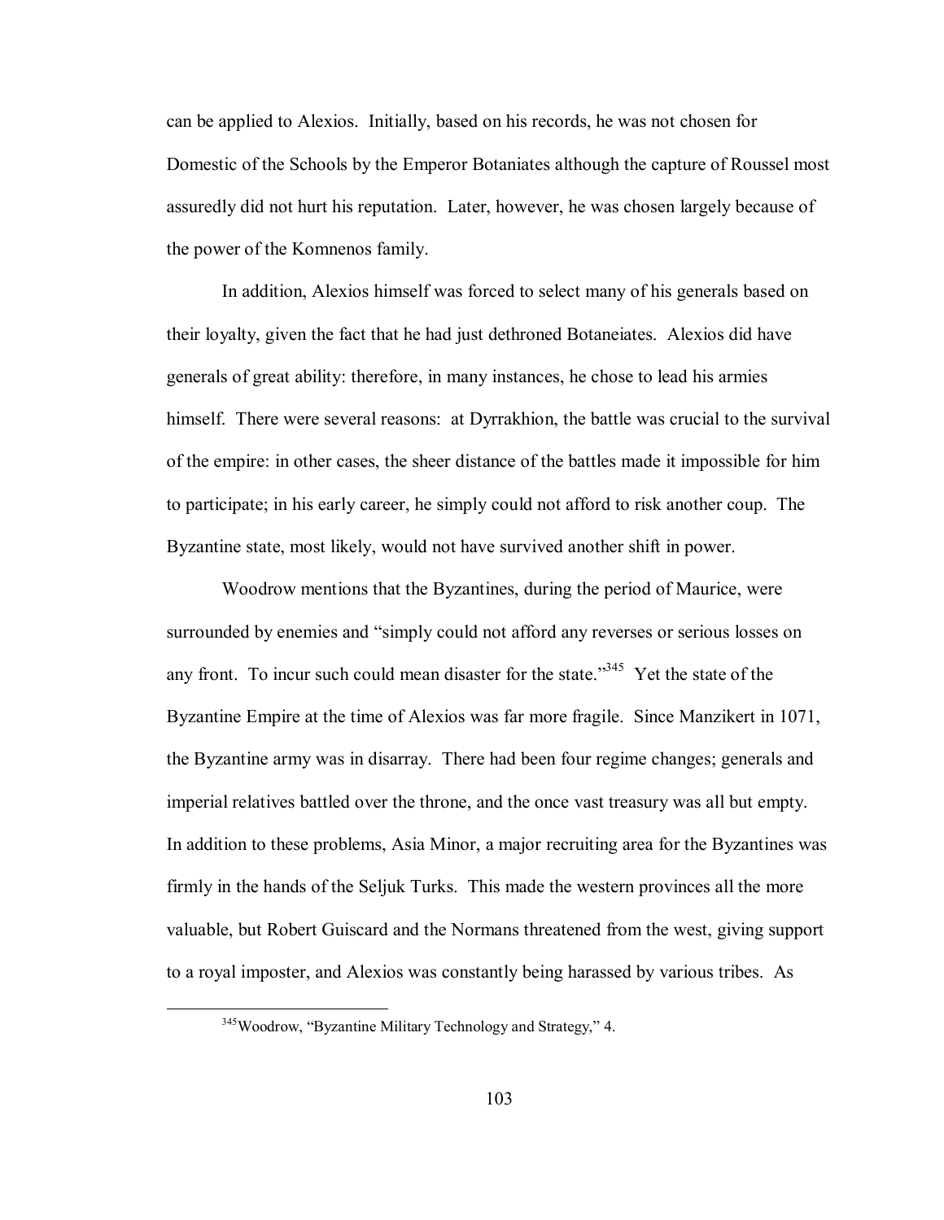can be applied to Alexios. Initially, based on his records, he was not chosen for Domestic of the Schools by the Emperor Botaniates although the capture of Roussel most assuredly did not hurt his reputation. Later, however, he was chosen largely because of the power of the Komnenos family.

In addition, Alexios himself was forced to select many of his generals based on their loyalty, given the fact that he had just dethroned Botaneiates. Alexios did have generals of great ability: therefore, in many instances, he chose to lead his armies himself. There were several reasons: at Dyrrakhion, the battle was crucial to the survival of the empire: in other cases, the sheer distance of the battles made it impossible for him to participate; in his early career, he simply could not afford to risk another coup. The Byzantine state, most likely, would not have survived another shift in power.

Woodrow mentions that the Byzantines, during the period of Maurice, were surrounded by enemies and "simply could not afford any reverses or serious losses on any front. To incur such could mean disaster for the state."[345] Yet the state of the Byzantine Empire at the time of Alexios was far more fragile. Since Manzikert in 1071, the Byzantine army was in disarray. There had been four regime changes; generals and imperial relatives battled over the throne, and the once vast treasury was all but empty. In addition to these problems, Asia Minor, a major recruiting area for the Byzantines was firmly in the hands of the Seljuk Turks. This made the western provinces all the more valuable, but Robert Guiscard and the Normans threatened from the west, giving support to a royal imposter, and Alexios was constantly being harassed by various tribes. As

---

[345] Woodrow, "Byzantine Military Technology and Strategy," 4.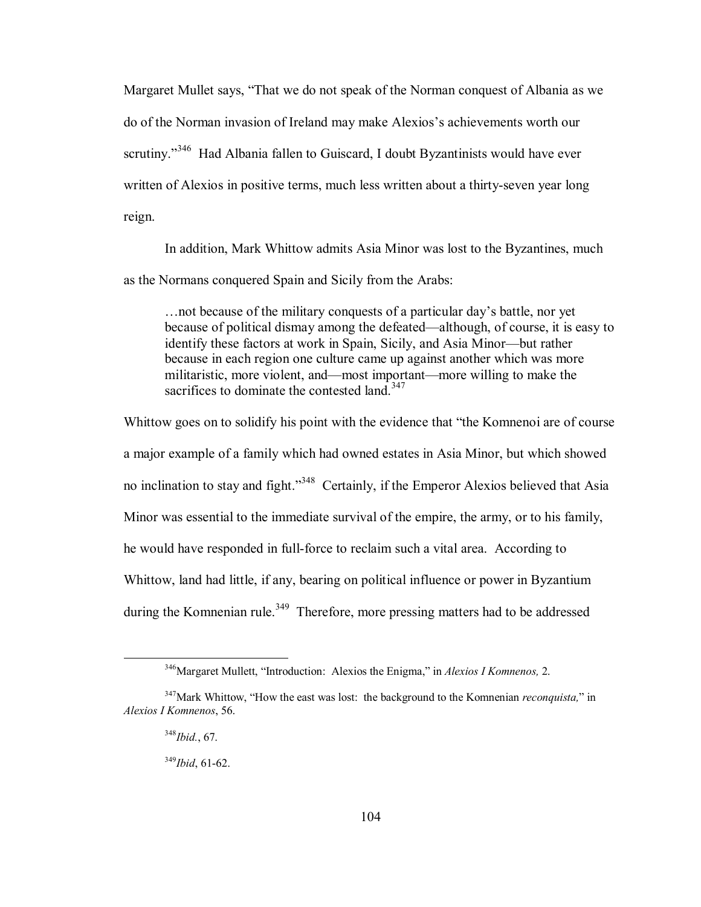Margaret Mullet says, "That we do not speak of the Norman conquest of Albania as we do of the Norman invasion of Ireland may make Alexios's achievements worth our scrutiny."[346] Had Albania fallen to Guiscard, I doubt Byzantinists would have ever written of Alexios in positive terms, much less written about a thirty-seven year long reign.

In addition, Mark Whittow admits Asia Minor was lost to the Byzantines, much as the Normans conquered Spain and Sicily from the Arabs:

> …not because of the military conquests of a particular day's battle, nor yet because of political dismay among the defeated—although, of course, it is easy to identify these factors at work in Spain, Sicily, and Asia Minor—but rather because in each region one culture came up against another which was more militaristic, more violent, and—most important—more willing to make the sacrifices to dominate the contested land.[347]

Whittow goes on to solidify his point with the evidence that "the Komnenoi are of course a major example of a family which had owned estates in Asia Minor, but which showed no inclination to stay and fight."[348] Certainly, if the Emperor Alexios believed that Asia Minor was essential to the immediate survival of the empire, the army, or to his family, he would have responded in full-force to reclaim such a vital area. According to Whittow, land had little, if any, bearing on political influence or power in Byzantium during the Komnenian rule.[349] Therefore, more pressing matters had to be addressed

---

[346]Margaret Mullett, "Introduction: Alexios the Enigma," in *Alexios I Komnenos,* 2.

[347]Mark Whittow, "How the east was lost: the background to the Komnenian *reconquista,*" in *Alexios I Komnenos*, 56.

[348]*Ibid.*, 67.

[349]*Ibid*, 61-62.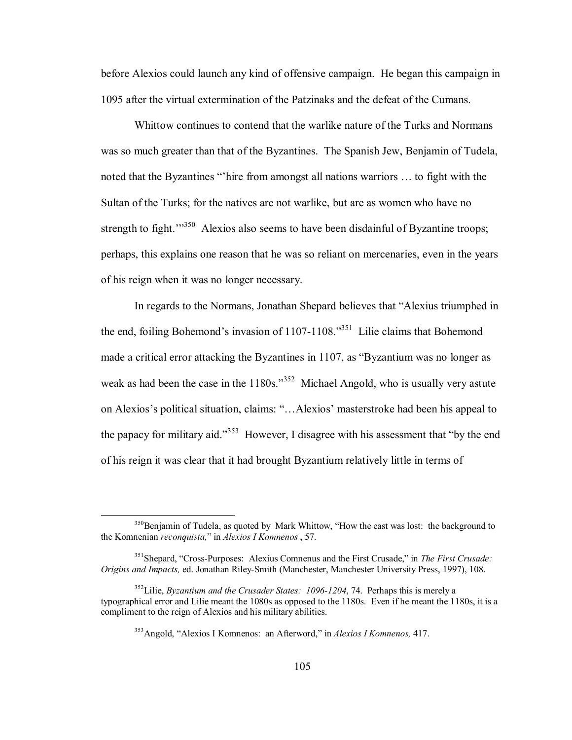before Alexios could launch any kind of offensive campaign. He began this campaign in 1095 after the virtual extermination of the Patzinaks and the defeat of the Cumans.

Whittow continues to contend that the warlike nature of the Turks and Normans was so much greater than that of the Byzantines. The Spanish Jew, Benjamin of Tudela, noted that the Byzantines "'hire from amongst all nations warriors … to fight with the Sultan of the Turks; for the natives are not warlike, but are as women who have no strength to fight.'"[350] Alexios also seems to have been disdainful of Byzantine troops; perhaps, this explains one reason that he was so reliant on mercenaries, even in the years of his reign when it was no longer necessary.

In regards to the Normans, Jonathan Shepard believes that "Alexius triumphed in the end, foiling Bohemond's invasion of 1107-1108."[351] Lilie claims that Bohemond made a critical error attacking the Byzantines in 1107, as "Byzantium was no longer as weak as had been the case in the 1180s."[352] Michael Angold, who is usually very astute on Alexios's political situation, claims: "…Alexios' masterstroke had been his appeal to the papacy for military aid."[353] However, I disagree with his assessment that "by the end of his reign it was clear that it had brought Byzantium relatively little in terms of

---

[350] Benjamin of Tudela, as quoted by Mark Whittow, "How the east was lost: the background to the Komnenian *reconquista,*" in *Alexios I Komnenos* , 57.

[351] Shepard, "Cross-Purposes: Alexius Comnenus and the First Crusade," in *The First Crusade: Origins and Impacts,* ed. Jonathan Riley-Smith (Manchester, Manchester University Press, 1997), 108.

[352] Lilie, *Byzantium and the Crusader States: 1096-1204*, 74. Perhaps this is merely a typographical error and Lilie meant the 1080s as opposed to the 1180s. Even if he meant the 1180s, it is a compliment to the reign of Alexios and his military abilities.

[353] Angold, "Alexios I Komnenos: an Afterword," in *Alexios I Komnenos,* 417.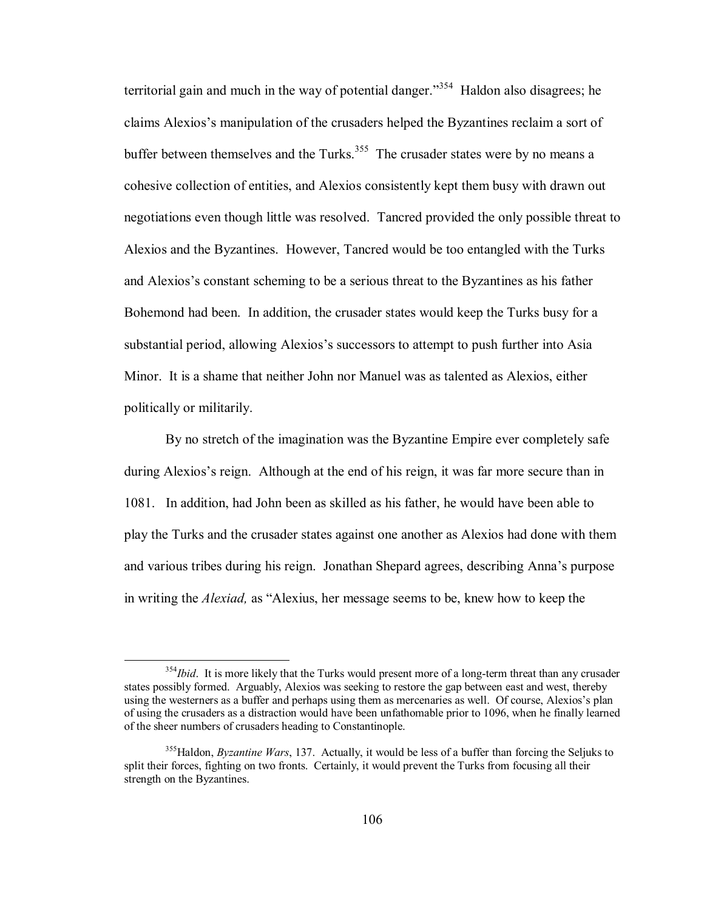territorial gain and much in the way of potential danger."[354] Haldon also disagrees; he claims Alexios's manipulation of the crusaders helped the Byzantines reclaim a sort of buffer between themselves and the Turks.[355] The crusader states were by no means a cohesive collection of entities, and Alexios consistently kept them busy with drawn out negotiations even though little was resolved. Tancred provided the only possible threat to Alexios and the Byzantines. However, Tancred would be too entangled with the Turks and Alexios's constant scheming to be a serious threat to the Byzantines as his father Bohemond had been. In addition, the crusader states would keep the Turks busy for a substantial period, allowing Alexios's successors to attempt to push further into Asia Minor. It is a shame that neither John nor Manuel was as talented as Alexios, either politically or militarily.

By no stretch of the imagination was the Byzantine Empire ever completely safe during Alexios's reign. Although at the end of his reign, it was far more secure than in 1081. In addition, had John been as skilled as his father, he would have been able to play the Turks and the crusader states against one another as Alexios had done with them and various tribes during his reign. Jonathan Shepard agrees, describing Anna's purpose in writing the *Alexiad,* as "Alexius, her message seems to be, knew how to keep the

---

[354] *Ibid*. It is more likely that the Turks would present more of a long-term threat than any crusader states possibly formed. Arguably, Alexios was seeking to restore the gap between east and west, thereby using the westerners as a buffer and perhaps using them as mercenaries as well. Of course, Alexios's plan of using the crusaders as a distraction would have been unfathomable prior to 1096, when he finally learned of the sheer numbers of crusaders heading to Constantinople.

[355] Haldon, *Byzantine Wars*, 137. Actually, it would be less of a buffer than forcing the Seljuks to split their forces, fighting on two fronts. Certainly, it would prevent the Turks from focusing all their strength on the Byzantines.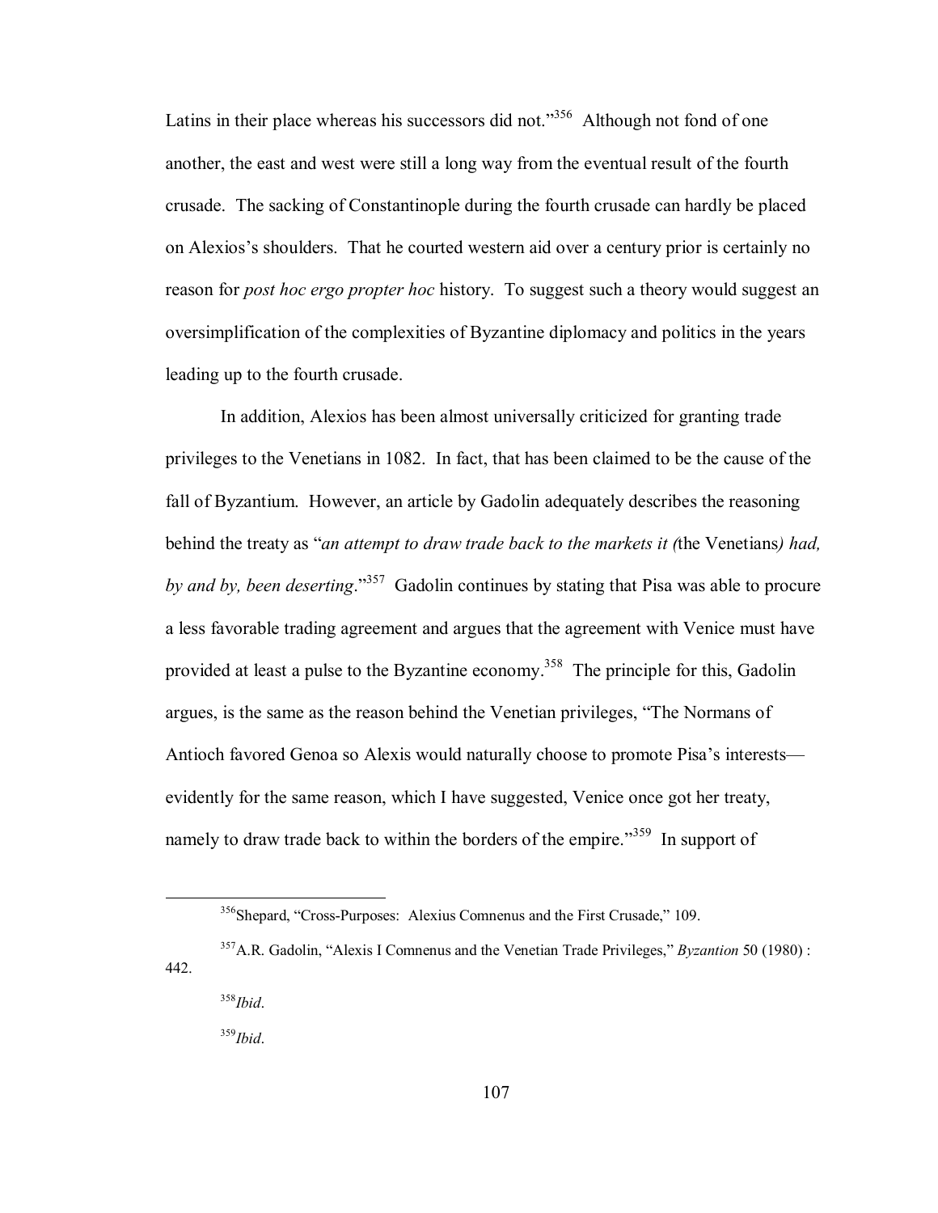Latins in their place whereas his successors did not."[356] Although not fond of one another, the east and west were still a long way from the eventual result of the fourth crusade. The sacking of Constantinople during the fourth crusade can hardly be placed on Alexios's shoulders. That he courted western aid over a century prior is certainly no reason for *post hoc ergo propter hoc* history. To suggest such a theory would suggest an oversimplification of the complexities of Byzantine diplomacy and politics in the years leading up to the fourth crusade.

In addition, Alexios has been almost universally criticized for granting trade privileges to the Venetians in 1082. In fact, that has been claimed to be the cause of the fall of Byzantium. However, an article by Gadolin adequately describes the reasoning behind the treaty as "*an attempt to draw trade back to the markets it (*the Venetians*) had, by and by, been deserting*."[357] Gadolin continues by stating that Pisa was able to procure a less favorable trading agreement and argues that the agreement with Venice must have provided at least a pulse to the Byzantine economy.[358] The principle for this, Gadolin argues, is the same as the reason behind the Venetian privileges, "The Normans of Antioch favored Genoa so Alexis would naturally choose to promote Pisa's interests—evidently for the same reason, which I have suggested, Venice once got her treaty, namely to draw trade back to within the borders of the empire."[359] In support of

---

[356] Shepard, "Cross-Purposes: Alexius Comnenus and the First Crusade," 109.

[357] A.R. Gadolin, "Alexis I Comnenus and the Venetian Trade Privileges," *Byzantion* 50 (1980) : 442.

[358] *Ibid*.

[359] *Ibid*.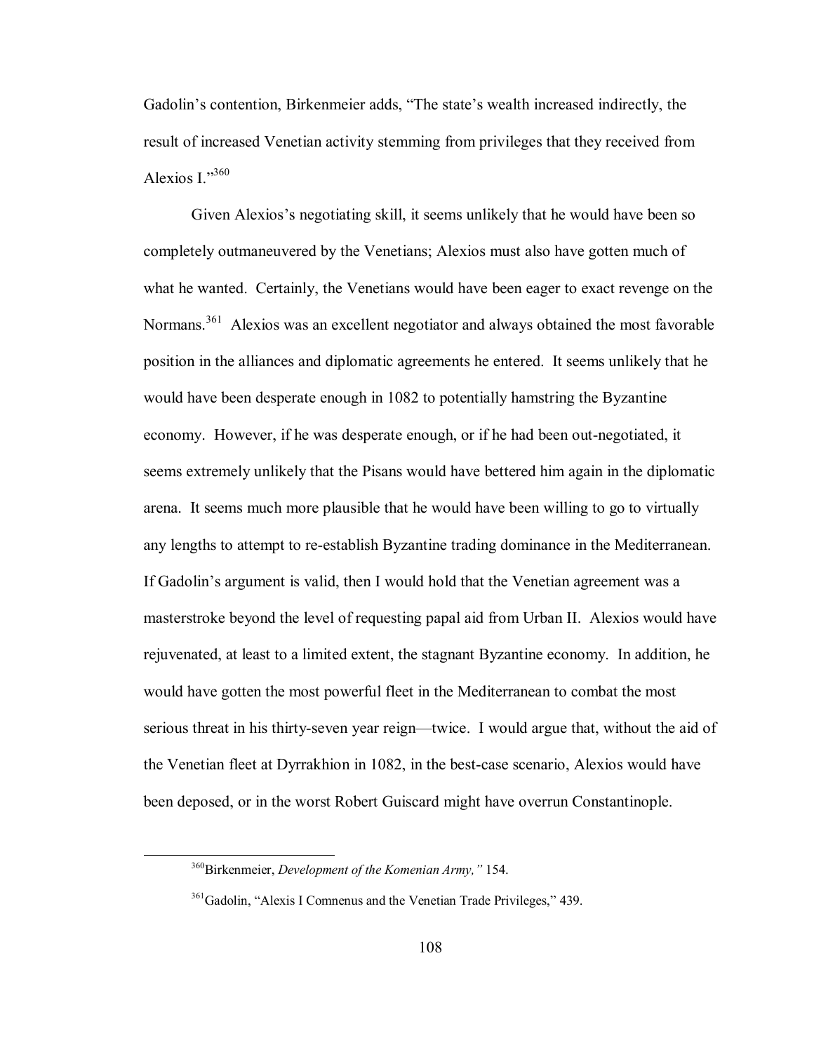Gadolin's contention, Birkenmeier adds, "The state's wealth increased indirectly, the result of increased Venetian activity stemming from privileges that they received from Alexios I."[360]

Given Alexios's negotiating skill, it seems unlikely that he would have been so completely outmaneuvered by the Venetians; Alexios must also have gotten much of what he wanted. Certainly, the Venetians would have been eager to exact revenge on the Normans.[361] Alexios was an excellent negotiator and always obtained the most favorable position in the alliances and diplomatic agreements he entered. It seems unlikely that he would have been desperate enough in 1082 to potentially hamstring the Byzantine economy. However, if he was desperate enough, or if he had been out-negotiated, it seems extremely unlikely that the Pisans would have bettered him again in the diplomatic arena. It seems much more plausible that he would have been willing to go to virtually any lengths to attempt to re-establish Byzantine trading dominance in the Mediterranean. If Gadolin's argument is valid, then I would hold that the Venetian agreement was a masterstroke beyond the level of requesting papal aid from Urban II. Alexios would have rejuvenated, at least to a limited extent, the stagnant Byzantine economy. In addition, he would have gotten the most powerful fleet in the Mediterranean to combat the most serious threat in his thirty-seven year reign—twice. I would argue that, without the aid of the Venetian fleet at Dyrrakhion in 1082, in the best-case scenario, Alexios would have been deposed, or in the worst Robert Guiscard might have overrun Constantinople.

---

[360]Birkenmeier, *Development of the Komenian Army,"* 154.

[361]Gadolin, "Alexis I Comnenus and the Venetian Trade Privileges," 439.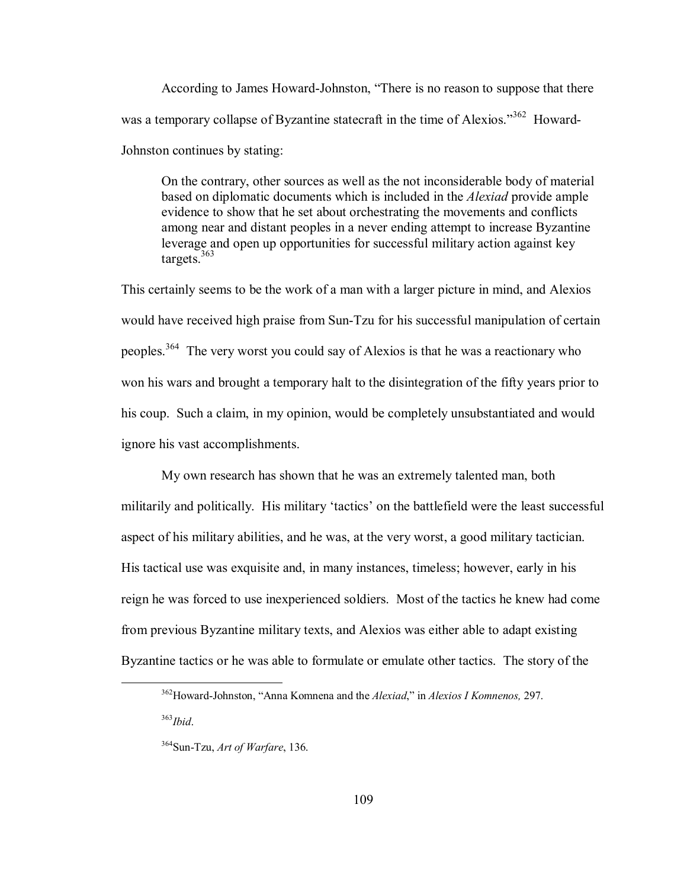According to James Howard-Johnston, "There is no reason to suppose that there was a temporary collapse of Byzantine statecraft in the time of Alexios."[362] Howard-Johnston continues by stating:

> On the contrary, other sources as well as the not inconsiderable body of material based on diplomatic documents which is included in the *Alexiad* provide ample evidence to show that he set about orchestrating the movements and conflicts among near and distant peoples in a never ending attempt to increase Byzantine leverage and open up opportunities for successful military action against key targets.[363]

This certainly seems to be the work of a man with a larger picture in mind, and Alexios would have received high praise from Sun-Tzu for his successful manipulation of certain peoples.[364] The very worst you could say of Alexios is that he was a reactionary who won his wars and brought a temporary halt to the disintegration of the fifty years prior to his coup. Such a claim, in my opinion, would be completely unsubstantiated and would ignore his vast accomplishments.

My own research has shown that he was an extremely talented man, both militarily and politically. His military 'tactics' on the battlefield were the least successful aspect of his military abilities, and he was, at the very worst, a good military tactician. His tactical use was exquisite and, in many instances, timeless; however, early in his reign he was forced to use inexperienced soldiers. Most of the tactics he knew had come from previous Byzantine military texts, and Alexios was either able to adapt existing Byzantine tactics or he was able to formulate or emulate other tactics. The story of the

---

[362] Howard-Johnston, "Anna Komnena and the *Alexiad*," in *Alexios I Komnenos,* 297.

[363] *Ibid*.

[364] Sun-Tzu, *Art of Warfare*, 136.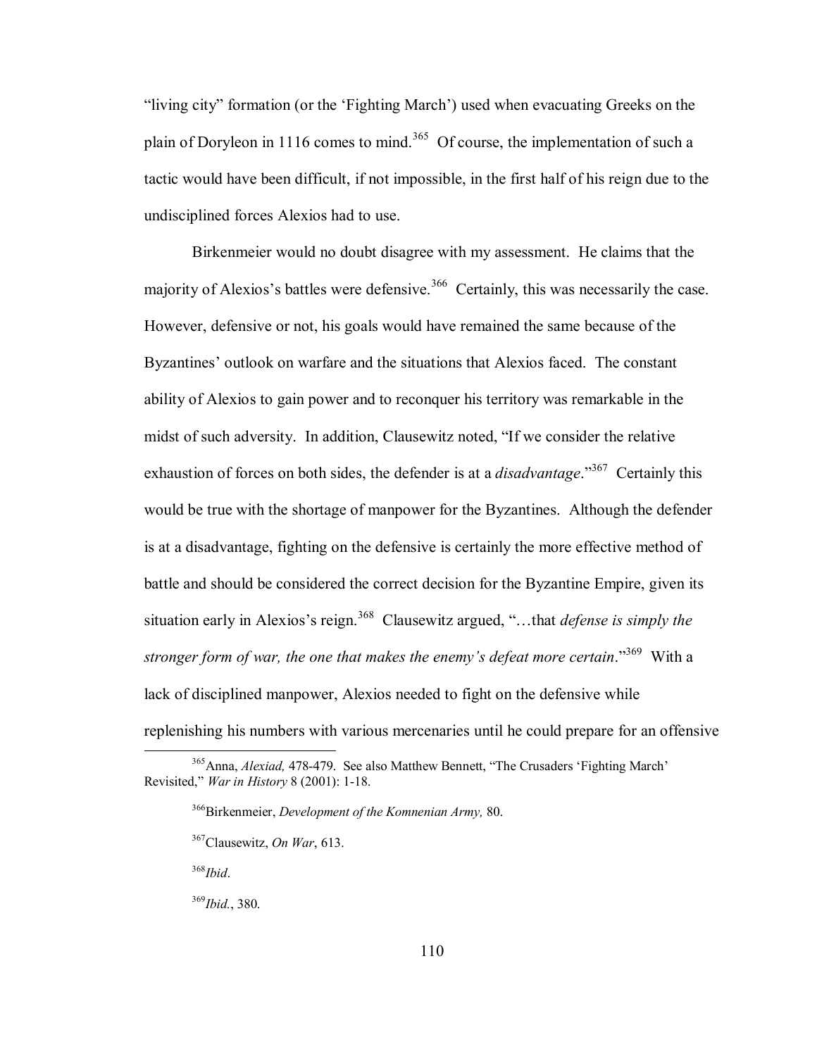"living city" formation (or the 'Fighting March') used when evacuating Greeks on the plain of Doryleon in 1116 comes to mind.[365] Of course, the implementation of such a tactic would have been difficult, if not impossible, in the first half of his reign due to the undisciplined forces Alexios had to use.

Birkenmeier would no doubt disagree with my assessment. He claims that the majority of Alexios's battles were defensive.[366] Certainly, this was necessarily the case. However, defensive or not, his goals would have remained the same because of the Byzantines' outlook on warfare and the situations that Alexios faced. The constant ability of Alexios to gain power and to reconquer his territory was remarkable in the midst of such adversity. In addition, Clausewitz noted, "If we consider the relative exhaustion of forces on both sides, the defender is at a *disadvantage*."[367] Certainly this would be true with the shortage of manpower for the Byzantines. Although the defender is at a disadvantage, fighting on the defensive is certainly the more effective method of battle and should be considered the correct decision for the Byzantine Empire, given its situation early in Alexios's reign.[368] Clausewitz argued, "…that *defense is simply the stronger form of war, the one that makes the enemy's defeat more certain*."[369] With a lack of disciplined manpower, Alexios needed to fight on the defensive while replenishing his numbers with various mercenaries until he could prepare for an offensive

---

[365] Anna, *Alexiad,* 478-479. See also Matthew Bennett, "The Crusaders 'Fighting March' Revisited," *War in History* 8 (2001): 1-18.

[366] Birkenmeier, *Development of the Komnenian Army,* 80.

[367] Clausewitz, *On War*, 613.

[368] *Ibid*.

[369] *Ibid*., 380.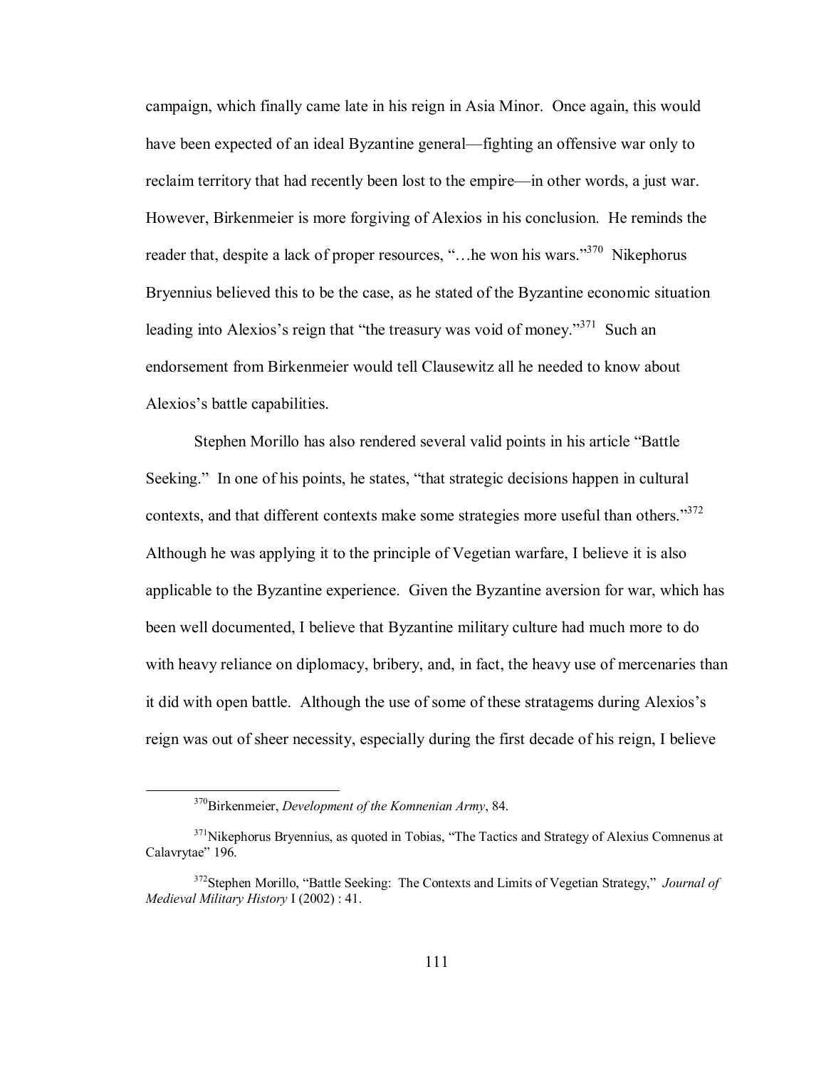campaign, which finally came late in his reign in Asia Minor. Once again, this would have been expected of an ideal Byzantine general—fighting an offensive war only to reclaim territory that had recently been lost to the empire—in other words, a just war. However, Birkenmeier is more forgiving of Alexios in his conclusion. He reminds the reader that, despite a lack of proper resources, "…he won his wars."[370] Nikephorus Bryennius believed this to be the case, as he stated of the Byzantine economic situation leading into Alexios's reign that "the treasury was void of money."[371] Such an endorsement from Birkenmeier would tell Clausewitz all he needed to know about Alexios's battle capabilities.

Stephen Morillo has also rendered several valid points in his article "Battle Seeking." In one of his points, he states, "that strategic decisions happen in cultural contexts, and that different contexts make some strategies more useful than others."[372] Although he was applying it to the principle of Vegetian warfare, I believe it is also applicable to the Byzantine experience. Given the Byzantine aversion for war, which has been well documented, I believe that Byzantine military culture had much more to do with heavy reliance on diplomacy, bribery, and, in fact, the heavy use of mercenaries than it did with open battle. Although the use of some of these stratagems during Alexios's reign was out of sheer necessity, especially during the first decade of his reign, I believe

---

[370] Birkenmeier, *Development of the Komnenian Army*, 84.

[371] Nikephorus Bryennius, as quoted in Tobias, "The Tactics and Strategy of Alexius Comnenus at Calavrytae" 196.

[372] Stephen Morillo, "Battle Seeking: The Contexts and Limits of Vegetian Strategy," *Journal of Medieval Military History* I (2002) : 41.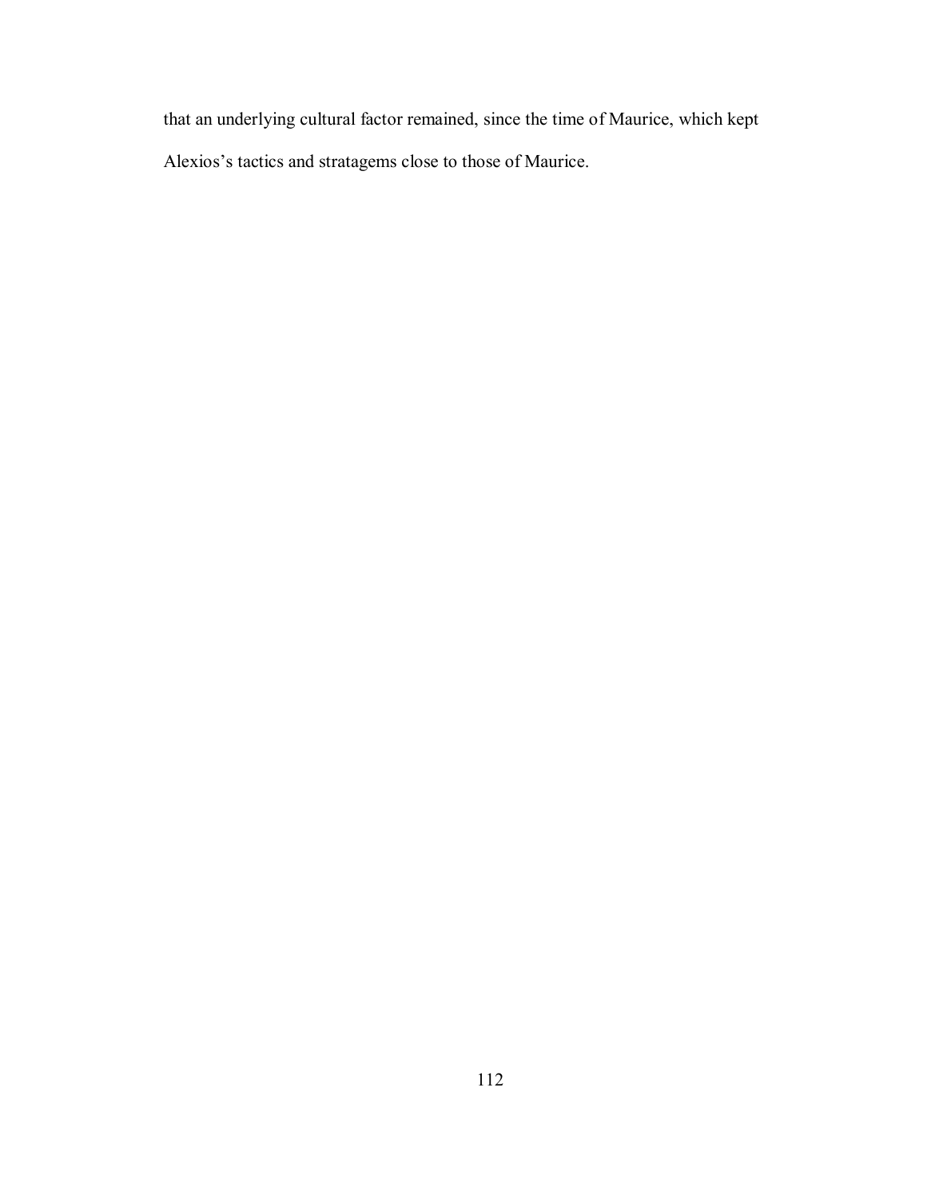that an underlying cultural factor remained, since the time of Maurice, which kept Alexios's tactics and stratagems close to those of Maurice.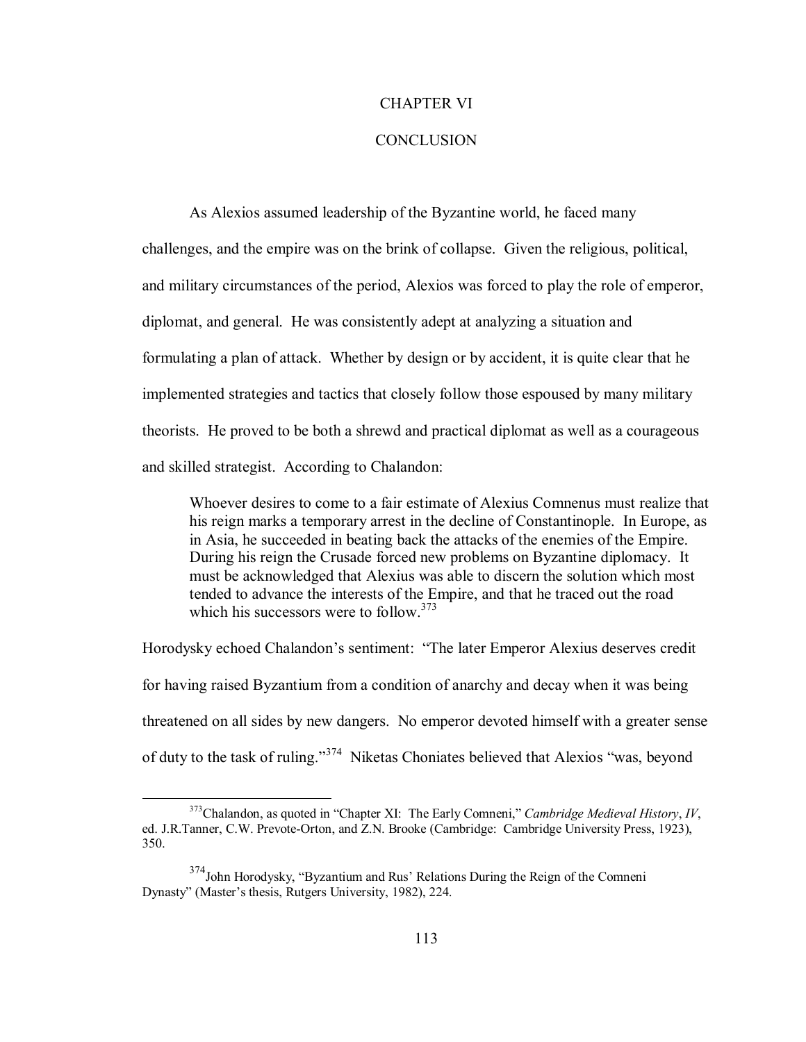# CHAPTER VI

# CONCLUSION

As Alexios assumed leadership of the Byzantine world, he faced many challenges, and the empire was on the brink of collapse. Given the religious, political, and military circumstances of the period, Alexios was forced to play the role of emperor, diplomat, and general. He was consistently adept at analyzing a situation and formulating a plan of attack. Whether by design or by accident, it is quite clear that he implemented strategies and tactics that closely follow those espoused by many military theorists. He proved to be both a shrewd and practical diplomat as well as a courageous and skilled strategist. According to Chalandon:

> Whoever desires to come to a fair estimate of Alexius Comnenus must realize that his reign marks a temporary arrest in the decline of Constantinople. In Europe, as in Asia, he succeeded in beating back the attacks of the enemies of the Empire. During his reign the Crusade forced new problems on Byzantine diplomacy. It must be acknowledged that Alexius was able to discern the solution which most tended to advance the interests of the Empire, and that he traced out the road which his successors were to follow.[373]

Horodysky echoed Chalandon's sentiment: "The later Emperor Alexius deserves credit for having raised Byzantium from a condition of anarchy and decay when it was being threatened on all sides by new dangers. No emperor devoted himself with a greater sense of duty to the task of ruling."[374] Niketas Choniates believed that Alexios "was, beyond

---

[373] Chalandon, as quoted in "Chapter XI: The Early Comneni," *Cambridge Medieval History*, *IV*, ed. J.R.Tanner, C.W. Prevote-Orton, and Z.N. Brooke (Cambridge: Cambridge University Press, 1923), 350.

[374] John Horodysky, "Byzantium and Rus' Relations During the Reign of the Comneni Dynasty" (Master's thesis, Rutgers University, 1982), 224.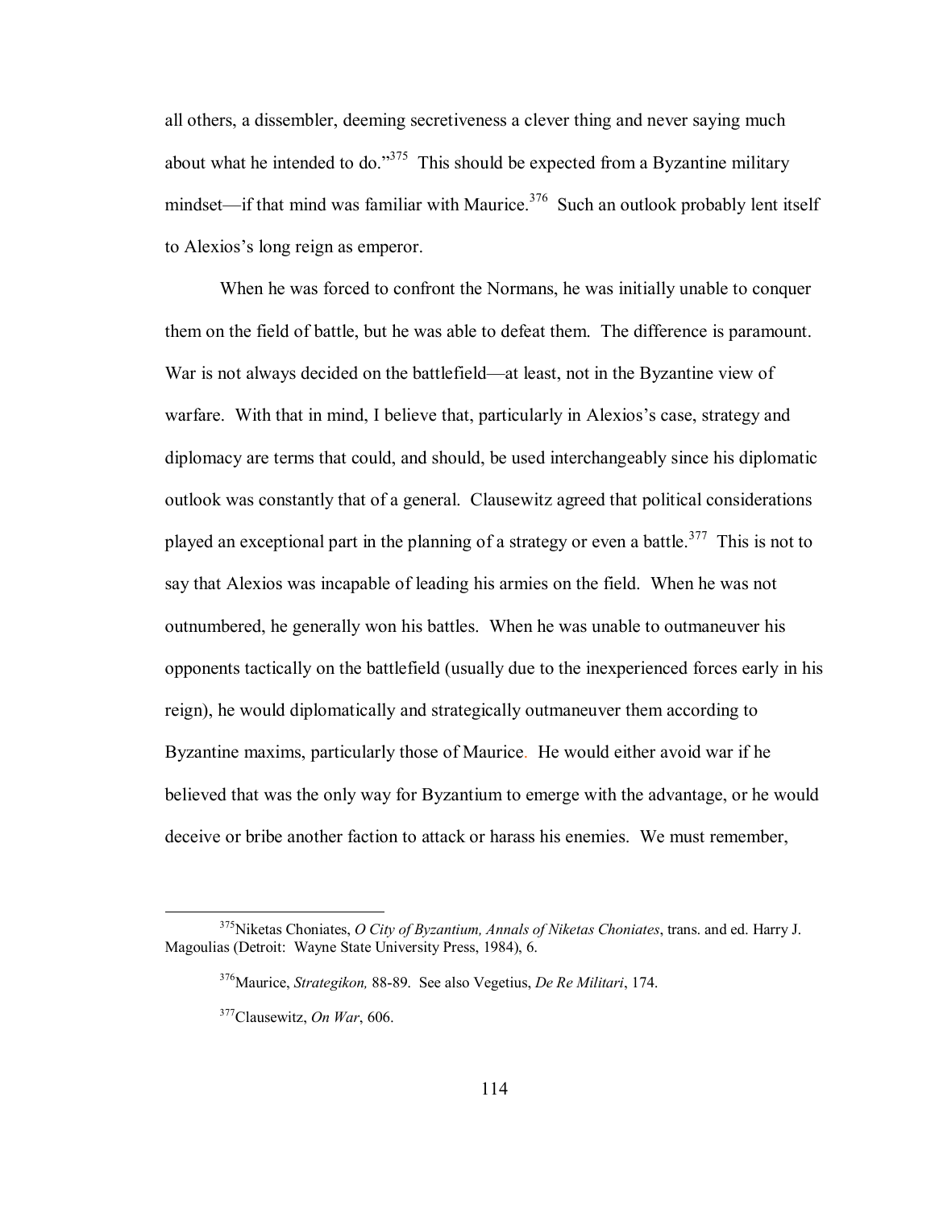all others, a dissembler, deeming secretiveness a clever thing and never saying much about what he intended to do."[375] This should be expected from a Byzantine military mindset—if that mind was familiar with Maurice.[376] Such an outlook probably lent itself to Alexios's long reign as emperor.

When he was forced to confront the Normans, he was initially unable to conquer them on the field of battle, but he was able to defeat them. The difference is paramount. War is not always decided on the battlefield—at least, not in the Byzantine view of warfare. With that in mind, I believe that, particularly in Alexios's case, strategy and diplomacy are terms that could, and should, be used interchangeably since his diplomatic outlook was constantly that of a general. Clausewitz agreed that political considerations played an exceptional part in the planning of a strategy or even a battle.[377] This is not to say that Alexios was incapable of leading his armies on the field. When he was not outnumbered, he generally won his battles. When he was unable to outmaneuver his opponents tactically on the battlefield (usually due to the inexperienced forces early in his reign), he would diplomatically and strategically outmaneuver them according to Byzantine maxims, particularly those of Maurice. He would either avoid war if he believed that was the only way for Byzantium to emerge with the advantage, or he would deceive or bribe another faction to attack or harass his enemies. We must remember,

---

[375] Niketas Choniates, *O City of Byzantium, Annals of Niketas Choniates*, trans. and ed. Harry J. Magoulias (Detroit: Wayne State University Press, 1984), 6.

[376] Maurice, *Strategikon,* 88-89. See also Vegetius, *De Re Militari*, 174.

[377] Clausewitz, *On War*, 606.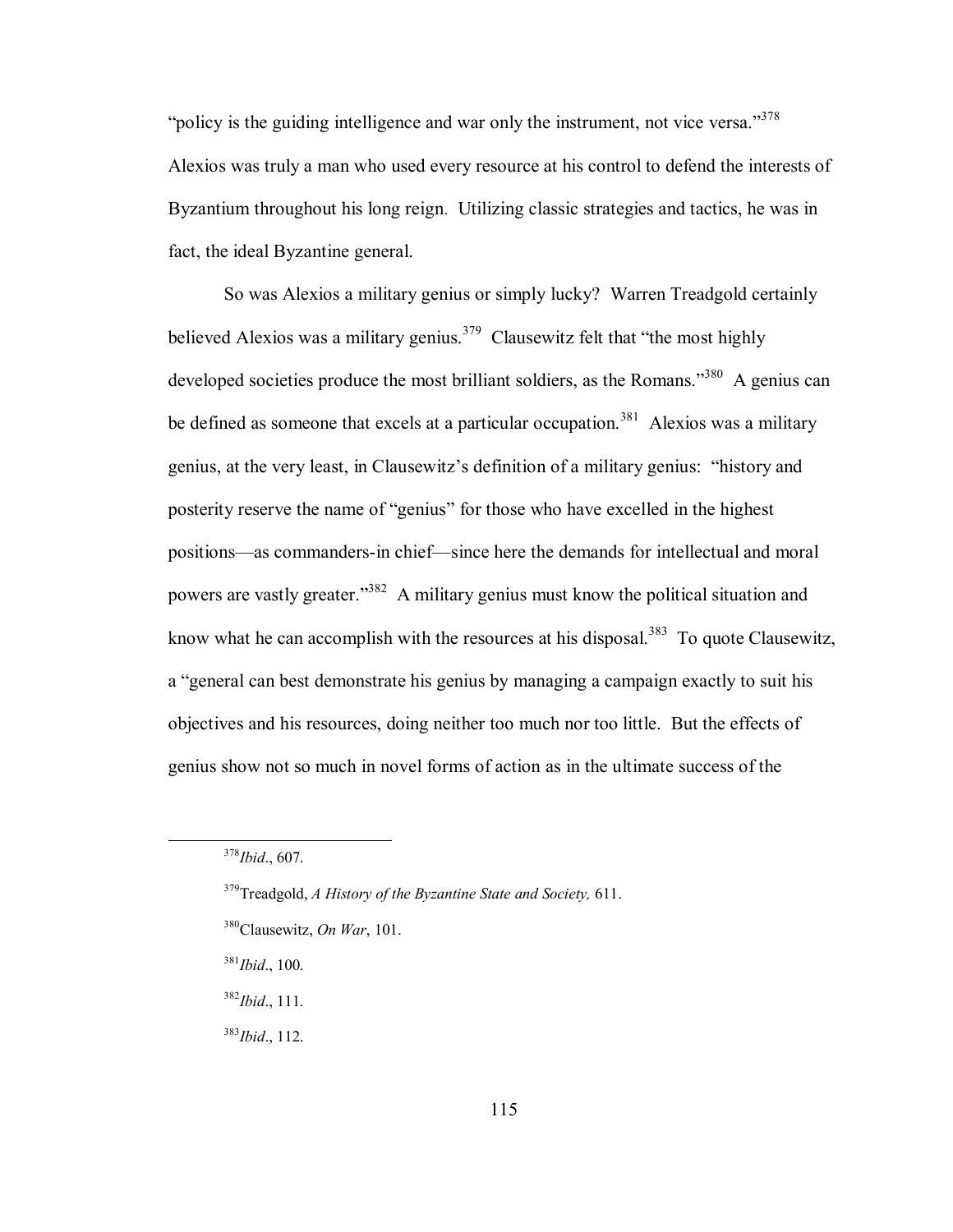"policy is the guiding intelligence and war only the instrument, not vice versa."[378] Alexios was truly a man who used every resource at his control to defend the interests of Byzantium throughout his long reign. Utilizing classic strategies and tactics, he was in fact, the ideal Byzantine general.

So was Alexios a military genius or simply lucky? Warren Treadgold certainly believed Alexios was a military genius.[379] Clausewitz felt that "the most highly developed societies produce the most brilliant soldiers, as the Romans."[380] A genius can be defined as someone that excels at a particular occupation.[381] Alexios was a military genius, at the very least, in Clausewitz's definition of a military genius: "history and posterity reserve the name of "genius" for those who have excelled in the highest positions—as commanders-in chief—since here the demands for intellectual and moral powers are vastly greater."[382] A military genius must know the political situation and know what he can accomplish with the resources at his disposal.[383] To quote Clausewitz, a "general can best demonstrate his genius by managing a campaign exactly to suit his objectives and his resources, doing neither too much nor too little. But the effects of genius show not so much in novel forms of action as in the ultimate success of the

---

[378]*Ibid*., 607.

[379]Treadgold, *A History of the Byzantine State and Society,* 611.

[380]Clausewitz, *On War*, 101.

[381]*Ibid*., 100.

[382]*Ibid*., 111.

[383]*Ibid*., 112.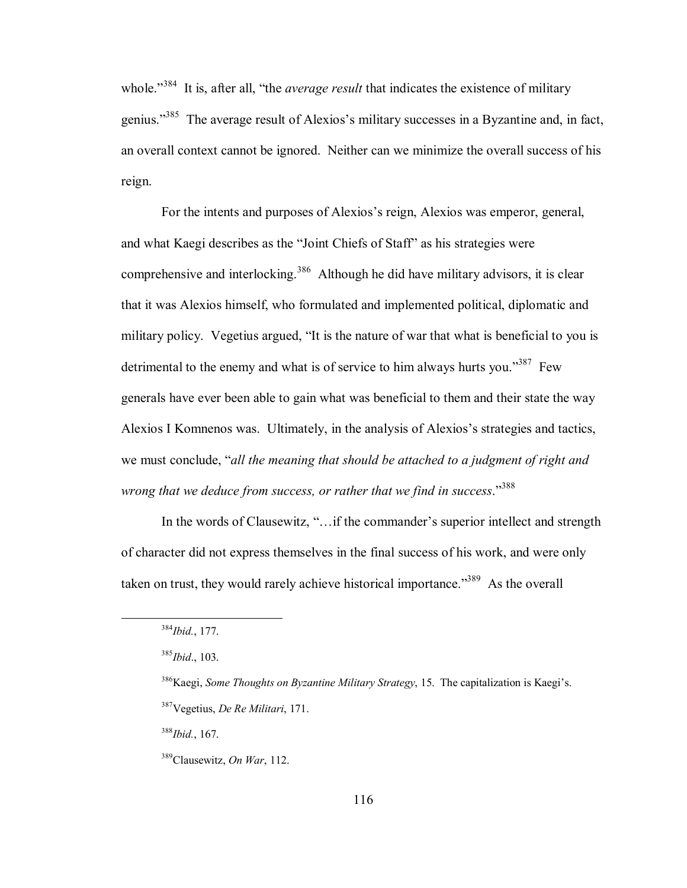whole."[384] It is, after all, "the *average result* that indicates the existence of military genius."[385] The average result of Alexios's military successes in a Byzantine and, in fact, an overall context cannot be ignored. Neither can we minimize the overall success of his reign.

For the intents and purposes of Alexios's reign, Alexios was emperor, general, and what Kaegi describes as the "Joint Chiefs of Staff" as his strategies were comprehensive and interlocking.[386] Although he did have military advisors, it is clear that it was Alexios himself, who formulated and implemented political, diplomatic and military policy. Vegetius argued, "It is the nature of war that what is beneficial to you is detrimental to the enemy and what is of service to him always hurts you."[387] Few generals have ever been able to gain what was beneficial to them and their state the way Alexios I Komnenos was. Ultimately, in the analysis of Alexios's strategies and tactics, we must conclude, "*all the meaning that should be attached to a judgment of right and wrong that we deduce from success, or rather that we find in success*."[388]

In the words of Clausewitz, "…if the commander's superior intellect and strength of character did not express themselves in the final success of his work, and were only taken on trust, they would rarely achieve historical importance."[389] As the overall

---

[384] *Ibid.*, 177.

[385] *Ibid*., 103.

[386] Kaegi, *Some Thoughts on Byzantine Military Strategy*, 15. The capitalization is Kaegi's.

[387] Vegetius, *De Re Militari*, 171.

[388] *Ibid.*, 167.

[389] Clausewitz, *On War*, 112.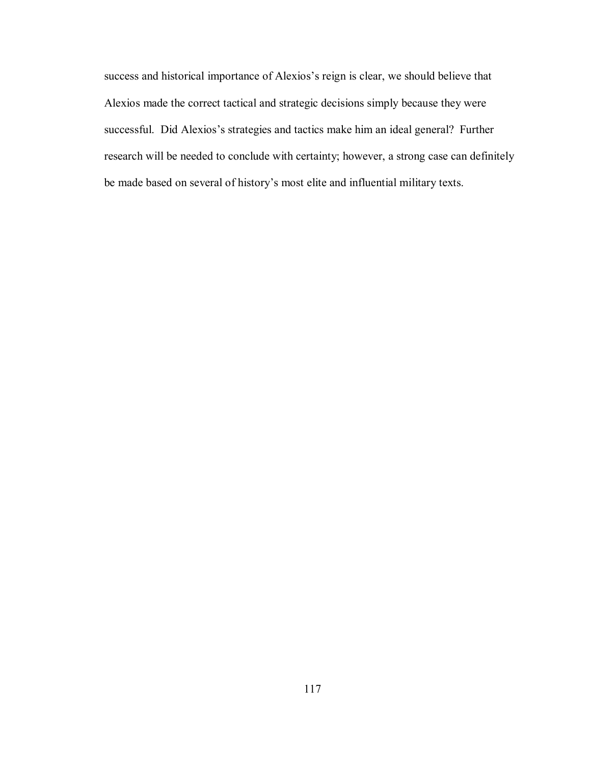success and historical importance of Alexios's reign is clear, we should believe that Alexios made the correct tactical and strategic decisions simply because they were successful. Did Alexios's strategies and tactics make him an ideal general? Further research will be needed to conclude with certainty; however, a strong case can definitely be made based on several of history's most elite and influential military texts.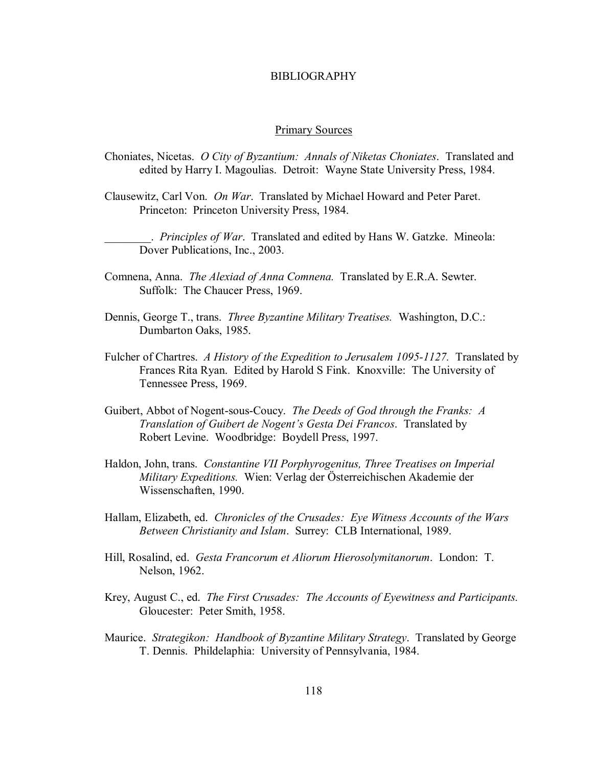# BIBLIOGRAPHY

## Primary Sources

Choniates, Nicetas. *O City of Byzantium: Annals of Niketas Choniates*. Translated and edited by Harry I. Magoulias. Detroit: Wayne State University Press, 1984.

Clausewitz, Carl Von. *On War*. Translated by Michael Howard and Peter Paret. Princeton: Princeton University Press, 1984.

________. *Principles of War*. Translated and edited by Hans W. Gatzke. Mineola: Dover Publications, Inc., 2003.

Comnena, Anna. *The Alexiad of Anna Comnena.* Translated by E.R.A. Sewter. Suffolk: The Chaucer Press, 1969.

Dennis, George T., trans. *Three Byzantine Military Treatises.* Washington, D.C.: Dumbarton Oaks, 1985.

Fulcher of Chartres. *A History of the Expedition to Jerusalem 1095-1127.* Translated by Frances Rita Ryan. Edited by Harold S Fink. Knoxville: The University of Tennessee Press, 1969.

Guibert, Abbot of Nogent-sous-Coucy. *The Deeds of God through the Franks: A Translation of Guibert de Nogent's Gesta Dei Francos*. Translated by Robert Levine. Woodbridge: Boydell Press, 1997.

Haldon, John, trans. *Constantine VII Porphyrogenitus, Three Treatises on Imperial Military Expeditions.* Wien: Verlag der Österreichischen Akademie der Wissenschaften, 1990.

Hallam, Elizabeth, ed. *Chronicles of the Crusades: Eye Witness Accounts of the Wars Between Christianity and Islam*. Surrey: CLB International, 1989.

Hill, Rosalind, ed. *Gesta Francorum et Aliorum Hierosolymitanorum*. London: T. Nelson, 1962.

Krey, August C., ed. *The First Crusades: The Accounts of Eyewitness and Participants.* Gloucester: Peter Smith, 1958.

Maurice. *Strategikon: Handbook of Byzantine Military Strategy*. Translated by George T. Dennis. Phildelaphia: University of Pennsylvania, 1984.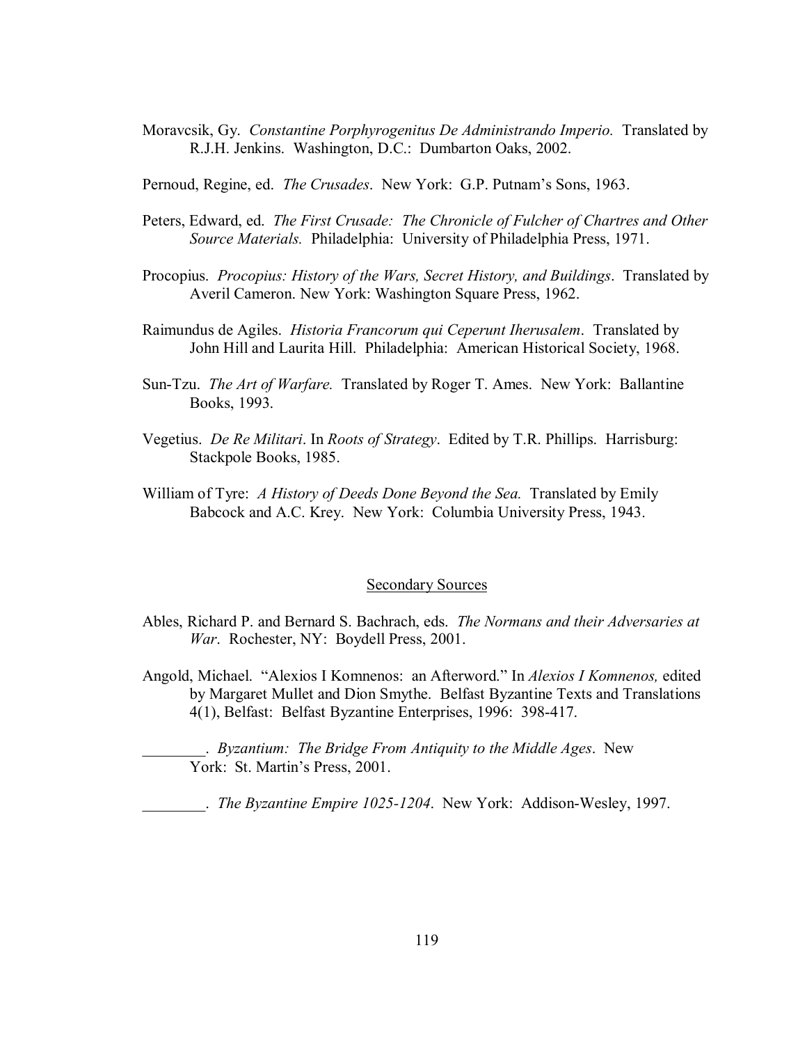Moravcsik, Gy. *Constantine Porphyrogenitus De Administrando Imperio.* Translated by R.J.H. Jenkins. Washington, D.C.: Dumbarton Oaks, 2002.

Pernoud, Regine, ed. *The Crusades*. New York: G.P. Putnam's Sons, 1963.

Peters, Edward, ed. *The First Crusade: The Chronicle of Fulcher of Chartres and Other Source Materials.* Philadelphia: University of Philadelphia Press, 1971.

Procopius. *Procopius: History of the Wars, Secret History, and Buildings*. Translated by Averil Cameron. New York: Washington Square Press, 1962.

Raimundus de Agiles. *Historia Francorum qui Ceperunt Iherusalem*. Translated by John Hill and Laurita Hill. Philadelphia: American Historical Society, 1968.

Sun-Tzu. *The Art of Warfare.* Translated by Roger T. Ames. New York: Ballantine Books, 1993.

Vegetius. *De Re Militari*. In *Roots of Strategy*. Edited by T.R. Phillips. Harrisburg: Stackpole Books, 1985.

William of Tyre: *A History of Deeds Done Beyond the Sea.* Translated by Emily Babcock and A.C. Krey. New York: Columbia University Press, 1943.

## Secondary Sources

Ables, Richard P. and Bernard S. Bachrach, eds. *The Normans and their Adversaries at War*. Rochester, NY: Boydell Press, 2001.

Angold, Michael. "Alexios I Komnenos: an Afterword." In *Alexios I Komnenos,* edited by Margaret Mullet and Dion Smythe. Belfast Byzantine Texts and Translations 4(1), Belfast: Belfast Byzantine Enterprises, 1996: 398-417.

________. *Byzantium: The Bridge From Antiquity to the Middle Ages*. New York: St. Martin's Press, 2001.

________. *The Byzantine Empire 1025-1204*. New York: Addison-Wesley, 1997.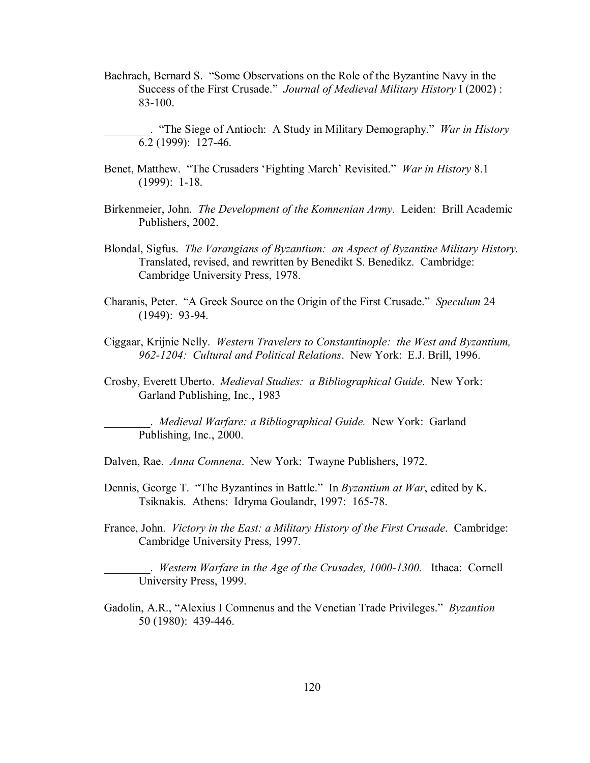Bachrach, Bernard S. "Some Observations on the Role of the Byzantine Navy in the Success of the First Crusade." *Journal of Medieval Military History* I (2002) : 83-100.

________. "The Siege of Antioch: A Study in Military Demography." *War in History* 6.2 (1999): 127-46.

Benet, Matthew. "The Crusaders 'Fighting March' Revisited." *War in History* 8.1 (1999): 1-18.

Birkenmeier, John. *The Development of the Komnenian Army.* Leiden: Brill Academic Publishers, 2002.

Blondal, Sigfus. *The Varangians of Byzantium: an Aspect of Byzantine Military History.* Translated, revised, and rewritten by Benedikt S. Benedikz. Cambridge: Cambridge University Press, 1978.

Charanis, Peter. "A Greek Source on the Origin of the First Crusade." *Speculum* 24 (1949): 93-94.

Ciggaar, Krijnie Nelly. *Western Travelers to Constantinople: the West and Byzantium, 962-1204: Cultural and Political Relations*. New York: E.J. Brill, 1996.

Crosby, Everett Uberto. *Medieval Studies: a Bibliographical Guide*. New York: Garland Publishing, Inc., 1983

________. *Medieval Warfare: a Bibliographical Guide.* New York: Garland Publishing, Inc., 2000.

Dalven, Rae. *Anna Comnena*. New York: Twayne Publishers, 1972.

Dennis, George T. "The Byzantines in Battle." In *Byzantium at War*, edited by K. Tsiknakis. Athens: Idryma Goulandr, 1997: 165-78.

France, John. *Victory in the East: a Military History of the First Crusade*. Cambridge: Cambridge University Press, 1997.

________. *Western Warfare in the Age of the Crusades, 1000-1300.* Ithaca: Cornell University Press, 1999.

Gadolin, A.R., "Alexius I Comnenus and the Venetian Trade Privileges." *Byzantion* 50 (1980): 439-446.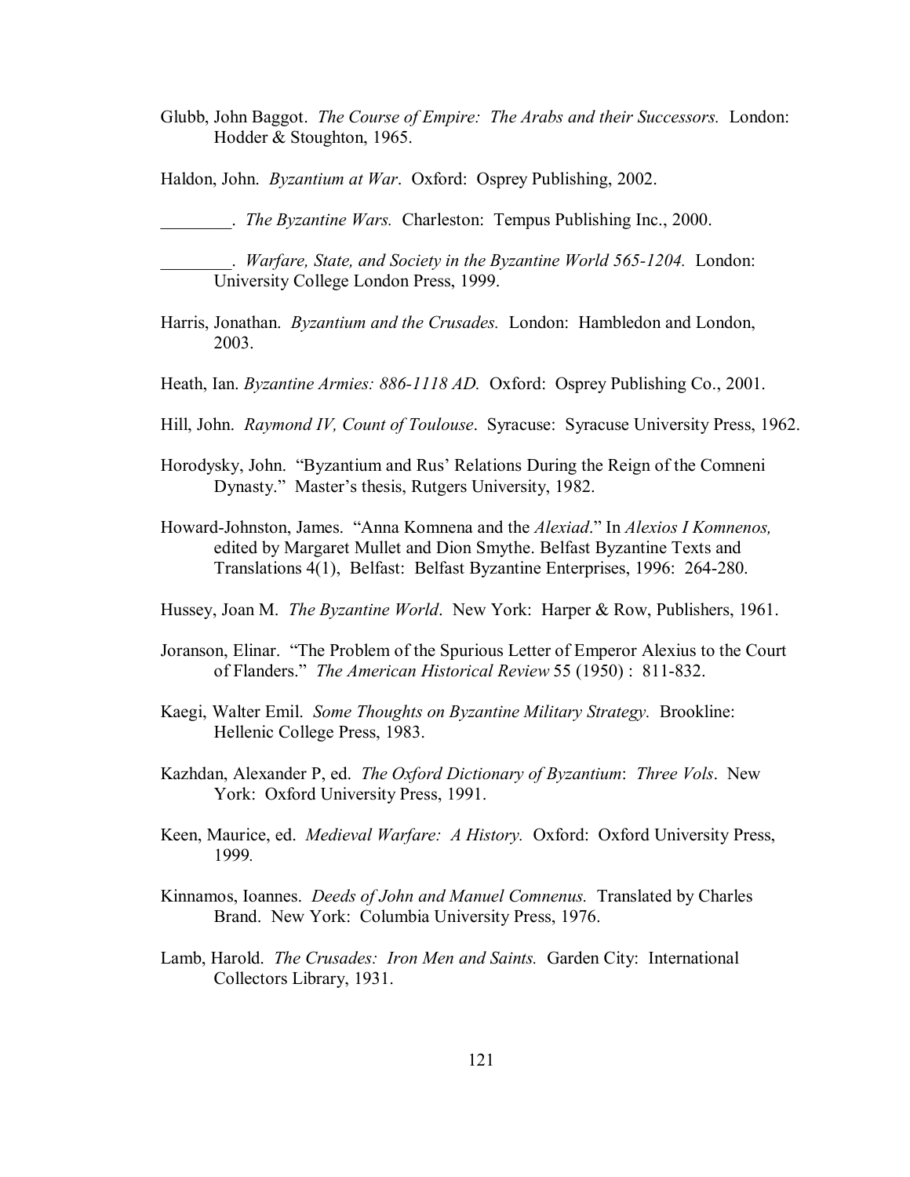Glubb, John Baggot. *The Course of Empire: The Arabs and their Successors.* London: Hodder & Stoughton, 1965.

Haldon, John. *Byzantium at War*. Oxford: Osprey Publishing, 2002.

________. *The Byzantine Wars.* Charleston: Tempus Publishing Inc., 2000.

________. *Warfare, State, and Society in the Byzantine World 565-1204.* London: University College London Press, 1999.

Harris, Jonathan. *Byzantium and the Crusades.* London: Hambledon and London, 2003.

Heath, Ian. *Byzantine Armies: 886-1118 AD.* Oxford: Osprey Publishing Co., 2001.

Hill, John. *Raymond IV, Count of Toulouse*. Syracuse: Syracuse University Press, 1962.

Horodysky, John. "Byzantium and Rus' Relations During the Reign of the Comneni Dynasty." Master's thesis, Rutgers University, 1982.

Howard-Johnston, James. "Anna Komnena and the *Alexiad*." In *Alexios I Komnenos,* edited by Margaret Mullet and Dion Smythe. Belfast Byzantine Texts and Translations 4(1), Belfast: Belfast Byzantine Enterprises, 1996: 264-280.

Hussey, Joan M. *The Byzantine World*. New York: Harper & Row, Publishers, 1961.

Joranson, Elinar. "The Problem of the Spurious Letter of Emperor Alexius to the Court of Flanders." *The American Historical Review* 55 (1950) : 811-832.

Kaegi, Walter Emil. *Some Thoughts on Byzantine Military Strategy.* Brookline: Hellenic College Press, 1983.

Kazhdan, Alexander P, ed. *The Oxford Dictionary of Byzantium*: *Three Vols*. New York: Oxford University Press, 1991.

Keen, Maurice, ed. *Medieval Warfare: A History.* Oxford: Oxford University Press, 1999*.*

Kinnamos, Ioannes. *Deeds of John and Manuel Comnenus.* Translated by Charles Brand. New York: Columbia University Press, 1976.

Lamb, Harold. *The Crusades: Iron Men and Saints.* Garden City: International Collectors Library, 1931.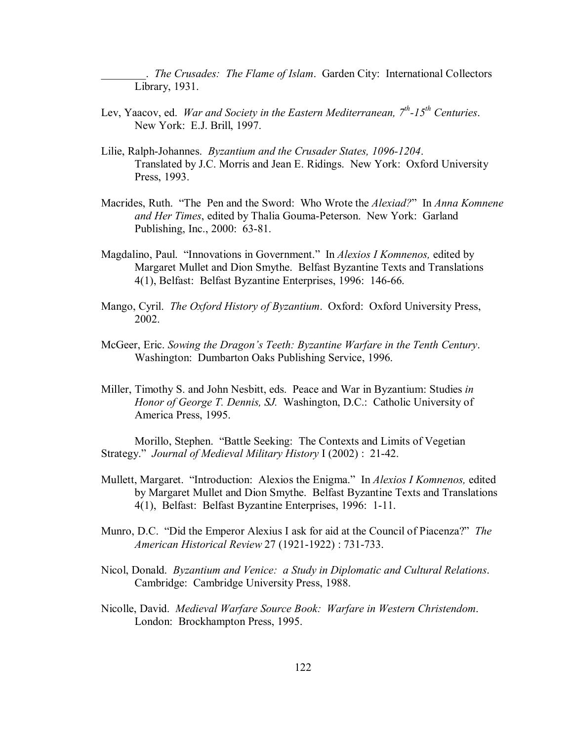________. *The Crusades: The Flame of Islam*. Garden City: International Collectors Library, 1931.

Lev, Yaacov, ed. *War and Society in the Eastern Mediterranean, 7th-15th Centuries*. New York: E.J. Brill, 1997.

Lilie, Ralph-Johannes. *Byzantium and the Crusader States, 1096-1204*. Translated by J.C. Morris and Jean E. Ridings. New York: Oxford University Press, 1993.

Macrides, Ruth. "The Pen and the Sword: Who Wrote the *Alexiad?*" In *Anna Komnene and Her Times*, edited by Thalia Gouma-Peterson. New York: Garland Publishing, Inc., 2000: 63-81.

Magdalino, Paul. "Innovations in Government." In *Alexios I Komnenos,* edited by Margaret Mullet and Dion Smythe. Belfast Byzantine Texts and Translations 4(1), Belfast: Belfast Byzantine Enterprises, 1996: 146-66.

Mango, Cyril. *The Oxford History of Byzantium*. Oxford: Oxford University Press, 2002.

McGeer, Eric. *Sowing the Dragon's Teeth: Byzantine Warfare in the Tenth Century*. Washington: Dumbarton Oaks Publishing Service, 1996.

Miller, Timothy S. and John Nesbitt, eds. Peace and War in Byzantium: Studies *in Honor of George T. Dennis, SJ.* Washington, D.C.: Catholic University of America Press, 1995.

Morillo, Stephen. "Battle Seeking: The Contexts and Limits of Vegetian Strategy." *Journal of Medieval Military History* I (2002) : 21-42.

Mullett, Margaret. "Introduction: Alexios the Enigma." In *Alexios I Komnenos,* edited by Margaret Mullet and Dion Smythe. Belfast Byzantine Texts and Translations 4(1), Belfast: Belfast Byzantine Enterprises, 1996: 1-11.

Munro, D.C. "Did the Emperor Alexius I ask for aid at the Council of Piacenza?" *The American Historical Review* 27 (1921-1922) : 731-733.

Nicol, Donald. *Byzantium and Venice: a Study in Diplomatic and Cultural Relations*. Cambridge: Cambridge University Press, 1988.

Nicolle, David. *Medieval Warfare Source Book: Warfare in Western Christendom*. London: Brockhampton Press, 1995.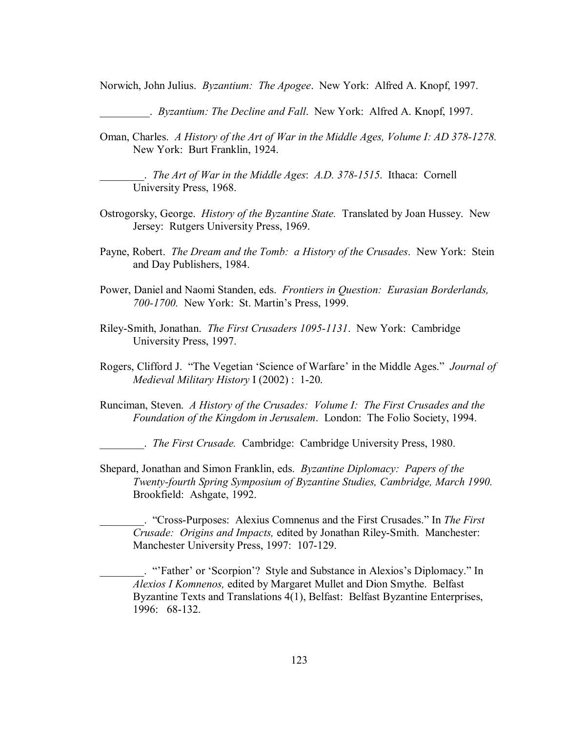Norwich, John Julius. *Byzantium: The Apogee*. New York: Alfred A. Knopf, 1997.

_________. *Byzantium: The Decline and Fall*. New York: Alfred A. Knopf, 1997.

Oman, Charles. *A History of the Art of War in the Middle Ages, Volume I: AD 378-1278.* New York: Burt Franklin, 1924.

________. *The Art of War in the Middle Ages*: *A.D. 378-1515*. Ithaca: Cornell University Press, 1968.

Ostrogorsky, George. *History of the Byzantine State.* Translated by Joan Hussey. New Jersey: Rutgers University Press, 1969.

Payne, Robert. *The Dream and the Tomb: a History of the Crusades*. New York: Stein and Day Publishers, 1984.

Power, Daniel and Naomi Standen, eds. *Frontiers in Question: Eurasian Borderlands, 700-1700.* New York: St. Martin's Press, 1999.

Riley-Smith, Jonathan. *The First Crusaders 1095-1131*. New York: Cambridge University Press, 1997.

Rogers, Clifford J. "The Vegetian 'Science of Warfare' in the Middle Ages." *Journal of Medieval Military History* I (2002) : 1-20.

Runciman, Steven. *A History of the Crusades: Volume I: The First Crusades and the Foundation of the Kingdom in Jerusalem*. London: The Folio Society, 1994.

________. *The First Crusade.* Cambridge: Cambridge University Press, 1980.

Shepard, Jonathan and Simon Franklin, eds. *Byzantine Diplomacy: Papers of the Twenty-fourth Spring Symposium of Byzantine Studies, Cambridge, March 1990.* Brookfield: Ashgate, 1992.

________. "Cross-Purposes: Alexius Comnenus and the First Crusades." In *The First Crusade: Origins and Impacts,* edited by Jonathan Riley-Smith. Manchester: Manchester University Press, 1997: 107-129.

________. "'Father' or 'Scorpion'? Style and Substance in Alexios's Diplomacy." In *Alexios I Komnenos,* edited by Margaret Mullet and Dion Smythe. Belfast Byzantine Texts and Translations 4(1), Belfast: Belfast Byzantine Enterprises, 1996: 68-132.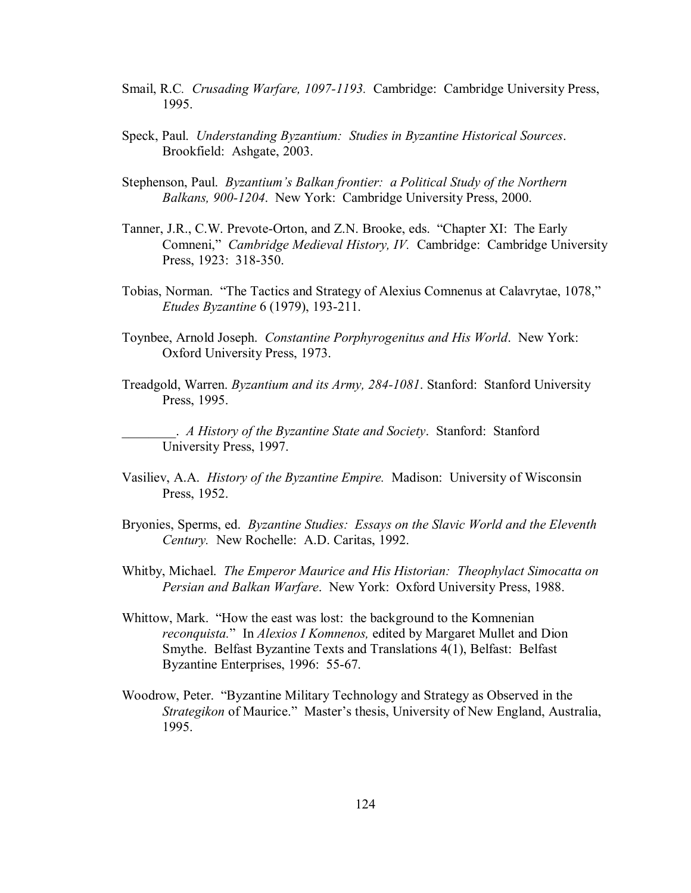Smail, R.C. *Crusading Warfare, 1097-1193.* Cambridge: Cambridge University Press, 1995.

Speck, Paul. *Understanding Byzantium: Studies in Byzantine Historical Sources*. Brookfield: Ashgate, 2003.

Stephenson, Paul. *Byzantium's Balkan frontier: a Political Study of the Northern Balkans, 900-1204*. New York: Cambridge University Press, 2000.

Tanner, J.R., C.W. Prevote-Orton, and Z.N. Brooke, eds. "Chapter XI: The Early Comneni," *Cambridge Medieval History, IV*. Cambridge: Cambridge University Press, 1923: 318-350.

Tobias, Norman. "The Tactics and Strategy of Alexius Comnenus at Calavrytae, 1078," *Etudes Byzantine* 6 (1979), 193-211.

Toynbee, Arnold Joseph. *Constantine Porphyrogenitus and His World*. New York: Oxford University Press, 1973.

Treadgold, Warren. *Byzantium and its Army, 284-1081*. Stanford: Stanford University Press, 1995.

________. *A History of the Byzantine State and Society*. Stanford: Stanford University Press, 1997.

Vasiliev, A.A. *History of the Byzantine Empire.* Madison: University of Wisconsin Press, 1952.

Bryonies, Sperms, ed. *Byzantine Studies: Essays on the Slavic World and the Eleventh Century.* New Rochelle: A.D. Caritas, 1992.

Whitby, Michael. *The Emperor Maurice and His Historian: Theophylact Simocatta on Persian and Balkan Warfare*. New York: Oxford University Press, 1988.

Whittow, Mark. "How the east was lost: the background to the Komnenian *reconquista*." In *Alexios I Komnenos,* edited by Margaret Mullet and Dion Smythe. Belfast Byzantine Texts and Translations 4(1), Belfast: Belfast Byzantine Enterprises, 1996: 55-67.

Woodrow, Peter. "Byzantine Military Technology and Strategy as Observed in the *Strategikon* of Maurice." Master's thesis, University of New England, Australia, 1995.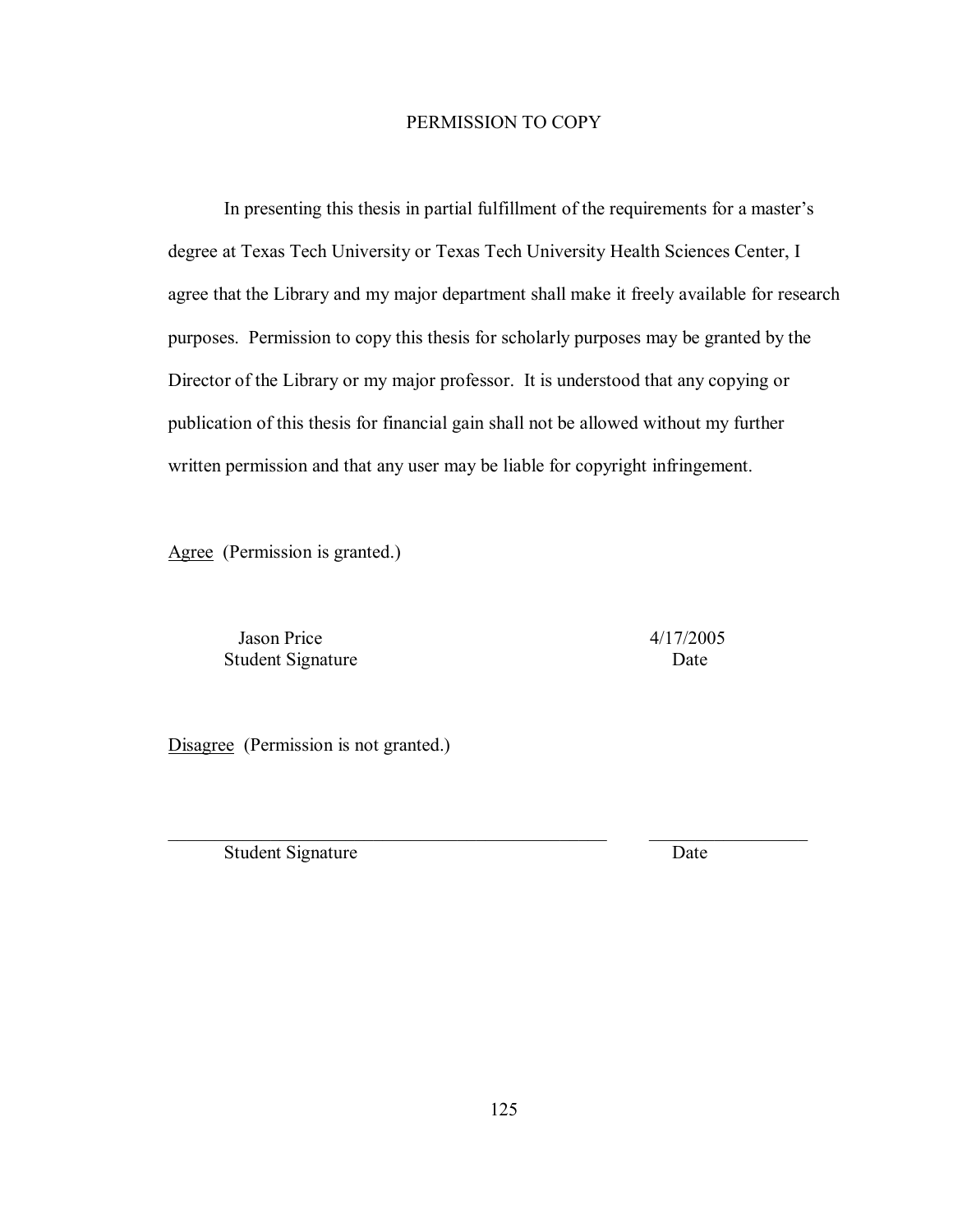# PERMISSION TO COPY

In presenting this thesis in partial fulfillment of the requirements for a master's degree at Texas Tech University or Texas Tech University Health Sciences Center, I agree that the Library and my major department shall make it freely available for research purposes. Permission to copy this thesis for scholarly purposes may be granted by the Director of the Library or my major professor. It is understood that any copying or publication of this thesis for financial gain shall not be allowed without my further written permission and that any user may be liable for copyright infringement.

<u>Agree</u> (Permission is granted.)

| | |
|---|---|
| Jason Price | 4/17/2005 |
| Student Signature | Date |

<u>Disagree</u> (Permission is not granted.)

| | |
|---|---|
| _______________________________________________ | __________________ |
| Student Signature | Date |